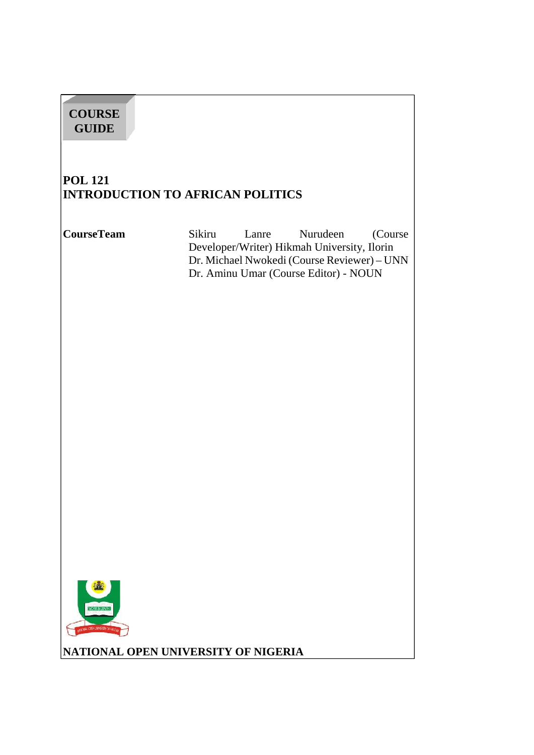**COURSE GUIDE**

# POL 121
# INTRODUCTION TO AFRICAN POLITICS

**CourseTeam**

Sikiru Lanre Nurudeen (Course Developer/Writer) Hikmah University, Ilorin
Dr. Michael Nwokedi (Course Reviewer) – UNN
Dr. Aminu Umar (Course Editor) - NOUN

**NATIONAL OPEN UNIVERSITY OF NIGERIA**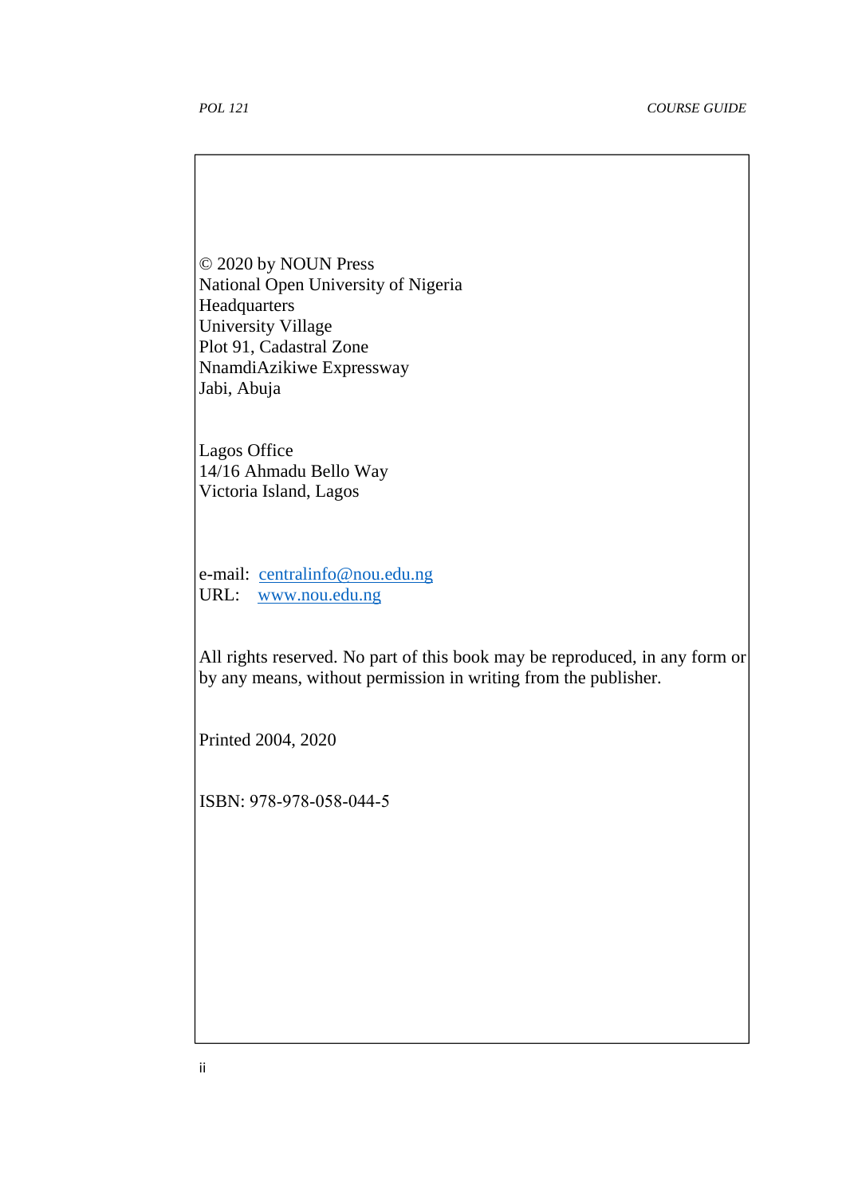© 2020 by NOUN Press
National Open University of Nigeria
Headquarters
University Village
Plot 91, Cadastral Zone
NnamdiAzikiwe Expressway
Jabi, Abuja

Lagos Office
14/16 Ahmadu Bello Way
Victoria Island, Lagos

e-mail: centralinfo@nou.edu.ng
URL: www.nou.edu.ng

All rights reserved. No part of this book may be reproduced, in any form or by any means, without permission in writing from the publisher.

Printed 2004, 2020

ISBN: 978-978-058-044-5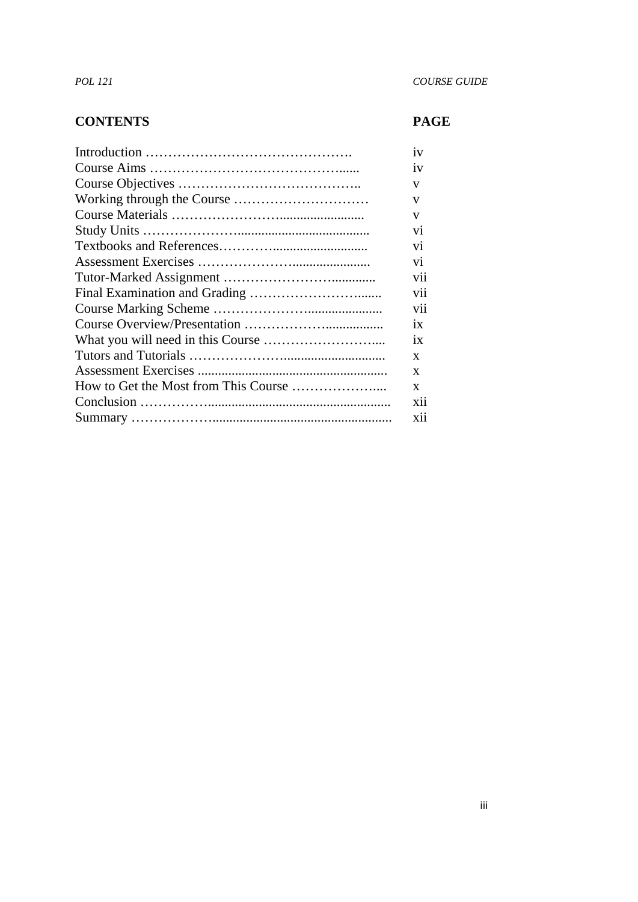| **CONTENTS** | **PAGE** |
|---|---|
| Introduction ………………………………………. | iv |
| Course Aims ……………………………………...... | iv |
| Course Objectives ………………………………….. | v |
| Working through the Course ………………………… | v |
| Course Materials ……………………......................... | v |
| Study Units …………………...................................... | vi |
| Textbooks and References……….......................... | vi |
| Assessment Exercises ……………………...................... | vi |
| Tutor-Marked Assignment …………………….............. | vii |
| Final Examination and Grading ………………………....... | vii |
| Course Marking Scheme ……………………...................... | vii |
| Course Overview/Presentation ………………................. | ix |
| What you will need in this Course ……………………..... | ix |
| Tutors and Tutorials ………………….............................. | x |
| Assessment Exercises ....................................................... | x |
| How to Get the Most from This Course ……………….... | x |
| Conclusion ……………...................................................... | xii |
| Summary …………………................................................... | xii |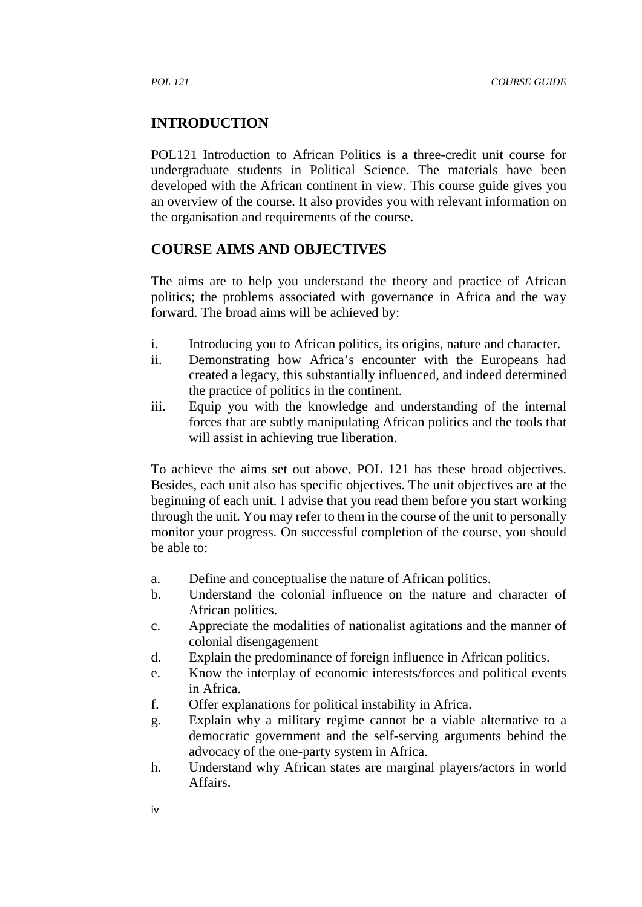## INTRODUCTION

POL121 Introduction to African Politics is a three-credit unit course for undergraduate students in Political Science. The materials have been developed with the African continent in view. This course guide gives you an overview of the course. It also provides you with relevant information on the organisation and requirements of the course.

## COURSE AIMS AND OBJECTIVES

The aims are to help you understand the theory and practice of African politics; the problems associated with governance in Africa and the way forward. The broad aims will be achieved by:

i. Introducing you to African politics, its origins, nature and character.
ii. Demonstrating how Africa's encounter with the Europeans had created a legacy, this substantially influenced, and indeed determined the practice of politics in the continent.
iii. Equip you with the knowledge and understanding of the internal forces that are subtly manipulating African politics and the tools that will assist in achieving true liberation.

To achieve the aims set out above, POL 121 has these broad objectives. Besides, each unit also has specific objectives. The unit objectives are at the beginning of each unit. I advise that you read them before you start working through the unit. You may refer to them in the course of the unit to personally monitor your progress. On successful completion of the course, you should be able to:

a. Define and conceptualise the nature of African politics.
b. Understand the colonial influence on the nature and character of African politics.
c. Appreciate the modalities of nationalist agitations and the manner of colonial disengagement
d. Explain the predominance of foreign influence in African politics.
e. Know the interplay of economic interests/forces and political events in Africa.
f. Offer explanations for political instability in Africa.
g. Explain why a military regime cannot be a viable alternative to a democratic government and the self-serving arguments behind the advocacy of the one-party system in Africa.
h. Understand why African states are marginal players/actors in world Affairs.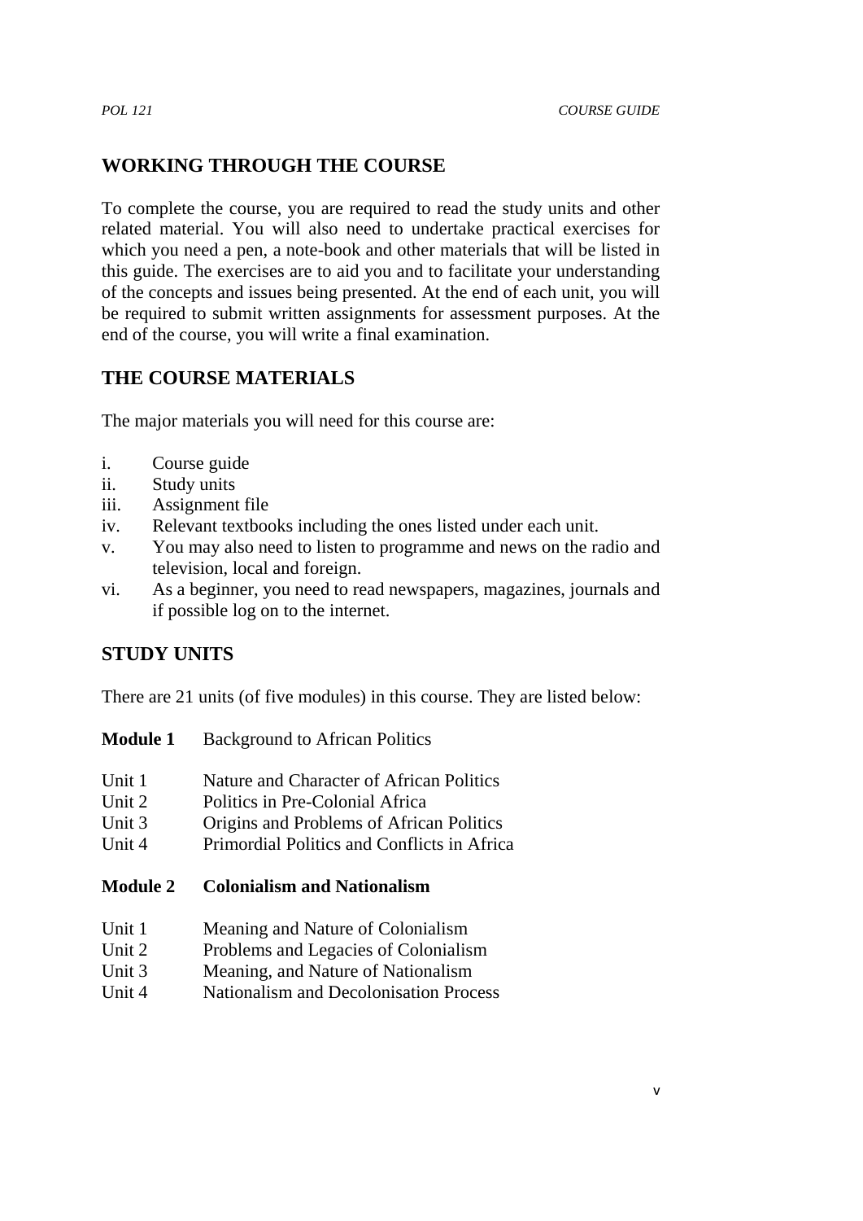## WORKING THROUGH THE COURSE

To complete the course, you are required to read the study units and other related material. You will also need to undertake practical exercises for which you need a pen, a note-book and other materials that will be listed in this guide. The exercises are to aid you and to facilitate your understanding of the concepts and issues being presented. At the end of each unit, you will be required to submit written assignments for assessment purposes. At the end of the course, you will write a final examination.

## THE COURSE MATERIALS

The major materials you will need for this course are:

i. Course guide
ii. Study units
iii. Assignment file
iv. Relevant textbooks including the ones listed under each unit.
v. You may also need to listen to programme and news on the radio and television, local and foreign.
vi. As a beginner, you need to read newspapers, magazines, journals and if possible log on to the internet.

## STUDY UNITS

There are 21 units (of five modules) in this course. They are listed below:

**Module 1** Background to African Politics

Unit 1 Nature and Character of African Politics
Unit 2 Politics in Pre-Colonial Africa
Unit 3 Origins and Problems of African Politics
Unit 4 Primordial Politics and Conflicts in Africa

**Module 2 Colonialism and Nationalism**

Unit 1 Meaning and Nature of Colonialism
Unit 2 Problems and Legacies of Colonialism
Unit 3 Meaning, and Nature of Nationalism
Unit 4 Nationalism and Decolonisation Process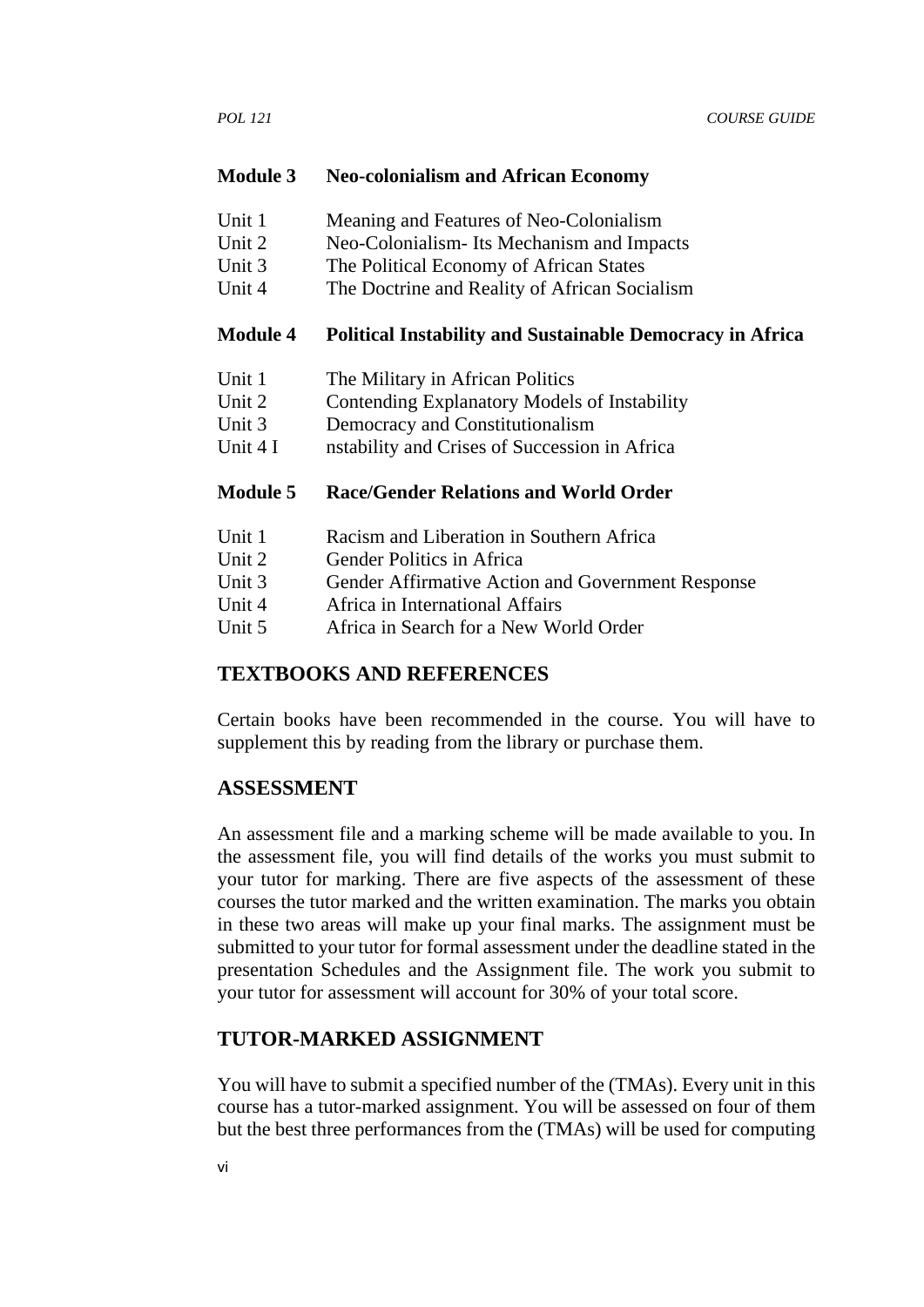**Module 3 Neo-colonialism and African Economy**

Unit 1 Meaning and Features of Neo-Colonialism
Unit 2 Neo-Colonialism- Its Mechanism and Impacts
Unit 3 The Political Economy of African States
Unit 4 The Doctrine and Reality of African Socialism

**Module 4 Political Instability and Sustainable Democracy in Africa**

Unit 1 The Military in African Politics
Unit 2 Contending Explanatory Models of Instability
Unit 3 Democracy and Constitutionalism
Unit 4 I nstability and Crises of Succession in Africa

**Module 5 Race/Gender Relations and World Order**

Unit 1 Racism and Liberation in Southern Africa
Unit 2 Gender Politics in Africa
Unit 3 Gender Affirmative Action and Government Response
Unit 4 Africa in International Affairs
Unit 5 Africa in Search for a New World Order

## TEXTBOOKS AND REFERENCES

Certain books have been recommended in the course. You will have to supplement this by reading from the library or purchase them.

## ASSESSMENT

An assessment file and a marking scheme will be made available to you. In the assessment file, you will find details of the works you must submit to your tutor for marking. There are five aspects of the assessment of these courses the tutor marked and the written examination. The marks you obtain in these two areas will make up your final marks. The assignment must be submitted to your tutor for formal assessment under the deadline stated in the presentation Schedules and the Assignment file. The work you submit to your tutor for assessment will account for 30% of your total score.

## TUTOR-MARKED ASSIGNMENT

You will have to submit a specified number of the (TMAs). Every unit in this course has a tutor-marked assignment. You will be assessed on four of them but the best three performances from the (TMAs) will be used for computing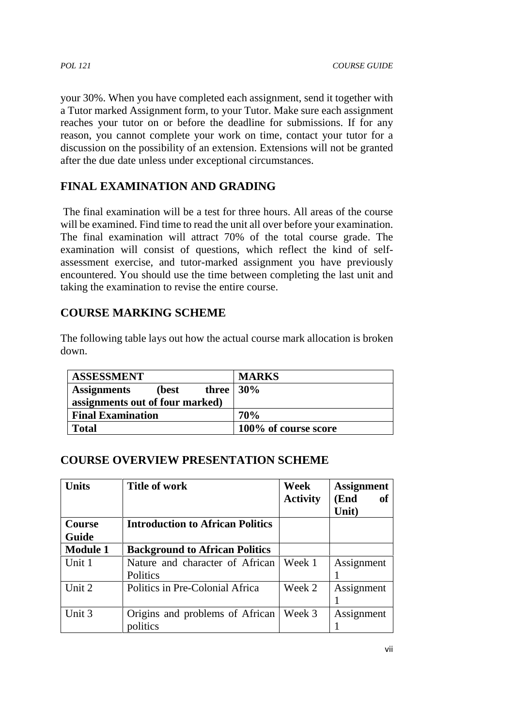your 30%. When you have completed each assignment, send it together with a Tutor marked Assignment form, to your Tutor. Make sure each assignment reaches your tutor on or before the deadline for submissions. If for any reason, you cannot complete your work on time, contact your tutor for a discussion on the possibility of an extension. Extensions will not be granted after the due date unless under exceptional circumstances.

## FINAL EXAMINATION AND GRADING

The final examination will be a test for three hours. All areas of the course will be examined. Find time to read the unit all over before your examination. The final examination will attract 70% of the total course grade. The examination will consist of questions, which reflect the kind of self-assessment exercise, and tutor-marked assignment you have previously encountered. You should use the time between completing the last unit and taking the examination to revise the entire course.

## COURSE MARKING SCHEME

The following table lays out how the actual course mark allocation is broken down.

| ASSESSMENT | MARKS |
|---|---|
| **Assignments (best three assignments out of four marked)** | **30%** |
| **Final Examination** | **70%** |
| **Total** | **100% of course score** |

## COURSE OVERVIEW PRESENTATION SCHEME

| Units | Title of work | Week Activity | Assignment (End of Unit) |
|---|---|---|---|
| **Course Guide** | **Introduction to African Politics** | | |
| **Module 1** | **Background to African Politics** | | |
| Unit 1 | Nature and character of African Politics | Week 1 | Assignment 1 |
| Unit 2 | Politics in Pre-Colonial Africa | Week 2 | Assignment 1 |
| Unit 3 | Origins and problems of African politics | Week 3 | Assignment 1 |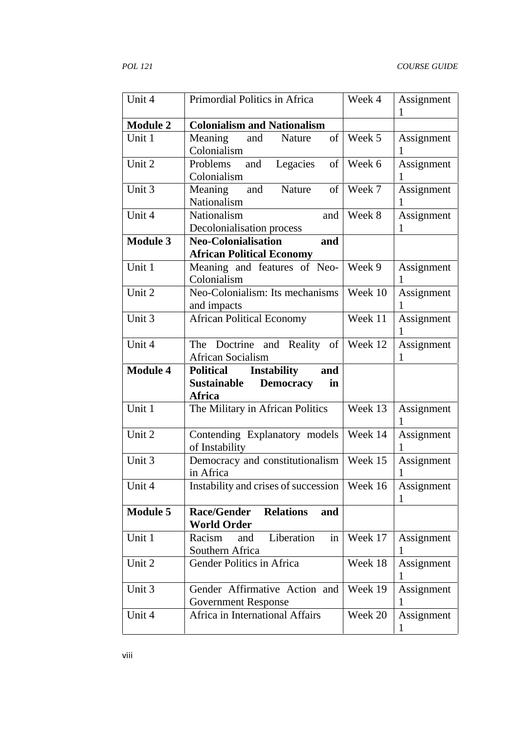| Unit 4 | Primordial Politics in Africa | Week 4 | Assignment 1 |
|---|---|---|---|
| **Module 2** | **Colonialism and Nationalism** | | |
| Unit 1 | Meaning and Nature of Colonialism | Week 5 | Assignment 1 |
| Unit 2 | Problems and Legacies of Colonialism | Week 6 | Assignment 1 |
| Unit 3 | Meaning and Nature of Nationalism | Week 7 | Assignment 1 |
| Unit 4 | Nationalism and Decolonialisation process | Week 8 | Assignment 1 |
| **Module 3** | **Neo-Colonialisation and African Political Economy** | | |
| Unit 1 | Meaning and features of Neo-Colonialism | Week 9 | Assignment 1 |
| Unit 2 | Neo-Colonialism: Its mechanisms and impacts | Week 10 | Assignment 1 |
| Unit 3 | African Political Economy | Week 11 | Assignment 1 |
| Unit 4 | The Doctrine and Reality of African Socialism | Week 12 | Assignment 1 |
| **Module 4** | **Political Instability and Sustainable Democracy in Africa** | | |
| Unit 1 | The Military in African Politics | Week 13 | Assignment 1 |
| Unit 2 | Contending Explanatory models of Instability | Week 14 | Assignment 1 |
| Unit 3 | Democracy and constitutionalism in Africa | Week 15 | Assignment 1 |
| Unit 4 | Instability and crises of succession | Week 16 | Assignment 1 |
| **Module 5** | **Race/Gender Relations and World Order** | | |
| Unit 1 | Racism and Liberation in Southern Africa | Week 17 | Assignment 1 |
| Unit 2 | Gender Politics in Africa | Week 18 | Assignment 1 |
| Unit 3 | Gender Affirmative Action and Government Response | Week 19 | Assignment 1 |
| Unit 4 | Africa in International Affairs | Week 20 | Assignment 1 |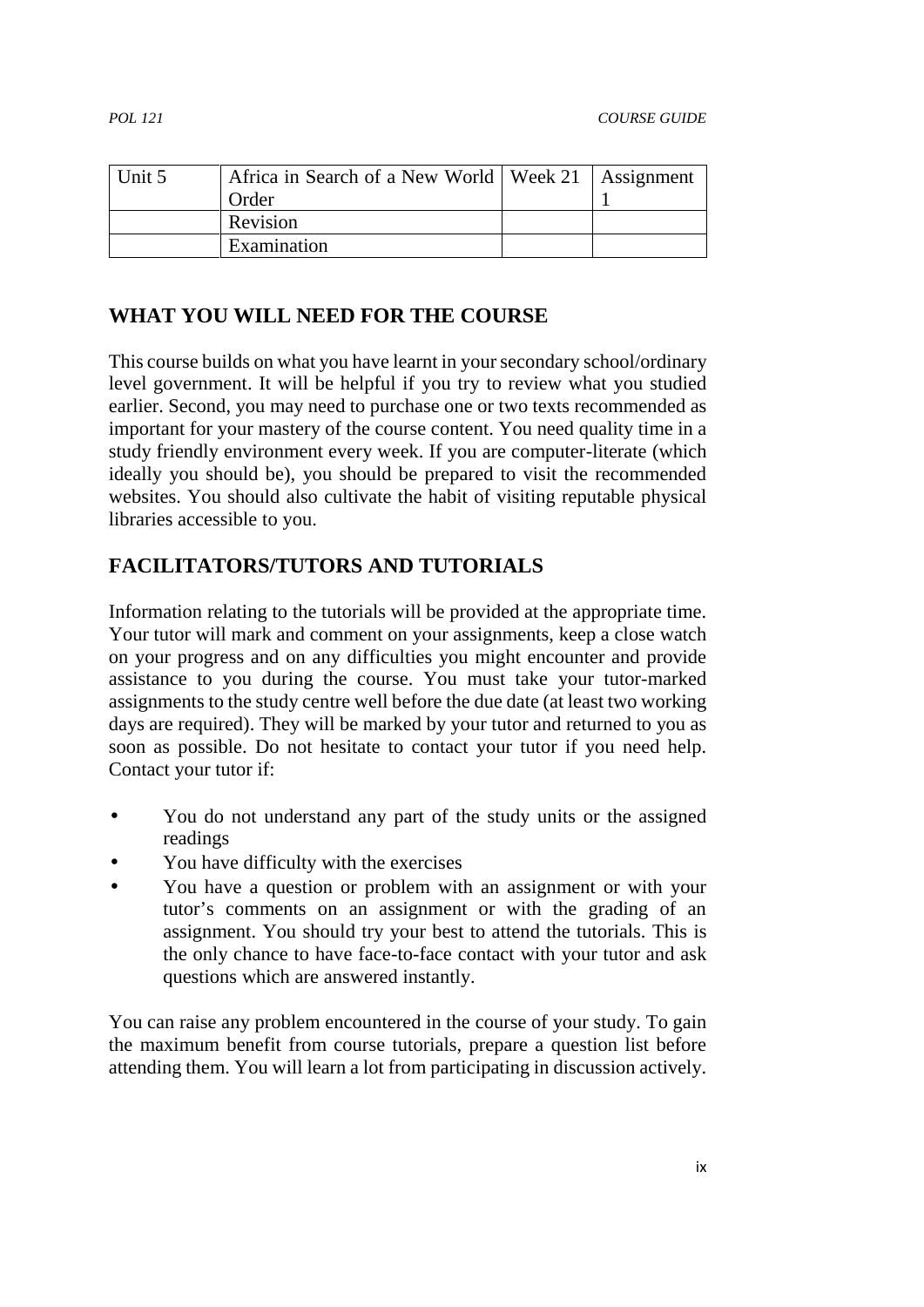| Unit 5 | Africa in Search of a New World Order | Week 21 | Assignment 1 |
|---|---|---|---|
| | Revision | | |
| | Examination | | |

## WHAT YOU WILL NEED FOR THE COURSE

This course builds on what you have learnt in your secondary school/ordinary level government. It will be helpful if you try to review what you studied earlier. Second, you may need to purchase one or two texts recommended as important for your mastery of the course content. You need quality time in a study friendly environment every week. If you are computer-literate (which ideally you should be), you should be prepared to visit the recommended websites. You should also cultivate the habit of visiting reputable physical libraries accessible to you.

## FACILITATORS/TUTORS AND TUTORIALS

Information relating to the tutorials will be provided at the appropriate time. Your tutor will mark and comment on your assignments, keep a close watch on your progress and on any difficulties you might encounter and provide assistance to you during the course. You must take your tutor-marked assignments to the study centre well before the due date (at least two working days are required). They will be marked by your tutor and returned to you as soon as possible. Do not hesitate to contact your tutor if you need help. Contact your tutor if:

- You do not understand any part of the study units or the assigned readings
- You have difficulty with the exercises
- You have a question or problem with an assignment or with your tutor's comments on an assignment or with the grading of an assignment. You should try your best to attend the tutorials. This is the only chance to have face-to-face contact with your tutor and ask questions which are answered instantly.

You can raise any problem encountered in the course of your study. To gain the maximum benefit from course tutorials, prepare a question list before attending them. You will learn a lot from participating in discussion actively.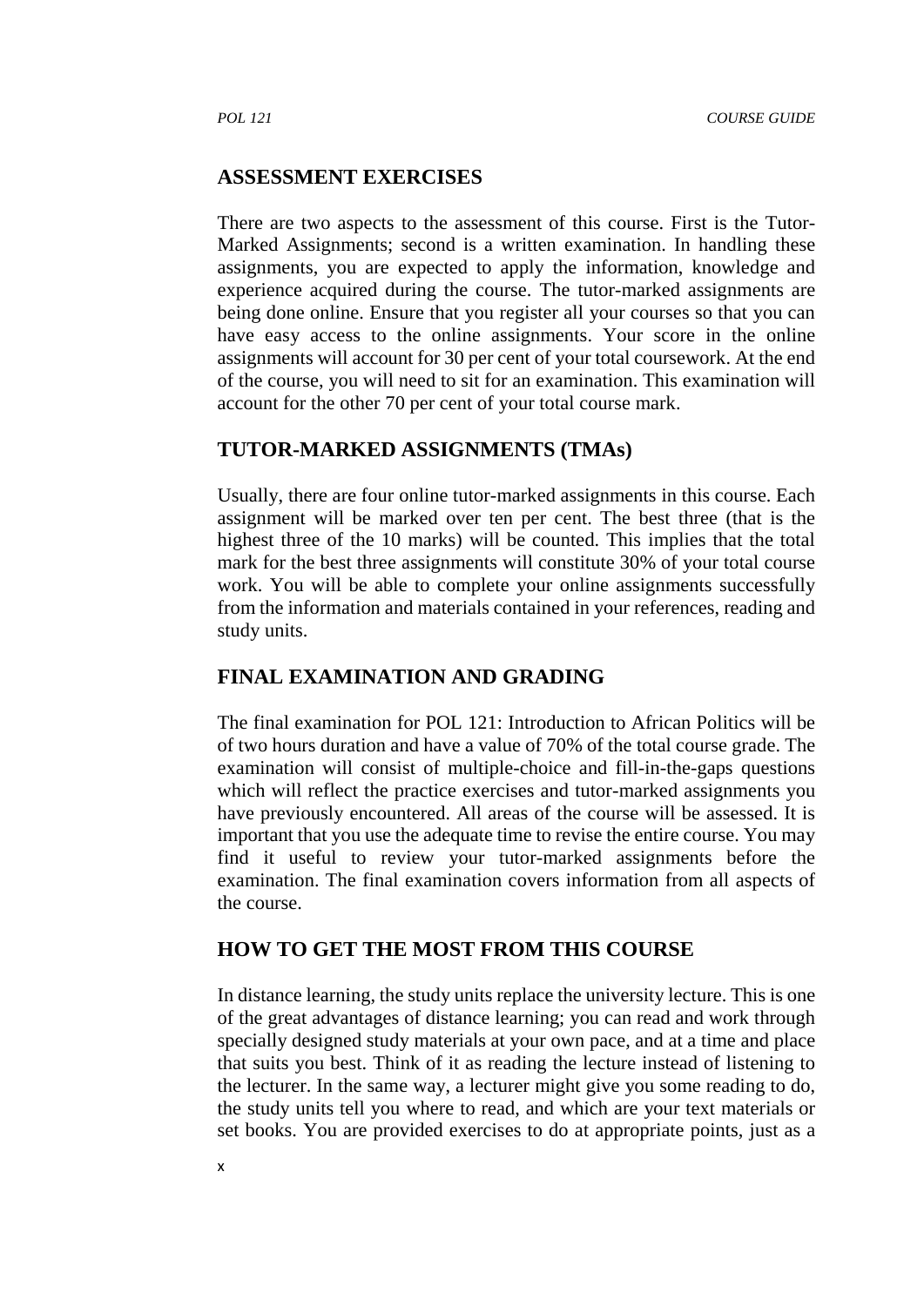## ASSESSMENT EXERCISES

There are two aspects to the assessment of this course. First is the Tutor-Marked Assignments; second is a written examination. In handling these assignments, you are expected to apply the information, knowledge and experience acquired during the course. The tutor-marked assignments are being done online. Ensure that you register all your courses so that you can have easy access to the online assignments. Your score in the online assignments will account for 30 per cent of your total coursework. At the end of the course, you will need to sit for an examination. This examination will account for the other 70 per cent of your total course mark.

## TUTOR-MARKED ASSIGNMENTS (TMAs)

Usually, there are four online tutor-marked assignments in this course. Each assignment will be marked over ten per cent. The best three (that is the highest three of the 10 marks) will be counted. This implies that the total mark for the best three assignments will constitute 30% of your total course work. You will be able to complete your online assignments successfully from the information and materials contained in your references, reading and study units.

## FINAL EXAMINATION AND GRADING

The final examination for POL 121: Introduction to African Politics will be of two hours duration and have a value of 70% of the total course grade. The examination will consist of multiple-choice and fill-in-the-gaps questions which will reflect the practice exercises and tutor-marked assignments you have previously encountered. All areas of the course will be assessed. It is important that you use the adequate time to revise the entire course. You may find it useful to review your tutor-marked assignments before the examination. The final examination covers information from all aspects of the course.

## HOW TO GET THE MOST FROM THIS COURSE

In distance learning, the study units replace the university lecture. This is one of the great advantages of distance learning; you can read and work through specially designed study materials at your own pace, and at a time and place that suits you best. Think of it as reading the lecture instead of listening to the lecturer. In the same way, a lecturer might give you some reading to do, the study units tell you where to read, and which are your text materials or set books. You are provided exercises to do at appropriate points, just as a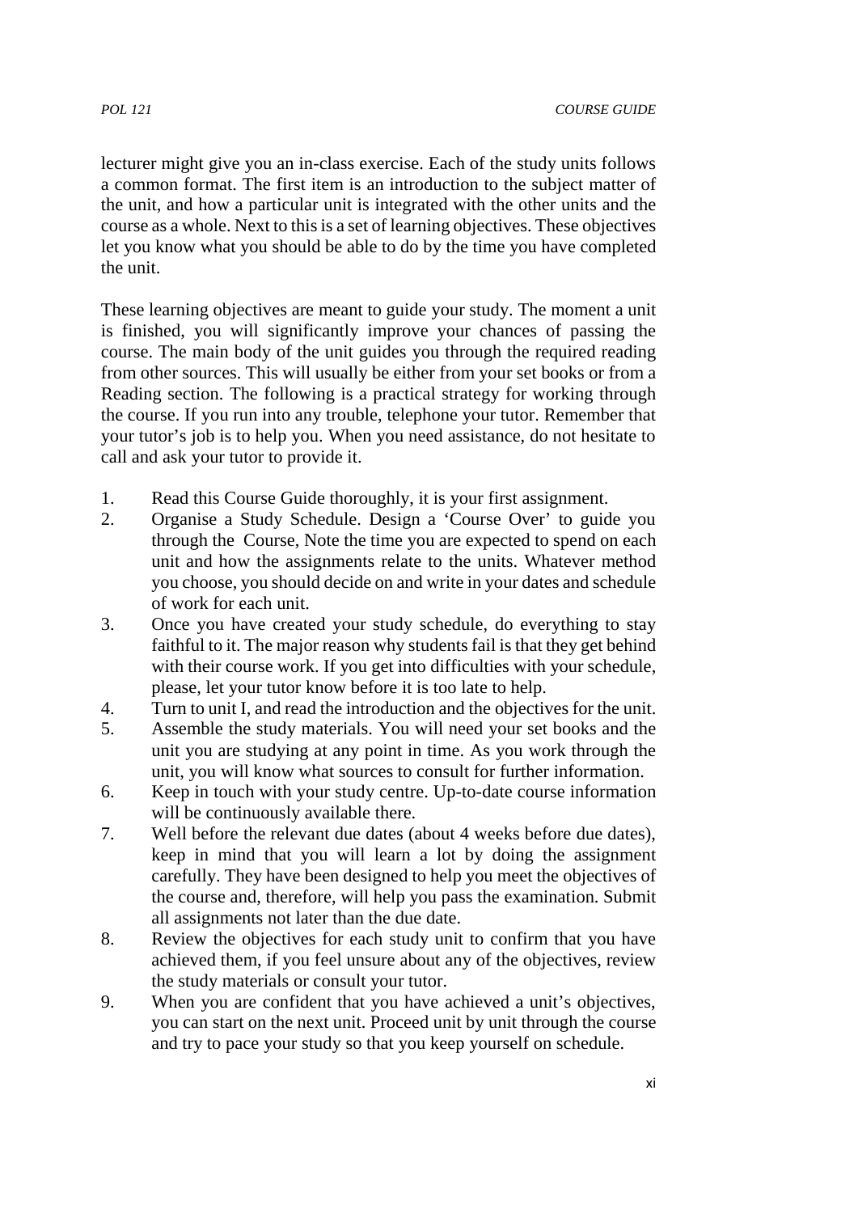lecturer might give you an in-class exercise. Each of the study units follows a common format. The first item is an introduction to the subject matter of the unit, and how a particular unit is integrated with the other units and the course as a whole. Next to this is a set of learning objectives. These objectives let you know what you should be able to do by the time you have completed the unit.

These learning objectives are meant to guide your study. The moment a unit is finished, you will significantly improve your chances of passing the course. The main body of the unit guides you through the required reading from other sources. This will usually be either from your set books or from a Reading section. The following is a practical strategy for working through the course. If you run into any trouble, telephone your tutor. Remember that your tutor's job is to help you. When you need assistance, do not hesitate to call and ask your tutor to provide it.

1. Read this Course Guide thoroughly, it is your first assignment.
2. Organise a Study Schedule. Design a 'Course Over' to guide you through the Course, Note the time you are expected to spend on each unit and how the assignments relate to the units. Whatever method you choose, you should decide on and write in your dates and schedule of work for each unit.
3. Once you have created your study schedule, do everything to stay faithful to it. The major reason why students fail is that they get behind with their course work. If you get into difficulties with your schedule, please, let your tutor know before it is too late to help.
4. Turn to unit I, and read the introduction and the objectives for the unit.
5. Assemble the study materials. You will need your set books and the unit you are studying at any point in time. As you work through the unit, you will know what sources to consult for further information.
6. Keep in touch with your study centre. Up-to-date course information will be continuously available there.
7. Well before the relevant due dates (about 4 weeks before due dates), keep in mind that you will learn a lot by doing the assignment carefully. They have been designed to help you meet the objectives of the course and, therefore, will help you pass the examination. Submit all assignments not later than the due date.
8. Review the objectives for each study unit to confirm that you have achieved them, if you feel unsure about any of the objectives, review the study materials or consult your tutor.
9. When you are confident that you have achieved a unit's objectives, you can start on the next unit. Proceed unit by unit through the course and try to pace your study so that you keep yourself on schedule.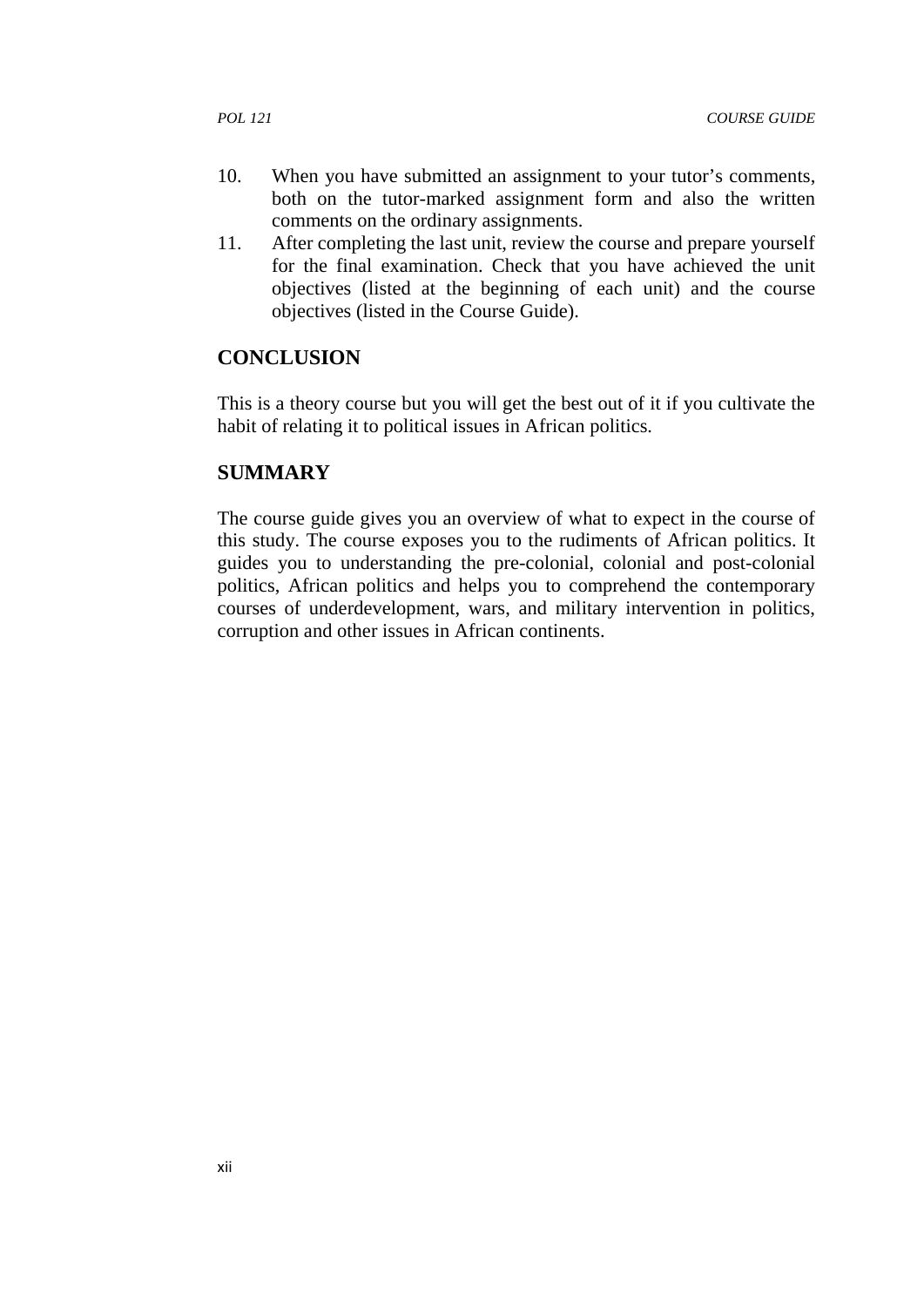10. When you have submitted an assignment to your tutor's comments, both on the tutor-marked assignment form and also the written comments on the ordinary assignments.
11. After completing the last unit, review the course and prepare yourself for the final examination. Check that you have achieved the unit objectives (listed at the beginning of each unit) and the course objectives (listed in the Course Guide).

## CONCLUSION

This is a theory course but you will get the best out of it if you cultivate the habit of relating it to political issues in African politics.

## SUMMARY

The course guide gives you an overview of what to expect in the course of this study. The course exposes you to the rudiments of African politics. It guides you to understanding the pre-colonial, colonial and post-colonial politics, African politics and helps you to comprehend the contemporary courses of underdevelopment, wars, and military intervention in politics, corruption and other issues in African continents.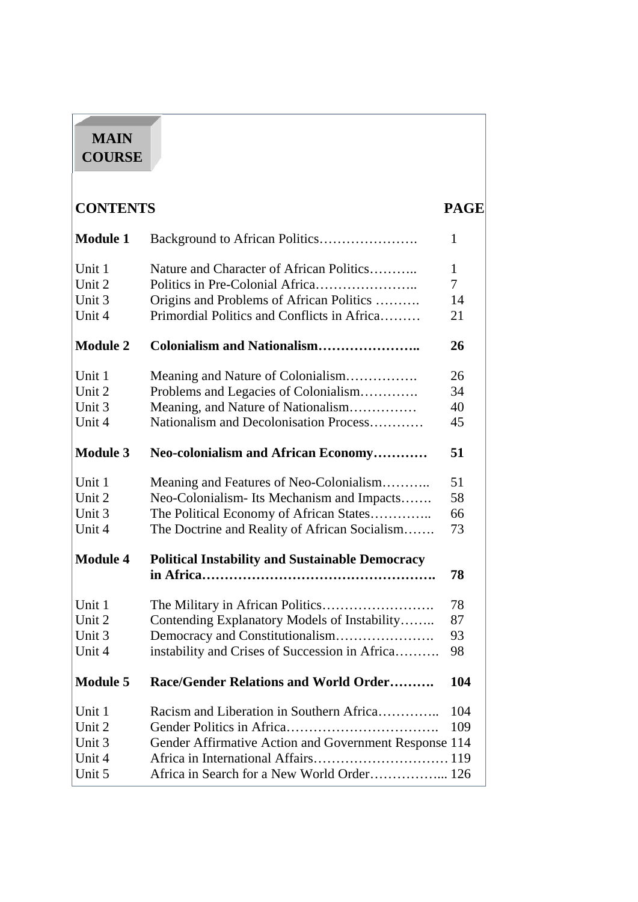# MAIN COURSE

| **CONTENTS** | | **PAGE** |
|---|---|---|
| **Module 1** | Background to African Politics…………………. | 1 |
| Unit 1 | Nature and Character of African Politics……….. | 1 |
| Unit 2 | Politics in Pre-Colonial Africa………………….. | 7 |
| Unit 3 | Origins and Problems of African Politics ………. | 14 |
| Unit 4 | Primordial Politics and Conflicts in Africa……… | 21 |
| **Module 2** | **Colonialism and Nationalism…………………..** | **26** |
| Unit 1 | Meaning and Nature of Colonialism……………. | 26 |
| Unit 2 | Problems and Legacies of Colonialism…………. | 34 |
| Unit 3 | Meaning, and Nature of Nationalism…………… | 40 |
| Unit 4 | Nationalism and Decolonisation Process………… | 45 |
| **Module 3** | **Neo-colonialism and African Economy…………** | **51** |
| Unit 1 | Meaning and Features of Neo-Colonialism……….. | 51 |
| Unit 2 | Neo-Colonialism- Its Mechanism and Impacts……. | 58 |
| Unit 3 | The Political Economy of African States………….. | 66 |
| Unit 4 | The Doctrine and Reality of African Socialism……. | 73 |
| **Module 4** | **Political Instability and Sustainable Democracy in Africa…………………………………………….** | **78** |
| Unit 1 | The Military in African Politics……………………. | 78 |
| Unit 2 | Contending Explanatory Models of Instability…….. | 87 |
| Unit 3 | Democracy and Constitutionalism…………………. | 93 |
| Unit 4 | instability and Crises of Succession in Africa………. | 98 |
| **Module 5** | **Race/Gender Relations and World Order……….** | **104** |
| Unit 1 | Racism and Liberation in Southern Africa………….. | 104 |
| Unit 2 | Gender Politics in Africa……………………………. | 109 |
| Unit 3 | Gender Affirmative Action and Government Response | 114 |
| Unit 4 | Africa in International Affairs………………………… | 119 |
| Unit 5 | Africa in Search for a New World Order…………….... | 126 |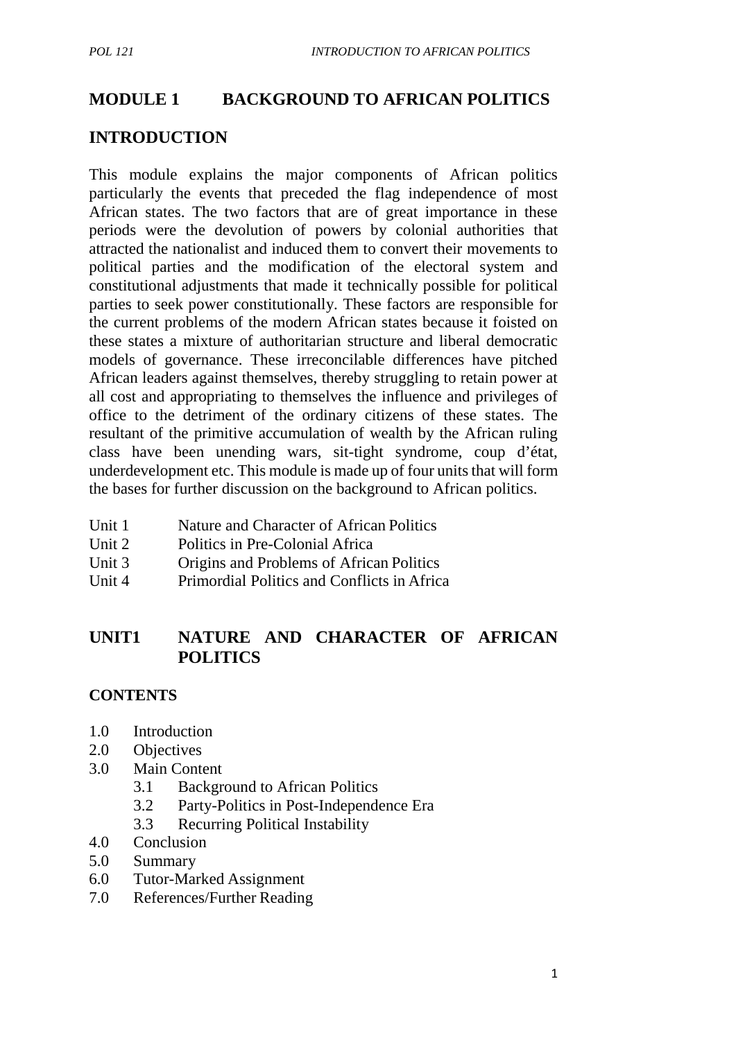# MODULE 1 BACKGROUND TO AFRICAN POLITICS

## INTRODUCTION

This module explains the major components of African politics particularly the events that preceded the flag independence of most African states. The two factors that are of great importance in these periods were the devolution of powers by colonial authorities that attracted the nationalist and induced them to convert their movements to political parties and the modification of the electoral system and constitutional adjustments that made it technically possible for political parties to seek power constitutionally. These factors are responsible for the current problems of the modern African states because it foisted on these states a mixture of authoritarian structure and liberal democratic models of governance. These irreconcilable differences have pitched African leaders against themselves, thereby struggling to retain power at all cost and appropriating to themselves the influence and privileges of office to the detriment of the ordinary citizens of these states. The resultant of the primitive accumulation of wealth by the African ruling class have been unending wars, sit-tight syndrome, coup d'état, underdevelopment etc. This module is made up of four units that will form the bases for further discussion on the background to African politics.

- Unit 1 Nature and Character of African Politics
- Unit 2 Politics in Pre-Colonial Africa
- Unit 3 Origins and Problems of African Politics
- Unit 4 Primordial Politics and Conflicts in Africa

## UNIT1 NATURE AND CHARACTER OF AFRICAN POLITICS

### CONTENTS

- 1.0 Introduction
- 2.0 Objectives
- 3.0 Main Content
  - 3.1 Background to African Politics
  - 3.2 Party-Politics in Post-Independence Era
  - 3.3 Recurring Political Instability
- 4.0 Conclusion
- 5.0 Summary
- 6.0 Tutor-Marked Assignment
- 7.0 References/Further Reading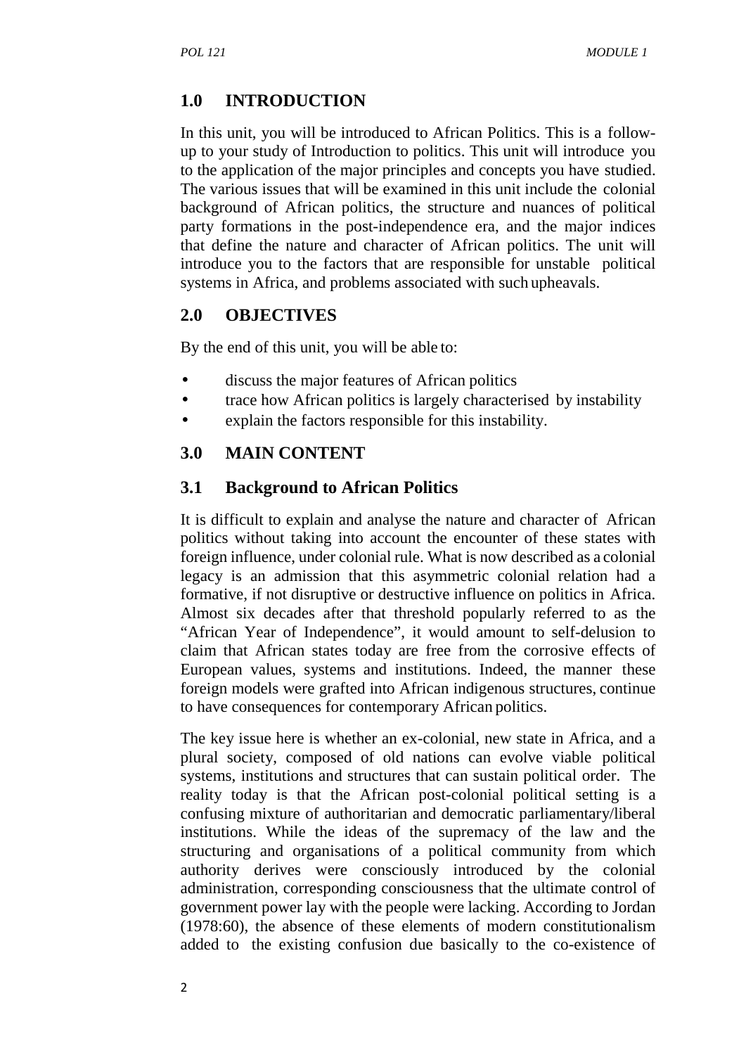## 1.0 INTRODUCTION

In this unit, you will be introduced to African Politics. This is a follow-up to your study of Introduction to politics. This unit will introduce you to the application of the major principles and concepts you have studied. The various issues that will be examined in this unit include the colonial background of African politics, the structure and nuances of political party formations in the post-independence era, and the major indices that define the nature and character of African politics. The unit will introduce you to the factors that are responsible for unstable political systems in Africa, and problems associated with such upheavals.

## 2.0 OBJECTIVES

By the end of this unit, you will be able to:

- discuss the major features of African politics
- trace how African politics is largely characterised by instability
- explain the factors responsible for this instability.

## 3.0 MAIN CONTENT

### 3.1 Background to African Politics

It is difficult to explain and analyse the nature and character of African politics without taking into account the encounter of these states with foreign influence, under colonial rule. What is now described as a colonial legacy is an admission that this asymmetric colonial relation had a formative, if not disruptive or destructive influence on politics in Africa. Almost six decades after that threshold popularly referred to as the "African Year of Independence", it would amount to self-delusion to claim that African states today are free from the corrosive effects of European values, systems and institutions. Indeed, the manner these foreign models were grafted into African indigenous structures, continue to have consequences for contemporary African politics.

The key issue here is whether an ex-colonial, new state in Africa, and a plural society, composed of old nations can evolve viable political systems, institutions and structures that can sustain political order. The reality today is that the African post-colonial political setting is a confusing mixture of authoritarian and democratic parliamentary/liberal institutions. While the ideas of the supremacy of the law and the structuring and organisations of a political community from which authority derives were consciously introduced by the colonial administration, corresponding consciousness that the ultimate control of government power lay with the people were lacking. According to Jordan (1978:60), the absence of these elements of modern constitutionalism added to the existing confusion due basically to the co-existence of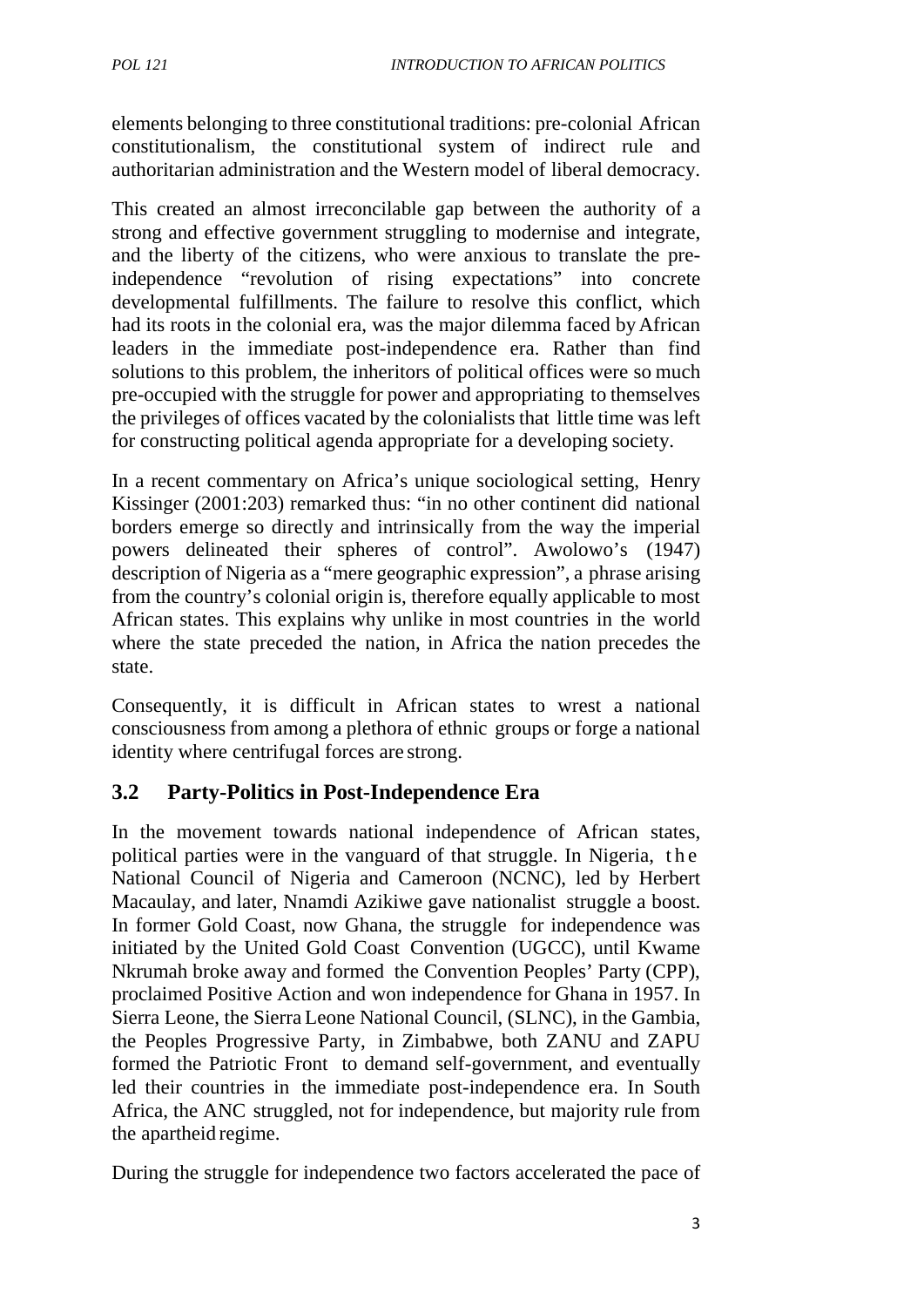elements belonging to three constitutional traditions: pre-colonial African constitutionalism, the constitutional system of indirect rule and authoritarian administration and the Western model of liberal democracy.

This created an almost irreconcilable gap between the authority of a strong and effective government struggling to modernise and integrate, and the liberty of the citizens, who were anxious to translate the pre-independence "revolution of rising expectations" into concrete developmental fulfillments. The failure to resolve this conflict, which had its roots in the colonial era, was the major dilemma faced by African leaders in the immediate post-independence era. Rather than find solutions to this problem, the inheritors of political offices were so much pre-occupied with the struggle for power and appropriating to themselves the privileges of offices vacated by the colonialists that little time was left for constructing political agenda appropriate for a developing society.

In a recent commentary on Africa's unique sociological setting, Henry Kissinger (2001:203) remarked thus: "in no other continent did national borders emerge so directly and intrinsically from the way the imperial powers delineated their spheres of control". Awolowo's (1947) description of Nigeria as a "mere geographic expression", a phrase arising from the country's colonial origin is, therefore equally applicable to most African states. This explains why unlike in most countries in the world where the state preceded the nation, in Africa the nation precedes the state.

Consequently, it is difficult in African states to wrest a national consciousness from among a plethora of ethnic groups or forge a national identity where centrifugal forces are strong.

## 3.2 Party-Politics in Post-Independence Era

In the movement towards national independence of African states, political parties were in the vanguard of that struggle. In Nigeria, the National Council of Nigeria and Cameroon (NCNC), led by Herbert Macaulay, and later, Nnamdi Azikiwe gave nationalist struggle a boost. In former Gold Coast, now Ghana, the struggle for independence was initiated by the United Gold Coast Convention (UGCC), until Kwame Nkrumah broke away and formed the Convention Peoples' Party (CPP), proclaimed Positive Action and won independence for Ghana in 1957. In Sierra Leone, the Sierra Leone National Council, (SLNC), in the Gambia, the Peoples Progressive Party, in Zimbabwe, both ZANU and ZAPU formed the Patriotic Front to demand self-government, and eventually led their countries in the immediate post-independence era. In South Africa, the ANC struggled, not for independence, but majority rule from the apartheid regime.

During the struggle for independence two factors accelerated the pace of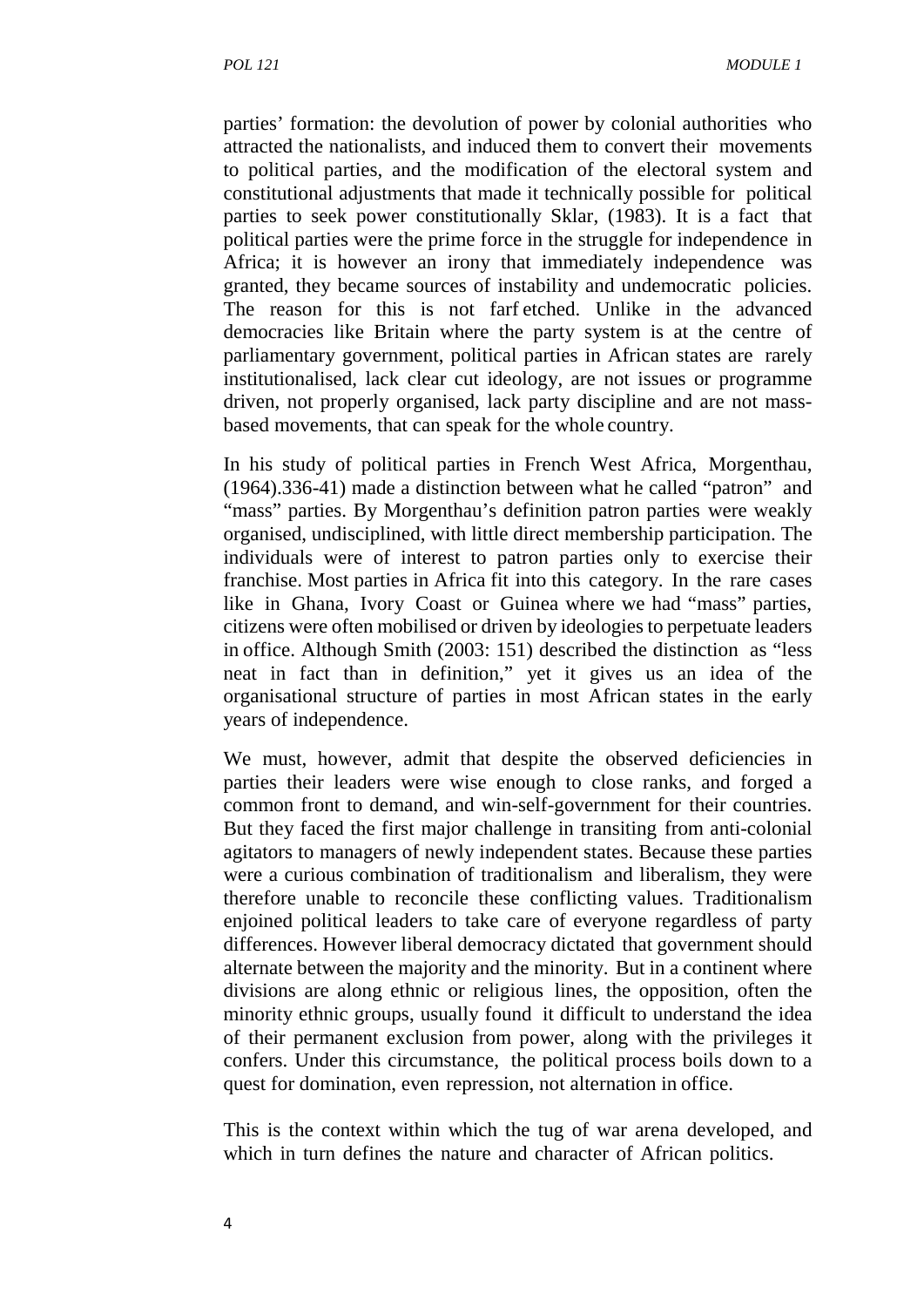parties' formation: the devolution of power by colonial authorities who attracted the nationalists, and induced them to convert their movements to political parties, and the modification of the electoral system and constitutional adjustments that made it technically possible for political parties to seek power constitutionally Sklar, (1983). It is a fact that political parties were the prime force in the struggle for independence in Africa; it is however an irony that immediately independence was granted, they became sources of instability and undemocratic policies. The reason for this is not farf etched. Unlike in the advanced democracies like Britain where the party system is at the centre of parliamentary government, political parties in African states are rarely institutionalised, lack clear cut ideology, are not issues or programme driven, not properly organised, lack party discipline and are not mass-based movements, that can speak for the whole country.

In his study of political parties in French West Africa, Morgenthau, (1964).336-41) made a distinction between what he called "patron" and "mass" parties. By Morgenthau's definition patron parties were weakly organised, undisciplined, with little direct membership participation. The individuals were of interest to patron parties only to exercise their franchise. Most parties in Africa fit into this category. In the rare cases like in Ghana, Ivory Coast or Guinea where we had "mass" parties, citizens were often mobilised or driven by ideologies to perpetuate leaders in office. Although Smith (2003: 151) described the distinction as "less neat in fact than in definition," yet it gives us an idea of the organisational structure of parties in most African states in the early years of independence.

We must, however, admit that despite the observed deficiencies in parties their leaders were wise enough to close ranks, and forged a common front to demand, and win-self-government for their countries. But they faced the first major challenge in transiting from anti-colonial agitators to managers of newly independent states. Because these parties were a curious combination of traditionalism and liberalism, they were therefore unable to reconcile these conflicting values. Traditionalism enjoined political leaders to take care of everyone regardless of party differences. However liberal democracy dictated that government should alternate between the majority and the minority. But in a continent where divisions are along ethnic or religious lines, the opposition, often the minority ethnic groups, usually found it difficult to understand the idea of their permanent exclusion from power, along with the privileges it confers. Under this circumstance, the political process boils down to a quest for domination, even repression, not alternation in office.

This is the context within which the tug of war arena developed, and which in turn defines the nature and character of African politics.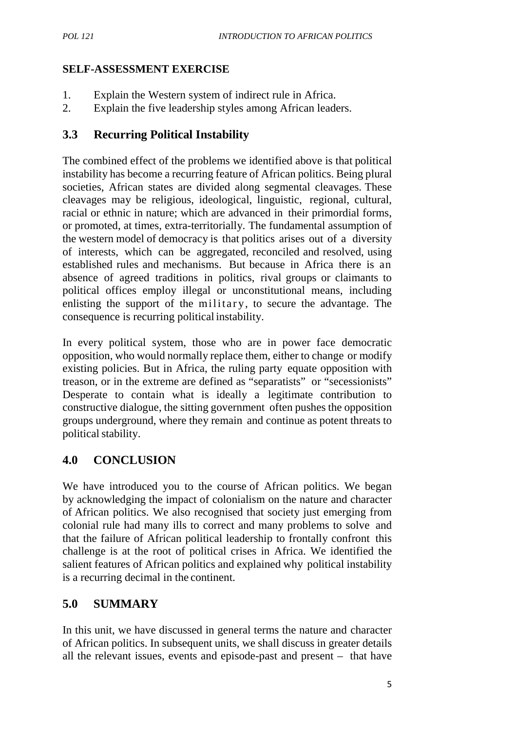## SELF-ASSESSMENT EXERCISE

1. Explain the Western system of indirect rule in Africa.
2. Explain the five leadership styles among African leaders.

## 3.3 Recurring Political Instability

The combined effect of the problems we identified above is that political instability has become a recurring feature of African politics. Being plural societies, African states are divided along segmental cleavages. These cleavages may be religious, ideological, linguistic, regional, cultural, racial or ethnic in nature; which are advanced in their primordial forms, or promoted, at times, extra-territorially. The fundamental assumption of the western model of democracy is that politics arises out of a diversity of interests, which can be aggregated, reconciled and resolved, using established rules and mechanisms. But because in Africa there is an absence of agreed traditions in politics, rival groups or claimants to political offices employ illegal or unconstitutional means, including enlisting the support of the military, to secure the advantage. The consequence is recurring political instability.

In every political system, those who are in power face democratic opposition, who would normally replace them, either to change or modify existing policies. But in Africa, the ruling party equate opposition with treason, or in the extreme are defined as "separatists" or "secessionists" Desperate to contain what is ideally a legitimate contribution to constructive dialogue, the sitting government often pushes the opposition groups underground, where they remain and continue as potent threats to political stability.

## 4.0 CONCLUSION

We have introduced you to the course of African politics. We began by acknowledging the impact of colonialism on the nature and character of African politics. We also recognised that society just emerging from colonial rule had many ills to correct and many problems to solve and that the failure of African political leadership to frontally confront this challenge is at the root of political crises in Africa. We identified the salient features of African politics and explained why political instability is a recurring decimal in the continent.

## 5.0 SUMMARY

In this unit, we have discussed in general terms the nature and character of African politics. In subsequent units, we shall discuss in greater details all the relevant issues, events and episode-past and present – that have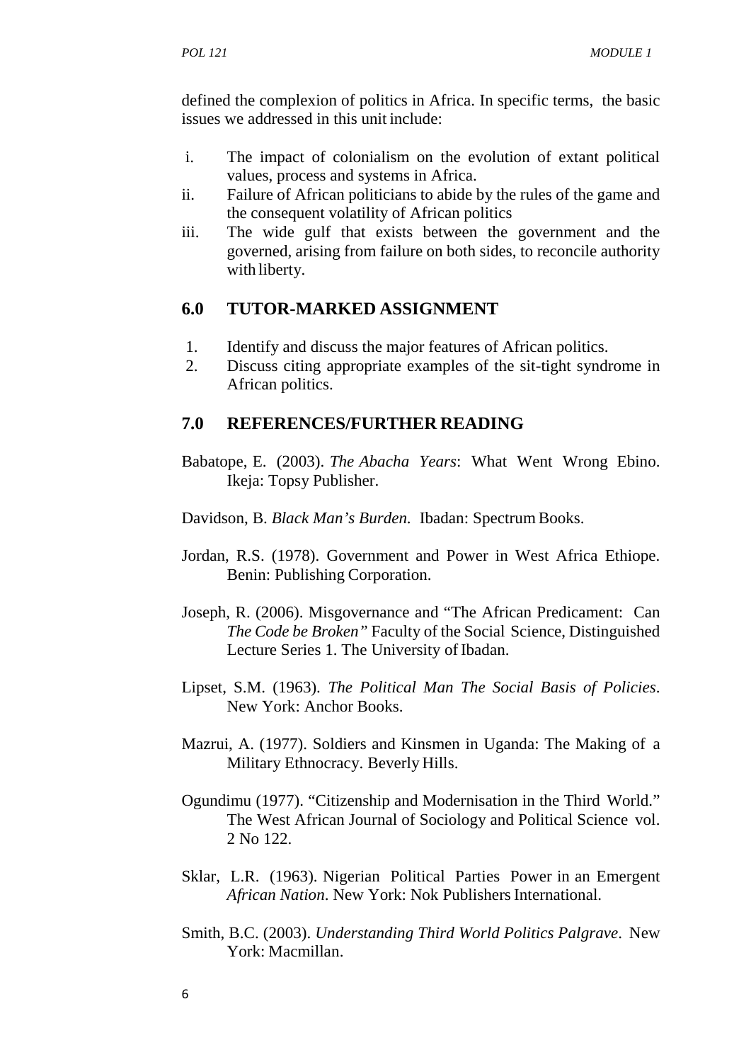defined the complexion of politics in Africa. In specific terms, the basic issues we addressed in this unit include:

i. The impact of colonialism on the evolution of extant political values, process and systems in Africa.
ii. Failure of African politicians to abide by the rules of the game and the consequent volatility of African politics
iii. The wide gulf that exists between the government and the governed, arising from failure on both sides, to reconcile authority with liberty.

## 6.0 TUTOR-MARKED ASSIGNMENT

1. Identify and discuss the major features of African politics.
2. Discuss citing appropriate examples of the sit-tight syndrome in African politics.

## 7.0 REFERENCES/FURTHER READING

Babatope, E. (2003). *The Abacha Years*: What Went Wrong Ebino. Ikeja: Topsy Publisher.

Davidson, B. *Black Man's Burden.* Ibadan: Spectrum Books.

Jordan, R.S. (1978). Government and Power in West Africa Ethiope. Benin: Publishing Corporation.

Joseph, R. (2006). Misgovernance and "The African Predicament: Can *The Code be Broken"* Faculty of the Social Science, Distinguished Lecture Series 1. The University of Ibadan.

Lipset, S.M. (1963). *The Political Man The Social Basis of Policies*. New York: Anchor Books.

Mazrui, A. (1977). Soldiers and Kinsmen in Uganda: The Making of a Military Ethnocracy. Beverly Hills.

Ogundimu (1977). "Citizenship and Modernisation in the Third World." The West African Journal of Sociology and Political Science vol. 2 No 122.

Sklar, L.R. (1963). Nigerian Political Parties Power in an Emergent *African Nation*. New York: Nok Publishers International.

Smith, B.C. (2003). *Understanding Third World Politics Palgrave*. New York: Macmillan.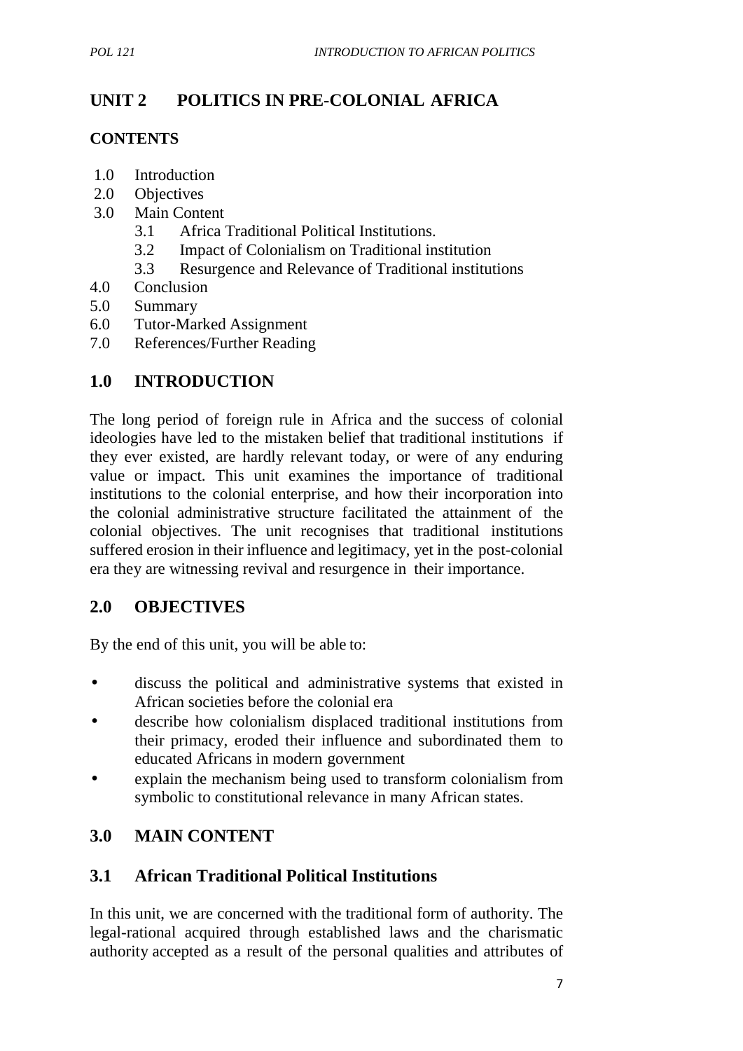# UNIT 2 POLITICS IN PRE-COLONIAL AFRICA

## CONTENTS

1.0 Introduction
2.0 Objectives
3.0 Main Content
   3.1 Africa Traditional Political Institutions.
   3.2 Impact of Colonialism on Traditional institution
   3.3 Resurgence and Relevance of Traditional institutions
4.0 Conclusion
5.0 Summary
6.0 Tutor-Marked Assignment
7.0 References/Further Reading

## 1.0 INTRODUCTION

The long period of foreign rule in Africa and the success of colonial ideologies have led to the mistaken belief that traditional institutions if they ever existed, are hardly relevant today, or were of any enduring value or impact. This unit examines the importance of traditional institutions to the colonial enterprise, and how their incorporation into the colonial administrative structure facilitated the attainment of the colonial objectives. The unit recognises that traditional institutions suffered erosion in their influence and legitimacy, yet in the post-colonial era they are witnessing revival and resurgence in their importance.

## 2.0 OBJECTIVES

By the end of this unit, you will be able to:

- discuss the political and administrative systems that existed in African societies before the colonial era
- describe how colonialism displaced traditional institutions from their primacy, eroded their influence and subordinated them to educated Africans in modern government
- explain the mechanism being used to transform colonialism from symbolic to constitutional relevance in many African states.

## 3.0 MAIN CONTENT

### 3.1 African Traditional Political Institutions

In this unit, we are concerned with the traditional form of authority. The legal-rational acquired through established laws and the charismatic authority accepted as a result of the personal qualities and attributes of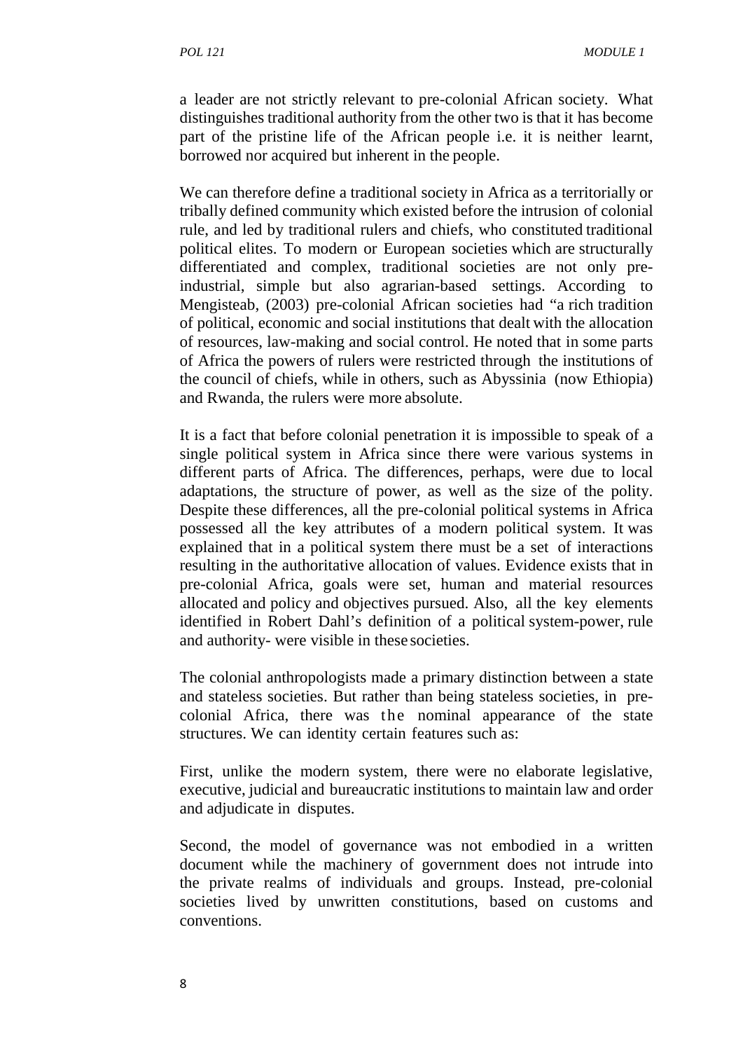a leader are not strictly relevant to pre-colonial African society. What distinguishes traditional authority from the other two is that it has become part of the pristine life of the African people i.e. it is neither learnt, borrowed nor acquired but inherent in the people.

We can therefore define a traditional society in Africa as a territorially or tribally defined community which existed before the intrusion of colonial rule, and led by traditional rulers and chiefs, who constituted traditional political elites. To modern or European societies which are structurally differentiated and complex, traditional societies are not only pre-industrial, simple but also agrarian-based settings. According to Mengisteab, (2003) pre-colonial African societies had "a rich tradition of political, economic and social institutions that dealt with the allocation of resources, law-making and social control. He noted that in some parts of Africa the powers of rulers were restricted through the institutions of the council of chiefs, while in others, such as Abyssinia (now Ethiopia) and Rwanda, the rulers were more absolute.

It is a fact that before colonial penetration it is impossible to speak of a single political system in Africa since there were various systems in different parts of Africa. The differences, perhaps, were due to local adaptations, the structure of power, as well as the size of the polity. Despite these differences, all the pre-colonial political systems in Africa possessed all the key attributes of a modern political system. It was explained that in a political system there must be a set of interactions resulting in the authoritative allocation of values. Evidence exists that in pre-colonial Africa, goals were set, human and material resources allocated and policy and objectives pursued. Also, all the key elements identified in Robert Dahl's definition of a political system-power, rule and authority- were visible in these societies.

The colonial anthropologists made a primary distinction between a state and stateless societies. But rather than being stateless societies, in pre-colonial Africa, there was the nominal appearance of the state structures. We can identity certain features such as:

First, unlike the modern system, there were no elaborate legislative, executive, judicial and bureaucratic institutions to maintain law and order and adjudicate in disputes.

Second, the model of governance was not embodied in a written document while the machinery of government does not intrude into the private realms of individuals and groups. Instead, pre-colonial societies lived by unwritten constitutions, based on customs and conventions.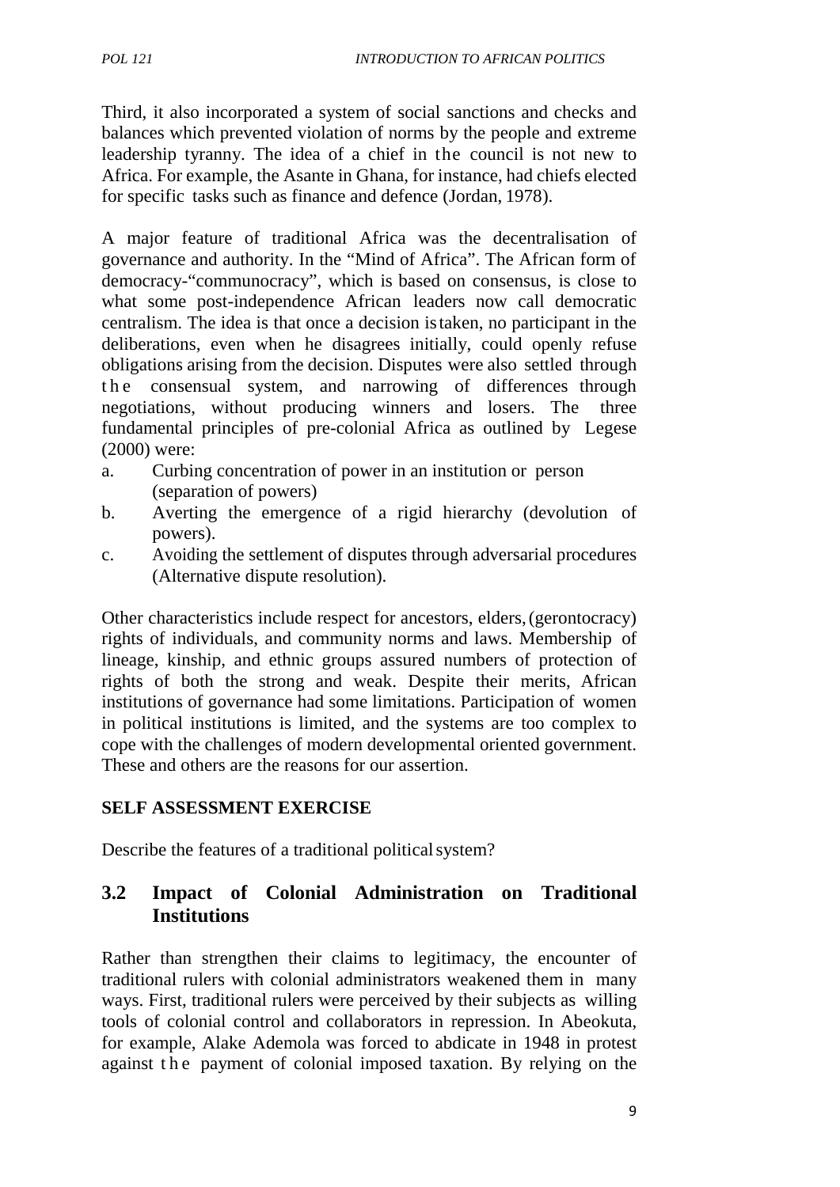Third, it also incorporated a system of social sanctions and checks and balances which prevented violation of norms by the people and extreme leadership tyranny. The idea of a chief in the council is not new to Africa. For example, the Asante in Ghana, for instance, had chiefs elected for specific tasks such as finance and defence (Jordan, 1978).

A major feature of traditional Africa was the decentralisation of governance and authority. In the "Mind of Africa". The African form of democracy-"communocracy", which is based on consensus, is close to what some post-independence African leaders now call democratic centralism. The idea is that once a decision is taken, no participant in the deliberations, even when he disagrees initially, could openly refuse obligations arising from the decision. Disputes were also settled through the consensual system, and narrowing of differences through negotiations, without producing winners and losers. The three fundamental principles of pre-colonial Africa as outlined by Legese (2000) were:

a. Curbing concentration of power in an institution or person (separation of powers)
b. Averting the emergence of a rigid hierarchy (devolution of powers).
c. Avoiding the settlement of disputes through adversarial procedures (Alternative dispute resolution).

Other characteristics include respect for ancestors, elders, (gerontocracy) rights of individuals, and community norms and laws. Membership of lineage, kinship, and ethnic groups assured numbers of protection of rights of both the strong and weak. Despite their merits, African institutions of governance had some limitations. Participation of women in political institutions is limited, and the systems are too complex to cope with the challenges of modern developmental oriented government. These and others are the reasons for our assertion.

**SELF ASSESSMENT EXERCISE**

Describe the features of a traditional political system?

## 3.2 Impact of Colonial Administration on Traditional Institutions

Rather than strengthen their claims to legitimacy, the encounter of traditional rulers with colonial administrators weakened them in many ways. First, traditional rulers were perceived by their subjects as willing tools of colonial control and collaborators in repression. In Abeokuta, for example, Alake Ademola was forced to abdicate in 1948 in protest against the payment of colonial imposed taxation. By relying on the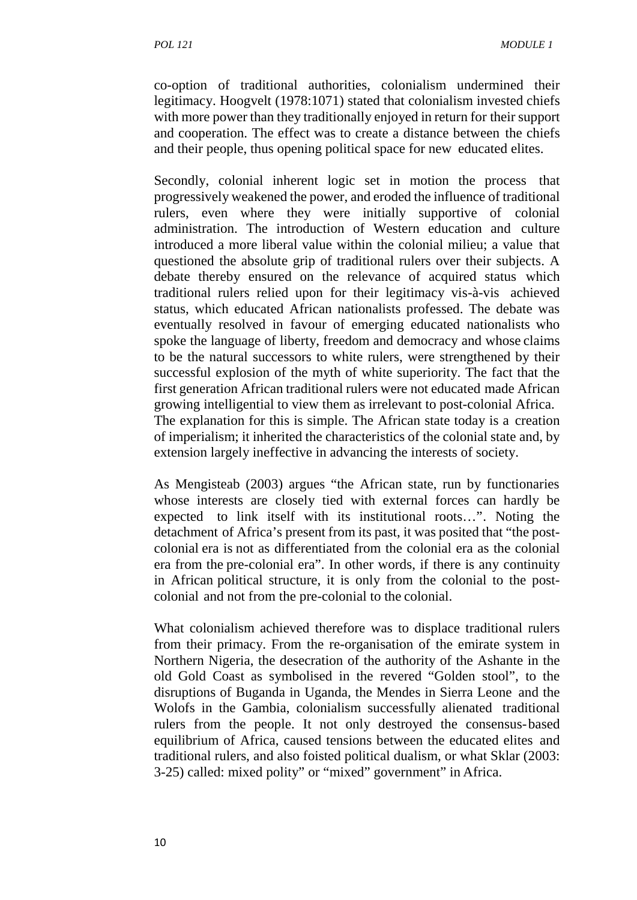co-option of traditional authorities, colonialism undermined their legitimacy. Hoogvelt (1978:1071) stated that colonialism invested chiefs with more power than they traditionally enjoyed in return for their support and cooperation. The effect was to create a distance between the chiefs and their people, thus opening political space for new educated elites.

Secondly, colonial inherent logic set in motion the process that progressively weakened the power, and eroded the influence of traditional rulers, even where they were initially supportive of colonial administration. The introduction of Western education and culture introduced a more liberal value within the colonial milieu; a value that questioned the absolute grip of traditional rulers over their subjects. A debate thereby ensured on the relevance of acquired status which traditional rulers relied upon for their legitimacy vis-à-vis achieved status, which educated African nationalists professed. The debate was eventually resolved in favour of emerging educated nationalists who spoke the language of liberty, freedom and democracy and whose claims to be the natural successors to white rulers, were strengthened by their successful explosion of the myth of white superiority. The fact that the first generation African traditional rulers were not educated made African growing intelligential to view them as irrelevant to post-colonial Africa. The explanation for this is simple. The African state today is a creation of imperialism; it inherited the characteristics of the colonial state and, by extension largely ineffective in advancing the interests of society.

As Mengisteab (2003) argues "the African state, run by functionaries whose interests are closely tied with external forces can hardly be expected to link itself with its institutional roots…". Noting the detachment of Africa's present from its past, it was posited that "the post-colonial era is not as differentiated from the colonial era as the colonial era from the pre-colonial era". In other words, if there is any continuity in African political structure, it is only from the colonial to the post-colonial and not from the pre-colonial to the colonial.

What colonialism achieved therefore was to displace traditional rulers from their primacy. From the re-organisation of the emirate system in Northern Nigeria, the desecration of the authority of the Ashante in the old Gold Coast as symbolised in the revered "Golden stool", to the disruptions of Buganda in Uganda, the Mendes in Sierra Leone and the Wolofs in the Gambia, colonialism successfully alienated traditional rulers from the people. It not only destroyed the consensus-based equilibrium of Africa, caused tensions between the educated elites and traditional rulers, and also foisted political dualism, or what Sklar (2003: 3-25) called: mixed polity" or "mixed" government" in Africa.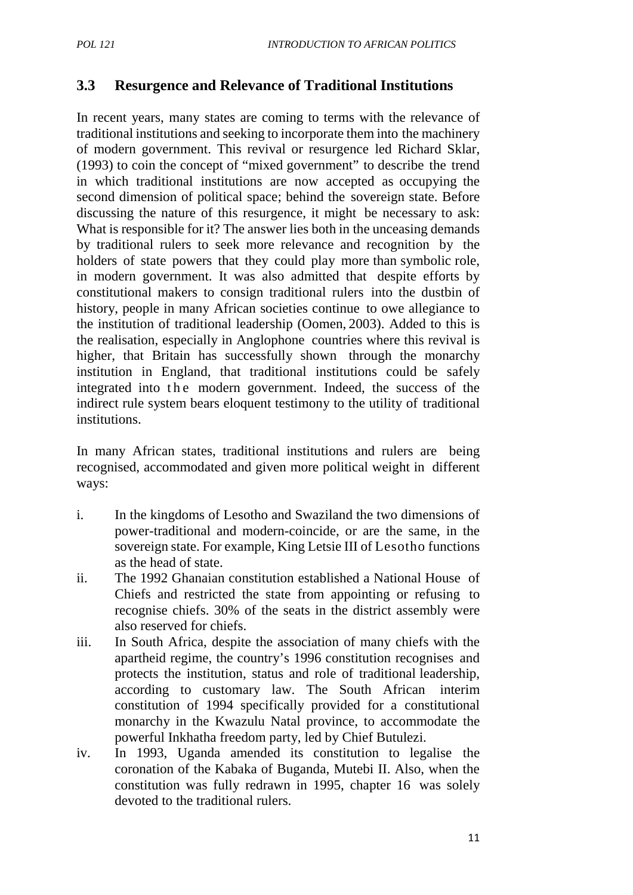### 3.3 Resurgence and Relevance of Traditional Institutions

In recent years, many states are coming to terms with the relevance of traditional institutions and seeking to incorporate them into the machinery of modern government. This revival or resurgence led Richard Sklar, (1993) to coin the concept of "mixed government" to describe the trend in which traditional institutions are now accepted as occupying the second dimension of political space; behind the sovereign state. Before discussing the nature of this resurgence, it might be necessary to ask: What is responsible for it? The answer lies both in the unceasing demands by traditional rulers to seek more relevance and recognition by the holders of state powers that they could play more than symbolic role, in modern government. It was also admitted that despite efforts by constitutional makers to consign traditional rulers into the dustbin of history, people in many African societies continue to owe allegiance to the institution of traditional leadership (Oomen, 2003). Added to this is the realisation, especially in Anglophone countries where this revival is higher, that Britain has successfully shown through the monarchy institution in England, that traditional institutions could be safely integrated into the modern government. Indeed, the success of the indirect rule system bears eloquent testimony to the utility of traditional institutions.

In many African states, traditional institutions and rulers are being recognised, accommodated and given more political weight in different ways:

i. In the kingdoms of Lesotho and Swaziland the two dimensions of power-traditional and modern-coincide, or are the same, in the sovereign state. For example, King Letsie III of Lesotho functions as the head of state.
ii. The 1992 Ghanaian constitution established a National House of Chiefs and restricted the state from appointing or refusing to recognise chiefs. 30% of the seats in the district assembly were also reserved for chiefs.
iii. In South Africa, despite the association of many chiefs with the apartheid regime, the country's 1996 constitution recognises and protects the institution, status and role of traditional leadership, according to customary law. The South African interim constitution of 1994 specifically provided for a constitutional monarchy in the Kwazulu Natal province, to accommodate the powerful Inkhatha freedom party, led by Chief Butulezi.
iv. In 1993, Uganda amended its constitution to legalise the coronation of the Kabaka of Buganda, Mutebi II. Also, when the constitution was fully redrawn in 1995, chapter 16 was solely devoted to the traditional rulers.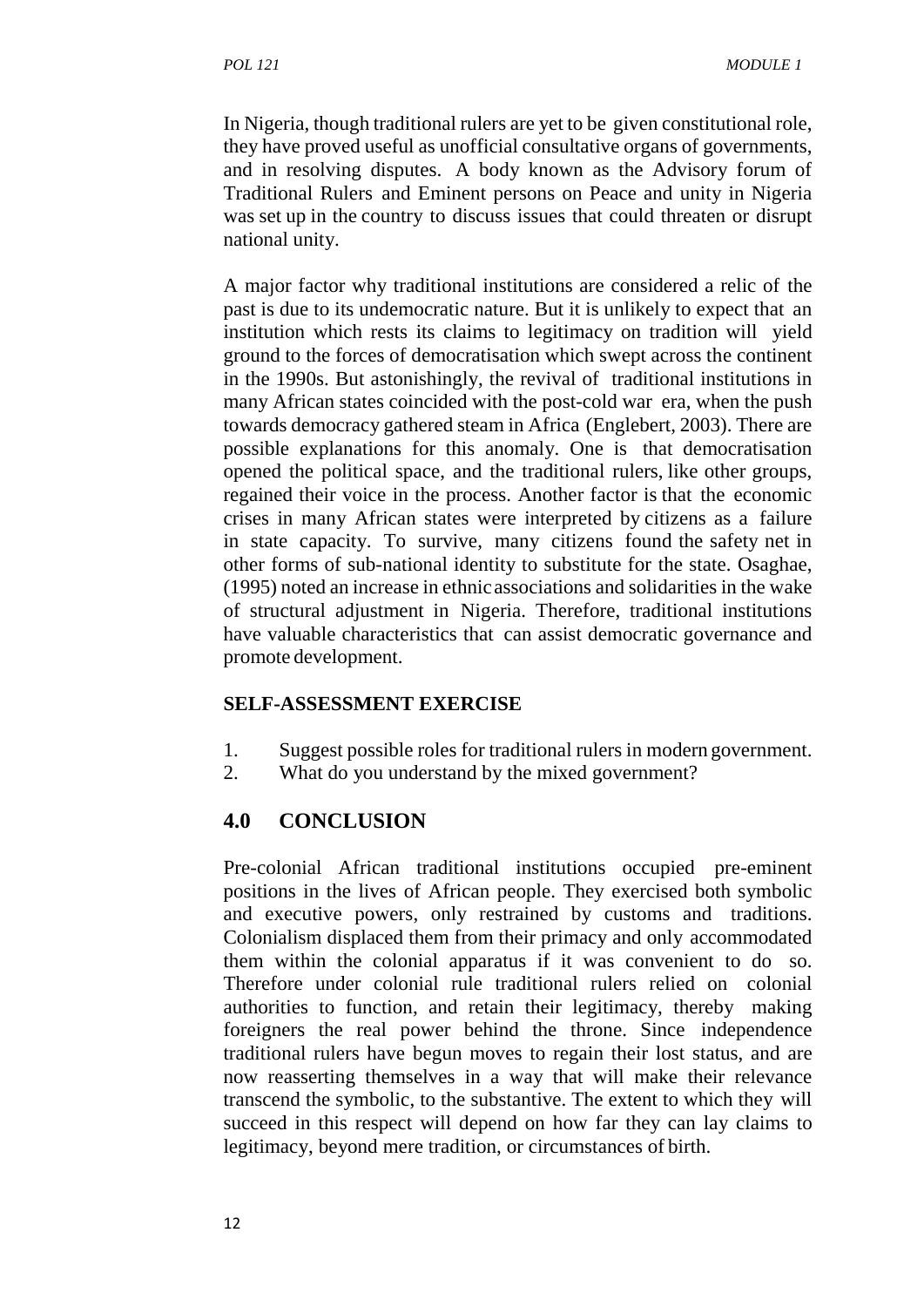In Nigeria, though traditional rulers are yet to be given constitutional role, they have proved useful as unofficial consultative organs of governments, and in resolving disputes. A body known as the Advisory forum of Traditional Rulers and Eminent persons on Peace and unity in Nigeria was set up in the country to discuss issues that could threaten or disrupt national unity.

A major factor why traditional institutions are considered a relic of the past is due to its undemocratic nature. But it is unlikely to expect that an institution which rests its claims to legitimacy on tradition will yield ground to the forces of democratisation which swept across the continent in the 1990s. But astonishingly, the revival of traditional institutions in many African states coincided with the post-cold war era, when the push towards democracy gathered steam in Africa (Englebert, 2003). There are possible explanations for this anomaly. One is that democratisation opened the political space, and the traditional rulers, like other groups, regained their voice in the process. Another factor is that the economic crises in many African states were interpreted by citizens as a failure in state capacity. To survive, many citizens found the safety net in other forms of sub-national identity to substitute for the state. Osaghae, (1995) noted an increase in ethnic associations and solidarities in the wake of structural adjustment in Nigeria. Therefore, traditional institutions have valuable characteristics that can assist democratic governance and promote development.

**SELF-ASSESSMENT EXERCISE**

1. Suggest possible roles for traditional rulers in modern government.
2. What do you understand by the mixed government?

## 4.0 CONCLUSION

Pre-colonial African traditional institutions occupied pre-eminent positions in the lives of African people. They exercised both symbolic and executive powers, only restrained by customs and traditions. Colonialism displaced them from their primacy and only accommodated them within the colonial apparatus if it was convenient to do so. Therefore under colonial rule traditional rulers relied on colonial authorities to function, and retain their legitimacy, thereby making foreigners the real power behind the throne. Since independence traditional rulers have begun moves to regain their lost status, and are now reasserting themselves in a way that will make their relevance transcend the symbolic, to the substantive. The extent to which they will succeed in this respect will depend on how far they can lay claims to legitimacy, beyond mere tradition, or circumstances of birth.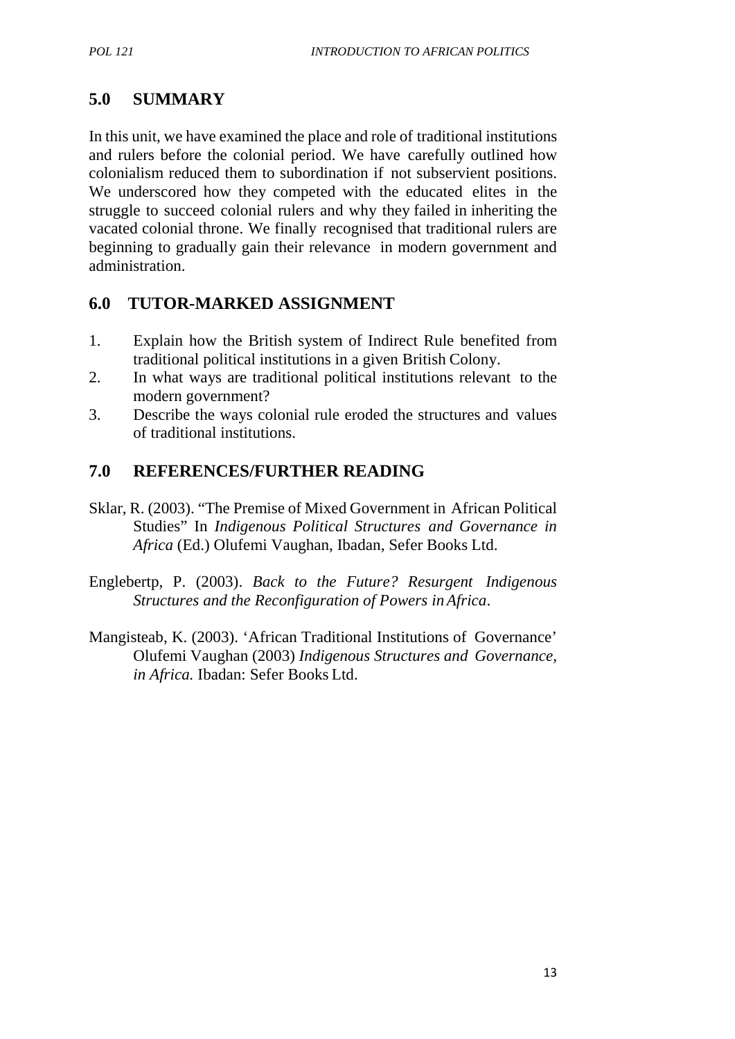## 5.0 SUMMARY

In this unit, we have examined the place and role of traditional institutions and rulers before the colonial period. We have carefully outlined how colonialism reduced them to subordination if not subservient positions. We underscored how they competed with the educated elites in the struggle to succeed colonial rulers and why they failed in inheriting the vacated colonial throne. We finally recognised that traditional rulers are beginning to gradually gain their relevance in modern government and administration.

## 6.0 TUTOR-MARKED ASSIGNMENT

1. Explain how the British system of Indirect Rule benefited from traditional political institutions in a given British Colony.
2. In what ways are traditional political institutions relevant to the modern government?
3. Describe the ways colonial rule eroded the structures and values of traditional institutions.

## 7.0 REFERENCES/FURTHER READING

Sklar, R. (2003). "The Premise of Mixed Government in African Political Studies" In *Indigenous Political Structures and Governance in Africa* (Ed.) Olufemi Vaughan, Ibadan, Sefer Books Ltd.

Englebertp, P. (2003). *Back to the Future? Resurgent Indigenous Structures and the Reconfiguration of Powers in Africa*.

Mangisteab, K. (2003). 'African Traditional Institutions of Governance' Olufemi Vaughan (2003) *Indigenous Structures and Governance, in Africa.* Ibadan: Sefer Books Ltd.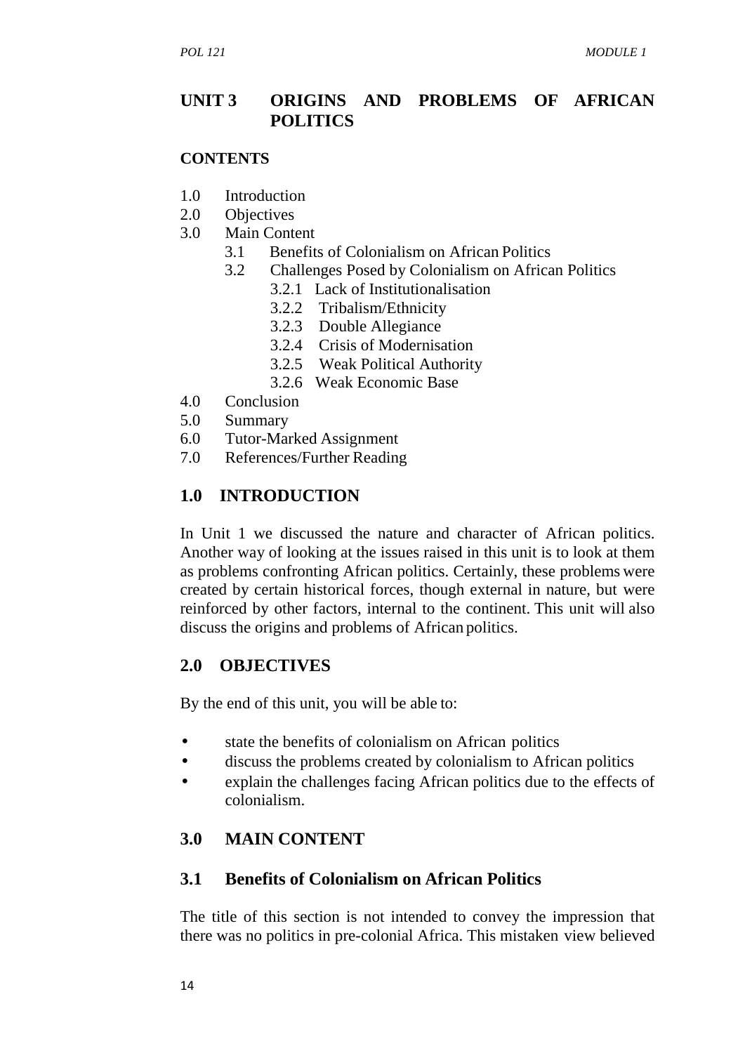## UNIT 3 ORIGINS AND PROBLEMS OF AFRICAN POLITICS

**CONTENTS**

1.0 Introduction
2.0 Objectives
3.0 Main Content
    3.1 Benefits of Colonialism on African Politics
    3.2 Challenges Posed by Colonialism on African Politics
        3.2.1 Lack of Institutionalisation
        3.2.2 Tribalism/Ethnicity
        3.2.3 Double Allegiance
        3.2.4 Crisis of Modernisation
        3.2.5 Weak Political Authority
        3.2.6 Weak Economic Base
4.0 Conclusion
5.0 Summary
6.0 Tutor-Marked Assignment
7.0 References/Further Reading

## 1.0 INTRODUCTION

In Unit 1 we discussed the nature and character of African politics. Another way of looking at the issues raised in this unit is to look at them as problems confronting African politics. Certainly, these problems were created by certain historical forces, though external in nature, but were reinforced by other factors, internal to the continent. This unit will also discuss the origins and problems of African politics.

## 2.0 OBJECTIVES

By the end of this unit, you will be able to:

- state the benefits of colonialism on African politics
- discuss the problems created by colonialism to African politics
- explain the challenges facing African politics due to the effects of colonialism.

## 3.0 MAIN CONTENT

### 3.1 Benefits of Colonialism on African Politics

The title of this section is not intended to convey the impression that there was no politics in pre-colonial Africa. This mistaken view believed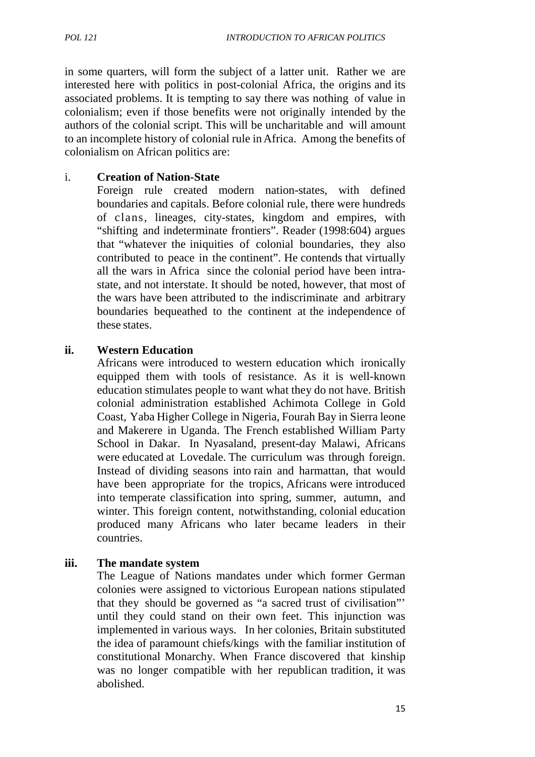in some quarters, will form the subject of a latter unit. Rather we are interested here with politics in post-colonial Africa, the origins and its associated problems. It is tempting to say there was nothing of value in colonialism; even if those benefits were not originally intended by the authors of the colonial script. This will be uncharitable and will amount to an incomplete history of colonial rule in Africa. Among the benefits of colonialism on African politics are:

i. **Creation of Nation-State**

   Foreign rule created modern nation-states, with defined boundaries and capitals. Before colonial rule, there were hundreds of clans, lineages, city-states, kingdom and empires, with "shifting and indeterminate frontiers". Reader (1998:604) argues that "whatever the iniquities of colonial boundaries, they also contributed to peace in the continent". He contends that virtually all the wars in Africa since the colonial period have been intra-state, and not interstate. It should be noted, however, that most of the wars have been attributed to the indiscriminate and arbitrary boundaries bequeathed to the continent at the independence of these states.

**ii. Western Education**

   Africans were introduced to western education which ironically equipped them with tools of resistance. As it is well-known education stimulates people to want what they do not have. British colonial administration established Achimota College in Gold Coast, Yaba Higher College in Nigeria, Fourah Bay in Sierra leone and Makerere in Uganda. The French established William Party School in Dakar. In Nyasaland, present-day Malawi, Africans were educated at Lovedale. The curriculum was through foreign. Instead of dividing seasons into rain and harmattan, that would have been appropriate for the tropics, Africans were introduced into temperate classification into spring, summer, autumn, and winter. This foreign content, notwithstanding, colonial education produced many Africans who later became leaders in their countries.

**iii. The mandate system**

   The League of Nations mandates under which former German colonies were assigned to victorious European nations stipulated that they should be governed as "a sacred trust of civilisation"' until they could stand on their own feet. This injunction was implemented in various ways. In her colonies, Britain substituted the idea of paramount chiefs/kings with the familiar institution of constitutional Monarchy. When France discovered that kinship was no longer compatible with her republican tradition, it was abolished.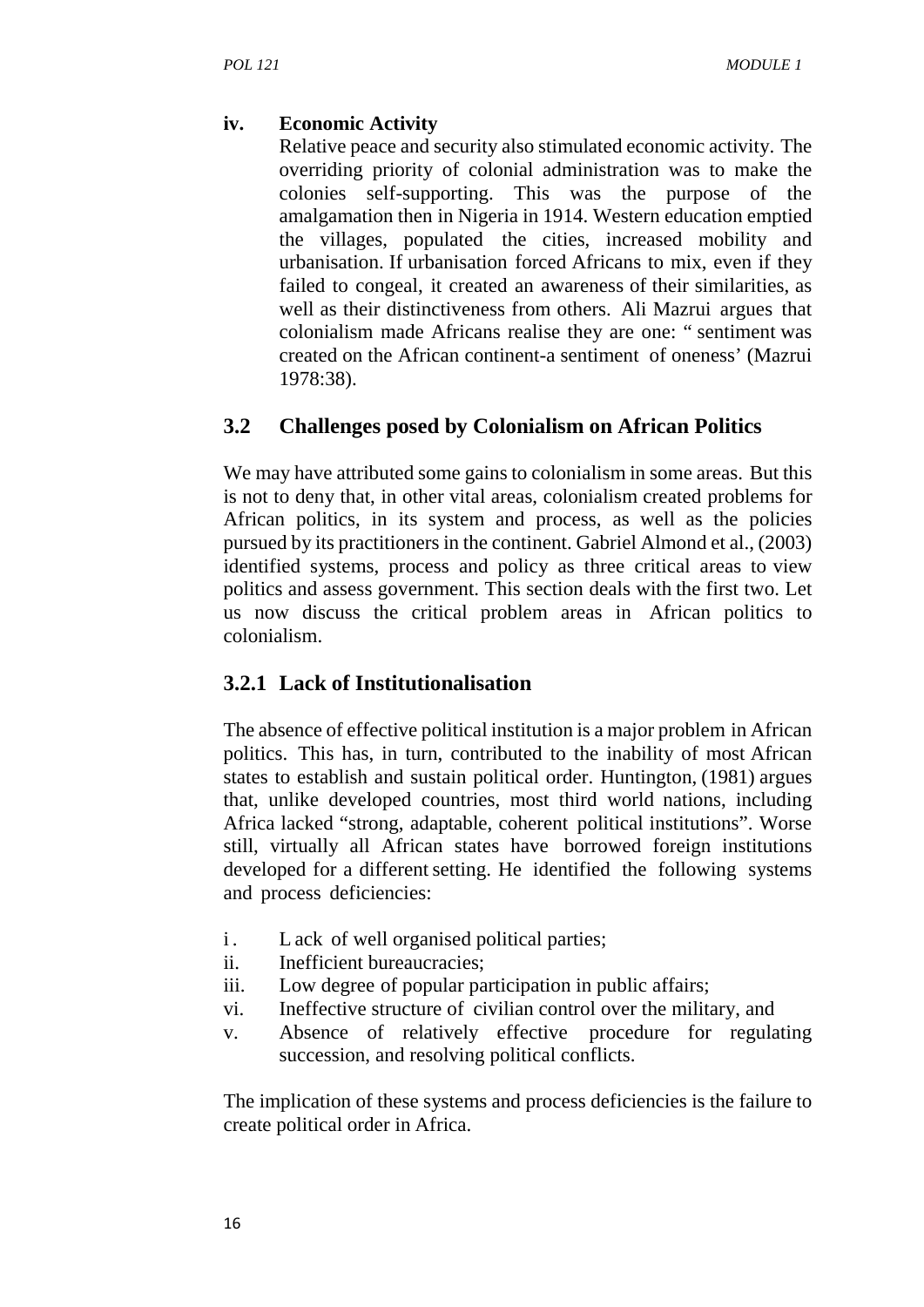**iv. Economic Activity**

Relative peace and security also stimulated economic activity. The overriding priority of colonial administration was to make the colonies self-supporting. This was the purpose of the amalgamation then in Nigeria in 1914. Western education emptied the villages, populated the cities, increased mobility and urbanisation. If urbanisation forced Africans to mix, even if they failed to congeal, it created an awareness of their similarities, as well as their distinctiveness from others. Ali Mazrui argues that colonialism made Africans realise they are one: " sentiment was created on the African continent-a sentiment of oneness' (Mazrui 1978:38).

## 3.2 Challenges posed by Colonialism on African Politics

We may have attributed some gains to colonialism in some areas. But this is not to deny that, in other vital areas, colonialism created problems for African politics, in its system and process, as well as the policies pursued by its practitioners in the continent. Gabriel Almond et al., (2003) identified systems, process and policy as three critical areas to view politics and assess government. This section deals with the first two. Let us now discuss the critical problem areas in African politics to colonialism.

### 3.2.1 Lack of Institutionalisation

The absence of effective political institution is a major problem in African politics. This has, in turn, contributed to the inability of most African states to establish and sustain political order. Huntington, (1981) argues that, unlike developed countries, most third world nations, including Africa lacked "strong, adaptable, coherent political institutions". Worse still, virtually all African states have borrowed foreign institutions developed for a different setting. He identified the following systems and process deficiencies:

i. L ack of well organised political parties;
ii. Inefficient bureaucracies;
iii. Low degree of popular participation in public affairs;
vi. Ineffective structure of civilian control over the military, and
v. Absence of relatively effective procedure for regulating succession, and resolving political conflicts.

The implication of these systems and process deficiencies is the failure to create political order in Africa.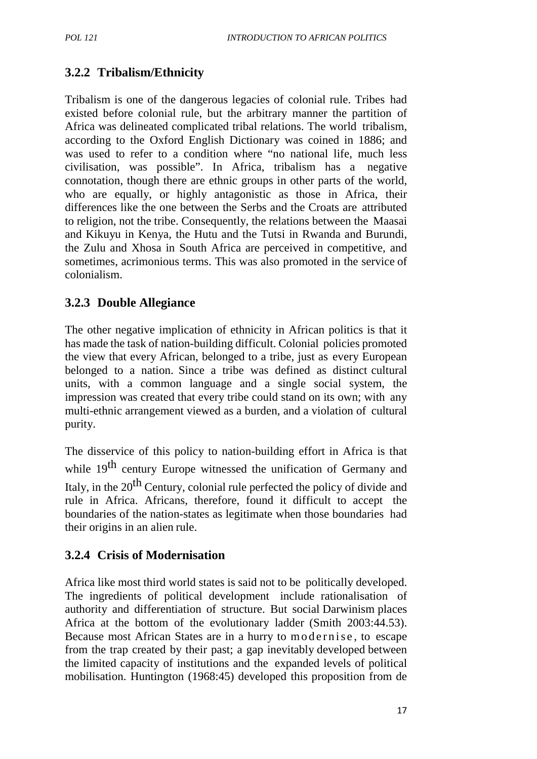### 3.2.2 Tribalism/Ethnicity

Tribalism is one of the dangerous legacies of colonial rule. Tribes had existed before colonial rule, but the arbitrary manner the partition of Africa was delineated complicated tribal relations. The world tribalism, according to the Oxford English Dictionary was coined in 1886; and was used to refer to a condition where "no national life, much less civilisation, was possible". In Africa, tribalism has a negative connotation, though there are ethnic groups in other parts of the world, who are equally, or highly antagonistic as those in Africa, their differences like the one between the Serbs and the Croats are attributed to religion, not the tribe. Consequently, the relations between the Maasai and Kikuyu in Kenya, the Hutu and the Tutsi in Rwanda and Burundi, the Zulu and Xhosa in South Africa are perceived in competitive, and sometimes, acrimonious terms. This was also promoted in the service of colonialism.

### 3.2.3 Double Allegiance

The other negative implication of ethnicity in African politics is that it has made the task of nation-building difficult. Colonial policies promoted the view that every African, belonged to a tribe, just as every European belonged to a nation. Since a tribe was defined as distinct cultural units, with a common language and a single social system, the impression was created that every tribe could stand on its own; with any multi-ethnic arrangement viewed as a burden, and a violation of cultural purity.

The disservice of this policy to nation-building effort in Africa is that while 19th century Europe witnessed the unification of Germany and Italy, in the 20th Century, colonial rule perfected the policy of divide and rule in Africa. Africans, therefore, found it difficult to accept the boundaries of the nation-states as legitimate when those boundaries had their origins in an alien rule.

### 3.2.4 Crisis of Modernisation

Africa like most third world states is said not to be politically developed. The ingredients of political development include rationalisation of authority and differentiation of structure. But social Darwinism places Africa at the bottom of the evolutionary ladder (Smith 2003:44.53). Because most African States are in a hurry to modernise, to escape from the trap created by their past; a gap inevitably developed between the limited capacity of institutions and the expanded levels of political mobilisation. Huntington (1968:45) developed this proposition from de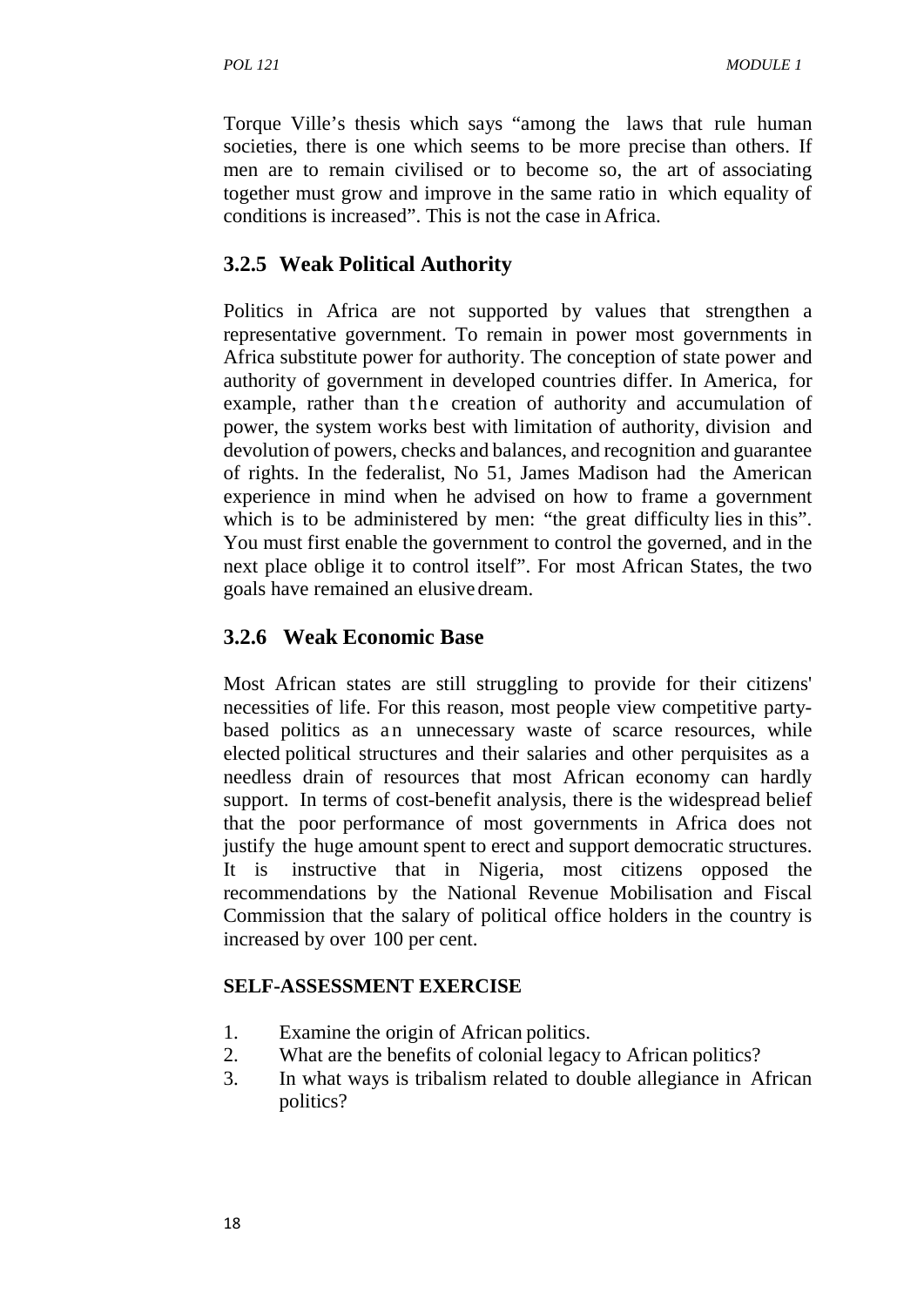Torque Ville's thesis which says "among the laws that rule human societies, there is one which seems to be more precise than others. If men are to remain civilised or to become so, the art of associating together must grow and improve in the same ratio in which equality of conditions is increased". This is not the case in Africa.

### 3.2.5 Weak Political Authority

Politics in Africa are not supported by values that strengthen a representative government. To remain in power most governments in Africa substitute power for authority. The conception of state power and authority of government in developed countries differ. In America, for example, rather than the creation of authority and accumulation of power, the system works best with limitation of authority, division and devolution of powers, checks and balances, and recognition and guarantee of rights. In the federalist, No 51, James Madison had the American experience in mind when he advised on how to frame a government which is to be administered by men: "the great difficulty lies in this". You must first enable the government to control the governed, and in the next place oblige it to control itself". For most African States, the two goals have remained an elusive dream.

### 3.2.6 Weak Economic Base

Most African states are still struggling to provide for their citizens' necessities of life. For this reason, most people view competitive party-based politics as an unnecessary waste of scarce resources, while elected political structures and their salaries and other perquisites as a needless drain of resources that most African economy can hardly support. In terms of cost-benefit analysis, there is the widespread belief that the poor performance of most governments in Africa does not justify the huge amount spent to erect and support democratic structures. It is instructive that in Nigeria, most citizens opposed the recommendations by the National Revenue Mobilisation and Fiscal Commission that the salary of political office holders in the country is increased by over 100 per cent.

**SELF-ASSESSMENT EXERCISE**

1. Examine the origin of African politics.
2. What are the benefits of colonial legacy to African politics?
3. In what ways is tribalism related to double allegiance in African politics?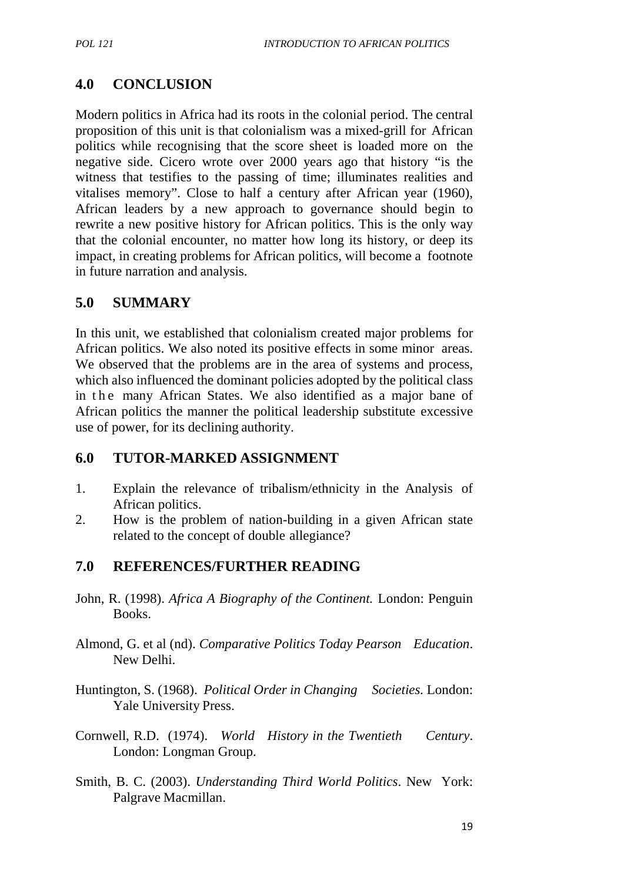## 4.0 CONCLUSION

Modern politics in Africa had its roots in the colonial period. The central proposition of this unit is that colonialism was a mixed-grill for African politics while recognising that the score sheet is loaded more on the negative side. Cicero wrote over 2000 years ago that history "is the witness that testifies to the passing of time; illuminates realities and vitalises memory". Close to half a century after African year (1960), African leaders by a new approach to governance should begin to rewrite a new positive history for African politics. This is the only way that the colonial encounter, no matter how long its history, or deep its impact, in creating problems for African politics, will become a footnote in future narration and analysis.

## 5.0 SUMMARY

In this unit, we established that colonialism created major problems for African politics. We also noted its positive effects in some minor areas. We observed that the problems are in the area of systems and process, which also influenced the dominant policies adopted by the political class in the many African States. We also identified as a major bane of African politics the manner the political leadership substitute excessive use of power, for its declining authority.

## 6.0 TUTOR-MARKED ASSIGNMENT

1. Explain the relevance of tribalism/ethnicity in the Analysis of African politics.
2. How is the problem of nation-building in a given African state related to the concept of double allegiance?

## 7.0 REFERENCES/FURTHER READING

John, R. (1998). *Africa A Biography of the Continent.* London: Penguin Books.

Almond, G. et al (nd). *Comparative Politics Today Pearson Education*. New Delhi.

Huntington, S. (1968). *Political Order in Changing Societies.* London: Yale University Press.

Cornwell, R.D. (1974). *World History in the Twentieth Century*. London: Longman Group.

Smith, B. C. (2003). *Understanding Third World Politics*. New York: Palgrave Macmillan.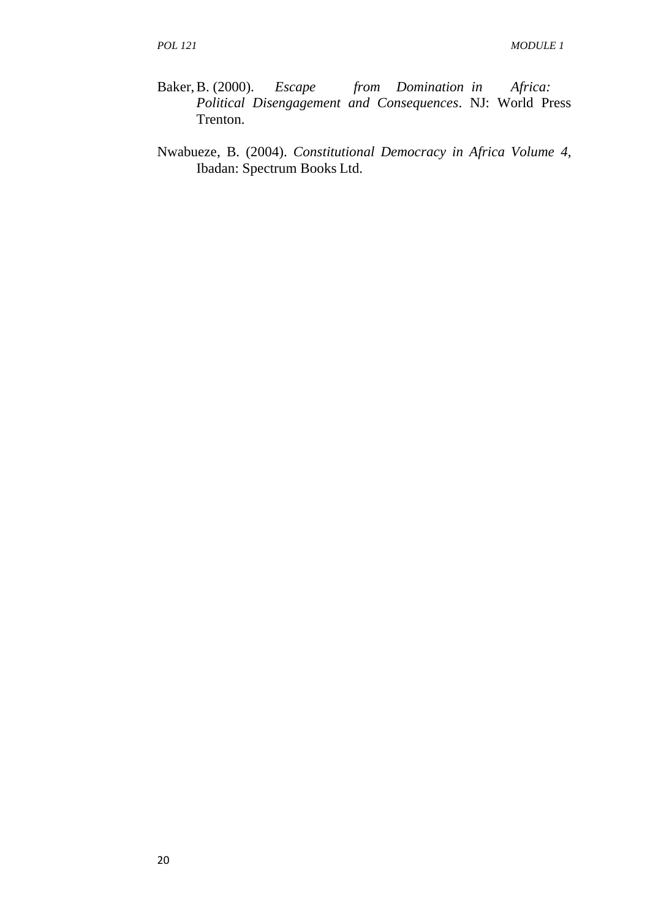Baker, B. (2000). *Escape from Domination in Africa: Political Disengagement and Consequences*. NJ: World Press Trenton.

Nwabueze, B. (2004). *Constitutional Democracy in Africa Volume 4*, Ibadan: Spectrum Books Ltd.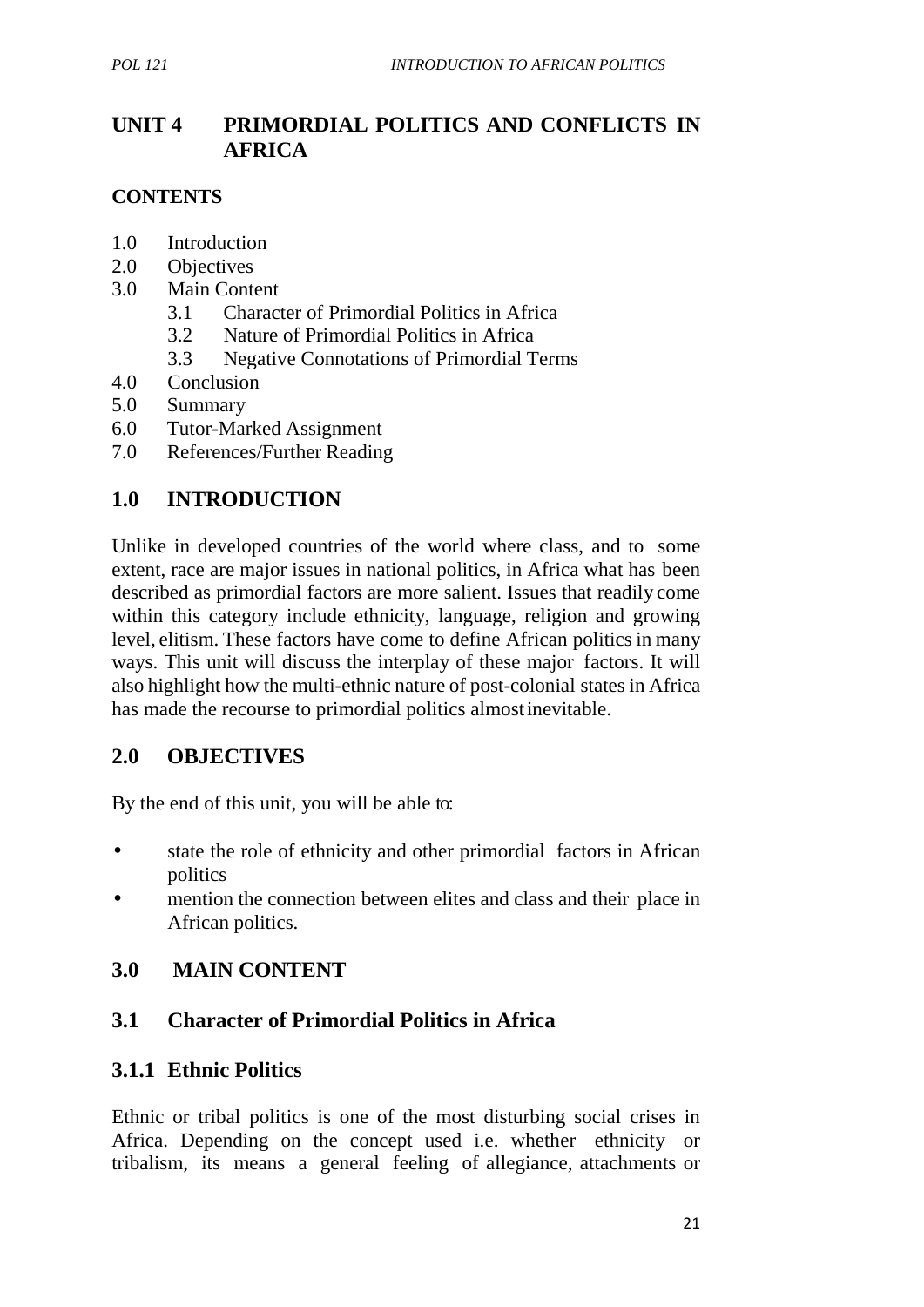# UNIT 4 PRIMORDIAL POLITICS AND CONFLICTS IN AFRICA

## CONTENTS

1.0 Introduction
2.0 Objectives
3.0 Main Content
    3.1 Character of Primordial Politics in Africa
    3.2 Nature of Primordial Politics in Africa
    3.3 Negative Connotations of Primordial Terms
4.0 Conclusion
5.0 Summary
6.0 Tutor-Marked Assignment
7.0 References/Further Reading

## 1.0 INTRODUCTION

Unlike in developed countries of the world where class, and to some extent, race are major issues in national politics, in Africa what has been described as primordial factors are more salient. Issues that readily come within this category include ethnicity, language, religion and growing level, elitism. These factors have come to define African politics in many ways. This unit will discuss the interplay of these major factors. It will also highlight how the multi-ethnic nature of post-colonial states in Africa has made the recourse to primordial politics almost inevitable.

## 2.0 OBJECTIVES

By the end of this unit, you will be able to:

- state the role of ethnicity and other primordial factors in African politics
- mention the connection between elites and class and their place in African politics.

## 3.0 MAIN CONTENT

### 3.1 Character of Primordial Politics in Africa

#### 3.1.1 Ethnic Politics

Ethnic or tribal politics is one of the most disturbing social crises in Africa. Depending on the concept used i.e. whether ethnicity or tribalism, its means a general feeling of allegiance, attachments or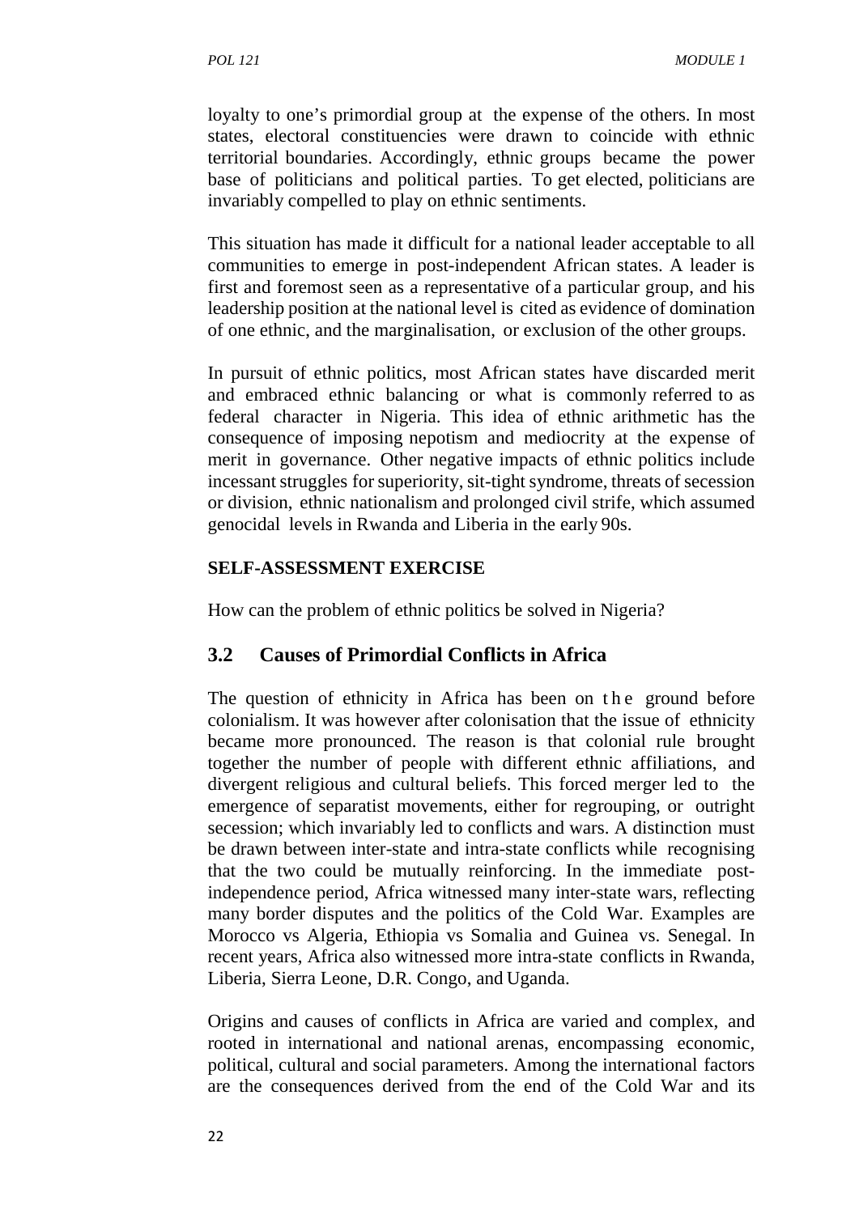loyalty to one's primordial group at the expense of the others. In most states, electoral constituencies were drawn to coincide with ethnic territorial boundaries. Accordingly, ethnic groups became the power base of politicians and political parties. To get elected, politicians are invariably compelled to play on ethnic sentiments.

This situation has made it difficult for a national leader acceptable to all communities to emerge in post-independent African states. A leader is first and foremost seen as a representative of a particular group, and his leadership position at the national level is cited as evidence of domination of one ethnic, and the marginalisation, or exclusion of the other groups.

In pursuit of ethnic politics, most African states have discarded merit and embraced ethnic balancing or what is commonly referred to as federal character in Nigeria. This idea of ethnic arithmetic has the consequence of imposing nepotism and mediocrity at the expense of merit in governance. Other negative impacts of ethnic politics include incessant struggles for superiority, sit-tight syndrome, threats of secession or division, ethnic nationalism and prolonged civil strife, which assumed genocidal levels in Rwanda and Liberia in the early 90s.

**SELF-ASSESSMENT EXERCISE**

How can the problem of ethnic politics be solved in Nigeria?

## 3.2 Causes of Primordial Conflicts in Africa

The question of ethnicity in Africa has been on the ground before colonialism. It was however after colonisation that the issue of ethnicity became more pronounced. The reason is that colonial rule brought together the number of people with different ethnic affiliations, and divergent religious and cultural beliefs. This forced merger led to the emergence of separatist movements, either for regrouping, or outright secession; which invariably led to conflicts and wars. A distinction must be drawn between inter-state and intra-state conflicts while recognising that the two could be mutually reinforcing. In the immediate post-independence period, Africa witnessed many inter-state wars, reflecting many border disputes and the politics of the Cold War. Examples are Morocco vs Algeria, Ethiopia vs Somalia and Guinea vs. Senegal. In recent years, Africa also witnessed more intra-state conflicts in Rwanda, Liberia, Sierra Leone, D.R. Congo, and Uganda.

Origins and causes of conflicts in Africa are varied and complex, and rooted in international and national arenas, encompassing economic, political, cultural and social parameters. Among the international factors are the consequences derived from the end of the Cold War and its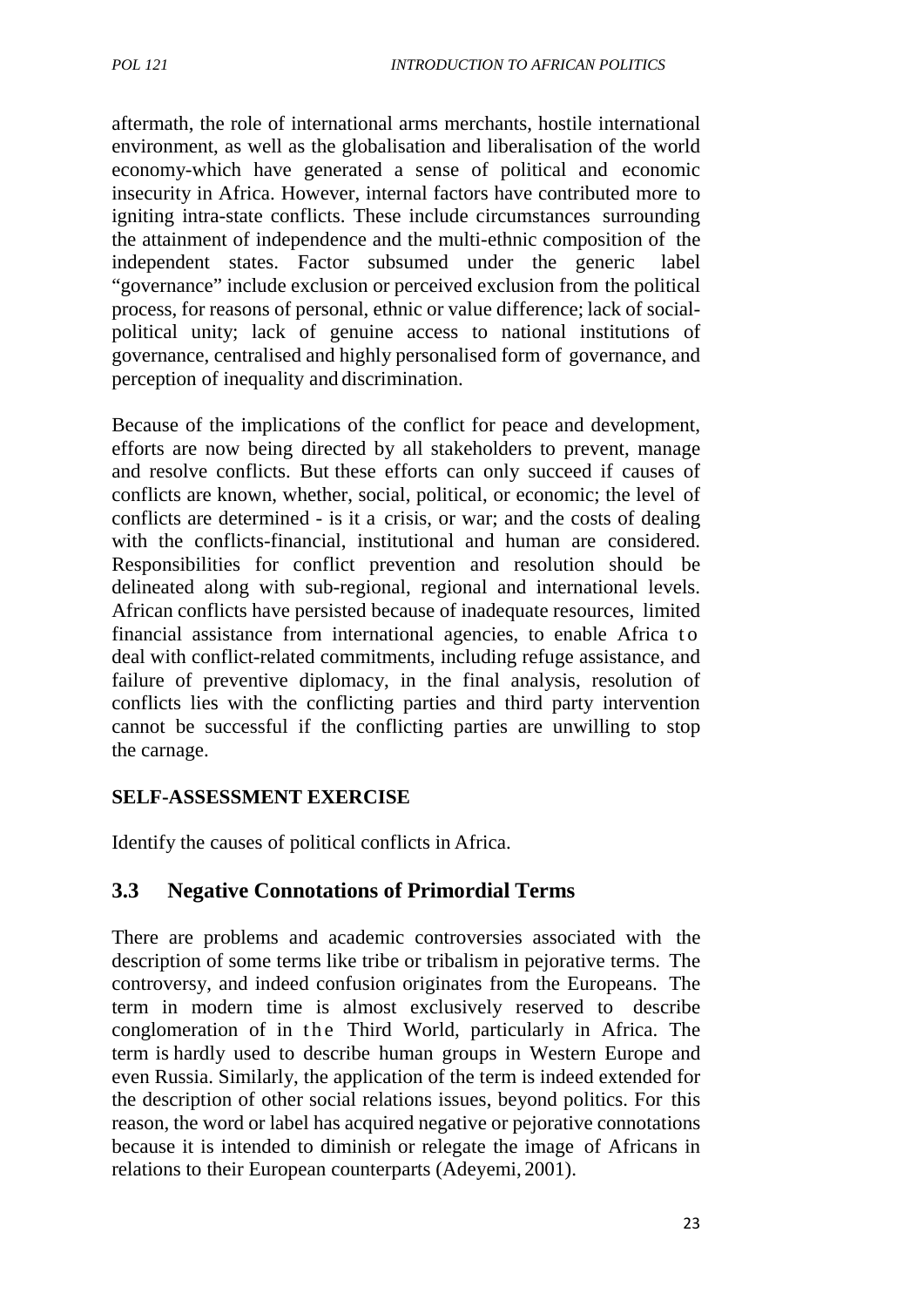aftermath, the role of international arms merchants, hostile international environment, as well as the globalisation and liberalisation of the world economy-which have generated a sense of political and economic insecurity in Africa. However, internal factors have contributed more to igniting intra-state conflicts. These include circumstances surrounding the attainment of independence and the multi-ethnic composition of the independent states. Factor subsumed under the generic label "governance" include exclusion or perceived exclusion from the political process, for reasons of personal, ethnic or value difference; lack of social-political unity; lack of genuine access to national institutions of governance, centralised and highly personalised form of governance, and perception of inequality and discrimination.

Because of the implications of the conflict for peace and development, efforts are now being directed by all stakeholders to prevent, manage and resolve conflicts. But these efforts can only succeed if causes of conflicts are known, whether, social, political, or economic; the level of conflicts are determined - is it a crisis, or war; and the costs of dealing with the conflicts-financial, institutional and human are considered. Responsibilities for conflict prevention and resolution should be delineated along with sub-regional, regional and international levels. African conflicts have persisted because of inadequate resources, limited financial assistance from international agencies, to enable Africa to deal with conflict-related commitments, including refuge assistance, and failure of preventive diplomacy, in the final analysis, resolution of conflicts lies with the conflicting parties and third party intervention cannot be successful if the conflicting parties are unwilling to stop the carnage.

**SELF-ASSESSMENT EXERCISE**

Identify the causes of political conflicts in Africa.

## 3.3 Negative Connotations of Primordial Terms

There are problems and academic controversies associated with the description of some terms like tribe or tribalism in pejorative terms. The controversy, and indeed confusion originates from the Europeans. The term in modern time is almost exclusively reserved to describe conglomeration of in the Third World, particularly in Africa. The term is hardly used to describe human groups in Western Europe and even Russia. Similarly, the application of the term is indeed extended for the description of other social relations issues, beyond politics. For this reason, the word or label has acquired negative or pejorative connotations because it is intended to diminish or relegate the image of Africans in relations to their European counterparts (Adeyemi, 2001).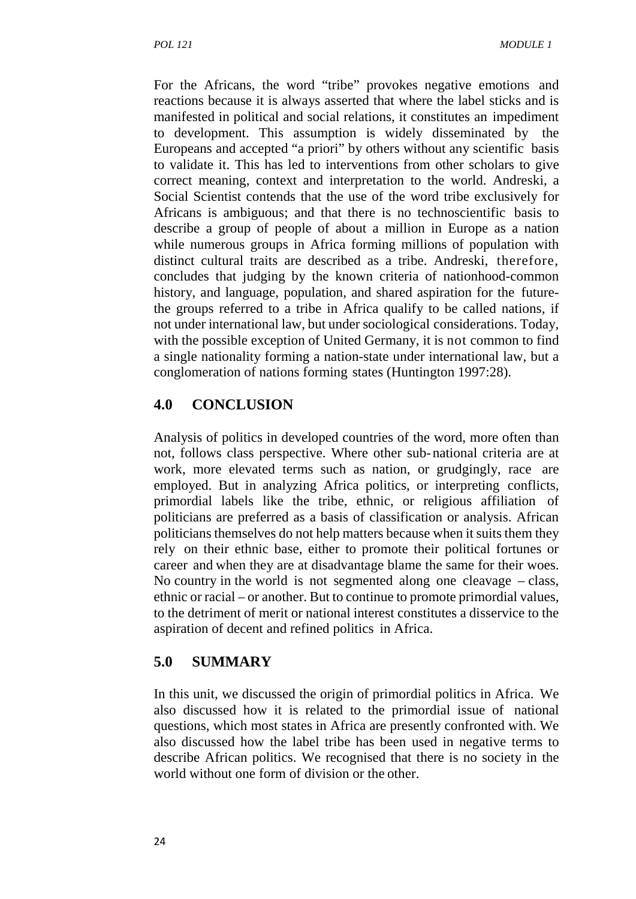For the Africans, the word "tribe" provokes negative emotions and reactions because it is always asserted that where the label sticks and is manifested in political and social relations, it constitutes an impediment to development. This assumption is widely disseminated by the Europeans and accepted "a priori" by others without any scientific basis to validate it. This has led to interventions from other scholars to give correct meaning, context and interpretation to the world. Andreski, a Social Scientist contends that the use of the word tribe exclusively for Africans is ambiguous; and that there is no technoscientific basis to describe a group of people of about a million in Europe as a nation while numerous groups in Africa forming millions of population with distinct cultural traits are described as a tribe. Andreski, therefore, concludes that judging by the known criteria of nationhood-common history, and language, population, and shared aspiration for the future-the groups referred to a tribe in Africa qualify to be called nations, if not under international law, but under sociological considerations. Today, with the possible exception of United Germany, it is not common to find a single nationality forming a nation-state under international law, but a conglomeration of nations forming states (Huntington 1997:28).

## 4.0 CONCLUSION

Analysis of politics in developed countries of the word, more often than not, follows class perspective. Where other sub-national criteria are at work, more elevated terms such as nation, or grudgingly, race are employed. But in analyzing Africa politics, or interpreting conflicts, primordial labels like the tribe, ethnic, or religious affiliation of politicians are preferred as a basis of classification or analysis. African politicians themselves do not help matters because when it suits them they rely on their ethnic base, either to promote their political fortunes or career and when they are at disadvantage blame the same for their woes. No country in the world is not segmented along one cleavage – class, ethnic or racial – or another. But to continue to promote primordial values, to the detriment of merit or national interest constitutes a disservice to the aspiration of decent and refined politics in Africa.

## 5.0 SUMMARY

In this unit, we discussed the origin of primordial politics in Africa. We also discussed how it is related to the primordial issue of national questions, which most states in Africa are presently confronted with. We also discussed how the label tribe has been used in negative terms to describe African politics. We recognised that there is no society in the world without one form of division or the other.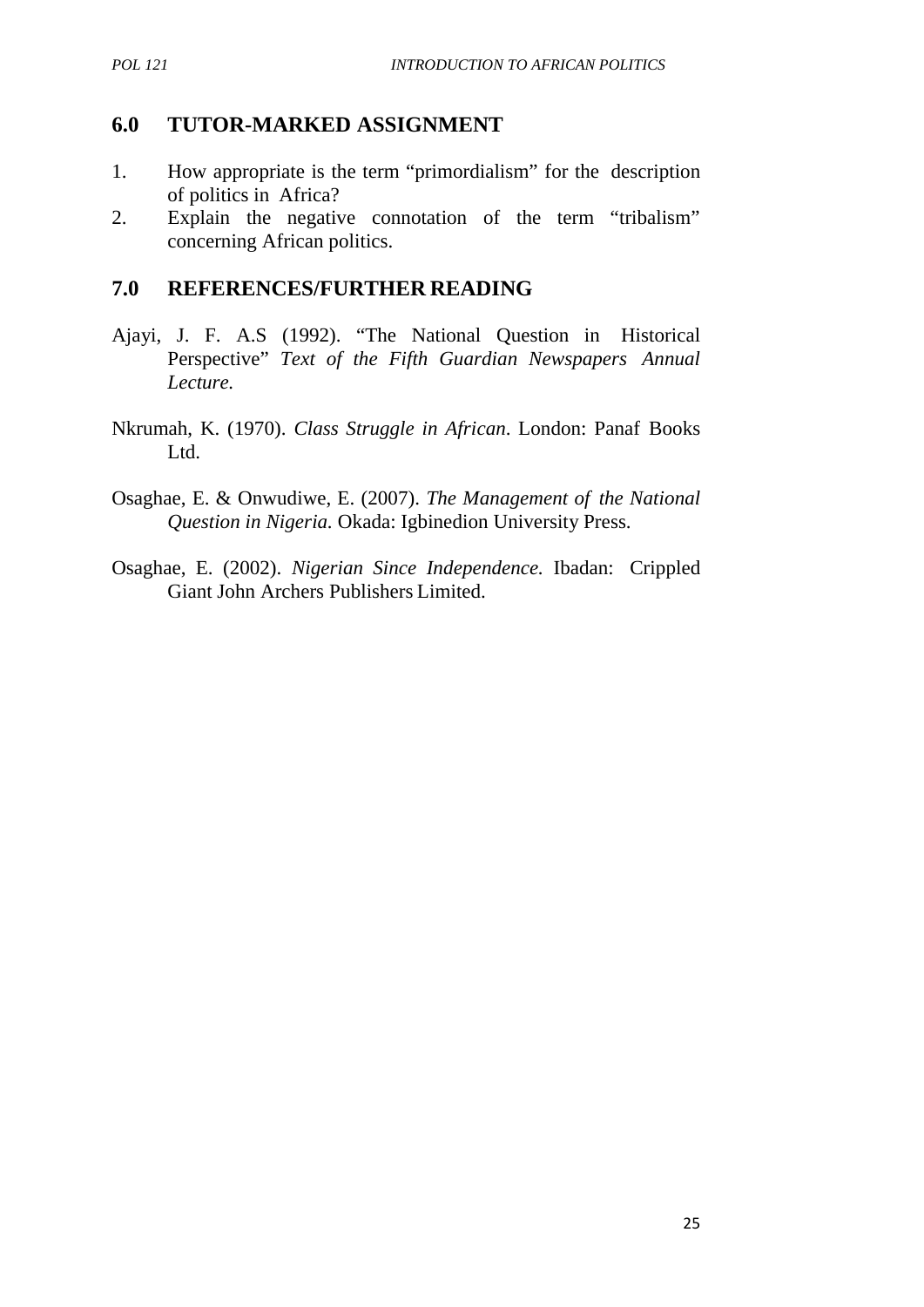## 6.0 TUTOR-MARKED ASSIGNMENT

1. How appropriate is the term "primordialism" for the description of politics in Africa?
2. Explain the negative connotation of the term "tribalism" concerning African politics.

## 7.0 REFERENCES/FURTHER READING

Ajayi, J. F. A.S (1992). "The National Question in Historical Perspective" *Text of the Fifth Guardian Newspapers Annual Lecture.*

Nkrumah, K. (1970). *Class Struggle in African*. London: Panaf Books Ltd.

Osaghae, E. & Onwudiwe, E. (2007). *The Management of the National Question in Nigeria.* Okada: Igbinedion University Press.

Osaghae, E. (2002). *Nigerian Since Independence.* Ibadan: Crippled Giant John Archers Publishers Limited.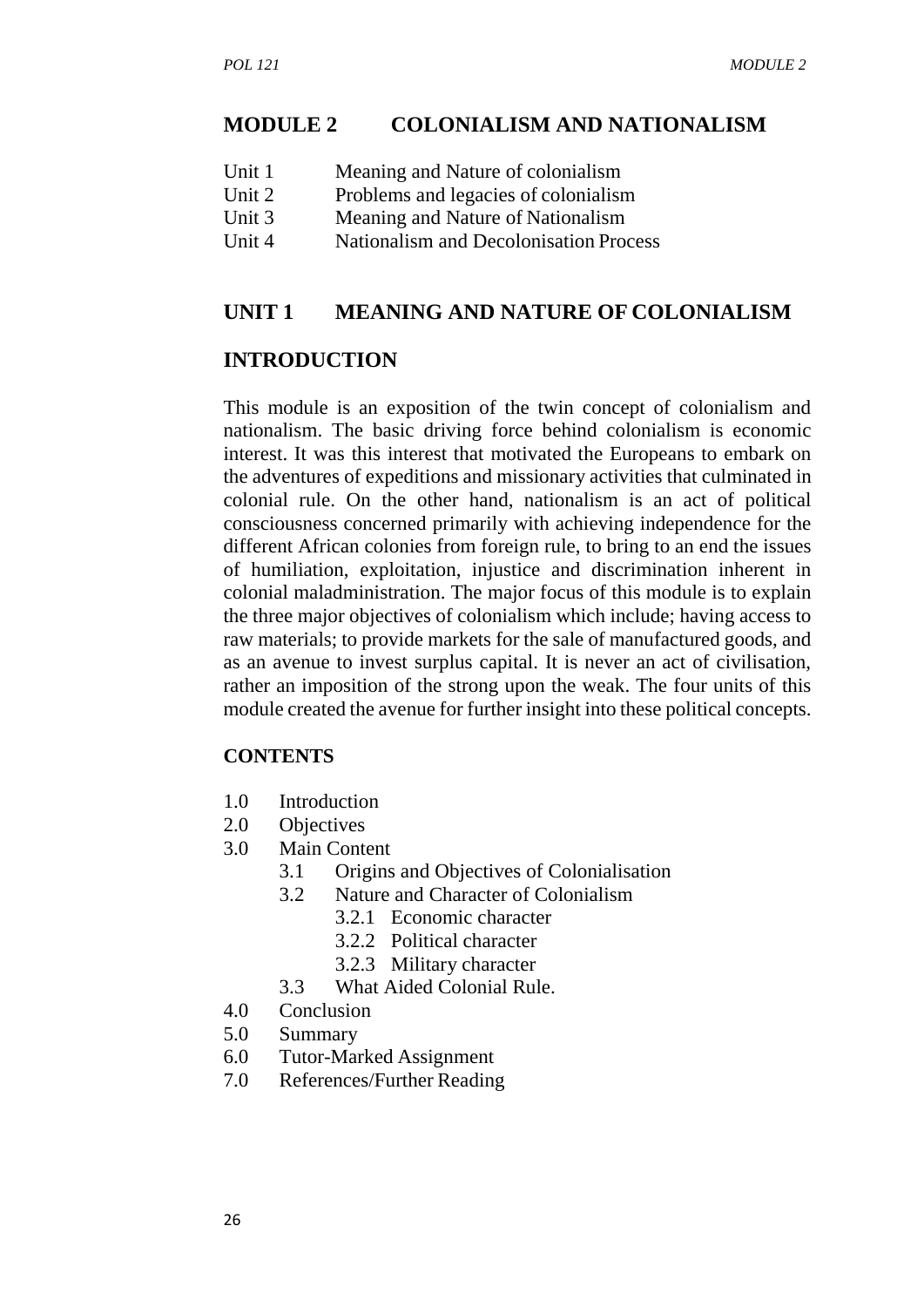# MODULE 2 COLONIALISM AND NATIONALISM

Unit 1 Meaning and Nature of colonialism
Unit 2 Problems and legacies of colonialism
Unit 3 Meaning and Nature of Nationalism
Unit 4 Nationalism and Decolonisation Process

## UNIT 1 MEANING AND NATURE OF COLONIALISM

## INTRODUCTION

This module is an exposition of the twin concept of colonialism and nationalism. The basic driving force behind colonialism is economic interest. It was this interest that motivated the Europeans to embark on the adventures of expeditions and missionary activities that culminated in colonial rule. On the other hand, nationalism is an act of political consciousness concerned primarily with achieving independence for the different African colonies from foreign rule, to bring to an end the issues of humiliation, exploitation, injustice and discrimination inherent in colonial maladministration. The major focus of this module is to explain the three major objectives of colonialism which include; having access to raw materials; to provide markets for the sale of manufactured goods, and as an avenue to invest surplus capital. It is never an act of civilisation, rather an imposition of the strong upon the weak. The four units of this module created the avenue for further insight into these political concepts.

### CONTENTS

- 1.0 Introduction
- 2.0 Objectives
- 3.0 Main Content
  - 3.1 Origins and Objectives of Colonialisation
  - 3.2 Nature and Character of Colonialism
    - 3.2.1 Economic character
    - 3.2.2 Political character
    - 3.2.3 Military character
  - 3.3 What Aided Colonial Rule.
- 4.0 Conclusion
- 5.0 Summary
- 6.0 Tutor-Marked Assignment
- 7.0 References/Further Reading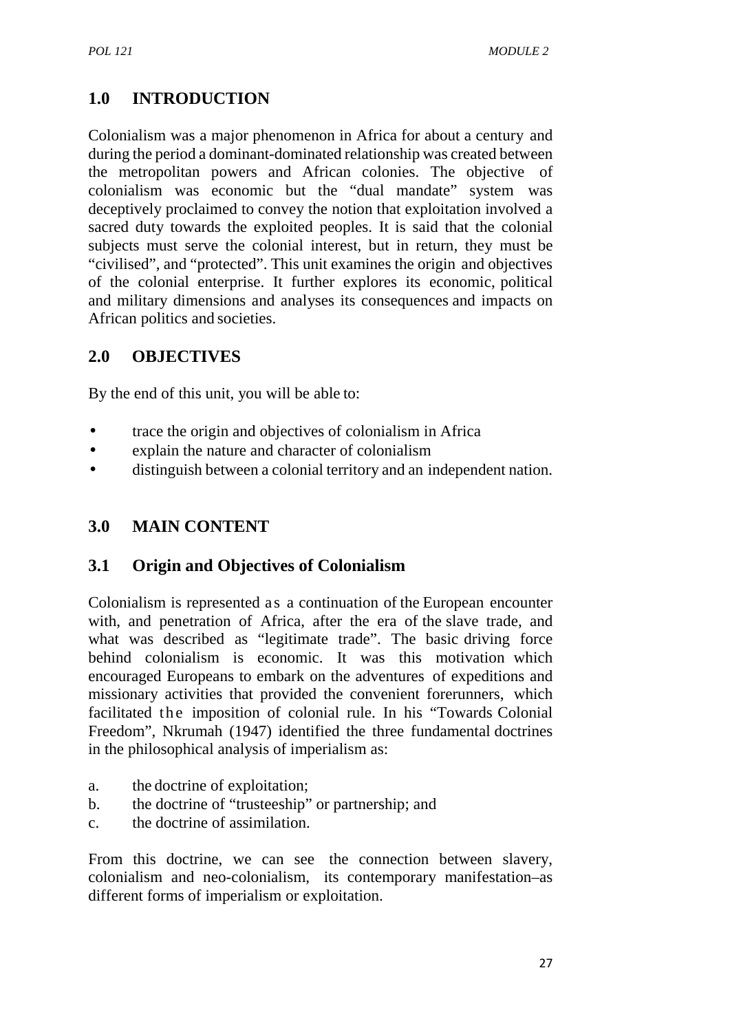## 1.0 INTRODUCTION

Colonialism was a major phenomenon in Africa for about a century and during the period a dominant-dominated relationship was created between the metropolitan powers and African colonies. The objective of colonialism was economic but the "dual mandate" system was deceptively proclaimed to convey the notion that exploitation involved a sacred duty towards the exploited peoples. It is said that the colonial subjects must serve the colonial interest, but in return, they must be "civilised", and "protected". This unit examines the origin and objectives of the colonial enterprise. It further explores its economic, political and military dimensions and analyses its consequences and impacts on African politics and societies.

## 2.0 OBJECTIVES

By the end of this unit, you will be able to:

- trace the origin and objectives of colonialism in Africa
- explain the nature and character of colonialism
- distinguish between a colonial territory and an independent nation.

## 3.0 MAIN CONTENT

### 3.1 Origin and Objectives of Colonialism

Colonialism is represented as a continuation of the European encounter with, and penetration of Africa, after the era of the slave trade, and what was described as "legitimate trade". The basic driving force behind colonialism is economic. It was this motivation which encouraged Europeans to embark on the adventures of expeditions and missionary activities that provided the convenient forerunners, which facilitated the imposition of colonial rule. In his "Towards Colonial Freedom", Nkrumah (1947) identified the three fundamental doctrines in the philosophical analysis of imperialism as:

a. the doctrine of exploitation;
b. the doctrine of "trusteeship" or partnership; and
c. the doctrine of assimilation.

From this doctrine, we can see the connection between slavery, colonialism and neo-colonialism, its contemporary manifestation–as different forms of imperialism or exploitation.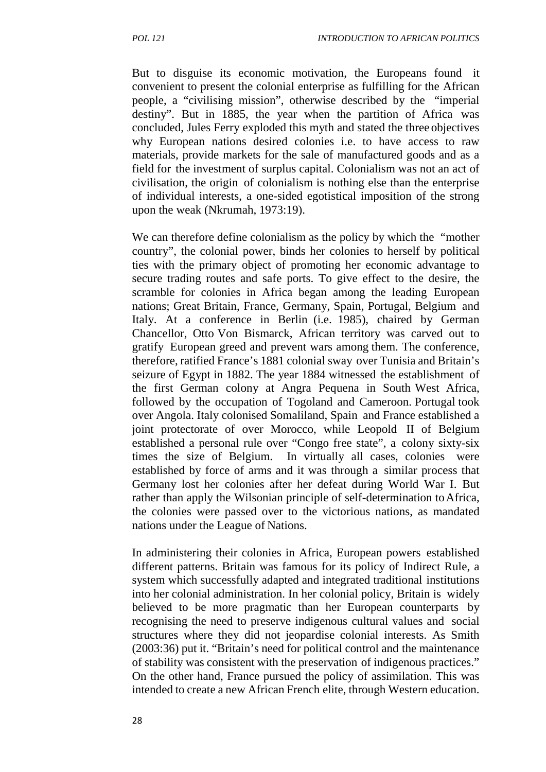But to disguise its economic motivation, the Europeans found it convenient to present the colonial enterprise as fulfilling for the African people, a "civilising mission", otherwise described by the "imperial destiny". But in 1885, the year when the partition of Africa was concluded, Jules Ferry exploded this myth and stated the three objectives why European nations desired colonies i.e. to have access to raw materials, provide markets for the sale of manufactured goods and as a field for the investment of surplus capital. Colonialism was not an act of civilisation, the origin of colonialism is nothing else than the enterprise of individual interests, a one-sided egotistical imposition of the strong upon the weak (Nkrumah, 1973:19).

We can therefore define colonialism as the policy by which the "mother country", the colonial power, binds her colonies to herself by political ties with the primary object of promoting her economic advantage to secure trading routes and safe ports. To give effect to the desire, the scramble for colonies in Africa began among the leading European nations; Great Britain, France, Germany, Spain, Portugal, Belgium and Italy. At a conference in Berlin (i.e. 1985), chaired by German Chancellor, Otto Von Bismarck, African territory was carved out to gratify European greed and prevent wars among them. The conference, therefore, ratified France's 1881 colonial sway over Tunisia and Britain's seizure of Egypt in 1882. The year 1884 witnessed the establishment of the first German colony at Angra Pequena in South West Africa, followed by the occupation of Togoland and Cameroon. Portugal took over Angola. Italy colonised Somaliland, Spain and France established a joint protectorate of over Morocco, while Leopold II of Belgium established a personal rule over "Congo free state", a colony sixty-six times the size of Belgium. In virtually all cases, colonies were established by force of arms and it was through a similar process that Germany lost her colonies after her defeat during World War I. But rather than apply the Wilsonian principle of self-determination to Africa, the colonies were passed over to the victorious nations, as mandated nations under the League of Nations.

In administering their colonies in Africa, European powers established different patterns. Britain was famous for its policy of Indirect Rule, a system which successfully adapted and integrated traditional institutions into her colonial administration. In her colonial policy, Britain is widely believed to be more pragmatic than her European counterparts by recognising the need to preserve indigenous cultural values and social structures where they did not jeopardise colonial interests. As Smith (2003:36) put it. "Britain's need for political control and the maintenance of stability was consistent with the preservation of indigenous practices." On the other hand, France pursued the policy of assimilation. This was intended to create a new African French elite, through Western education.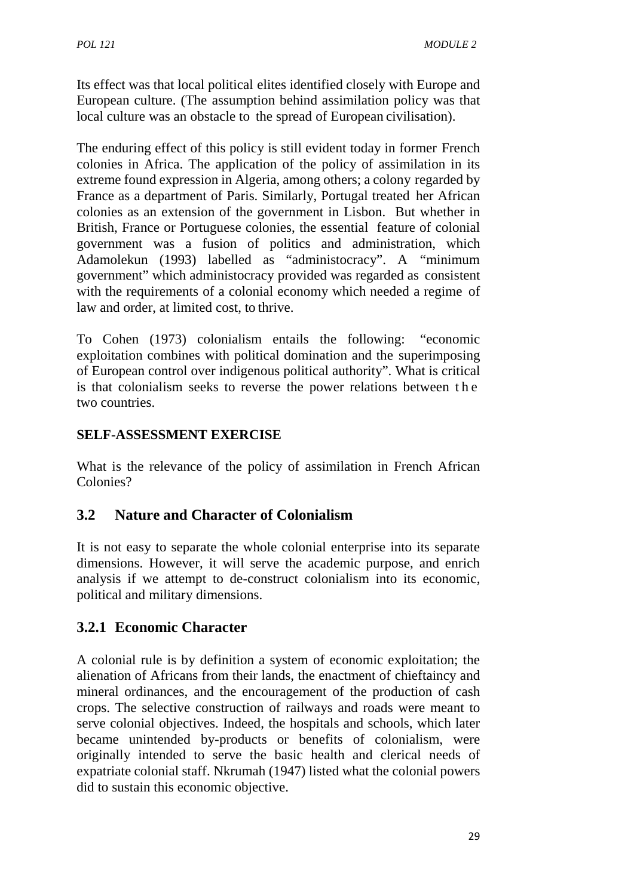Its effect was that local political elites identified closely with Europe and European culture. (The assumption behind assimilation policy was that local culture was an obstacle to the spread of European civilisation).

The enduring effect of this policy is still evident today in former French colonies in Africa. The application of the policy of assimilation in its extreme found expression in Algeria, among others; a colony regarded by France as a department of Paris. Similarly, Portugal treated her African colonies as an extension of the government in Lisbon. But whether in British, France or Portuguese colonies, the essential feature of colonial government was a fusion of politics and administration, which Adamolekun (1993) labelled as "administocracy". A "minimum government" which administocracy provided was regarded as consistent with the requirements of a colonial economy which needed a regime of law and order, at limited cost, to thrive.

To Cohen (1973) colonialism entails the following: "economic exploitation combines with political domination and the superimposing of European control over indigenous political authority". What is critical is that colonialism seeks to reverse the power relations between the two countries.

**SELF-ASSESSMENT EXERCISE**

What is the relevance of the policy of assimilation in French African Colonies?

## 3.2 Nature and Character of Colonialism

It is not easy to separate the whole colonial enterprise into its separate dimensions. However, it will serve the academic purpose, and enrich analysis if we attempt to de-construct colonialism into its economic, political and military dimensions.

### 3.2.1 Economic Character

A colonial rule is by definition a system of economic exploitation; the alienation of Africans from their lands, the enactment of chieftaincy and mineral ordinances, and the encouragement of the production of cash crops. The selective construction of railways and roads were meant to serve colonial objectives. Indeed, the hospitals and schools, which later became unintended by-products or benefits of colonialism, were originally intended to serve the basic health and clerical needs of expatriate colonial staff. Nkrumah (1947) listed what the colonial powers did to sustain this economic objective.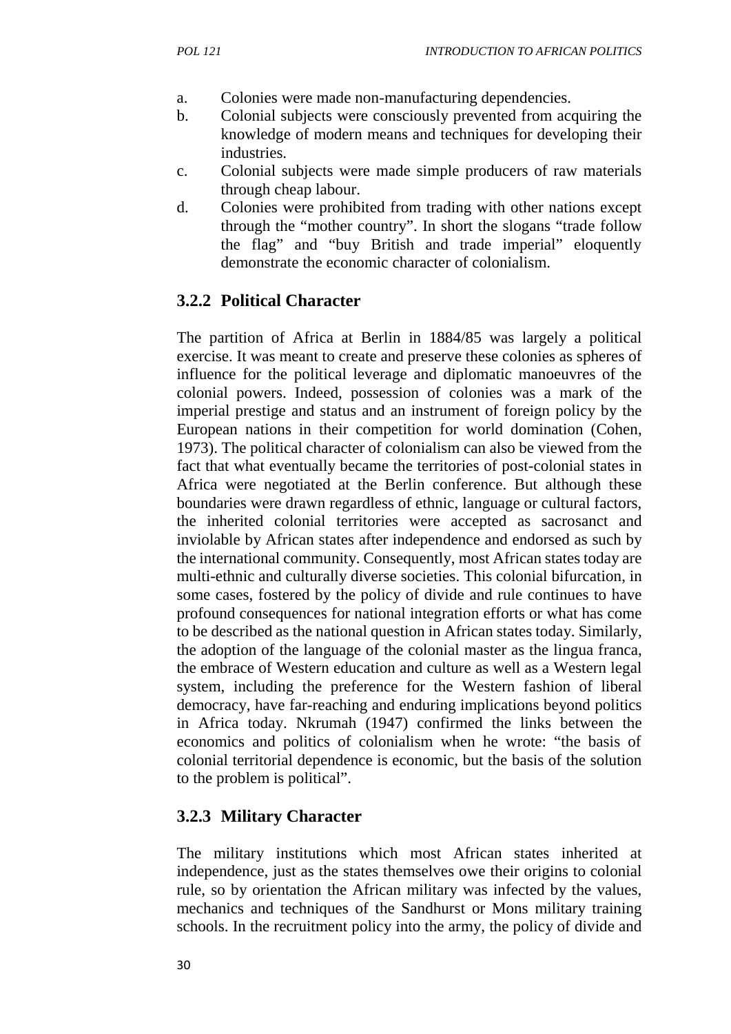a. Colonies were made non-manufacturing dependencies.
b. Colonial subjects were consciously prevented from acquiring the knowledge of modern means and techniques for developing their industries.
c. Colonial subjects were made simple producers of raw materials through cheap labour.
d. Colonies were prohibited from trading with other nations except through the "mother country". In short the slogans "trade follow the flag" and "buy British and trade imperial" eloquently demonstrate the economic character of colonialism.

### 3.2.2 Political Character

The partition of Africa at Berlin in 1884/85 was largely a political exercise. It was meant to create and preserve these colonies as spheres of influence for the political leverage and diplomatic manoeuvres of the colonial powers. Indeed, possession of colonies was a mark of the imperial prestige and status and an instrument of foreign policy by the European nations in their competition for world domination (Cohen, 1973). The political character of colonialism can also be viewed from the fact that what eventually became the territories of post-colonial states in Africa were negotiated at the Berlin conference. But although these boundaries were drawn regardless of ethnic, language or cultural factors, the inherited colonial territories were accepted as sacrosanct and inviolable by African states after independence and endorsed as such by the international community. Consequently, most African states today are multi-ethnic and culturally diverse societies. This colonial bifurcation, in some cases, fostered by the policy of divide and rule continues to have profound consequences for national integration efforts or what has come to be described as the national question in African states today. Similarly, the adoption of the language of the colonial master as the lingua franca, the embrace of Western education and culture as well as a Western legal system, including the preference for the Western fashion of liberal democracy, have far-reaching and enduring implications beyond politics in Africa today. Nkrumah (1947) confirmed the links between the economics and politics of colonialism when he wrote: "the basis of colonial territorial dependence is economic, but the basis of the solution to the problem is political".

### 3.2.3 Military Character

The military institutions which most African states inherited at independence, just as the states themselves owe their origins to colonial rule, so by orientation the African military was infected by the values, mechanics and techniques of the Sandhurst or Mons military training schools. In the recruitment policy into the army, the policy of divide and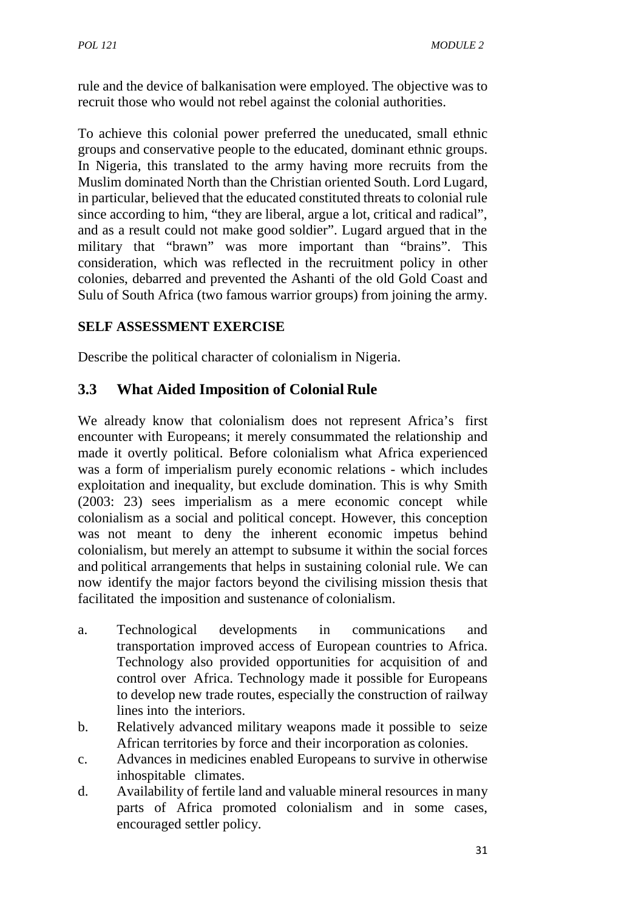rule and the device of balkanisation were employed. The objective was to recruit those who would not rebel against the colonial authorities.

To achieve this colonial power preferred the uneducated, small ethnic groups and conservative people to the educated, dominant ethnic groups. In Nigeria, this translated to the army having more recruits from the Muslim dominated North than the Christian oriented South. Lord Lugard, in particular, believed that the educated constituted threats to colonial rule since according to him, "they are liberal, argue a lot, critical and radical", and as a result could not make good soldier". Lugard argued that in the military that "brawn" was more important than "brains". This consideration, which was reflected in the recruitment policy in other colonies, debarred and prevented the Ashanti of the old Gold Coast and Sulu of South Africa (two famous warrior groups) from joining the army.

**SELF ASSESSMENT EXERCISE**

Describe the political character of colonialism in Nigeria.

## 3.3 What Aided Imposition of Colonial Rule

We already know that colonialism does not represent Africa's first encounter with Europeans; it merely consummated the relationship and made it overtly political. Before colonialism what Africa experienced was a form of imperialism purely economic relations - which includes exploitation and inequality, but exclude domination. This is why Smith (2003: 23) sees imperialism as a mere economic concept while colonialism as a social and political concept. However, this conception was not meant to deny the inherent economic impetus behind colonialism, but merely an attempt to subsume it within the social forces and political arrangements that helps in sustaining colonial rule. We can now identify the major factors beyond the civilising mission thesis that facilitated the imposition and sustenance of colonialism.

a. Technological developments in communications and transportation improved access of European countries to Africa. Technology also provided opportunities for acquisition of and control over Africa. Technology made it possible for Europeans to develop new trade routes, especially the construction of railway lines into the interiors.
b. Relatively advanced military weapons made it possible to seize African territories by force and their incorporation as colonies.
c. Advances in medicines enabled Europeans to survive in otherwise inhospitable climates.
d. Availability of fertile land and valuable mineral resources in many parts of Africa promoted colonialism and in some cases, encouraged settler policy.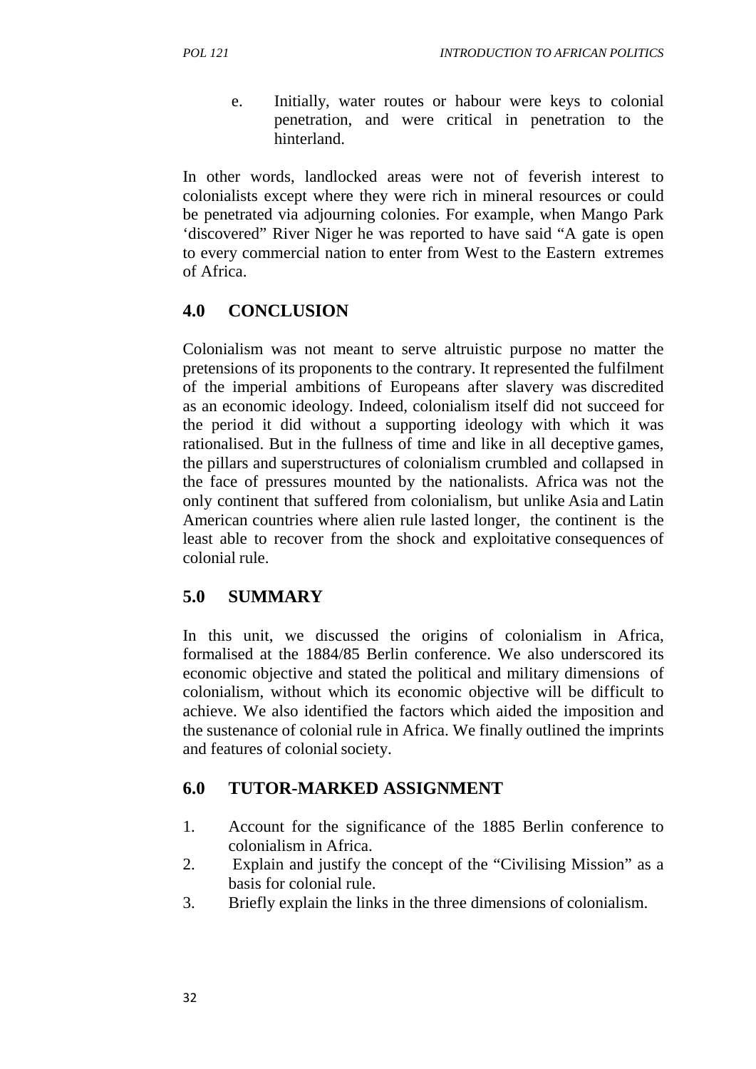e. Initially, water routes or habour were keys to colonial penetration, and were critical in penetration to the hinterland.

In other words, landlocked areas were not of feverish interest to colonialists except where they were rich in mineral resources or could be penetrated via adjourning colonies. For example, when Mango Park 'discovered" River Niger he was reported to have said "A gate is open to every commercial nation to enter from West to the Eastern extremes of Africa.

## 4.0 CONCLUSION

Colonialism was not meant to serve altruistic purpose no matter the pretensions of its proponents to the contrary. It represented the fulfilment of the imperial ambitions of Europeans after slavery was discredited as an economic ideology. Indeed, colonialism itself did not succeed for the period it did without a supporting ideology with which it was rationalised. But in the fullness of time and like in all deceptive games, the pillars and superstructures of colonialism crumbled and collapsed in the face of pressures mounted by the nationalists. Africa was not the only continent that suffered from colonialism, but unlike Asia and Latin American countries where alien rule lasted longer, the continent is the least able to recover from the shock and exploitative consequences of colonial rule.

## 5.0 SUMMARY

In this unit, we discussed the origins of colonialism in Africa, formalised at the 1884/85 Berlin conference. We also underscored its economic objective and stated the political and military dimensions of colonialism, without which its economic objective will be difficult to achieve. We also identified the factors which aided the imposition and the sustenance of colonial rule in Africa. We finally outlined the imprints and features of colonial society.

## 6.0 TUTOR-MARKED ASSIGNMENT

1. Account for the significance of the 1885 Berlin conference to colonialism in Africa.
2. Explain and justify the concept of the "Civilising Mission" as a basis for colonial rule.
3. Briefly explain the links in the three dimensions of colonialism.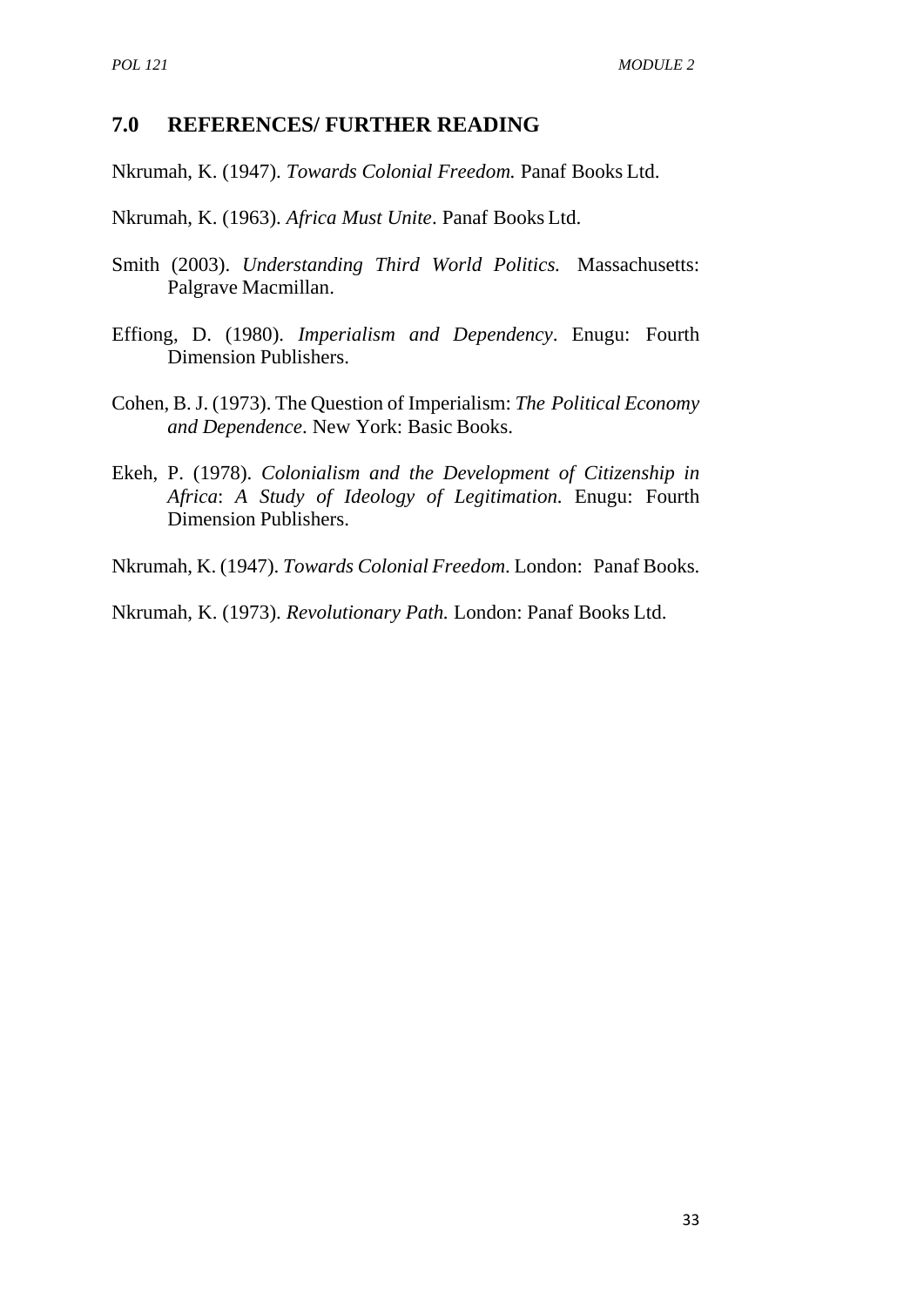## 7.0 REFERENCES/ FURTHER READING

Nkrumah, K. (1947). *Towards Colonial Freedom.* Panaf Books Ltd.

Nkrumah, K. (1963). *Africa Must Unite*. Panaf Books Ltd.

Smith (2003). *Understanding Third World Politics.* Massachusetts: Palgrave Macmillan.

Effiong, D. (1980). *Imperialism and Dependency*. Enugu: Fourth Dimension Publishers.

Cohen, B. J. (1973). The Question of Imperialism: *The Political Economy and Dependence*. New York: Basic Books.

Ekeh, P. (1978). *Colonialism and the Development of Citizenship in Africa*: *A Study of Ideology of Legitimation.* Enugu: Fourth Dimension Publishers.

Nkrumah, K. (1947). *Towards Colonial Freedom*. London: Panaf Books.

Nkrumah, K. (1973). *Revolutionary Path.* London: Panaf Books Ltd.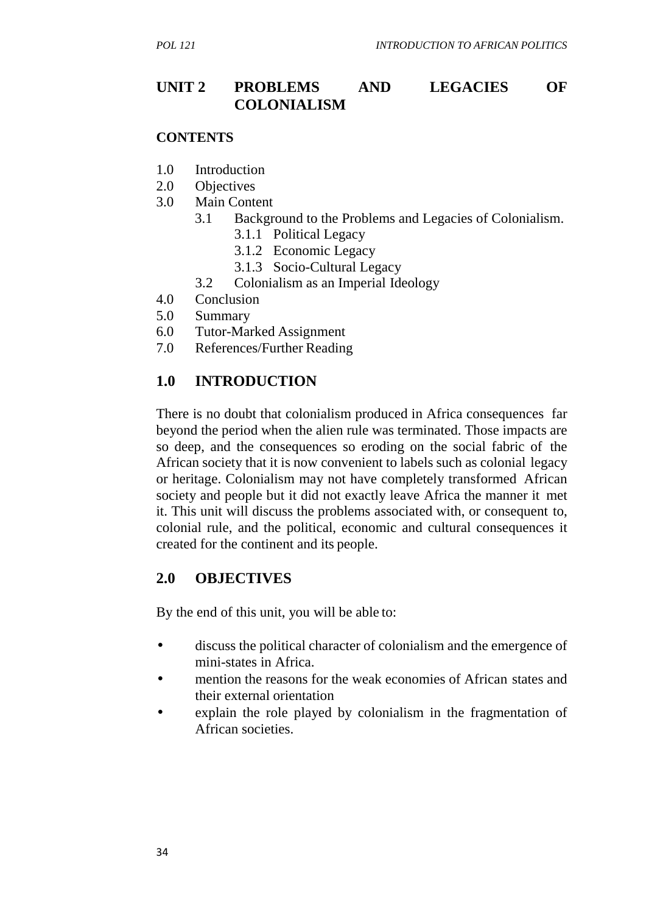# UNIT 2 PROBLEMS AND LEGACIES OF COLONIALISM

**CONTENTS**

1.0 Introduction
2.0 Objectives
3.0 Main Content
  3.1 Background to the Problems and Legacies of Colonialism.
    3.1.1 Political Legacy
    3.1.2 Economic Legacy
    3.1.3 Socio-Cultural Legacy
  3.2 Colonialism as an Imperial Ideology
4.0 Conclusion
5.0 Summary
6.0 Tutor-Marked Assignment
7.0 References/Further Reading

## 1.0 INTRODUCTION

There is no doubt that colonialism produced in Africa consequences far beyond the period when the alien rule was terminated. Those impacts are so deep, and the consequences so eroding on the social fabric of the African society that it is now convenient to labels such as colonial legacy or heritage. Colonialism may not have completely transformed African society and people but it did not exactly leave Africa the manner it met it. This unit will discuss the problems associated with, or consequent to, colonial rule, and the political, economic and cultural consequences it created for the continent and its people.

## 2.0 OBJECTIVES

By the end of this unit, you will be able to:

- discuss the political character of colonialism and the emergence of mini-states in Africa.
- mention the reasons for the weak economies of African states and their external orientation
- explain the role played by colonialism in the fragmentation of African societies.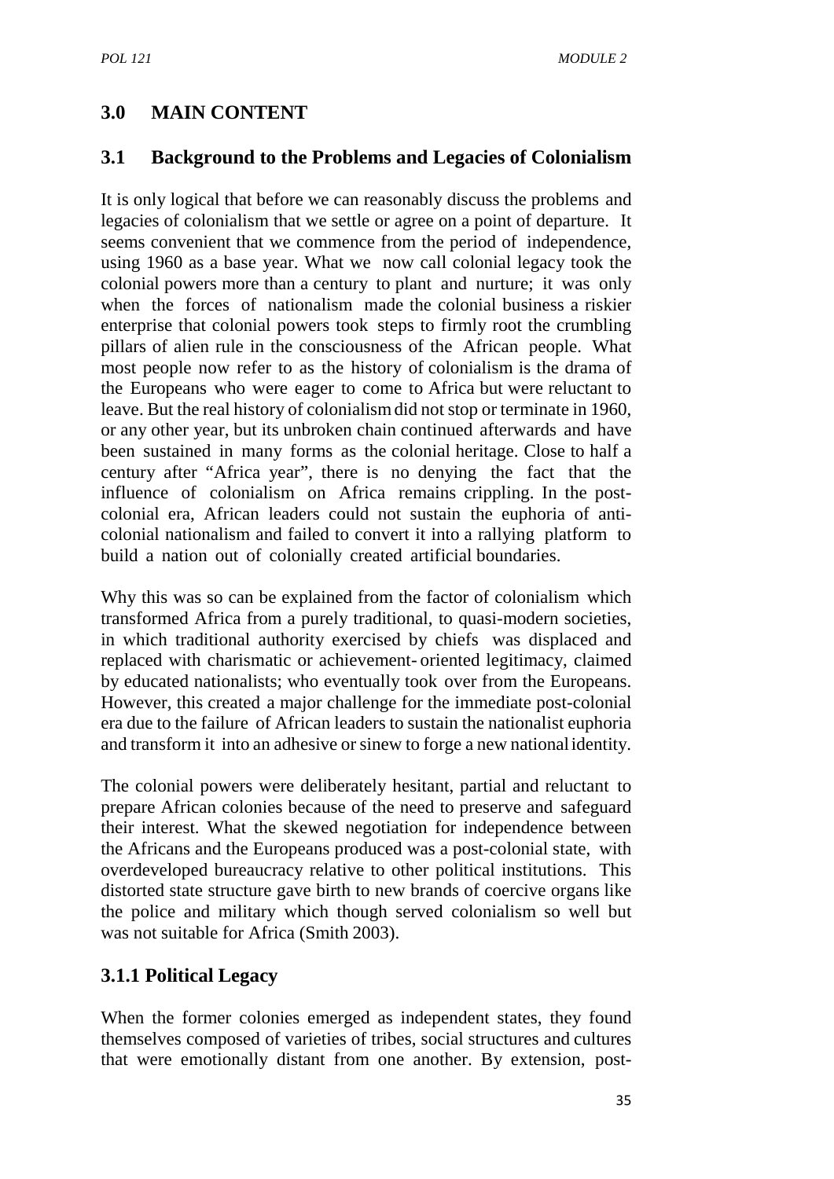## 3.0 MAIN CONTENT

### 3.1 Background to the Problems and Legacies of Colonialism

It is only logical that before we can reasonably discuss the problems and legacies of colonialism that we settle or agree on a point of departure. It seems convenient that we commence from the period of independence, using 1960 as a base year. What we now call colonial legacy took the colonial powers more than a century to plant and nurture; it was only when the forces of nationalism made the colonial business a riskier enterprise that colonial powers took steps to firmly root the crumbling pillars of alien rule in the consciousness of the African people. What most people now refer to as the history of colonialism is the drama of the Europeans who were eager to come to Africa but were reluctant to leave. But the real history of colonialism did not stop or terminate in 1960, or any other year, but its unbroken chain continued afterwards and have been sustained in many forms as the colonial heritage. Close to half a century after "Africa year", there is no denying the fact that the influence of colonialism on Africa remains crippling. In the post-colonial era, African leaders could not sustain the euphoria of anti-colonial nationalism and failed to convert it into a rallying platform to build a nation out of colonially created artificial boundaries.

Why this was so can be explained from the factor of colonialism which transformed Africa from a purely traditional, to quasi-modern societies, in which traditional authority exercised by chiefs was displaced and replaced with charismatic or achievement- oriented legitimacy, claimed by educated nationalists; who eventually took over from the Europeans. However, this created a major challenge for the immediate post-colonial era due to the failure of African leaders to sustain the nationalist euphoria and transform it into an adhesive or sinew to forge a new national identity.

The colonial powers were deliberately hesitant, partial and reluctant to prepare African colonies because of the need to preserve and safeguard their interest. What the skewed negotiation for independence between the Africans and the Europeans produced was a post-colonial state, with overdeveloped bureaucracy relative to other political institutions. This distorted state structure gave birth to new brands of coercive organs like the police and military which though served colonialism so well but was not suitable for Africa (Smith 2003).

#### 3.1.1 Political Legacy

When the former colonies emerged as independent states, they found themselves composed of varieties of tribes, social structures and cultures that were emotionally distant from one another. By extension, post-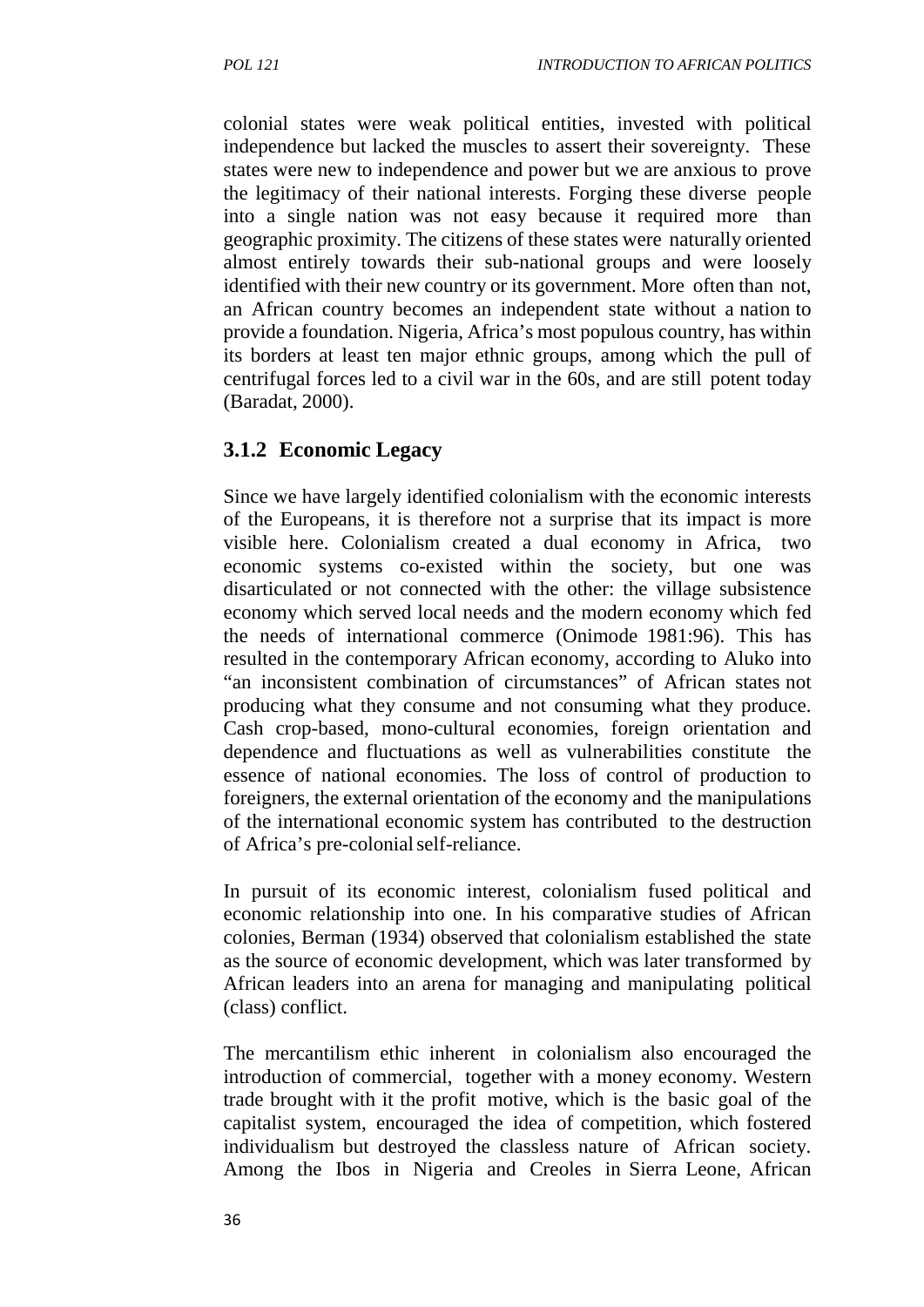colonial states were weak political entities, invested with political independence but lacked the muscles to assert their sovereignty. These states were new to independence and power but we are anxious to prove the legitimacy of their national interests. Forging these diverse people into a single nation was not easy because it required more than geographic proximity. The citizens of these states were naturally oriented almost entirely towards their sub-national groups and were loosely identified with their new country or its government. More often than not, an African country becomes an independent state without a nation to provide a foundation. Nigeria, Africa's most populous country, has within its borders at least ten major ethnic groups, among which the pull of centrifugal forces led to a civil war in the 60s, and are still potent today (Baradat, 2000).

### 3.1.2 Economic Legacy

Since we have largely identified colonialism with the economic interests of the Europeans, it is therefore not a surprise that its impact is more visible here. Colonialism created a dual economy in Africa, two economic systems co-existed within the society, but one was disarticulated or not connected with the other: the village subsistence economy which served local needs and the modern economy which fed the needs of international commerce (Onimode 1981:96). This has resulted in the contemporary African economy, according to Aluko into "an inconsistent combination of circumstances" of African states not producing what they consume and not consuming what they produce. Cash crop-based, mono-cultural economies, foreign orientation and dependence and fluctuations as well as vulnerabilities constitute the essence of national economies. The loss of control of production to foreigners, the external orientation of the economy and the manipulations of the international economic system has contributed to the destruction of Africa's pre-colonial self-reliance.

In pursuit of its economic interest, colonialism fused political and economic relationship into one. In his comparative studies of African colonies, Berman (1934) observed that colonialism established the state as the source of economic development, which was later transformed by African leaders into an arena for managing and manipulating political (class) conflict.

The mercantilism ethic inherent in colonialism also encouraged the introduction of commercial, together with a money economy. Western trade brought with it the profit motive, which is the basic goal of the capitalist system, encouraged the idea of competition, which fostered individualism but destroyed the classless nature of African society. Among the Ibos in Nigeria and Creoles in Sierra Leone, African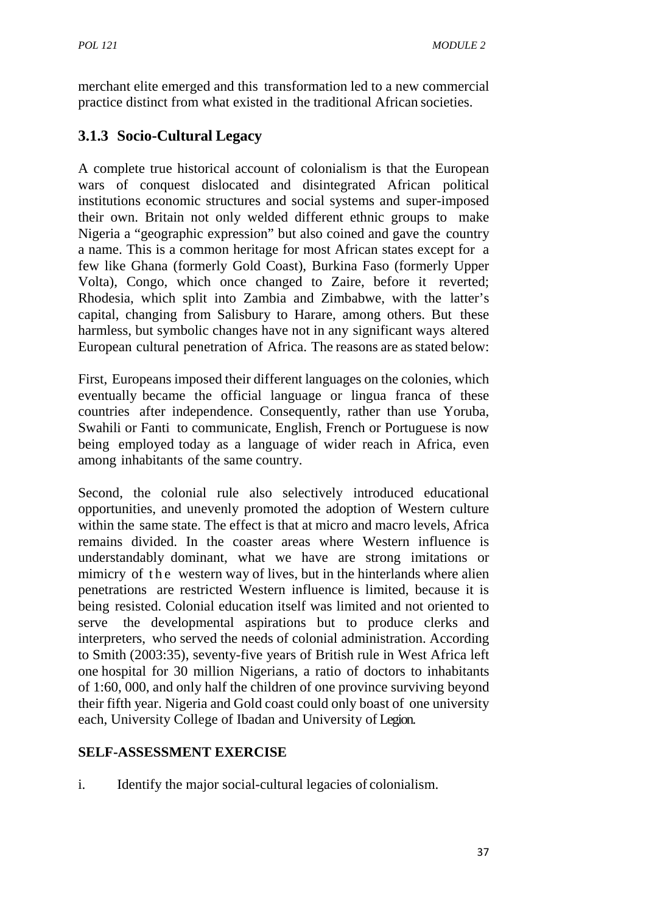merchant elite emerged and this transformation led to a new commercial practice distinct from what existed in the traditional African societies.

### 3.1.3 Socio-Cultural Legacy

A complete true historical account of colonialism is that the European wars of conquest dislocated and disintegrated African political institutions economic structures and social systems and super-imposed their own. Britain not only welded different ethnic groups to make Nigeria a "geographic expression" but also coined and gave the country a name. This is a common heritage for most African states except for a few like Ghana (formerly Gold Coast), Burkina Faso (formerly Upper Volta), Congo, which once changed to Zaire, before it reverted; Rhodesia, which split into Zambia and Zimbabwe, with the latter's capital, changing from Salisbury to Harare, among others. But these harmless, but symbolic changes have not in any significant ways altered European cultural penetration of Africa. The reasons are as stated below:

First, Europeans imposed their different languages on the colonies, which eventually became the official language or lingua franca of these countries after independence. Consequently, rather than use Yoruba, Swahili or Fanti to communicate, English, French or Portuguese is now being employed today as a language of wider reach in Africa, even among inhabitants of the same country.

Second, the colonial rule also selectively introduced educational opportunities, and unevenly promoted the adoption of Western culture within the same state. The effect is that at micro and macro levels, Africa remains divided. In the coaster areas where Western influence is understandably dominant, what we have are strong imitations or mimicry of the western way of lives, but in the hinterlands where alien penetrations are restricted Western influence is limited, because it is being resisted. Colonial education itself was limited and not oriented to serve the developmental aspirations but to produce clerks and interpreters, who served the needs of colonial administration. According to Smith (2003:35), seventy-five years of British rule in West Africa left one hospital for 30 million Nigerians, a ratio of doctors to inhabitants of 1:60, 000, and only half the children of one province surviving beyond their fifth year. Nigeria and Gold coast could only boast of one university each, University College of Ibadan and University of Legion.

**SELF-ASSESSMENT EXERCISE**

i. Identify the major social-cultural legacies of colonialism.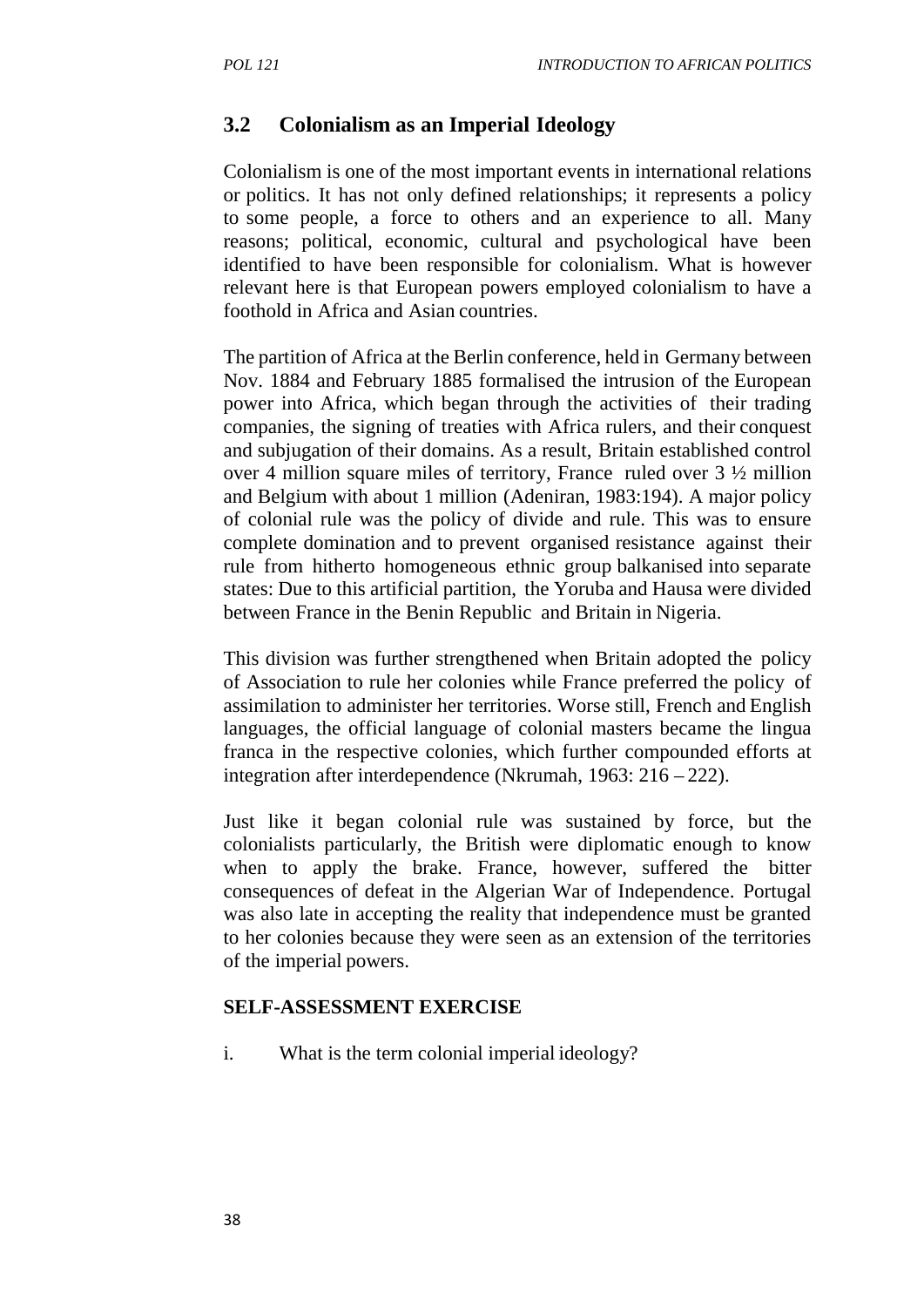## 3.2 Colonialism as an Imperial Ideology

Colonialism is one of the most important events in international relations or politics. It has not only defined relationships; it represents a policy to some people, a force to others and an experience to all. Many reasons; political, economic, cultural and psychological have been identified to have been responsible for colonialism. What is however relevant here is that European powers employed colonialism to have a foothold in Africa and Asian countries.

The partition of Africa at the Berlin conference, held in Germany between Nov. 1884 and February 1885 formalised the intrusion of the European power into Africa, which began through the activities of their trading companies, the signing of treaties with Africa rulers, and their conquest and subjugation of their domains. As a result, Britain established control over 4 million square miles of territory, France ruled over 3 ½ million and Belgium with about 1 million (Adeniran, 1983:194). A major policy of colonial rule was the policy of divide and rule. This was to ensure complete domination and to prevent organised resistance against their rule from hitherto homogeneous ethnic group balkanised into separate states: Due to this artificial partition, the Yoruba and Hausa were divided between France in the Benin Republic and Britain in Nigeria.

This division was further strengthened when Britain adopted the policy of Association to rule her colonies while France preferred the policy of assimilation to administer her territories. Worse still, French and English languages, the official language of colonial masters became the lingua franca in the respective colonies, which further compounded efforts at integration after interdependence (Nkrumah, 1963: 216 – 222).

Just like it began colonial rule was sustained by force, but the colonialists particularly, the British were diplomatic enough to know when to apply the brake. France, however, suffered the bitter consequences of defeat in the Algerian War of Independence. Portugal was also late in accepting the reality that independence must be granted to her colonies because they were seen as an extension of the territories of the imperial powers.

**SELF-ASSESSMENT EXERCISE**

i. What is the term colonial imperial ideology?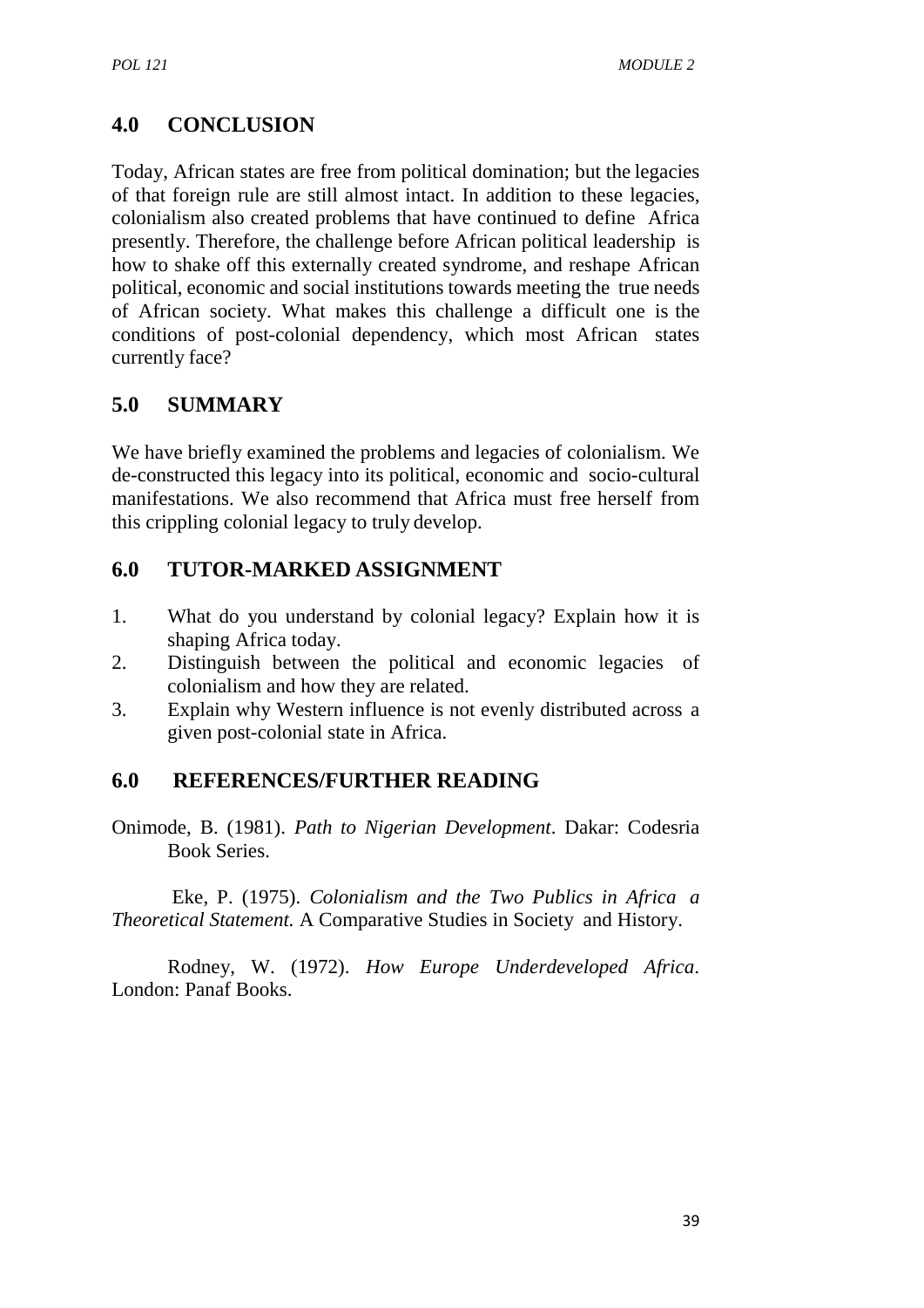## 4.0 CONCLUSION

Today, African states are free from political domination; but the legacies of that foreign rule are still almost intact. In addition to these legacies, colonialism also created problems that have continued to define Africa presently. Therefore, the challenge before African political leadership is how to shake off this externally created syndrome, and reshape African political, economic and social institutions towards meeting the true needs of African society. What makes this challenge a difficult one is the conditions of post-colonial dependency, which most African states currently face?

## 5.0 SUMMARY

We have briefly examined the problems and legacies of colonialism. We de-constructed this legacy into its political, economic and socio-cultural manifestations. We also recommend that Africa must free herself from this crippling colonial legacy to truly develop.

## 6.0 TUTOR-MARKED ASSIGNMENT

1. What do you understand by colonial legacy? Explain how it is shaping Africa today.
2. Distinguish between the political and economic legacies of colonialism and how they are related.
3. Explain why Western influence is not evenly distributed across a given post-colonial state in Africa.

## 6.0 REFERENCES/FURTHER READING

Onimode, B. (1981). *Path to Nigerian Development*. Dakar: Codesria Book Series.

Eke, P. (1975). *Colonialism and the Two Publics in Africa a Theoretical Statement.* A Comparative Studies in Society and History.

Rodney, W. (1972). *How Europe Underdeveloped Africa*. London: Panaf Books.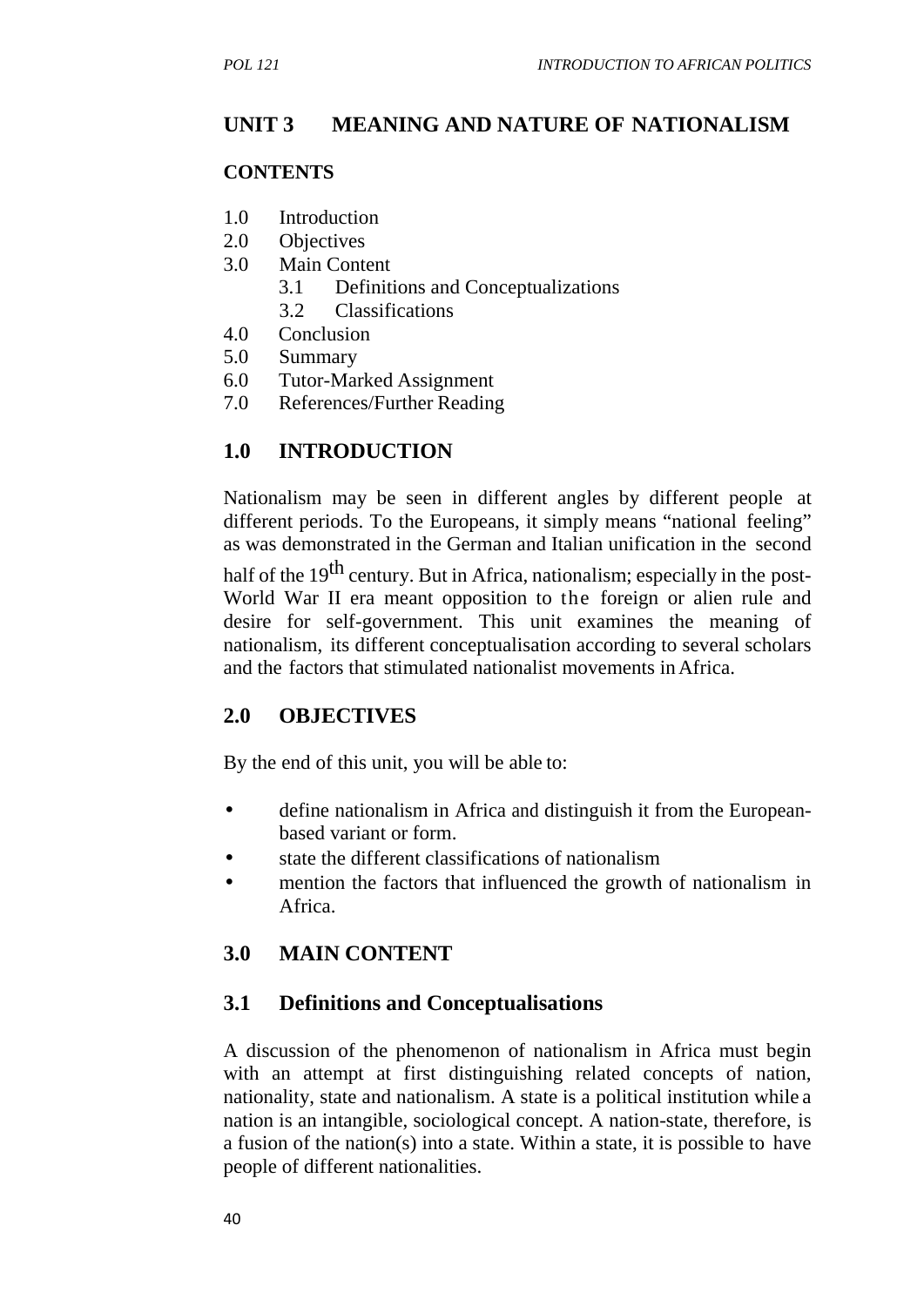## UNIT 3 MEANING AND NATURE OF NATIONALISM

**CONTENTS**

1.0 Introduction
2.0 Objectives
3.0 Main Content
  3.1 Definitions and Conceptualizations
  3.2 Classifications
4.0 Conclusion
5.0 Summary
6.0 Tutor-Marked Assignment
7.0 References/Further Reading

## 1.0 INTRODUCTION

Nationalism may be seen in different angles by different people at different periods. To the Europeans, it simply means "national feeling" as was demonstrated in the German and Italian unification in the second half of the 19th century. But in Africa, nationalism; especially in the post-World War II era meant opposition to the foreign or alien rule and desire for self-government. This unit examines the meaning of nationalism, its different conceptualisation according to several scholars and the factors that stimulated nationalist movements in Africa.

## 2.0 OBJECTIVES

By the end of this unit, you will be able to:

- define nationalism in Africa and distinguish it from the European-based variant or form.
- state the different classifications of nationalism
- mention the factors that influenced the growth of nationalism in Africa.

## 3.0 MAIN CONTENT

### 3.1 Definitions and Conceptualisations

A discussion of the phenomenon of nationalism in Africa must begin with an attempt at first distinguishing related concepts of nation, nationality, state and nationalism. A state is a political institution while a nation is an intangible, sociological concept. A nation-state, therefore, is a fusion of the nation(s) into a state. Within a state, it is possible to have people of different nationalities.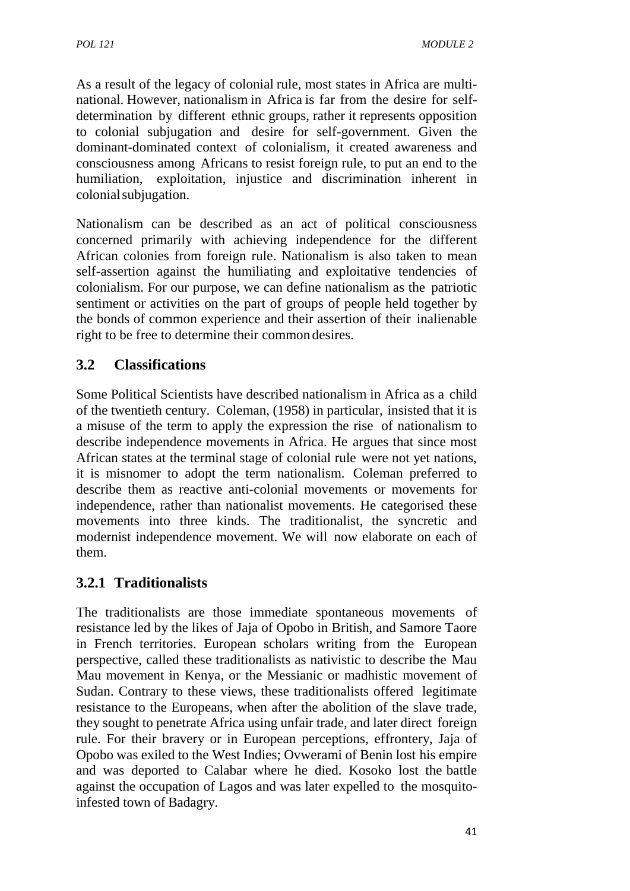As a result of the legacy of colonial rule, most states in Africa are multi-national. However, nationalism in Africa is far from the desire for self-determination by different ethnic groups, rather it represents opposition to colonial subjugation and desire for self-government. Given the dominant-dominated context of colonialism, it created awareness and consciousness among Africans to resist foreign rule, to put an end to the humiliation, exploitation, injustice and discrimination inherent in colonial subjugation.

Nationalism can be described as an act of political consciousness concerned primarily with achieving independence for the different African colonies from foreign rule. Nationalism is also taken to mean self-assertion against the humiliating and exploitative tendencies of colonialism. For our purpose, we can define nationalism as the patriotic sentiment or activities on the part of groups of people held together by the bonds of common experience and their assertion of their inalienable right to be free to determine their common desires.

## 3.2 Classifications

Some Political Scientists have described nationalism in Africa as a child of the twentieth century. Coleman, (1958) in particular, insisted that it is a misuse of the term to apply the expression the rise of nationalism to describe independence movements in Africa. He argues that since most African states at the terminal stage of colonial rule were not yet nations, it is misnomer to adopt the term nationalism. Coleman preferred to describe them as reactive anti-colonial movements or movements for independence, rather than nationalist movements. He categorised these movements into three kinds. The traditionalist, the syncretic and modernist independence movement. We will now elaborate on each of them.

### 3.2.1 Traditionalists

The traditionalists are those immediate spontaneous movements of resistance led by the likes of Jaja of Opobo in British, and Samore Taore in French territories. European scholars writing from the European perspective, called these traditionalists as nativistic to describe the Mau Mau movement in Kenya, or the Messianic or madhistic movement of Sudan. Contrary to these views, these traditionalists offered legitimate resistance to the Europeans, when after the abolition of the slave trade, they sought to penetrate Africa using unfair trade, and later direct foreign rule. For their bravery or in European perceptions, effrontery, Jaja of Opobo was exiled to the West Indies; Ovwerami of Benin lost his empire and was deported to Calabar where he died. Kosoko lost the battle against the occupation of Lagos and was later expelled to the mosquito-infested town of Badagry.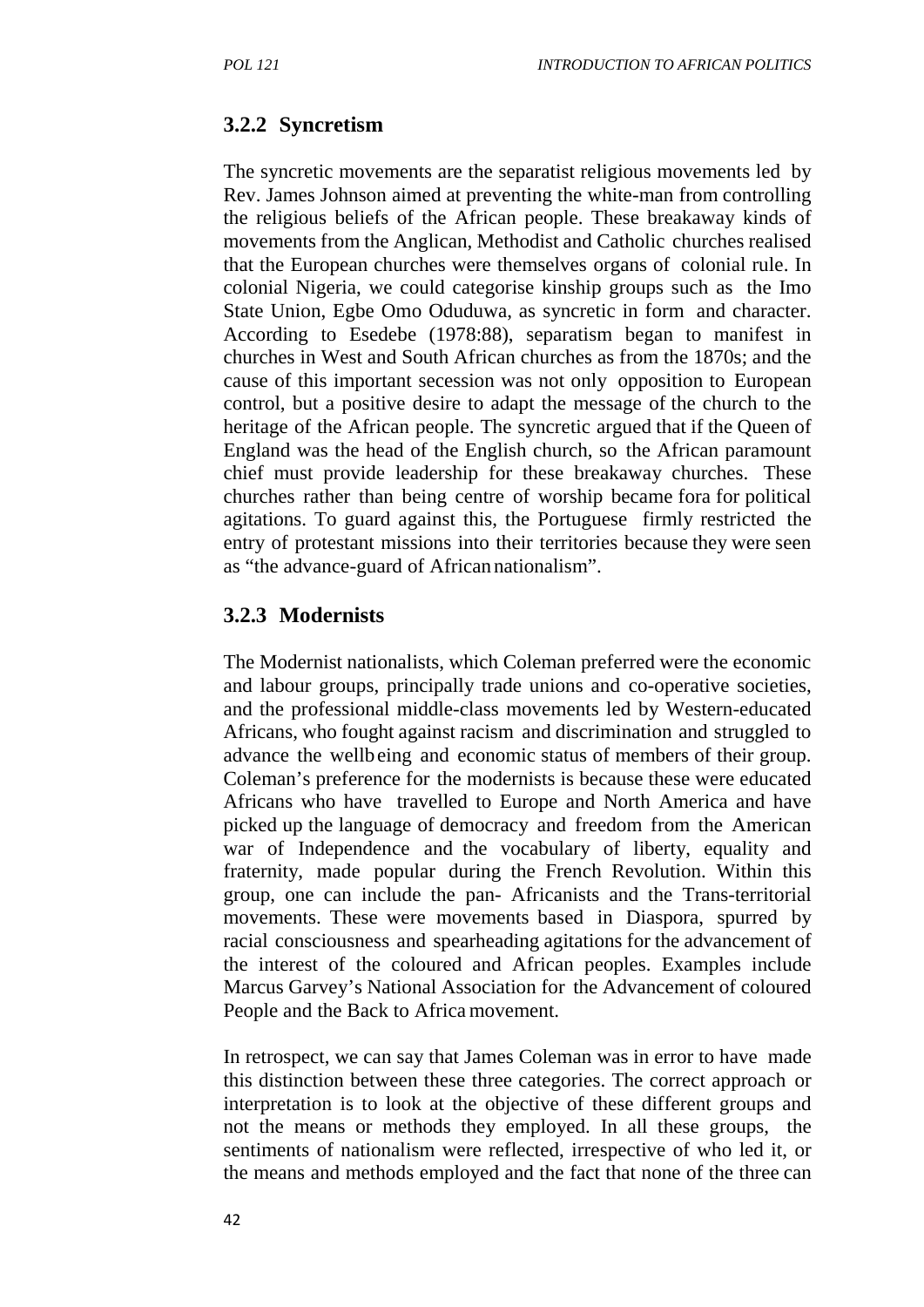### 3.2.2 Syncretism

The syncretic movements are the separatist religious movements led by Rev. James Johnson aimed at preventing the white-man from controlling the religious beliefs of the African people. These breakaway kinds of movements from the Anglican, Methodist and Catholic churches realised that the European churches were themselves organs of colonial rule. In colonial Nigeria, we could categorise kinship groups such as the Imo State Union, Egbe Omo Oduduwa, as syncretic in form and character. According to Esedebe (1978:88), separatism began to manifest in churches in West and South African churches as from the 1870s; and the cause of this important secession was not only opposition to European control, but a positive desire to adapt the message of the church to the heritage of the African people. The syncretic argued that if the Queen of England was the head of the English church, so the African paramount chief must provide leadership for these breakaway churches. These churches rather than being centre of worship became fora for political agitations. To guard against this, the Portuguese firmly restricted the entry of protestant missions into their territories because they were seen as "the advance-guard of African nationalism".

### 3.2.3 Modernists

The Modernist nationalists, which Coleman preferred were the economic and labour groups, principally trade unions and co-operative societies, and the professional middle-class movements led by Western-educated Africans, who fought against racism and discrimination and struggled to advance the wellbeing and economic status of members of their group. Coleman's preference for the modernists is because these were educated Africans who have travelled to Europe and North America and have picked up the language of democracy and freedom from the American war of Independence and the vocabulary of liberty, equality and fraternity, made popular during the French Revolution. Within this group, one can include the pan- Africanists and the Trans-territorial movements. These were movements based in Diaspora, spurred by racial consciousness and spearheading agitations for the advancement of the interest of the coloured and African peoples. Examples include Marcus Garvey's National Association for the Advancement of coloured People and the Back to Africa movement.

In retrospect, we can say that James Coleman was in error to have made this distinction between these three categories. The correct approach or interpretation is to look at the objective of these different groups and not the means or methods they employed. In all these groups, the sentiments of nationalism were reflected, irrespective of who led it, or the means and methods employed and the fact that none of the three can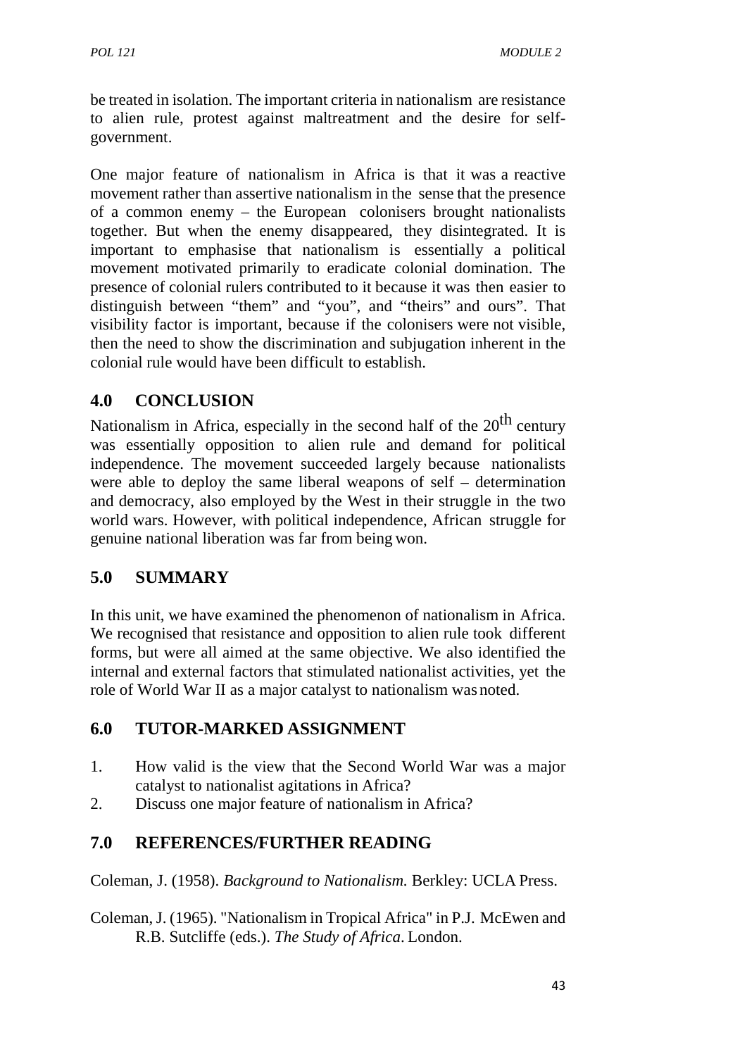be treated in isolation. The important criteria in nationalism are resistance to alien rule, protest against maltreatment and the desire for self-government.

One major feature of nationalism in Africa is that it was a reactive movement rather than assertive nationalism in the sense that the presence of a common enemy – the European colonisers brought nationalists together. But when the enemy disappeared, they disintegrated. It is important to emphasise that nationalism is essentially a political movement motivated primarily to eradicate colonial domination. The presence of colonial rulers contributed to it because it was then easier to distinguish between "them" and "you", and "theirs" and ours". That visibility factor is important, because if the colonisers were not visible, then the need to show the discrimination and subjugation inherent in the colonial rule would have been difficult to establish.

## 4.0 CONCLUSION

Nationalism in Africa, especially in the second half of the 20th century was essentially opposition to alien rule and demand for political independence. The movement succeeded largely because nationalists were able to deploy the same liberal weapons of self – determination and democracy, also employed by the West in their struggle in the two world wars. However, with political independence, African struggle for genuine national liberation was far from being won.

## 5.0 SUMMARY

In this unit, we have examined the phenomenon of nationalism in Africa. We recognised that resistance and opposition to alien rule took different forms, but were all aimed at the same objective. We also identified the internal and external factors that stimulated nationalist activities, yet the role of World War II as a major catalyst to nationalism was noted.

## 6.0 TUTOR-MARKED ASSIGNMENT

1. How valid is the view that the Second World War was a major catalyst to nationalist agitations in Africa?
2. Discuss one major feature of nationalism in Africa?

## 7.0 REFERENCES/FURTHER READING

Coleman, J. (1958). *Background to Nationalism.* Berkley: UCLA Press.

Coleman, J. (1965). "Nationalism in Tropical Africa" in P.J. McEwen and R.B. Sutcliffe (eds.). *The Study of Africa*. London.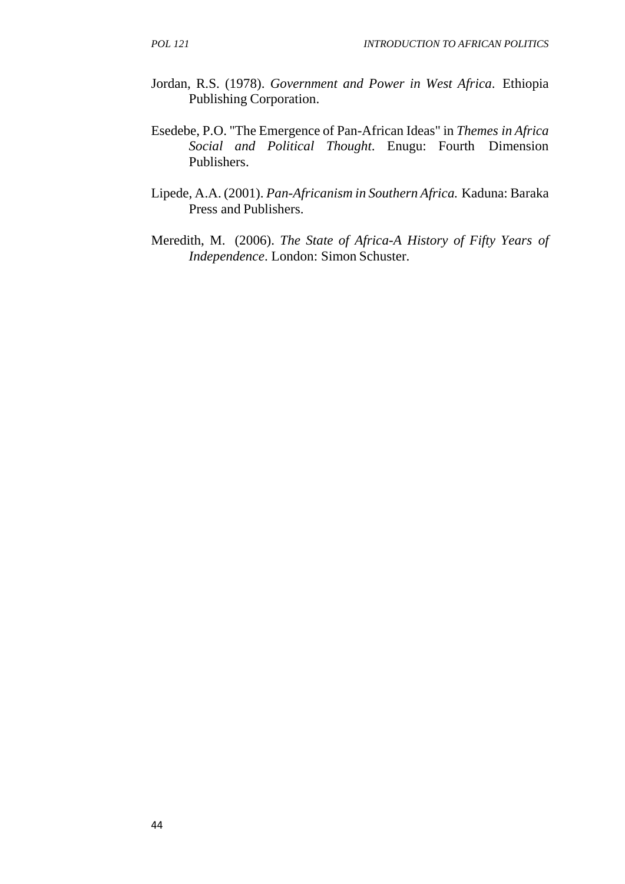Jordan, R.S. (1978). *Government and Power in West Africa*. Ethiopia Publishing Corporation.

Esedebe, P.O. "The Emergence of Pan-African Ideas" in *Themes in Africa Social and Political Thought*. Enugu: Fourth Dimension Publishers.

Lipede, A.A. (2001). *Pan-Africanism in Southern Africa.* Kaduna: Baraka Press and Publishers.

Meredith, M. (2006). *The State of Africa-A History of Fifty Years of Independence*. London: Simon Schuster.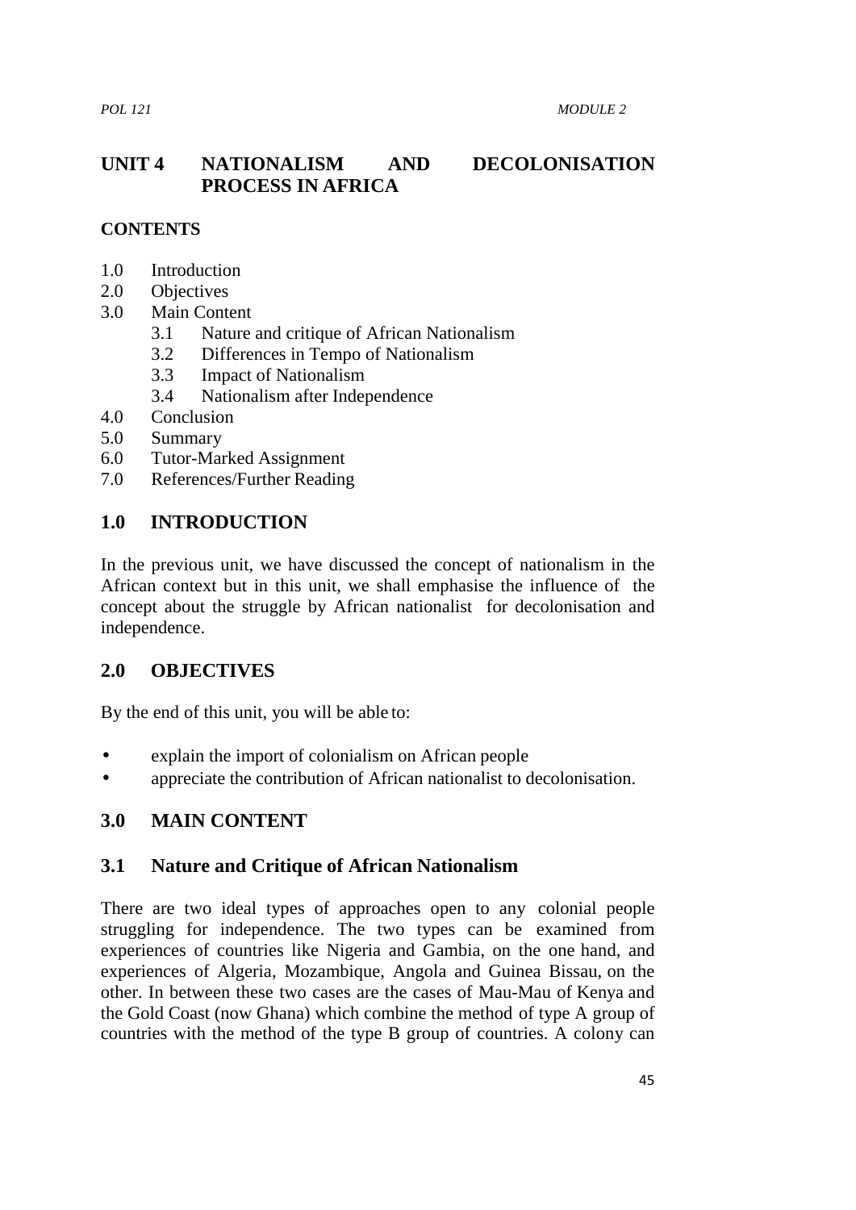# UNIT 4 NATIONALISM AND DECOLONISATION PROCESS IN AFRICA

**CONTENTS**

1.0 Introduction
2.0 Objectives
3.0 Main Content
  3.1 Nature and critique of African Nationalism
  3.2 Differences in Tempo of Nationalism
  3.3 Impact of Nationalism
  3.4 Nationalism after Independence
4.0 Conclusion
5.0 Summary
6.0 Tutor-Marked Assignment
7.0 References/Further Reading

## 1.0 INTRODUCTION

In the previous unit, we have discussed the concept of nationalism in the African context but in this unit, we shall emphasise the influence of the concept about the struggle by African nationalist for decolonisation and independence.

## 2.0 OBJECTIVES

By the end of this unit, you will be able to:

- explain the import of colonialism on African people
- appreciate the contribution of African nationalist to decolonisation.

## 3.0 MAIN CONTENT

### 3.1 Nature and Critique of African Nationalism

There are two ideal types of approaches open to any colonial people struggling for independence. The two types can be examined from experiences of countries like Nigeria and Gambia, on the one hand, and experiences of Algeria, Mozambique, Angola and Guinea Bissau, on the other. In between these two cases are the cases of Mau-Mau of Kenya and the Gold Coast (now Ghana) which combine the method of type A group of countries with the method of the type B group of countries. A colony can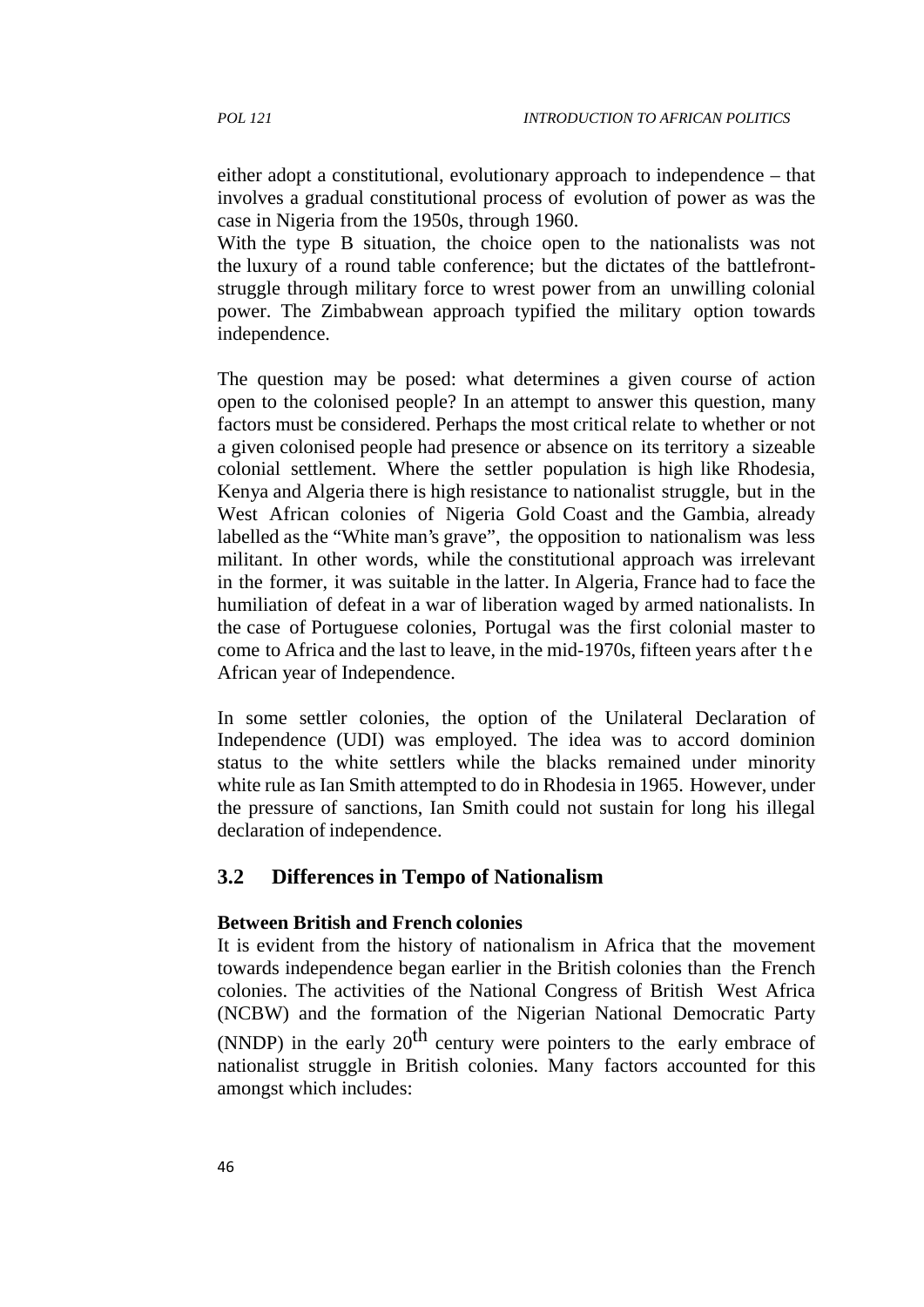either adopt a constitutional, evolutionary approach to independence – that involves a gradual constitutional process of evolution of power as was the case in Nigeria from the 1950s, through 1960.

With the type B situation, the choice open to the nationalists was not the luxury of a round table conference; but the dictates of the battlefront-struggle through military force to wrest power from an unwilling colonial power. The Zimbabwean approach typified the military option towards independence.

The question may be posed: what determines a given course of action open to the colonised people? In an attempt to answer this question, many factors must be considered. Perhaps the most critical relate to whether or not a given colonised people had presence or absence on its territory a sizeable colonial settlement. Where the settler population is high like Rhodesia, Kenya and Algeria there is high resistance to nationalist struggle, but in the West African colonies of Nigeria Gold Coast and the Gambia, already labelled as the "White man's grave", the opposition to nationalism was less militant. In other words, while the constitutional approach was irrelevant in the former, it was suitable in the latter. In Algeria, France had to face the humiliation of defeat in a war of liberation waged by armed nationalists. In the case of Portuguese colonies, Portugal was the first colonial master to come to Africa and the last to leave, in the mid-1970s, fifteen years after the African year of Independence.

In some settler colonies, the option of the Unilateral Declaration of Independence (UDI) was employed. The idea was to accord dominion status to the white settlers while the blacks remained under minority white rule as Ian Smith attempted to do in Rhodesia in 1965. However, under the pressure of sanctions, Ian Smith could not sustain for long his illegal declaration of independence.

## 3.2 Differences in Tempo of Nationalism

**Between British and French colonies**

It is evident from the history of nationalism in Africa that the movement towards independence began earlier in the British colonies than the French colonies. The activities of the National Congress of British West Africa (NCBW) and the formation of the Nigerian National Democratic Party (NNDP) in the early 20th century were pointers to the early embrace of nationalist struggle in British colonies. Many factors accounted for this amongst which includes: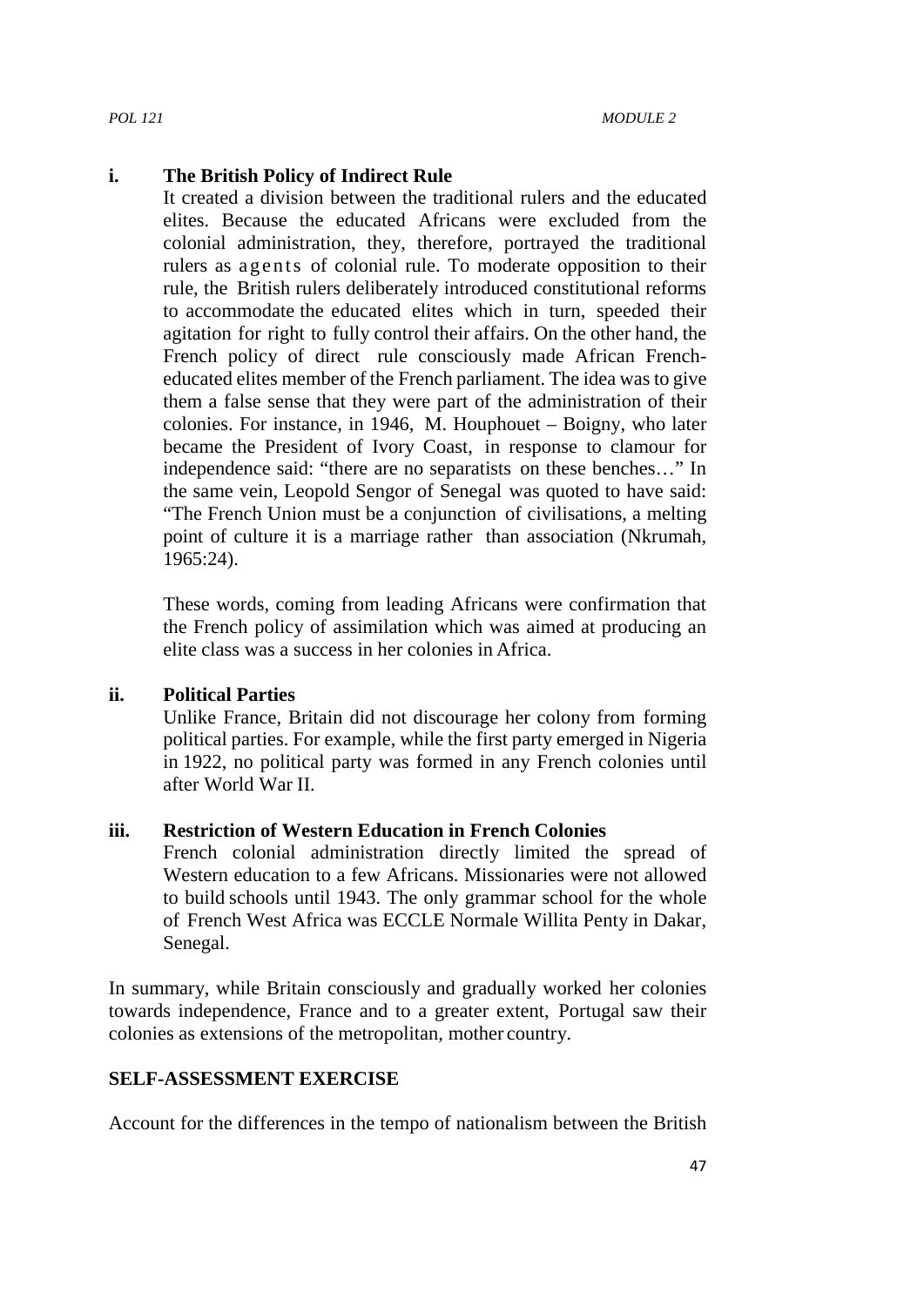**i. The British Policy of Indirect Rule**

It created a division between the traditional rulers and the educated elites. Because the educated Africans were excluded from the colonial administration, they, therefore, portrayed the traditional rulers as agents of colonial rule. To moderate opposition to their rule, the British rulers deliberately introduced constitutional reforms to accommodate the educated elites which in turn, speeded their agitation for right to fully control their affairs. On the other hand, the French policy of direct rule consciously made African French-educated elites member of the French parliament. The idea was to give them a false sense that they were part of the administration of their colonies. For instance, in 1946, M. Houphouet – Boigny, who later became the President of Ivory Coast, in response to clamour for independence said: "there are no separatists on these benches…" In the same vein, Leopold Sengor of Senegal was quoted to have said: "The French Union must be a conjunction of civilisations, a melting point of culture it is a marriage rather than association (Nkrumah, 1965:24).

These words, coming from leading Africans were confirmation that the French policy of assimilation which was aimed at producing an elite class was a success in her colonies in Africa.

**ii. Political Parties**

Unlike France, Britain did not discourage her colony from forming political parties. For example, while the first party emerged in Nigeria in 1922, no political party was formed in any French colonies until after World War II.

**iii. Restriction of Western Education in French Colonies**

French colonial administration directly limited the spread of Western education to a few Africans. Missionaries were not allowed to build schools until 1943. The only grammar school for the whole of French West Africa was ECCLE Normale Willita Penty in Dakar, Senegal.

In summary, while Britain consciously and gradually worked her colonies towards independence, France and to a greater extent, Portugal saw their colonies as extensions of the metropolitan, mother country.

**SELF-ASSESSMENT EXERCISE**

Account for the differences in the tempo of nationalism between the British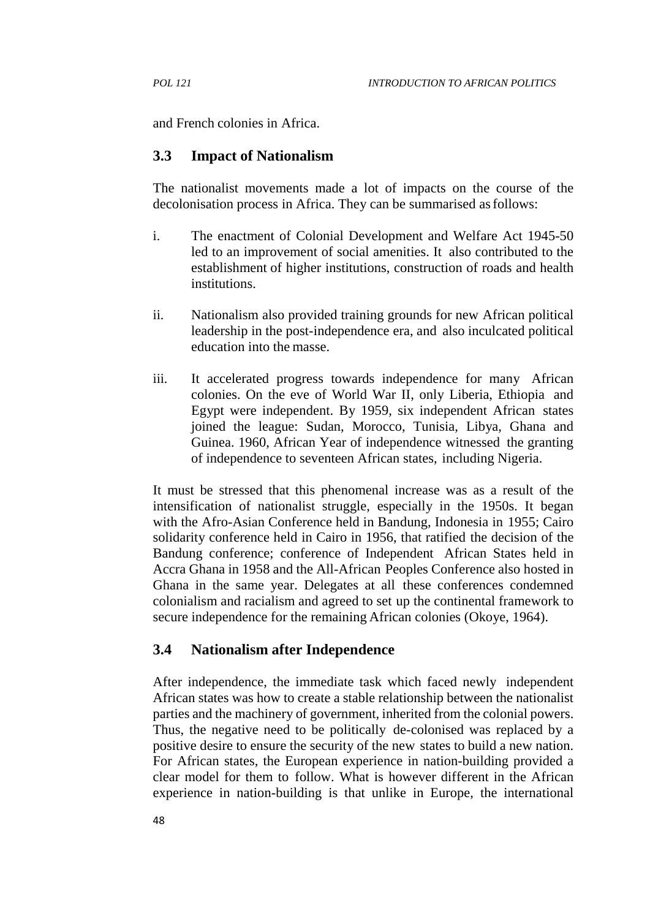and French colonies in Africa.

## 3.3 Impact of Nationalism

The nationalist movements made a lot of impacts on the course of the decolonisation process in Africa. They can be summarised as follows:

i. The enactment of Colonial Development and Welfare Act 1945-50 led to an improvement of social amenities. It also contributed to the establishment of higher institutions, construction of roads and health institutions.

ii. Nationalism also provided training grounds for new African political leadership in the post-independence era, and also inculcated political education into the masse.

iii. It accelerated progress towards independence for many African colonies. On the eve of World War II, only Liberia, Ethiopia and Egypt were independent. By 1959, six independent African states joined the league: Sudan, Morocco, Tunisia, Libya, Ghana and Guinea. 1960, African Year of independence witnessed the granting of independence to seventeen African states, including Nigeria.

It must be stressed that this phenomenal increase was as a result of the intensification of nationalist struggle, especially in the 1950s. It began with the Afro-Asian Conference held in Bandung, Indonesia in 1955; Cairo solidarity conference held in Cairo in 1956, that ratified the decision of the Bandung conference; conference of Independent African States held in Accra Ghana in 1958 and the All-African Peoples Conference also hosted in Ghana in the same year. Delegates at all these conferences condemned colonialism and racialism and agreed to set up the continental framework to secure independence for the remaining African colonies (Okoye, 1964).

## 3.4 Nationalism after Independence

After independence, the immediate task which faced newly independent African states was how to create a stable relationship between the nationalist parties and the machinery of government, inherited from the colonial powers. Thus, the negative need to be politically de-colonised was replaced by a positive desire to ensure the security of the new states to build a new nation. For African states, the European experience in nation-building provided a clear model for them to follow. What is however different in the African experience in nation-building is that unlike in Europe, the international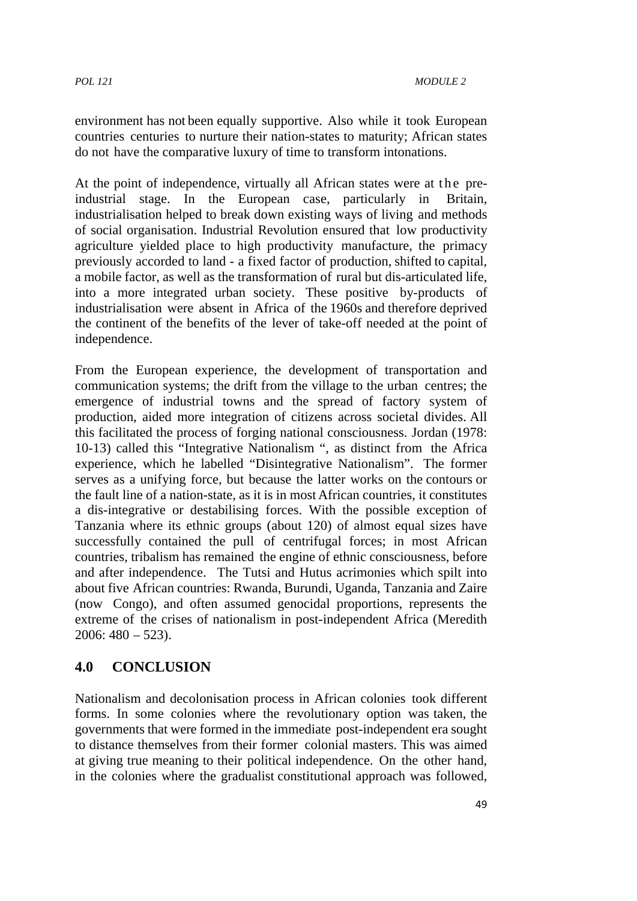environment has not been equally supportive. Also while it took European countries centuries to nurture their nation-states to maturity; African states do not have the comparative luxury of time to transform intonations.

At the point of independence, virtually all African states were at the pre-industrial stage. In the European case, particularly in Britain, industrialisation helped to break down existing ways of living and methods of social organisation. Industrial Revolution ensured that low productivity agriculture yielded place to high productivity manufacture, the primacy previously accorded to land - a fixed factor of production, shifted to capital, a mobile factor, as well as the transformation of rural but dis-articulated life, into a more integrated urban society. These positive by-products of industrialisation were absent in Africa of the 1960s and therefore deprived the continent of the benefits of the lever of take-off needed at the point of independence.

From the European experience, the development of transportation and communication systems; the drift from the village to the urban centres; the emergence of industrial towns and the spread of factory system of production, aided more integration of citizens across societal divides. All this facilitated the process of forging national consciousness. Jordan (1978: 10-13) called this "Integrative Nationalism ", as distinct from the Africa experience, which he labelled "Disintegrative Nationalism". The former serves as a unifying force, but because the latter works on the contours or the fault line of a nation-state, as it is in most African countries, it constitutes a dis-integrative or destabilising forces. With the possible exception of Tanzania where its ethnic groups (about 120) of almost equal sizes have successfully contained the pull of centrifugal forces; in most African countries, tribalism has remained the engine of ethnic consciousness, before and after independence. The Tutsi and Hutus acrimonies which spilt into about five African countries: Rwanda, Burundi, Uganda, Tanzania and Zaire (now Congo), and often assumed genocidal proportions, represents the extreme of the crises of nationalism in post-independent Africa (Meredith 2006: 480 – 523).

## 4.0 CONCLUSION

Nationalism and decolonisation process in African colonies took different forms. In some colonies where the revolutionary option was taken, the governments that were formed in the immediate post-independent era sought to distance themselves from their former colonial masters. This was aimed at giving true meaning to their political independence. On the other hand, in the colonies where the gradualist constitutional approach was followed,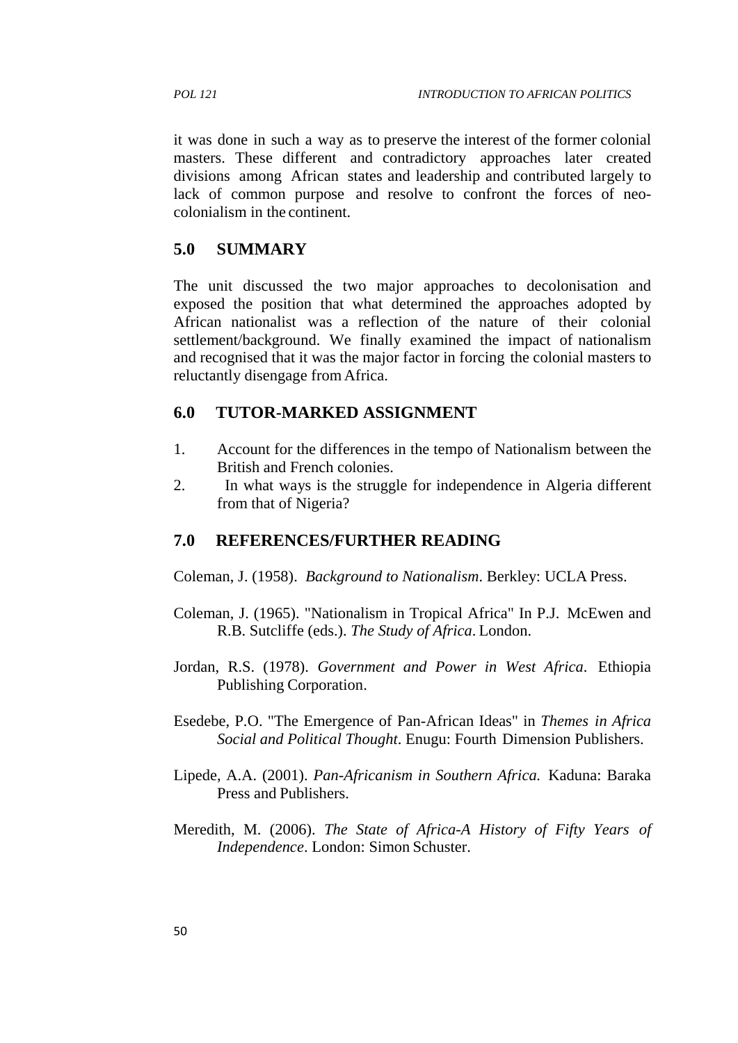it was done in such a way as to preserve the interest of the former colonial masters. These different and contradictory approaches later created divisions among African states and leadership and contributed largely to lack of common purpose and resolve to confront the forces of neo-colonialism in the continent.

## 5.0 SUMMARY

The unit discussed the two major approaches to decolonisation and exposed the position that what determined the approaches adopted by African nationalist was a reflection of the nature of their colonial settlement/background. We finally examined the impact of nationalism and recognised that it was the major factor in forcing the colonial masters to reluctantly disengage from Africa.

## 6.0 TUTOR-MARKED ASSIGNMENT

1. Account for the differences in the tempo of Nationalism between the British and French colonies.
2. In what ways is the struggle for independence in Algeria different from that of Nigeria?

## 7.0 REFERENCES/FURTHER READING

Coleman, J. (1958). *Background to Nationalism*. Berkley: UCLA Press.

Coleman, J. (1965). "Nationalism in Tropical Africa" In P.J. McEwen and R.B. Sutcliffe (eds.). *The Study of Africa*. London.

Jordan, R.S. (1978). *Government and Power in West Africa*. Ethiopia Publishing Corporation.

Esedebe, P.O. "The Emergence of Pan-African Ideas" in *Themes in Africa Social and Political Thought*. Enugu: Fourth Dimension Publishers.

Lipede, A.A. (2001). *Pan-Africanism in Southern Africa.* Kaduna: Baraka Press and Publishers.

Meredith, M. (2006). *The State of Africa-A History of Fifty Years of Independence*. London: Simon Schuster.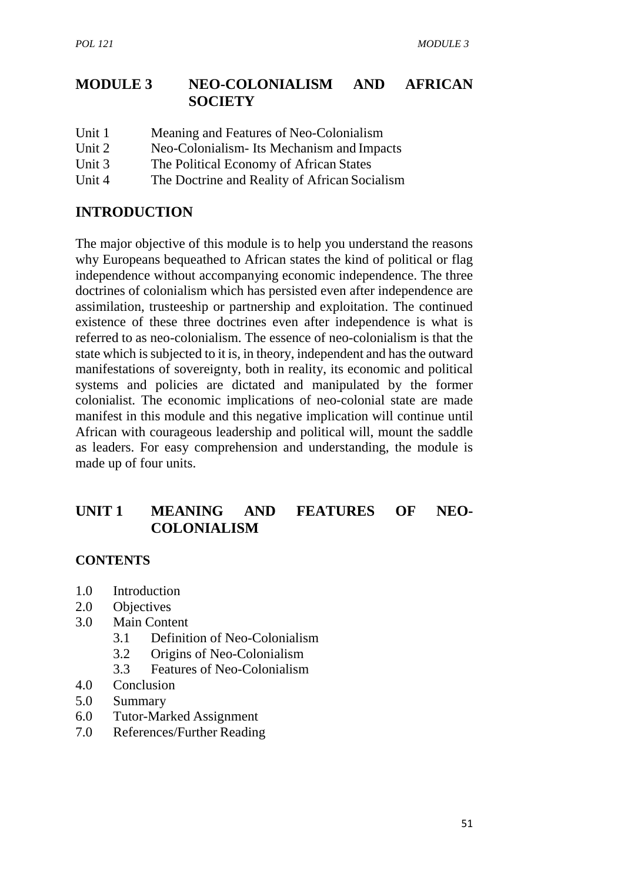## MODULE 3 NEO-COLONIALISM AND AFRICAN SOCIETY

Unit 1 Meaning and Features of Neo-Colonialism
Unit 2 Neo-Colonialism- Its Mechanism and Impacts
Unit 3 The Political Economy of African States
Unit 4 The Doctrine and Reality of African Socialism

## INTRODUCTION

The major objective of this module is to help you understand the reasons why Europeans bequeathed to African states the kind of political or flag independence without accompanying economic independence. The three doctrines of colonialism which has persisted even after independence are assimilation, trusteeship or partnership and exploitation. The continued existence of these three doctrines even after independence is what is referred to as neo-colonialism. The essence of neo-colonialism is that the state which is subjected to it is, in theory, independent and has the outward manifestations of sovereignty, both in reality, its economic and political systems and policies are dictated and manipulated by the former colonialist. The economic implications of neo-colonial state are made manifest in this module and this negative implication will continue until African with courageous leadership and political will, mount the saddle as leaders. For easy comprehension and understanding, the module is made up of four units.

## UNIT 1 MEANING AND FEATURES OF NEO-COLONIALISM

### CONTENTS

1.0 Introduction
2.0 Objectives
3.0 Main Content
  3.1 Definition of Neo-Colonialism
  3.2 Origins of Neo-Colonialism
  3.3 Features of Neo-Colonialism
4.0 Conclusion
5.0 Summary
6.0 Tutor-Marked Assignment
7.0 References/Further Reading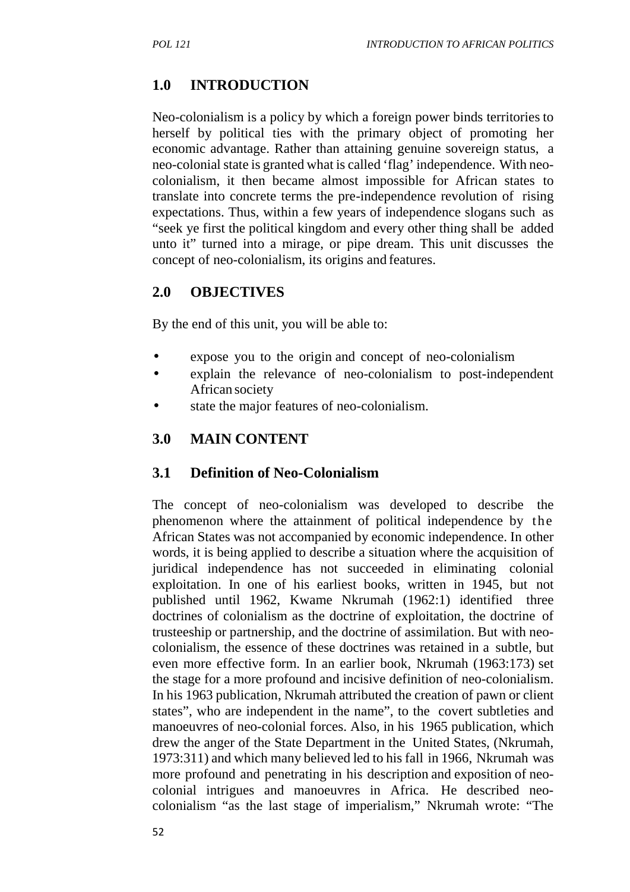## 1.0 INTRODUCTION

Neo-colonialism is a policy by which a foreign power binds territories to herself by political ties with the primary object of promoting her economic advantage. Rather than attaining genuine sovereign status, a neo-colonial state is granted what is called 'flag' independence. With neo-colonialism, it then became almost impossible for African states to translate into concrete terms the pre-independence revolution of rising expectations. Thus, within a few years of independence slogans such as "seek ye first the political kingdom and every other thing shall be added unto it" turned into a mirage, or pipe dream. This unit discusses the concept of neo-colonialism, its origins and features.

## 2.0 OBJECTIVES

By the end of this unit, you will be able to:

- expose you to the origin and concept of neo-colonialism
- explain the relevance of neo-colonialism to post-independent African society
- state the major features of neo-colonialism.

## 3.0 MAIN CONTENT

### 3.1 Definition of Neo-Colonialism

The concept of neo-colonialism was developed to describe the phenomenon where the attainment of political independence by the African States was not accompanied by economic independence. In other words, it is being applied to describe a situation where the acquisition of juridical independence has not succeeded in eliminating colonial exploitation. In one of his earliest books, written in 1945, but not published until 1962, Kwame Nkrumah (1962:1) identified three doctrines of colonialism as the doctrine of exploitation, the doctrine of trusteeship or partnership, and the doctrine of assimilation. But with neo-colonialism, the essence of these doctrines was retained in a subtle, but even more effective form. In an earlier book, Nkrumah (1963:173) set the stage for a more profound and incisive definition of neo-colonialism. In his 1963 publication, Nkrumah attributed the creation of pawn or client states", who are independent in the name", to the covert subtleties and manoeuvres of neo-colonial forces. Also, in his 1965 publication, which drew the anger of the State Department in the United States, (Nkrumah, 1973:311) and which many believed led to his fall in 1966, Nkrumah was more profound and penetrating in his description and exposition of neo-colonial intrigues and manoeuvres in Africa. He described neo-colonialism "as the last stage of imperialism," Nkrumah wrote: "The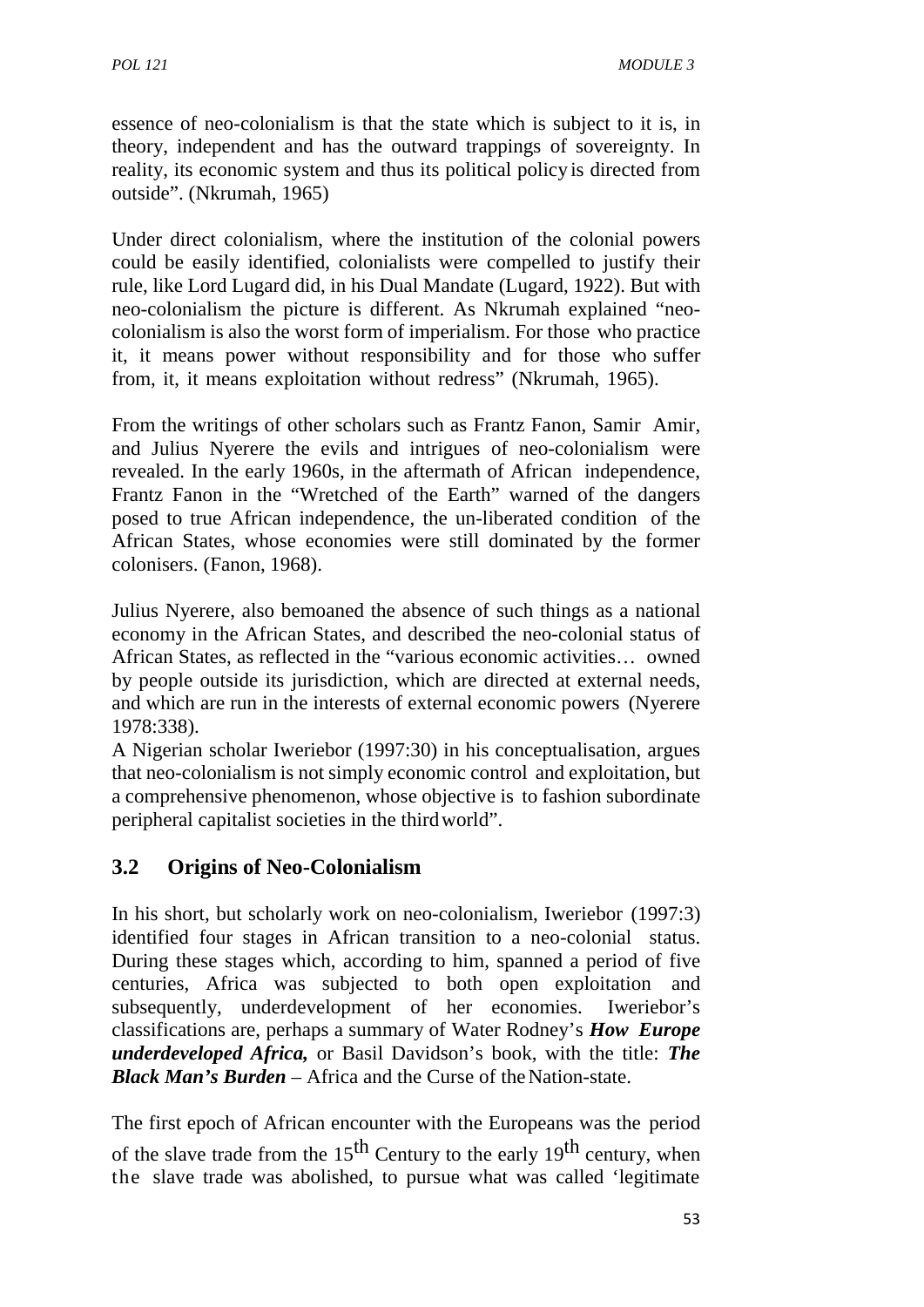essence of neo-colonialism is that the state which is subject to it is, in theory, independent and has the outward trappings of sovereignty. In reality, its economic system and thus its political policy is directed from outside". (Nkrumah, 1965)

Under direct colonialism, where the institution of the colonial powers could be easily identified, colonialists were compelled to justify their rule, like Lord Lugard did, in his Dual Mandate (Lugard, 1922). But with neo-colonialism the picture is different. As Nkrumah explained "neo-colonialism is also the worst form of imperialism. For those who practice it, it means power without responsibility and for those who suffer from, it, it means exploitation without redress" (Nkrumah, 1965).

From the writings of other scholars such as Frantz Fanon, Samir Amir, and Julius Nyerere the evils and intrigues of neo-colonialism were revealed. In the early 1960s, in the aftermath of African independence, Frantz Fanon in the "Wretched of the Earth" warned of the dangers posed to true African independence, the un-liberated condition of the African States, whose economies were still dominated by the former colonisers. (Fanon, 1968).

Julius Nyerere, also bemoaned the absence of such things as a national economy in the African States, and described the neo-colonial status of African States, as reflected in the "various economic activities… owned by people outside its jurisdiction, which are directed at external needs, and which are run in the interests of external economic powers (Nyerere 1978:338).

A Nigerian scholar Iweriebor (1997:30) in his conceptualisation, argues that neo-colonialism is not simply economic control and exploitation, but a comprehensive phenomenon, whose objective is to fashion subordinate peripheral capitalist societies in the third world".

## 3.2 Origins of Neo-Colonialism

In his short, but scholarly work on neo-colonialism, Iweriebor (1997:3) identified four stages in African transition to a neo-colonial status. During these stages which, according to him, spanned a period of five centuries, Africa was subjected to both open exploitation and subsequently, underdevelopment of her economies. Iweriebor's classifications are, perhaps a summary of Water Rodney's ***How Europe underdeveloped Africa,*** or Basil Davidson's book, with the title: ***The Black Man's Burden*** – Africa and the Curse of the Nation-state.

The first epoch of African encounter with the Europeans was the period of the slave trade from the 15th Century to the early 19th century, when the slave trade was abolished, to pursue what was called 'legitimate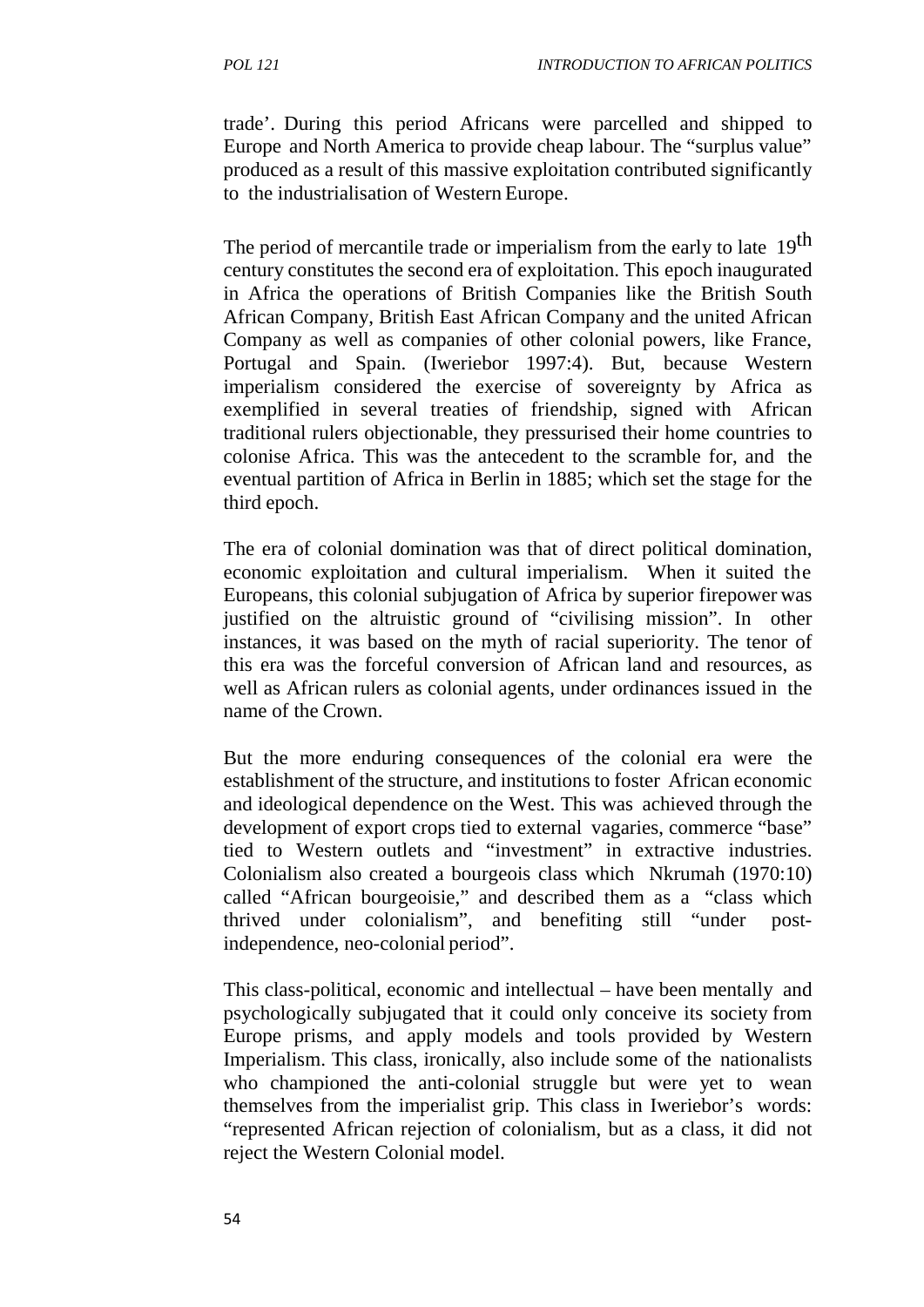trade'. During this period Africans were parcelled and shipped to Europe and North America to provide cheap labour. The "surplus value" produced as a result of this massive exploitation contributed significantly to the industrialisation of Western Europe.

The period of mercantile trade or imperialism from the early to late 19th century constitutes the second era of exploitation. This epoch inaugurated in Africa the operations of British Companies like the British South African Company, British East African Company and the united African Company as well as companies of other colonial powers, like France, Portugal and Spain. (Iweriebor 1997:4). But, because Western imperialism considered the exercise of sovereignty by Africa as exemplified in several treaties of friendship, signed with African traditional rulers objectionable, they pressurised their home countries to colonise Africa. This was the antecedent to the scramble for, and the eventual partition of Africa in Berlin in 1885; which set the stage for the third epoch.

The era of colonial domination was that of direct political domination, economic exploitation and cultural imperialism. When it suited the Europeans, this colonial subjugation of Africa by superior firepower was justified on the altruistic ground of "civilising mission". In other instances, it was based on the myth of racial superiority. The tenor of this era was the forceful conversion of African land and resources, as well as African rulers as colonial agents, under ordinances issued in the name of the Crown.

But the more enduring consequences of the colonial era were the establishment of the structure, and institutions to foster African economic and ideological dependence on the West. This was achieved through the development of export crops tied to external vagaries, commerce "base" tied to Western outlets and "investment" in extractive industries. Colonialism also created a bourgeois class which Nkrumah (1970:10) called "African bourgeoisie," and described them as a "class which thrived under colonialism", and benefiting still "under post-independence, neo-colonial period".

This class-political, economic and intellectual – have been mentally and psychologically subjugated that it could only conceive its society from Europe prisms, and apply models and tools provided by Western Imperialism. This class, ironically, also include some of the nationalists who championed the anti-colonial struggle but were yet to wean themselves from the imperialist grip. This class in Iweriebor's words: "represented African rejection of colonialism, but as a class, it did not reject the Western Colonial model.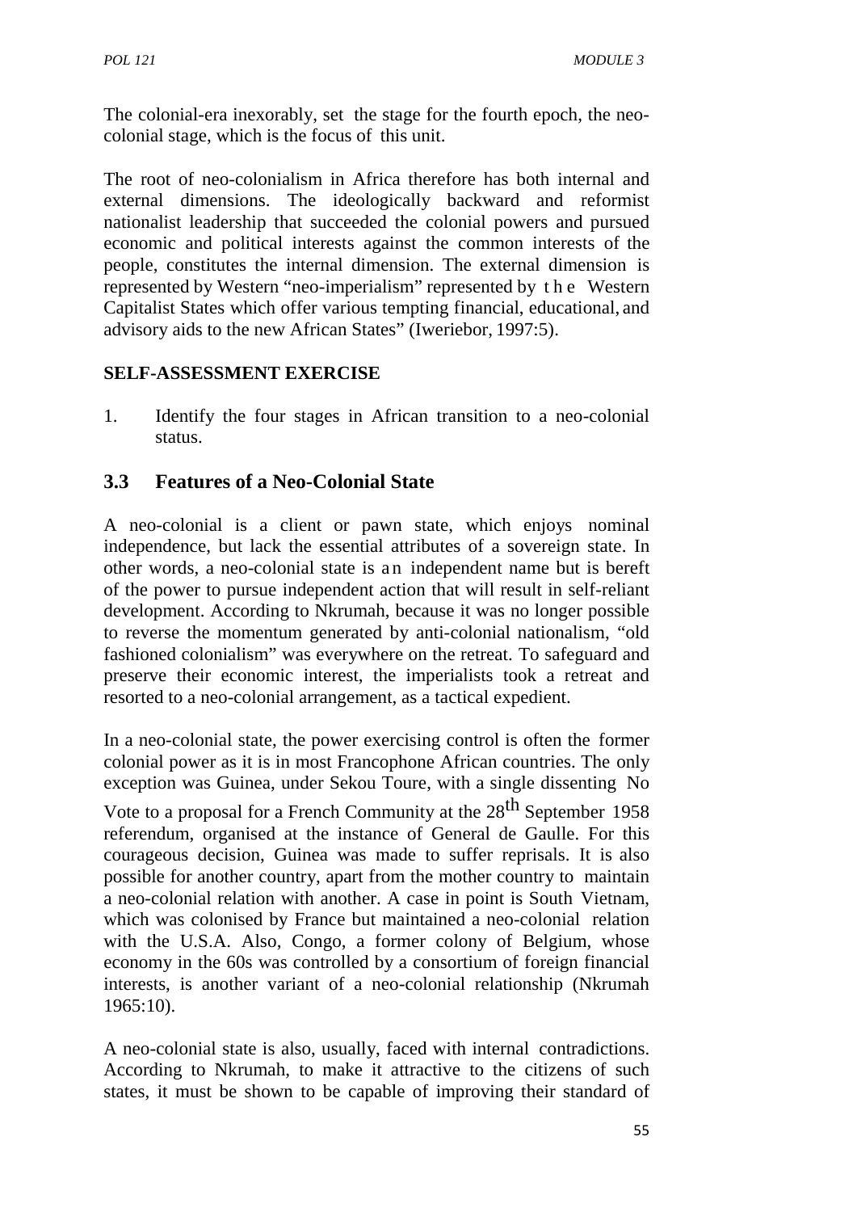The colonial-era inexorably, set the stage for the fourth epoch, the neo-colonial stage, which is the focus of this unit.

The root of neo-colonialism in Africa therefore has both internal and external dimensions. The ideologically backward and reformist nationalist leadership that succeeded the colonial powers and pursued economic and political interests against the common interests of the people, constitutes the internal dimension. The external dimension is represented by Western "neo-imperialism" represented by the Western Capitalist States which offer various tempting financial, educational, and advisory aids to the new African States" (Iweriebor, 1997:5).

**SELF-ASSESSMENT EXERCISE**

1. Identify the four stages in African transition to a neo-colonial status.

## 3.3 Features of a Neo-Colonial State

A neo-colonial is a client or pawn state, which enjoys nominal independence, but lack the essential attributes of a sovereign state. In other words, a neo-colonial state is an independent name but is bereft of the power to pursue independent action that will result in self-reliant development. According to Nkrumah, because it was no longer possible to reverse the momentum generated by anti-colonial nationalism, "old fashioned colonialism" was everywhere on the retreat. To safeguard and preserve their economic interest, the imperialists took a retreat and resorted to a neo-colonial arrangement, as a tactical expedient.

In a neo-colonial state, the power exercising control is often the former colonial power as it is in most Francophone African countries. The only exception was Guinea, under Sekou Toure, with a single dissenting No Vote to a proposal for a French Community at the 28th September 1958 referendum, organised at the instance of General de Gaulle. For this courageous decision, Guinea was made to suffer reprisals. It is also possible for another country, apart from the mother country to maintain a neo-colonial relation with another. A case in point is South Vietnam, which was colonised by France but maintained a neo-colonial relation with the U.S.A. Also, Congo, a former colony of Belgium, whose economy in the 60s was controlled by a consortium of foreign financial interests, is another variant of a neo-colonial relationship (Nkrumah 1965:10).

A neo-colonial state is also, usually, faced with internal contradictions. According to Nkrumah, to make it attractive to the citizens of such states, it must be shown to be capable of improving their standard of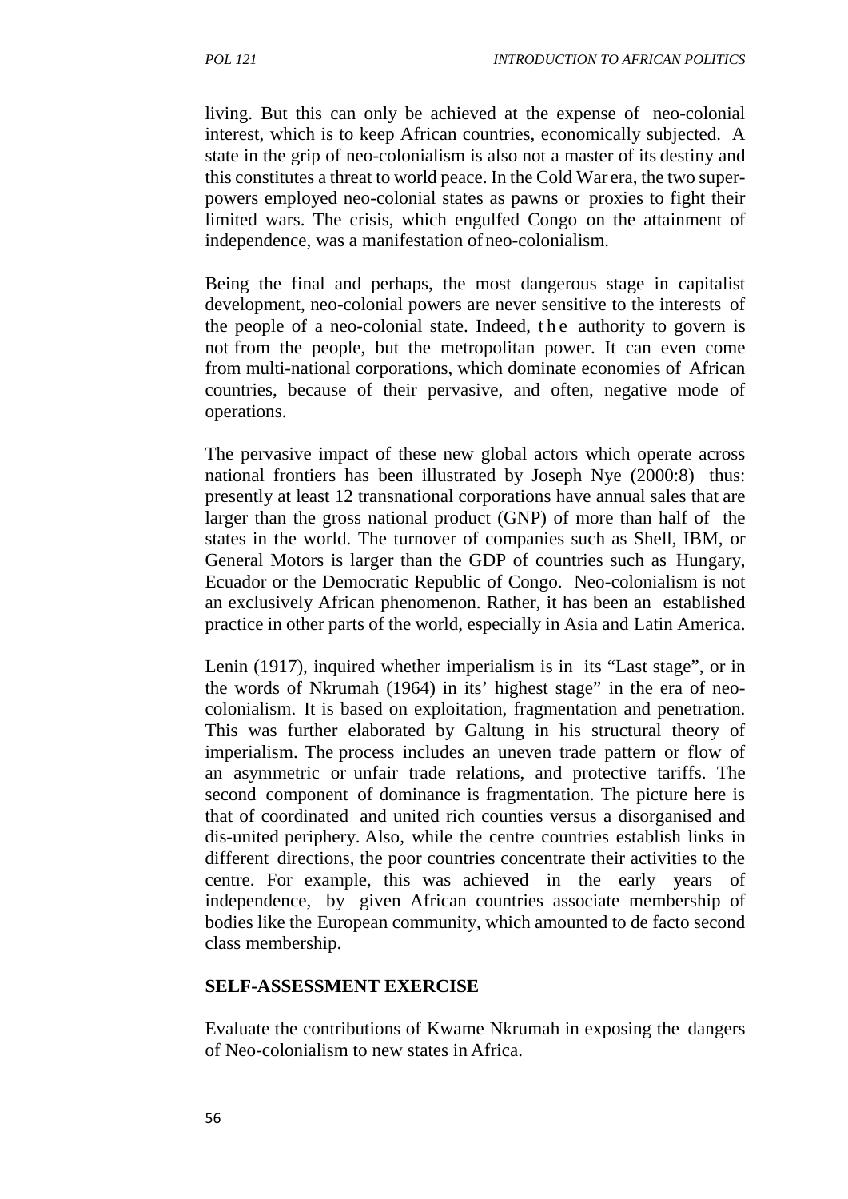living. But this can only be achieved at the expense of neo-colonial interest, which is to keep African countries, economically subjected. A state in the grip of neo-colonialism is also not a master of its destiny and this constitutes a threat to world peace. In the Cold War era, the two super-powers employed neo-colonial states as pawns or proxies to fight their limited wars. The crisis, which engulfed Congo on the attainment of independence, was a manifestation of neo-colonialism.

Being the final and perhaps, the most dangerous stage in capitalist development, neo-colonial powers are never sensitive to the interests of the people of a neo-colonial state. Indeed, the authority to govern is not from the people, but the metropolitan power. It can even come from multi-national corporations, which dominate economies of African countries, because of their pervasive, and often, negative mode of operations.

The pervasive impact of these new global actors which operate across national frontiers has been illustrated by Joseph Nye (2000:8) thus: presently at least 12 transnational corporations have annual sales that are larger than the gross national product (GNP) of more than half of the states in the world. The turnover of companies such as Shell, IBM, or General Motors is larger than the GDP of countries such as Hungary, Ecuador or the Democratic Republic of Congo. Neo-colonialism is not an exclusively African phenomenon. Rather, it has been an established practice in other parts of the world, especially in Asia and Latin America.

Lenin (1917), inquired whether imperialism is in its "Last stage", or in the words of Nkrumah (1964) in its' highest stage" in the era of neo-colonialism. It is based on exploitation, fragmentation and penetration. This was further elaborated by Galtung in his structural theory of imperialism. The process includes an uneven trade pattern or flow of an asymmetric or unfair trade relations, and protective tariffs. The second component of dominance is fragmentation. The picture here is that of coordinated and united rich counties versus a disorganised and dis-united periphery. Also, while the centre countries establish links in different directions, the poor countries concentrate their activities to the centre. For example, this was achieved in the early years of independence, by given African countries associate membership of bodies like the European community, which amounted to de facto second class membership.

**SELF-ASSESSMENT EXERCISE**

Evaluate the contributions of Kwame Nkrumah in exposing the dangers of Neo-colonialism to new states in Africa.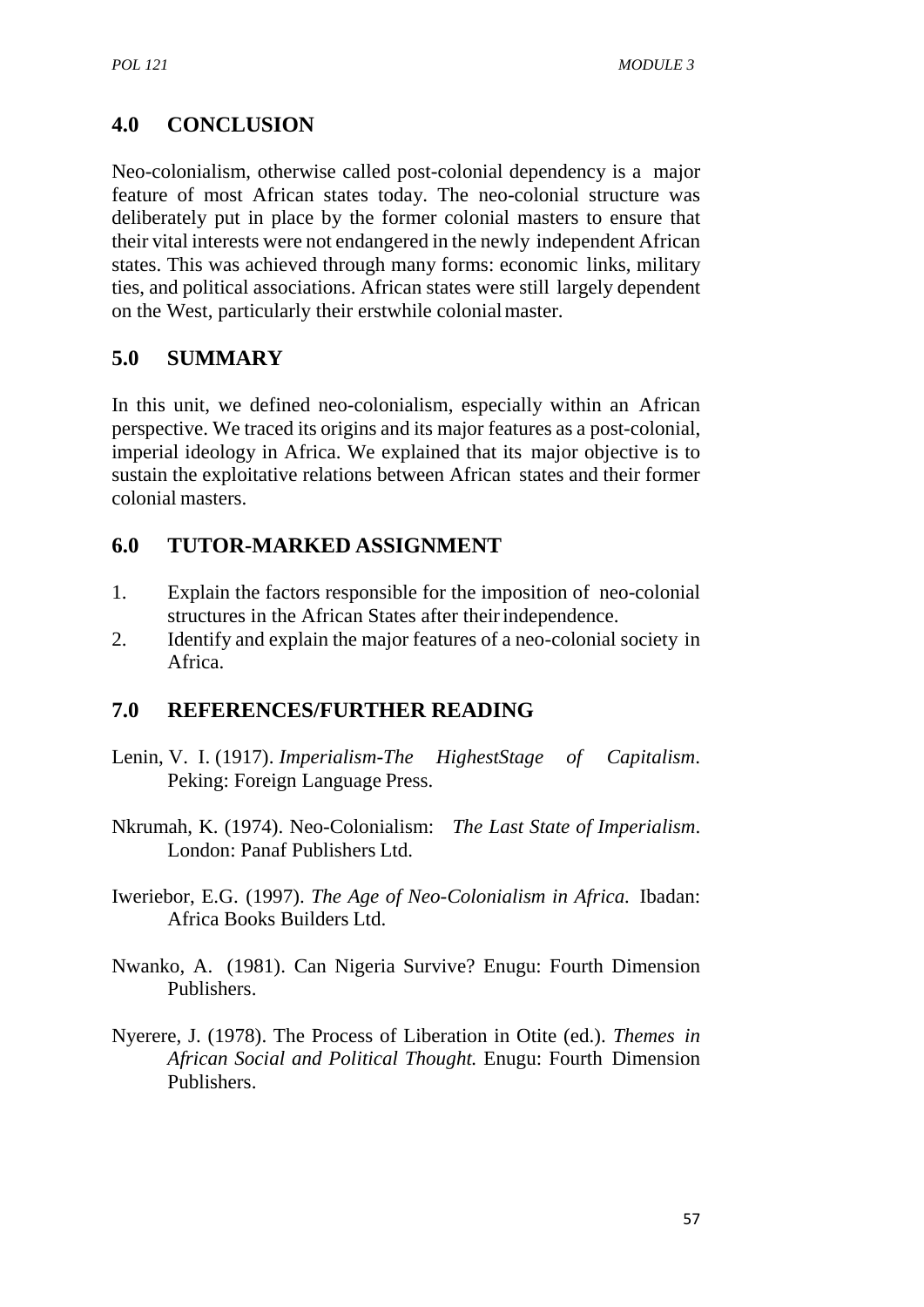## 4.0 CONCLUSION

Neo-colonialism, otherwise called post-colonial dependency is a major feature of most African states today. The neo-colonial structure was deliberately put in place by the former colonial masters to ensure that their vital interests were not endangered in the newly independent African states. This was achieved through many forms: economic links, military ties, and political associations. African states were still largely dependent on the West, particularly their erstwhile colonial master.

## 5.0 SUMMARY

In this unit, we defined neo-colonialism, especially within an African perspective. We traced its origins and its major features as a post-colonial, imperial ideology in Africa. We explained that its major objective is to sustain the exploitative relations between African states and their former colonial masters.

## 6.0 TUTOR-MARKED ASSIGNMENT

1. Explain the factors responsible for the imposition of neo-colonial structures in the African States after their independence.
2. Identify and explain the major features of a neo-colonial society in Africa.

## 7.0 REFERENCES/FURTHER READING

Lenin, V. I. (1917). *Imperialism-The HighestStage of Capitalism*. Peking: Foreign Language Press.

Nkrumah, K. (1974). Neo-Colonialism: *The Last State of Imperialism*. London: Panaf Publishers Ltd.

Iweriebor, E.G. (1997). *The Age of Neo-Colonialism in Africa.* Ibadan: Africa Books Builders Ltd.

Nwanko, A. (1981). Can Nigeria Survive? Enugu: Fourth Dimension Publishers.

Nyerere, J. (1978). The Process of Liberation in Otite (ed.). *Themes in African Social and Political Thought.* Enugu: Fourth Dimension Publishers.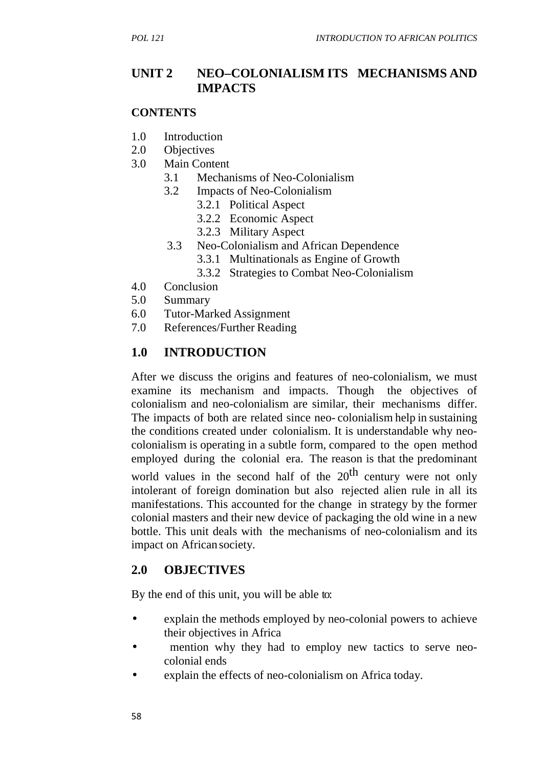## UNIT 2 NEO–COLONIALISM ITS MECHANISMS AND IMPACTS

**CONTENTS**

1.0 Introduction
2.0 Objectives
3.0 Main Content
    3.1 Mechanisms of Neo-Colonialism
    3.2 Impacts of Neo-Colonialism
        3.2.1 Political Aspect
        3.2.2 Economic Aspect
        3.2.3 Military Aspect
    3.3 Neo-Colonialism and African Dependence
        3.3.1 Multinationals as Engine of Growth
        3.3.2 Strategies to Combat Neo-Colonialism
4.0 Conclusion
5.0 Summary
6.0 Tutor-Marked Assignment
7.0 References/Further Reading

## 1.0 INTRODUCTION

After we discuss the origins and features of neo-colonialism, we must examine its mechanism and impacts. Though the objectives of colonialism and neo-colonialism are similar, their mechanisms differ. The impacts of both are related since neo- colonialism help in sustaining the conditions created under colonialism. It is understandable why neo-colonialism is operating in a subtle form, compared to the open method employed during the colonial era. The reason is that the predominant world values in the second half of the $20^{th}$ century were not only intolerant of foreign domination but also rejected alien rule in all its manifestations. This accounted for the change in strategy by the former colonial masters and their new device of packaging the old wine in a new bottle. This unit deals with the mechanisms of neo-colonialism and its impact on African society.

## 2.0 OBJECTIVES

By the end of this unit, you will be able to:

- explain the methods employed by neo-colonial powers to achieve their objectives in Africa
- mention why they had to employ new tactics to serve neo-colonial ends
- explain the effects of neo-colonialism on Africa today.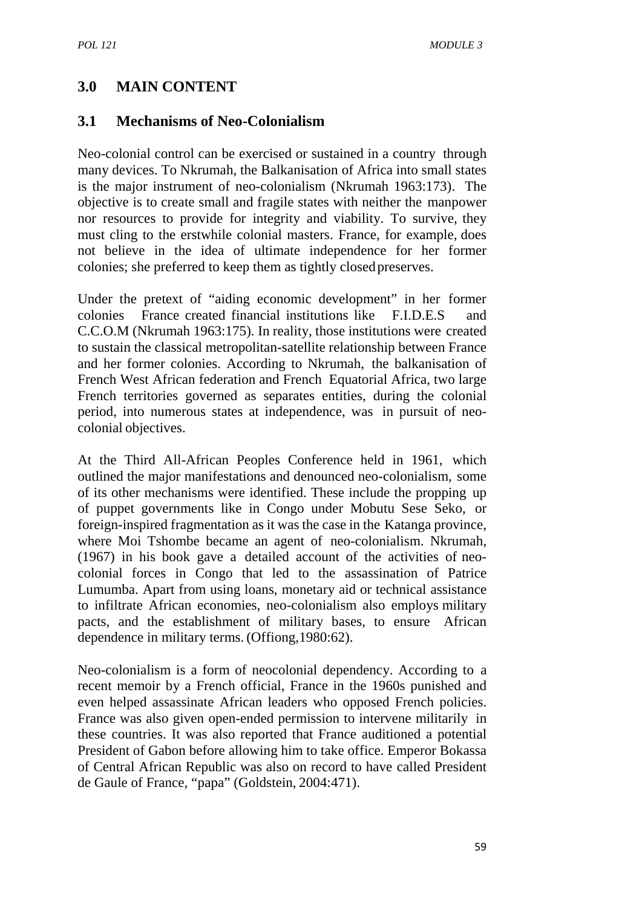## 3.0 MAIN CONTENT

### 3.1 Mechanisms of Neo-Colonialism

Neo-colonial control can be exercised or sustained in a country through many devices. To Nkrumah, the Balkanisation of Africa into small states is the major instrument of neo-colonialism (Nkrumah 1963:173). The objective is to create small and fragile states with neither the manpower nor resources to provide for integrity and viability. To survive, they must cling to the erstwhile colonial masters. France, for example, does not believe in the idea of ultimate independence for her former colonies; she preferred to keep them as tightly closed preserves.

Under the pretext of "aiding economic development" in her former colonies France created financial institutions like F.I.D.E.S and C.C.O.M (Nkrumah 1963:175). In reality, those institutions were created to sustain the classical metropolitan-satellite relationship between France and her former colonies. According to Nkrumah, the balkanisation of French West African federation and French Equatorial Africa, two large French territories governed as separates entities, during the colonial period, into numerous states at independence, was in pursuit of neo-colonial objectives.

At the Third All-African Peoples Conference held in 1961, which outlined the major manifestations and denounced neo-colonialism, some of its other mechanisms were identified. These include the propping up of puppet governments like in Congo under Mobutu Sese Seko, or foreign-inspired fragmentation as it was the case in the Katanga province, where Moi Tshombe became an agent of neo-colonialism. Nkrumah, (1967) in his book gave a detailed account of the activities of neo-colonial forces in Congo that led to the assassination of Patrice Lumumba. Apart from using loans, monetary aid or technical assistance to infiltrate African economies, neo-colonialism also employs military pacts, and the establishment of military bases, to ensure African dependence in military terms. (Offiong,1980:62).

Neo-colonialism is a form of neocolonial dependency. According to a recent memoir by a French official, France in the 1960s punished and even helped assassinate African leaders who opposed French policies. France was also given open-ended permission to intervene militarily in these countries. It was also reported that France auditioned a potential President of Gabon before allowing him to take office. Emperor Bokassa of Central African Republic was also on record to have called President de Gaule of France, "papa" (Goldstein, 2004:471).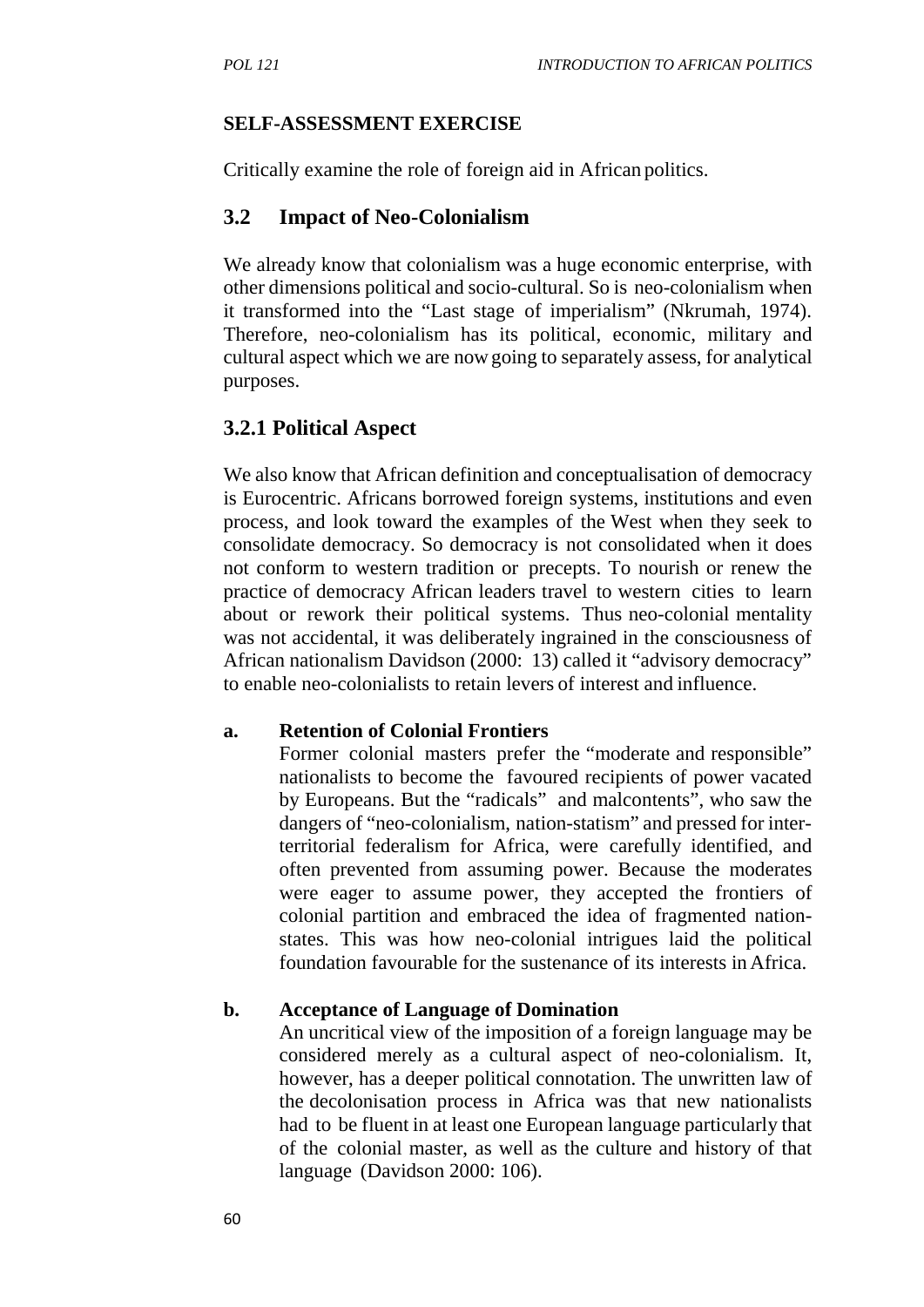**SELF-ASSESSMENT EXERCISE**

Critically examine the role of foreign aid in African politics.

## 3.2 Impact of Neo-Colonialism

We already know that colonialism was a huge economic enterprise, with other dimensions political and socio-cultural. So is neo-colonialism when it transformed into the "Last stage of imperialism" (Nkrumah, 1974). Therefore, neo-colonialism has its political, economic, military and cultural aspect which we are now going to separately assess, for analytical purposes.

### 3.2.1 Political Aspect

We also know that African definition and conceptualisation of democracy is Eurocentric. Africans borrowed foreign systems, institutions and even process, and look toward the examples of the West when they seek to consolidate democracy. So democracy is not consolidated when it does not conform to western tradition or precepts. To nourish or renew the practice of democracy African leaders travel to western cities to learn about or rework their political systems. Thus neo-colonial mentality was not accidental, it was deliberately ingrained in the consciousness of African nationalism Davidson (2000: 13) called it "advisory democracy" to enable neo-colonialists to retain levers of interest and influence.

**a. Retention of Colonial Frontiers**

Former colonial masters prefer the "moderate and responsible" nationalists to become the favoured recipients of power vacated by Europeans. But the "radicals" and malcontents", who saw the dangers of "neo-colonialism, nation-statism" and pressed for inter-territorial federalism for Africa, were carefully identified, and often prevented from assuming power. Because the moderates were eager to assume power, they accepted the frontiers of colonial partition and embraced the idea of fragmented nation-states. This was how neo-colonial intrigues laid the political foundation favourable for the sustenance of its interests in Africa.

**b. Acceptance of Language of Domination**

An uncritical view of the imposition of a foreign language may be considered merely as a cultural aspect of neo-colonialism. It, however, has a deeper political connotation. The unwritten law of the decolonisation process in Africa was that new nationalists had to be fluent in at least one European language particularly that of the colonial master, as well as the culture and history of that language (Davidson 2000: 106).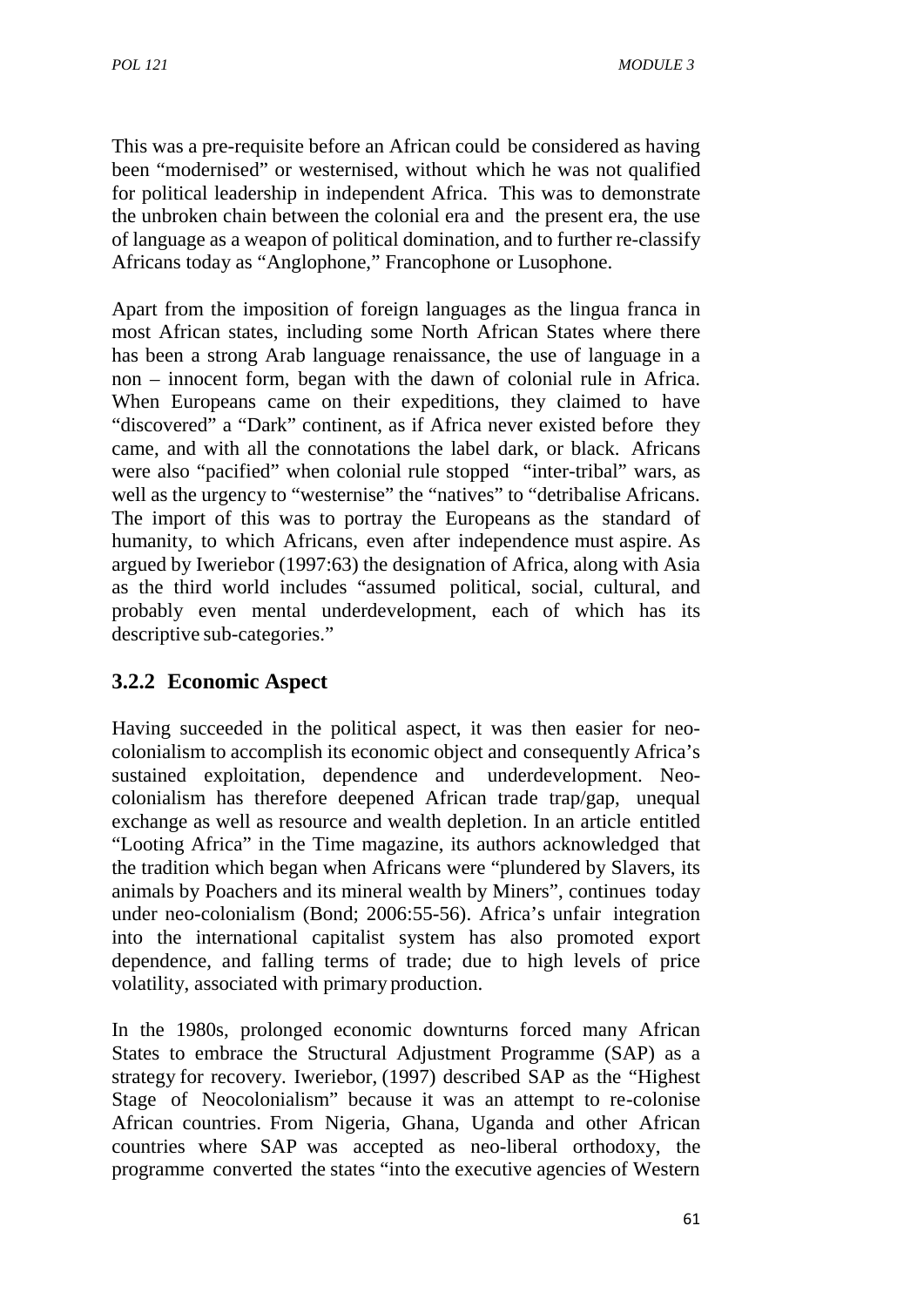This was a pre-requisite before an African could be considered as having been "modernised" or westernised, without which he was not qualified for political leadership in independent Africa. This was to demonstrate the unbroken chain between the colonial era and the present era, the use of language as a weapon of political domination, and to further re-classify Africans today as "Anglophone," Francophone or Lusophone.

Apart from the imposition of foreign languages as the lingua franca in most African states, including some North African States where there has been a strong Arab language renaissance, the use of language in a non – innocent form, began with the dawn of colonial rule in Africa. When Europeans came on their expeditions, they claimed to have "discovered" a "Dark" continent, as if Africa never existed before they came, and with all the connotations the label dark, or black. Africans were also "pacified" when colonial rule stopped "inter-tribal" wars, as well as the urgency to "westernise" the "natives" to "detribalise Africans. The import of this was to portray the Europeans as the standard of humanity, to which Africans, even after independence must aspire. As argued by Iweriebor (1997:63) the designation of Africa, along with Asia as the third world includes "assumed political, social, cultural, and probably even mental underdevelopment, each of which has its descriptive sub-categories."

### 3.2.2 Economic Aspect

Having succeeded in the political aspect, it was then easier for neo-colonialism to accomplish its economic object and consequently Africa's sustained exploitation, dependence and underdevelopment. Neo-colonialism has therefore deepened African trade trap/gap, unequal exchange as well as resource and wealth depletion. In an article entitled "Looting Africa" in the Time magazine, its authors acknowledged that the tradition which began when Africans were "plundered by Slavers, its animals by Poachers and its mineral wealth by Miners", continues today under neo-colonialism (Bond; 2006:55-56). Africa's unfair integration into the international capitalist system has also promoted export dependence, and falling terms of trade; due to high levels of price volatility, associated with primary production.

In the 1980s, prolonged economic downturns forced many African States to embrace the Structural Adjustment Programme (SAP) as a strategy for recovery. Iweriebor, (1997) described SAP as the "Highest Stage of Neocolonialism" because it was an attempt to re-colonise African countries. From Nigeria, Ghana, Uganda and other African countries where SAP was accepted as neo-liberal orthodoxy, the programme converted the states "into the executive agencies of Western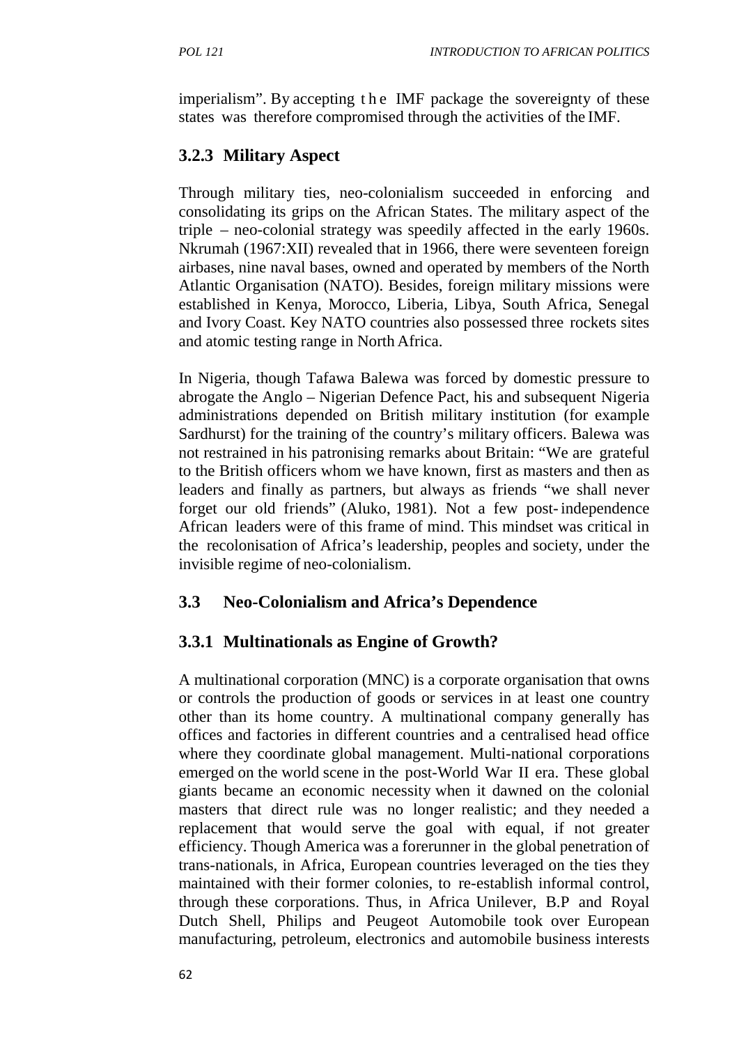imperialism". By accepting the IMF package the sovereignty of these states was therefore compromised through the activities of the IMF.

### 3.2.3 Military Aspect

Through military ties, neo-colonialism succeeded in enforcing and consolidating its grips on the African States. The military aspect of the triple – neo-colonial strategy was speedily affected in the early 1960s. Nkrumah (1967:XII) revealed that in 1966, there were seventeen foreign airbases, nine naval bases, owned and operated by members of the North Atlantic Organisation (NATO). Besides, foreign military missions were established in Kenya, Morocco, Liberia, Libya, South Africa, Senegal and Ivory Coast. Key NATO countries also possessed three rockets sites and atomic testing range in North Africa.

In Nigeria, though Tafawa Balewa was forced by domestic pressure to abrogate the Anglo – Nigerian Defence Pact, his and subsequent Nigeria administrations depended on British military institution (for example Sardhurst) for the training of the country's military officers. Balewa was not restrained in his patronising remarks about Britain: "We are grateful to the British officers whom we have known, first as masters and then as leaders and finally as partners, but always as friends "we shall never forget our old friends" (Aluko, 1981). Not a few post-independence African leaders were of this frame of mind. This mindset was critical in the recolonisation of Africa's leadership, peoples and society, under the invisible regime of neo-colonialism.

## 3.3 Neo-Colonialism and Africa's Dependence

### 3.3.1 Multinationals as Engine of Growth?

A multinational corporation (MNC) is a corporate organisation that owns or controls the production of goods or services in at least one country other than its home country. A multinational company generally has offices and factories in different countries and a centralised head office where they coordinate global management. Multi-national corporations emerged on the world scene in the post-World War II era. These global giants became an economic necessity when it dawned on the colonial masters that direct rule was no longer realistic; and they needed a replacement that would serve the goal with equal, if not greater efficiency. Though America was a forerunner in the global penetration of trans-nationals, in Africa, European countries leveraged on the ties they maintained with their former colonies, to re-establish informal control, through these corporations. Thus, in Africa Unilever, B.P and Royal Dutch Shell, Philips and Peugeot Automobile took over European manufacturing, petroleum, electronics and automobile business interests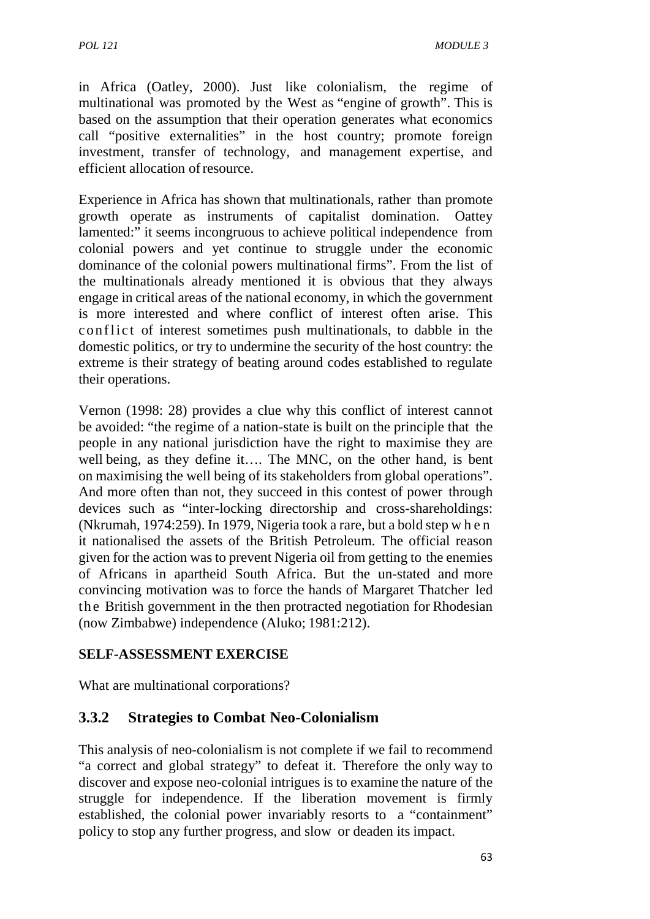in Africa (Oatley, 2000). Just like colonialism, the regime of multinational was promoted by the West as "engine of growth". This is based on the assumption that their operation generates what economics call "positive externalities" in the host country; promote foreign investment, transfer of technology, and management expertise, and efficient allocation of resource.

Experience in Africa has shown that multinationals, rather than promote growth operate as instruments of capitalist domination. Oattey lamented:" it seems incongruous to achieve political independence from colonial powers and yet continue to struggle under the economic dominance of the colonial powers multinational firms". From the list of the multinationals already mentioned it is obvious that they always engage in critical areas of the national economy, in which the government is more interested and where conflict of interest often arise. This conflict of interest sometimes push multinationals, to dabble in the domestic politics, or try to undermine the security of the host country: the extreme is their strategy of beating around codes established to regulate their operations.

Vernon (1998: 28) provides a clue why this conflict of interest cannot be avoided: "the regime of a nation-state is built on the principle that the people in any national jurisdiction have the right to maximise they are well being, as they define it…. The MNC, on the other hand, is bent on maximising the well being of its stakeholders from global operations". And more often than not, they succeed in this contest of power through devices such as "inter-locking directorship and cross-shareholdings: (Nkrumah, 1974:259). In 1979, Nigeria took a rare, but a bold step when it nationalised the assets of the British Petroleum. The official reason given for the action was to prevent Nigeria oil from getting to the enemies of Africans in apartheid South Africa. But the un-stated and more convincing motivation was to force the hands of Margaret Thatcher led the British government in the then protracted negotiation for Rhodesian (now Zimbabwe) independence (Aluko; 1981:212).

**SELF-ASSESSMENT EXERCISE**

What are multinational corporations?

### 3.3.2 Strategies to Combat Neo-Colonialism

This analysis of neo-colonialism is not complete if we fail to recommend "a correct and global strategy" to defeat it. Therefore the only way to discover and expose neo-colonial intrigues is to examine the nature of the struggle for independence. If the liberation movement is firmly established, the colonial power invariably resorts to a "containment" policy to stop any further progress, and slow or deaden its impact.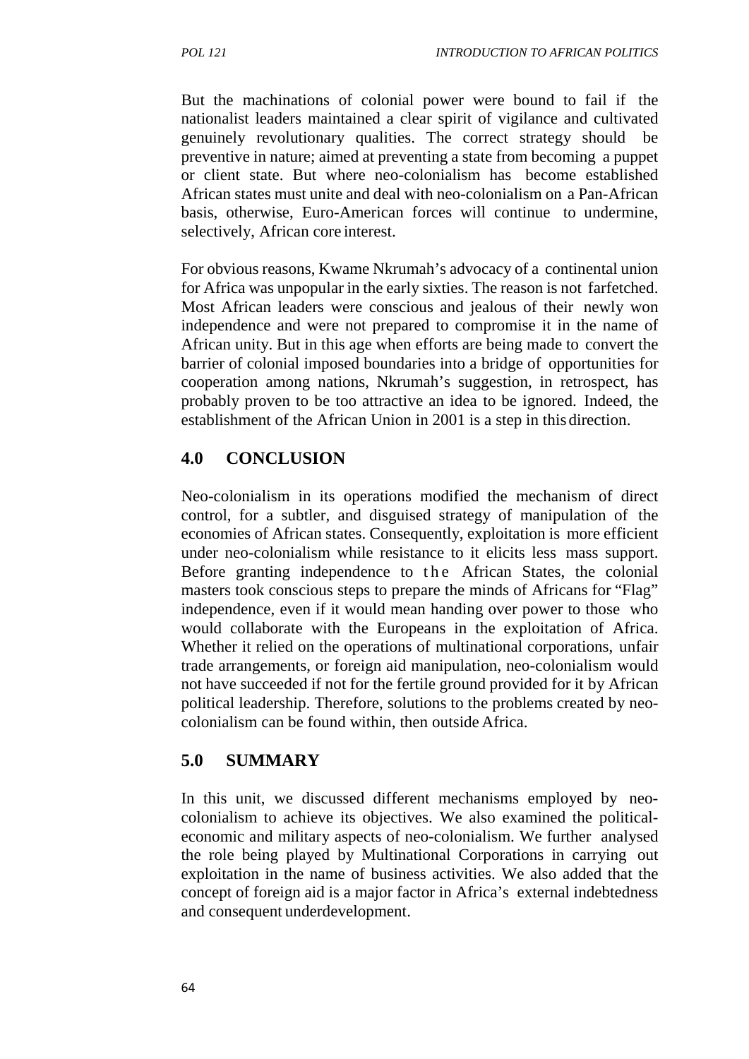But the machinations of colonial power were bound to fail if the nationalist leaders maintained a clear spirit of vigilance and cultivated genuinely revolutionary qualities. The correct strategy should be preventive in nature; aimed at preventing a state from becoming a puppet or client state. But where neo-colonialism has become established African states must unite and deal with neo-colonialism on a Pan-African basis, otherwise, Euro-American forces will continue to undermine, selectively, African core interest.

For obvious reasons, Kwame Nkrumah's advocacy of a continental union for Africa was unpopular in the early sixties. The reason is not farfetched. Most African leaders were conscious and jealous of their newly won independence and were not prepared to compromise it in the name of African unity. But in this age when efforts are being made to convert the barrier of colonial imposed boundaries into a bridge of opportunities for cooperation among nations, Nkrumah's suggestion, in retrospect, has probably proven to be too attractive an idea to be ignored. Indeed, the establishment of the African Union in 2001 is a step in this direction.

## 4.0 CONCLUSION

Neo-colonialism in its operations modified the mechanism of direct control, for a subtler, and disguised strategy of manipulation of the economies of African states. Consequently, exploitation is more efficient under neo-colonialism while resistance to it elicits less mass support. Before granting independence to the African States, the colonial masters took conscious steps to prepare the minds of Africans for "Flag" independence, even if it would mean handing over power to those who would collaborate with the Europeans in the exploitation of Africa. Whether it relied on the operations of multinational corporations, unfair trade arrangements, or foreign aid manipulation, neo-colonialism would not have succeeded if not for the fertile ground provided for it by African political leadership. Therefore, solutions to the problems created by neo-colonialism can be found within, then outside Africa.

## 5.0 SUMMARY

In this unit, we discussed different mechanisms employed by neo-colonialism to achieve its objectives. We also examined the political-economic and military aspects of neo-colonialism. We further analysed the role being played by Multinational Corporations in carrying out exploitation in the name of business activities. We also added that the concept of foreign aid is a major factor in Africa's external indebtedness and consequent underdevelopment.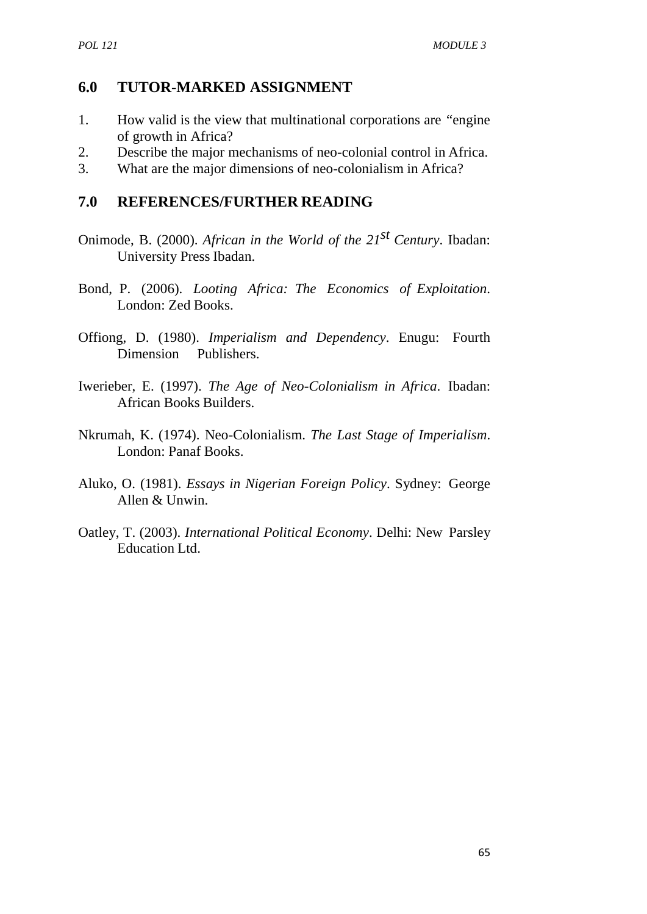## 6.0 TUTOR-MARKED ASSIGNMENT

1. How valid is the view that multinational corporations are "engine of growth in Africa?
2. Describe the major mechanisms of neo-colonial control in Africa.
3. What are the major dimensions of neo-colonialism in Africa?

## 7.0 REFERENCES/FURTHER READING

Onimode, B. (2000). *African in the World of the 21st Century*. Ibadan: University Press Ibadan.

Bond, P. (2006). *Looting Africa: The Economics of Exploitation*. London: Zed Books.

Offiong, D. (1980). *Imperialism and Dependency*. Enugu: Fourth Dimension Publishers.

Iwerieber, E. (1997). *The Age of Neo-Colonialism in Africa*. Ibadan: African Books Builders.

Nkrumah, K. (1974). Neo-Colonialism. *The Last Stage of Imperialism*. London: Panaf Books.

Aluko, O. (1981). *Essays in Nigerian Foreign Policy*. Sydney: George Allen & Unwin.

Oatley, T. (2003). *International Political Economy*. Delhi: New Parsley Education Ltd.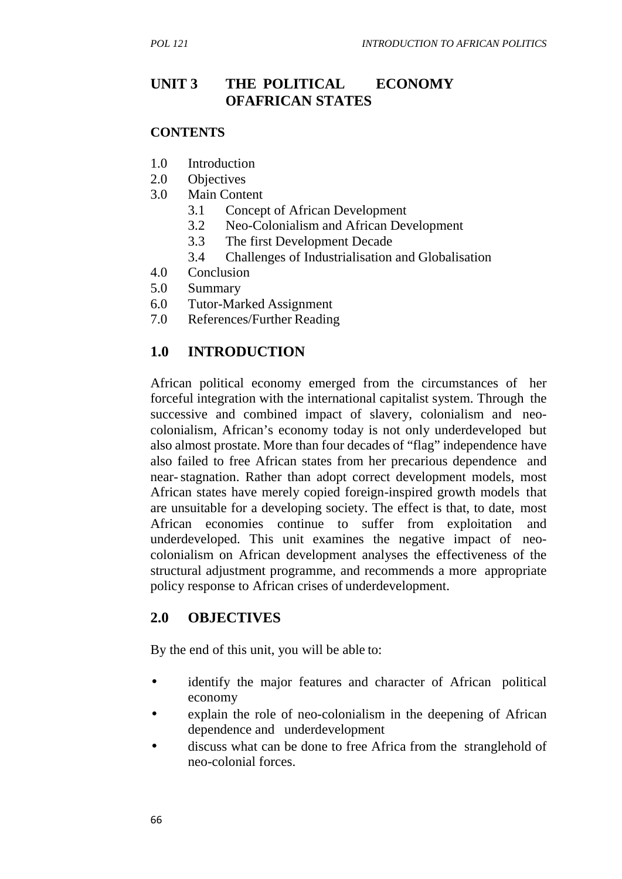## UNIT 3 THE POLITICAL ECONOMY OFAFRICAN STATES

**CONTENTS**

1.0 Introduction
2.0 Objectives
3.0 Main Content
 3.1 Concept of African Development
 3.2 Neo-Colonialism and African Development
 3.3 The first Development Decade
 3.4 Challenges of Industrialisation and Globalisation
4.0 Conclusion
5.0 Summary
6.0 Tutor-Marked Assignment
7.0 References/Further Reading

## 1.0 INTRODUCTION

African political economy emerged from the circumstances of her forceful integration with the international capitalist system. Through the successive and combined impact of slavery, colonialism and neo-colonialism, African's economy today is not only underdeveloped but also almost prostate. More than four decades of "flag" independence have also failed to free African states from her precarious dependence and near- stagnation. Rather than adopt correct development models, most African states have merely copied foreign-inspired growth models that are unsuitable for a developing society. The effect is that, to date, most African economies continue to suffer from exploitation and underdeveloped. This unit examines the negative impact of neo-colonialism on African development analyses the effectiveness of the structural adjustment programme, and recommends a more appropriate policy response to African crises of underdevelopment.

## 2.0 OBJECTIVES

By the end of this unit, you will be able to:

- identify the major features and character of African political economy
- explain the role of neo-colonialism in the deepening of African dependence and underdevelopment
- discuss what can be done to free Africa from the stranglehold of neo-colonial forces.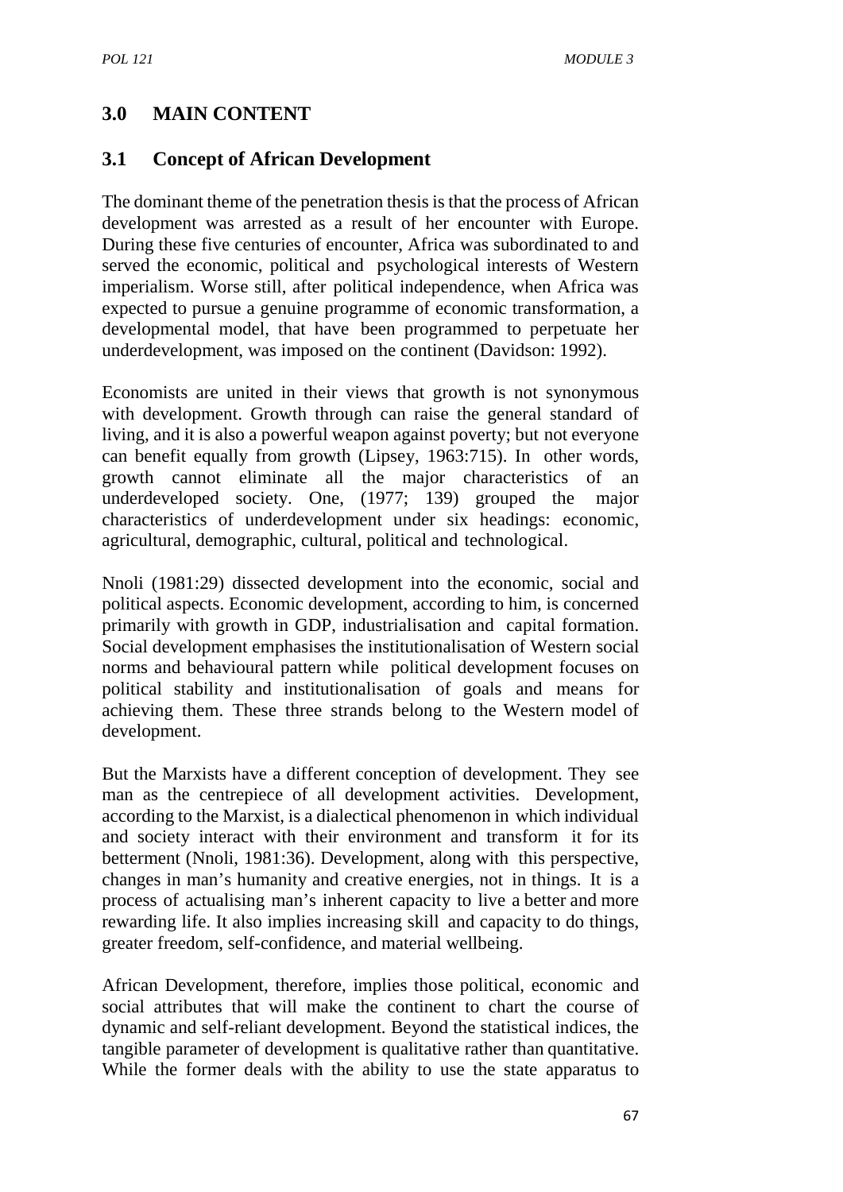## 3.0 MAIN CONTENT

### 3.1 Concept of African Development

The dominant theme of the penetration thesis is that the process of African development was arrested as a result of her encounter with Europe. During these five centuries of encounter, Africa was subordinated to and served the economic, political and psychological interests of Western imperialism. Worse still, after political independence, when Africa was expected to pursue a genuine programme of economic transformation, a developmental model, that have been programmed to perpetuate her underdevelopment, was imposed on the continent (Davidson: 1992).

Economists are united in their views that growth is not synonymous with development. Growth through can raise the general standard of living, and it is also a powerful weapon against poverty; but not everyone can benefit equally from growth (Lipsey, 1963:715). In other words, growth cannot eliminate all the major characteristics of an underdeveloped society. One, (1977; 139) grouped the major characteristics of underdevelopment under six headings: economic, agricultural, demographic, cultural, political and technological.

Nnoli (1981:29) dissected development into the economic, social and political aspects. Economic development, according to him, is concerned primarily with growth in GDP, industrialisation and capital formation. Social development emphasises the institutionalisation of Western social norms and behavioural pattern while political development focuses on political stability and institutionalisation of goals and means for achieving them. These three strands belong to the Western model of development.

But the Marxists have a different conception of development. They see man as the centrepiece of all development activities. Development, according to the Marxist, is a dialectical phenomenon in which individual and society interact with their environment and transform it for its betterment (Nnoli, 1981:36). Development, along with this perspective, changes in man's humanity and creative energies, not in things. It is a process of actualising man's inherent capacity to live a better and more rewarding life. It also implies increasing skill and capacity to do things, greater freedom, self-confidence, and material wellbeing.

African Development, therefore, implies those political, economic and social attributes that will make the continent to chart the course of dynamic and self-reliant development. Beyond the statistical indices, the tangible parameter of development is qualitative rather than quantitative. While the former deals with the ability to use the state apparatus to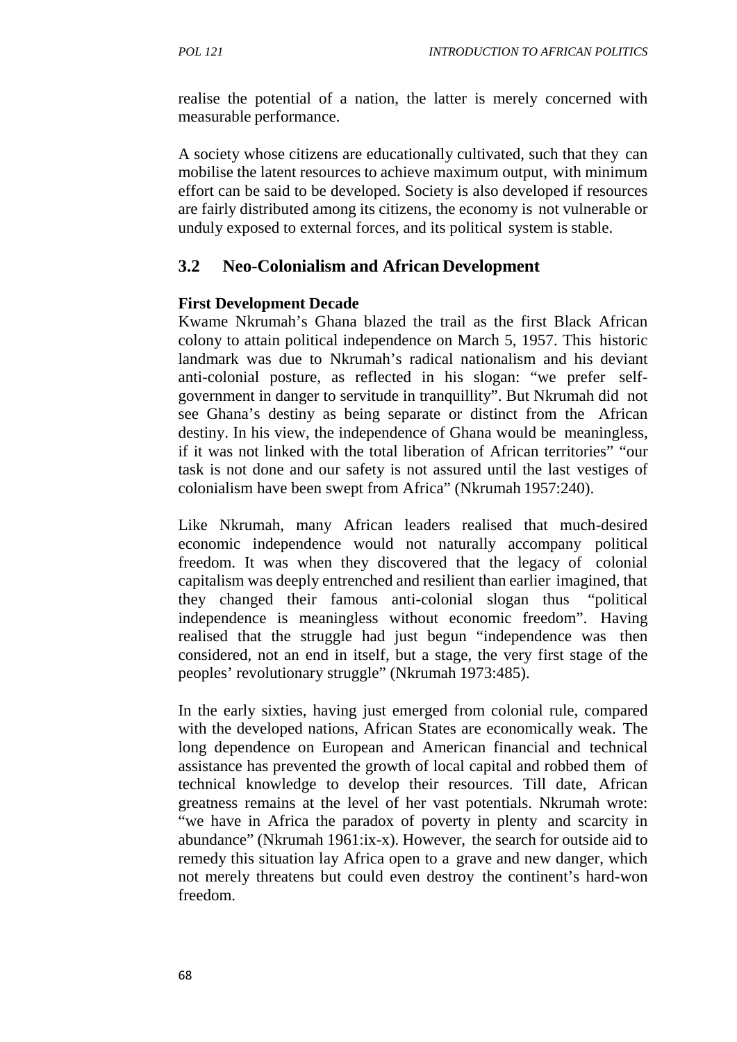realise the potential of a nation, the latter is merely concerned with measurable performance.

A society whose citizens are educationally cultivated, such that they can mobilise the latent resources to achieve maximum output, with minimum effort can be said to be developed. Society is also developed if resources are fairly distributed among its citizens, the economy is not vulnerable or unduly exposed to external forces, and its political system is stable.

## 3.2 Neo-Colonialism and African Development

**First Development Decade**

Kwame Nkrumah's Ghana blazed the trail as the first Black African colony to attain political independence on March 5, 1957. This historic landmark was due to Nkrumah's radical nationalism and his deviant anti-colonial posture, as reflected in his slogan: "we prefer self-government in danger to servitude in tranquillity". But Nkrumah did not see Ghana's destiny as being separate or distinct from the African destiny. In his view, the independence of Ghana would be meaningless, if it was not linked with the total liberation of African territories" "our task is not done and our safety is not assured until the last vestiges of colonialism have been swept from Africa" (Nkrumah 1957:240).

Like Nkrumah, many African leaders realised that much-desired economic independence would not naturally accompany political freedom. It was when they discovered that the legacy of colonial capitalism was deeply entrenched and resilient than earlier imagined, that they changed their famous anti-colonial slogan thus "political independence is meaningless without economic freedom". Having realised that the struggle had just begun "independence was then considered, not an end in itself, but a stage, the very first stage of the peoples' revolutionary struggle" (Nkrumah 1973:485).

In the early sixties, having just emerged from colonial rule, compared with the developed nations, African States are economically weak. The long dependence on European and American financial and technical assistance has prevented the growth of local capital and robbed them of technical knowledge to develop their resources. Till date, African greatness remains at the level of her vast potentials. Nkrumah wrote: "we have in Africa the paradox of poverty in plenty and scarcity in abundance" (Nkrumah 1961:ix-x). However, the search for outside aid to remedy this situation lay Africa open to a grave and new danger, which not merely threatens but could even destroy the continent's hard-won freedom.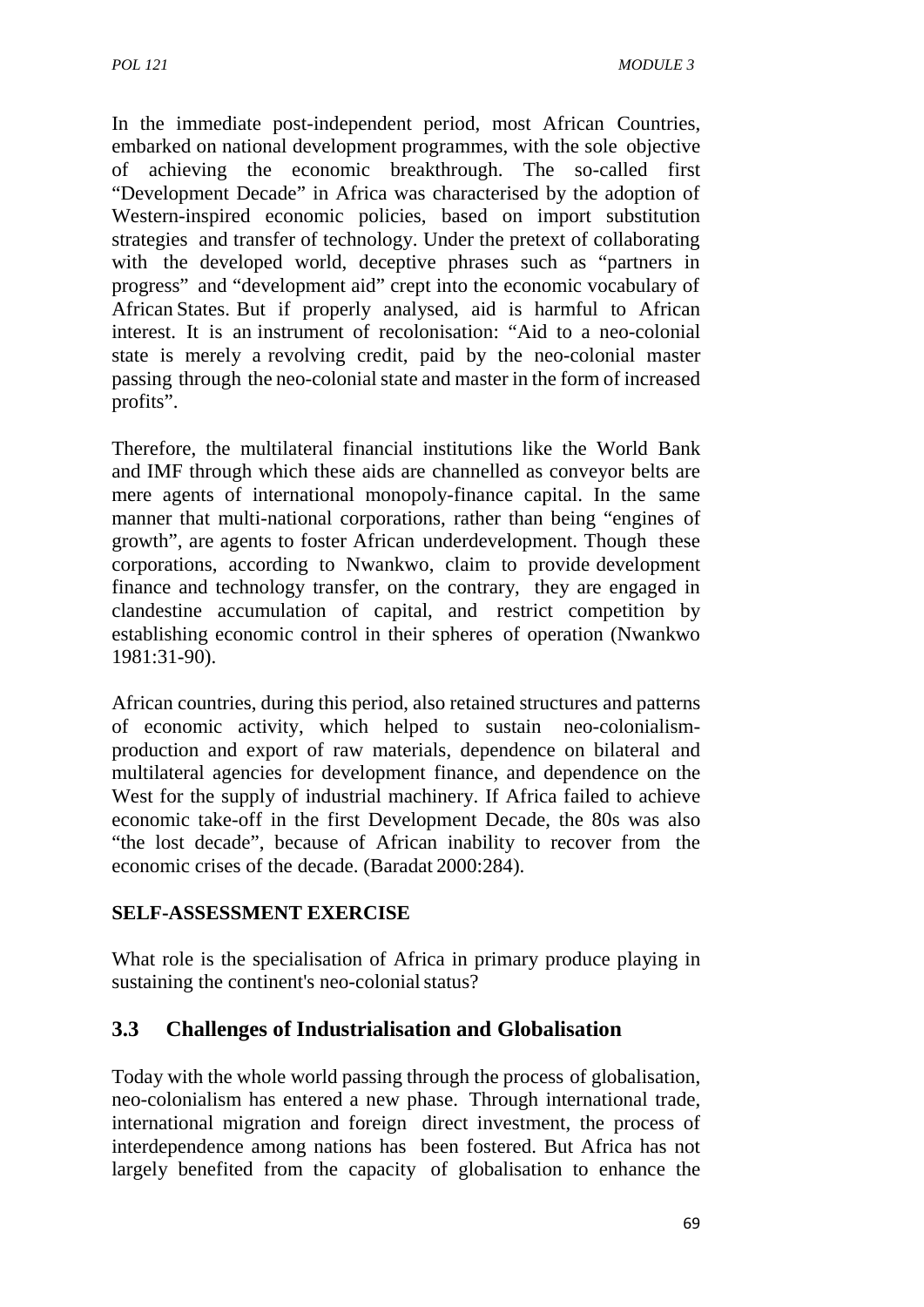In the immediate post-independent period, most African Countries, embarked on national development programmes, with the sole objective of achieving the economic breakthrough. The so-called first "Development Decade" in Africa was characterised by the adoption of Western-inspired economic policies, based on import substitution strategies and transfer of technology. Under the pretext of collaborating with the developed world, deceptive phrases such as "partners in progress" and "development aid" crept into the economic vocabulary of African States. But if properly analysed, aid is harmful to African interest. It is an instrument of recolonisation: "Aid to a neo-colonial state is merely a revolving credit, paid by the neo-colonial master passing through the neo-colonial state and master in the form of increased profits".

Therefore, the multilateral financial institutions like the World Bank and IMF through which these aids are channelled as conveyor belts are mere agents of international monopoly-finance capital. In the same manner that multi-national corporations, rather than being "engines of growth", are agents to foster African underdevelopment. Though these corporations, according to Nwankwo, claim to provide development finance and technology transfer, on the contrary, they are engaged in clandestine accumulation of capital, and restrict competition by establishing economic control in their spheres of operation (Nwankwo 1981:31-90).

African countries, during this period, also retained structures and patterns of economic activity, which helped to sustain neo-colonialism- production and export of raw materials, dependence on bilateral and multilateral agencies for development finance, and dependence on the West for the supply of industrial machinery. If Africa failed to achieve economic take-off in the first Development Decade, the 80s was also "the lost decade", because of African inability to recover from the economic crises of the decade. (Baradat 2000:284).

**SELF-ASSESSMENT EXERCISE**

What role is the specialisation of Africa in primary produce playing in sustaining the continent's neo-colonial status?

## 3.3 Challenges of Industrialisation and Globalisation

Today with the whole world passing through the process of globalisation, neo-colonialism has entered a new phase. Through international trade, international migration and foreign direct investment, the process of interdependence among nations has been fostered. But Africa has not largely benefited from the capacity of globalisation to enhance the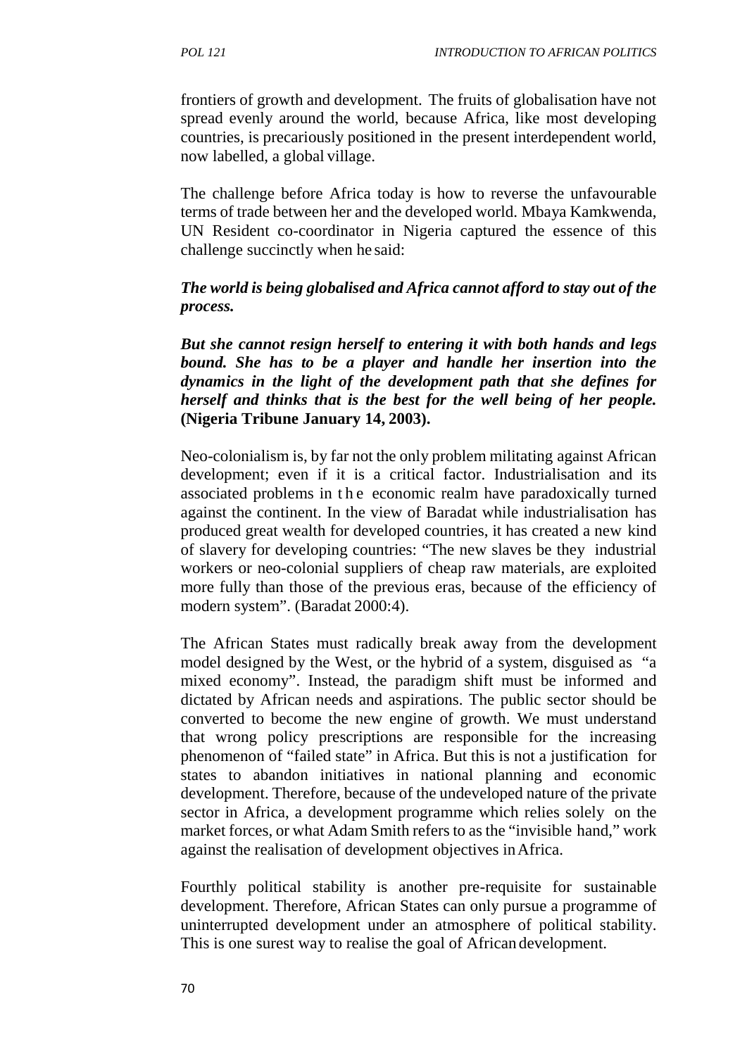frontiers of growth and development. The fruits of globalisation have not spread evenly around the world, because Africa, like most developing countries, is precariously positioned in the present interdependent world, now labelled, a global village.

The challenge before Africa today is how to reverse the unfavourable terms of trade between her and the developed world. Mbaya Kamkwenda, UN Resident co-coordinator in Nigeria captured the essence of this challenge succinctly when he said:

***The world is being globalised and Africa cannot afford to stay out of the process.***

***But she cannot resign herself to entering it with both hands and legs bound. She has to be a player and handle her insertion into the dynamics in the light of the development path that she defines for herself and thinks that is the best for the well being of her people.*** **(Nigeria Tribune January 14, 2003).**

Neo-colonialism is, by far not the only problem militating against African development; even if it is a critical factor. Industrialisation and its associated problems in the economic realm have paradoxically turned against the continent. In the view of Baradat while industrialisation has produced great wealth for developed countries, it has created a new kind of slavery for developing countries: "The new slaves be they industrial workers or neo-colonial suppliers of cheap raw materials, are exploited more fully than those of the previous eras, because of the efficiency of modern system". (Baradat 2000:4).

The African States must radically break away from the development model designed by the West, or the hybrid of a system, disguised as "a mixed economy". Instead, the paradigm shift must be informed and dictated by African needs and aspirations. The public sector should be converted to become the new engine of growth. We must understand that wrong policy prescriptions are responsible for the increasing phenomenon of "failed state" in Africa. But this is not a justification for states to abandon initiatives in national planning and economic development. Therefore, because of the undeveloped nature of the private sector in Africa, a development programme which relies solely on the market forces, or what Adam Smith refers to as the "invisible hand," work against the realisation of development objectives in Africa.

Fourthly political stability is another pre-requisite for sustainable development. Therefore, African States can only pursue a programme of uninterrupted development under an atmosphere of political stability. This is one surest way to realise the goal of African development.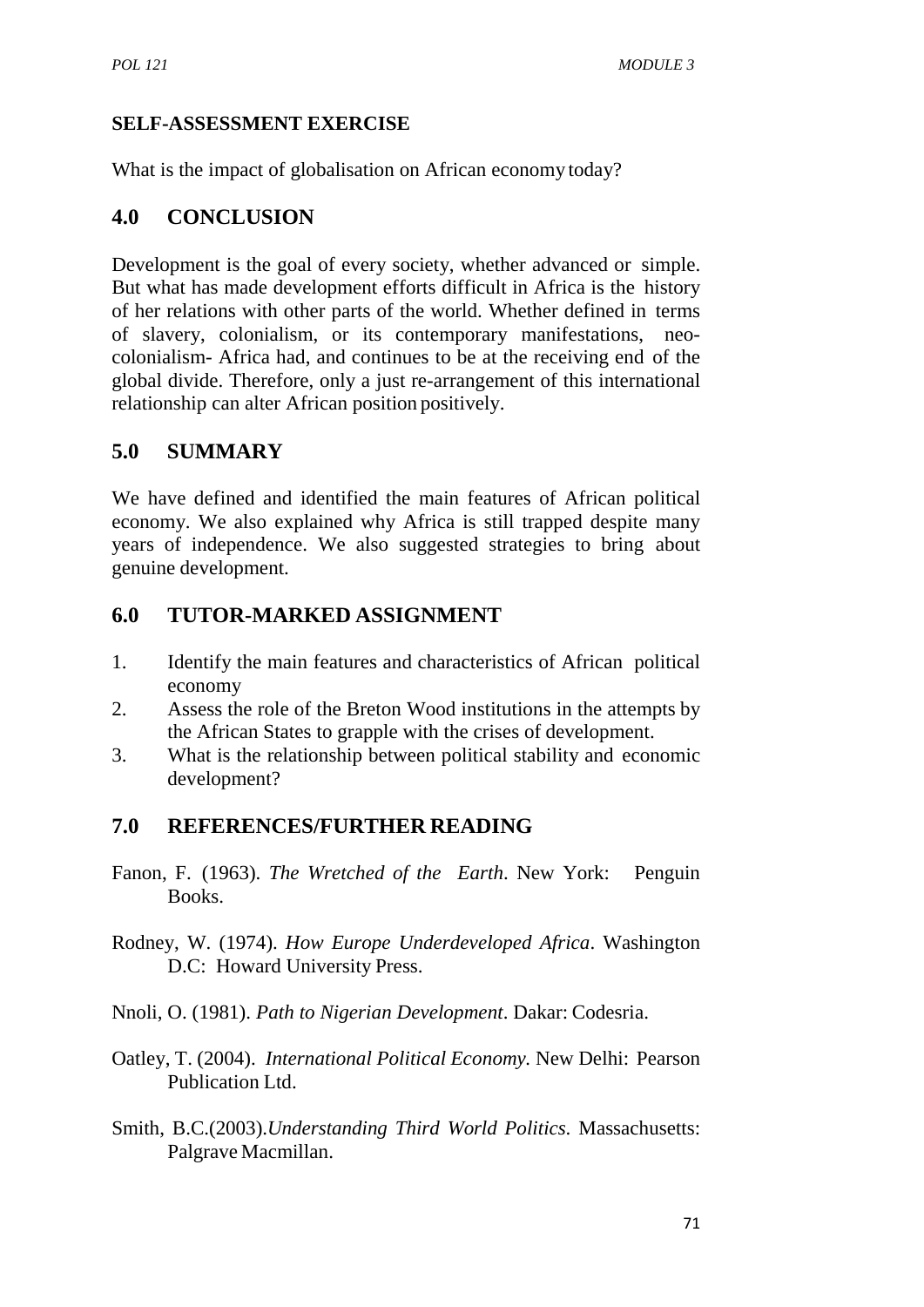**SELF-ASSESSMENT EXERCISE**

What is the impact of globalisation on African economy today?

## 4.0 CONCLUSION

Development is the goal of every society, whether advanced or simple. But what has made development efforts difficult in Africa is the history of her relations with other parts of the world. Whether defined in terms of slavery, colonialism, or its contemporary manifestations, neo-colonialism- Africa had, and continues to be at the receiving end of the global divide. Therefore, only a just re-arrangement of this international relationship can alter African position positively.

## 5.0 SUMMARY

We have defined and identified the main features of African political economy. We also explained why Africa is still trapped despite many years of independence. We also suggested strategies to bring about genuine development.

## 6.0 TUTOR-MARKED ASSIGNMENT

1. Identify the main features and characteristics of African political economy
2. Assess the role of the Breton Wood institutions in the attempts by the African States to grapple with the crises of development.
3. What is the relationship between political stability and economic development?

## 7.0 REFERENCES/FURTHER READING

Fanon, F. (1963). *The Wretched of the Earth*. New York: Penguin Books.

Rodney, W. (1974). *How Europe Underdeveloped Africa*. Washington D.C: Howard University Press.

Nnoli, O. (1981). *Path to Nigerian Development*. Dakar: Codesria.

Oatley, T. (2004). *International Political Economy*. New Delhi: Pearson Publication Ltd.

Smith, B.C.(2003).*Understanding Third World Politics*. Massachusetts: Palgrave Macmillan.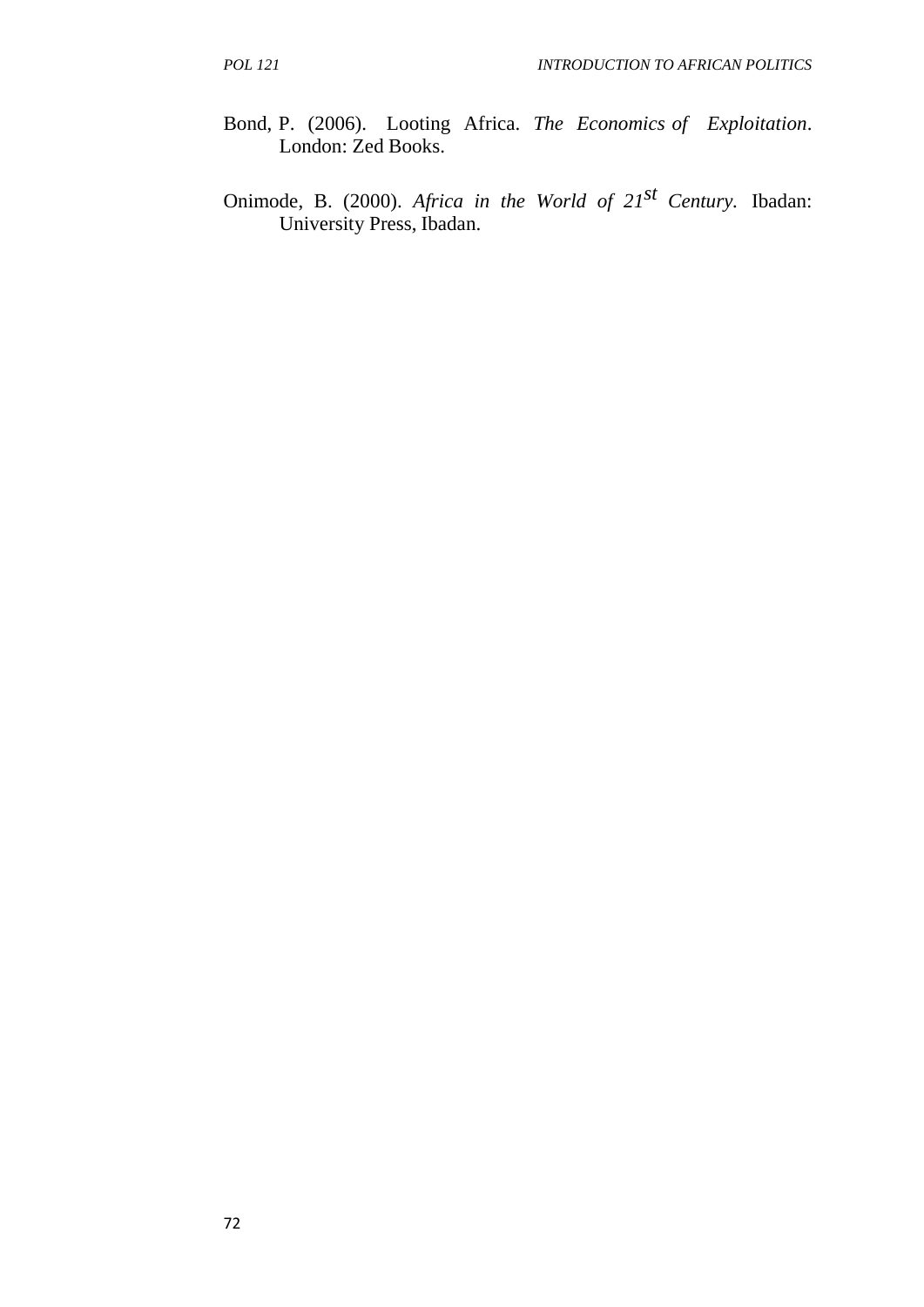Bond, P. (2006). Looting Africa. *The Economics of Exploitation*. London: Zed Books.

Onimode, B. (2000). *Africa in the World of 21st Century.* Ibadan: University Press, Ibadan.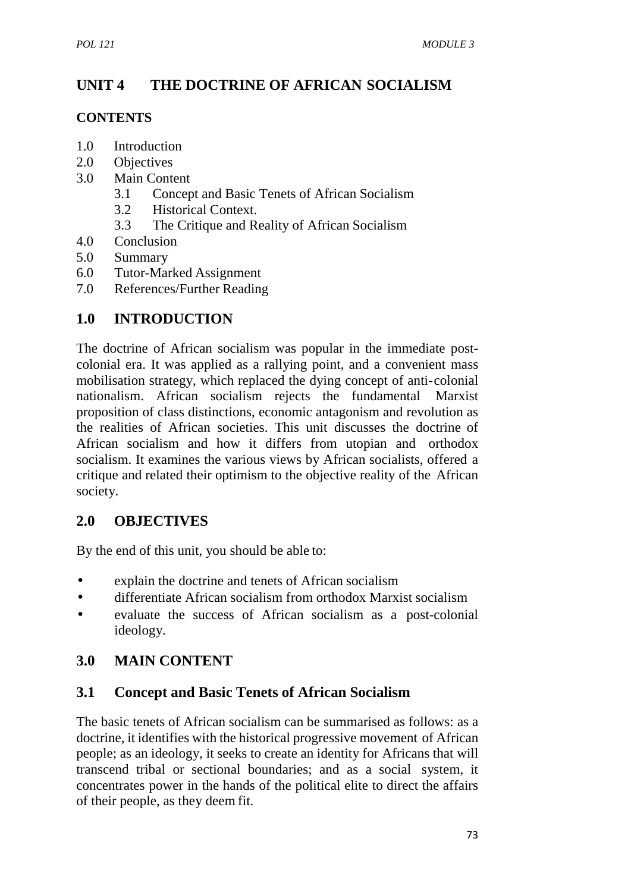# UNIT 4 THE DOCTRINE OF AFRICAN SOCIALISM

**CONTENTS**

1.0 Introduction
2.0 Objectives
3.0 Main Content
    3.1 Concept and Basic Tenets of African Socialism
    3.2 Historical Context.
    3.3 The Critique and Reality of African Socialism
4.0 Conclusion
5.0 Summary
6.0 Tutor-Marked Assignment
7.0 References/Further Reading

## 1.0 INTRODUCTION

The doctrine of African socialism was popular in the immediate post-colonial era. It was applied as a rallying point, and a convenient mass mobilisation strategy, which replaced the dying concept of anti-colonial nationalism. African socialism rejects the fundamental Marxist proposition of class distinctions, economic antagonism and revolution as the realities of African societies. This unit discusses the doctrine of African socialism and how it differs from utopian and orthodox socialism. It examines the various views by African socialists, offered a critique and related their optimism to the objective reality of the African society.

## 2.0 OBJECTIVES

By the end of this unit, you should be able to:

- explain the doctrine and tenets of African socialism
- differentiate African socialism from orthodox Marxist socialism
- evaluate the success of African socialism as a post-colonial ideology.

## 3.0 MAIN CONTENT

### 3.1 Concept and Basic Tenets of African Socialism

The basic tenets of African socialism can be summarised as follows: as a doctrine, it identifies with the historical progressive movement of African people; as an ideology, it seeks to create an identity for Africans that will transcend tribal or sectional boundaries; and as a social system, it concentrates power in the hands of the political elite to direct the affairs of their people, as they deem fit.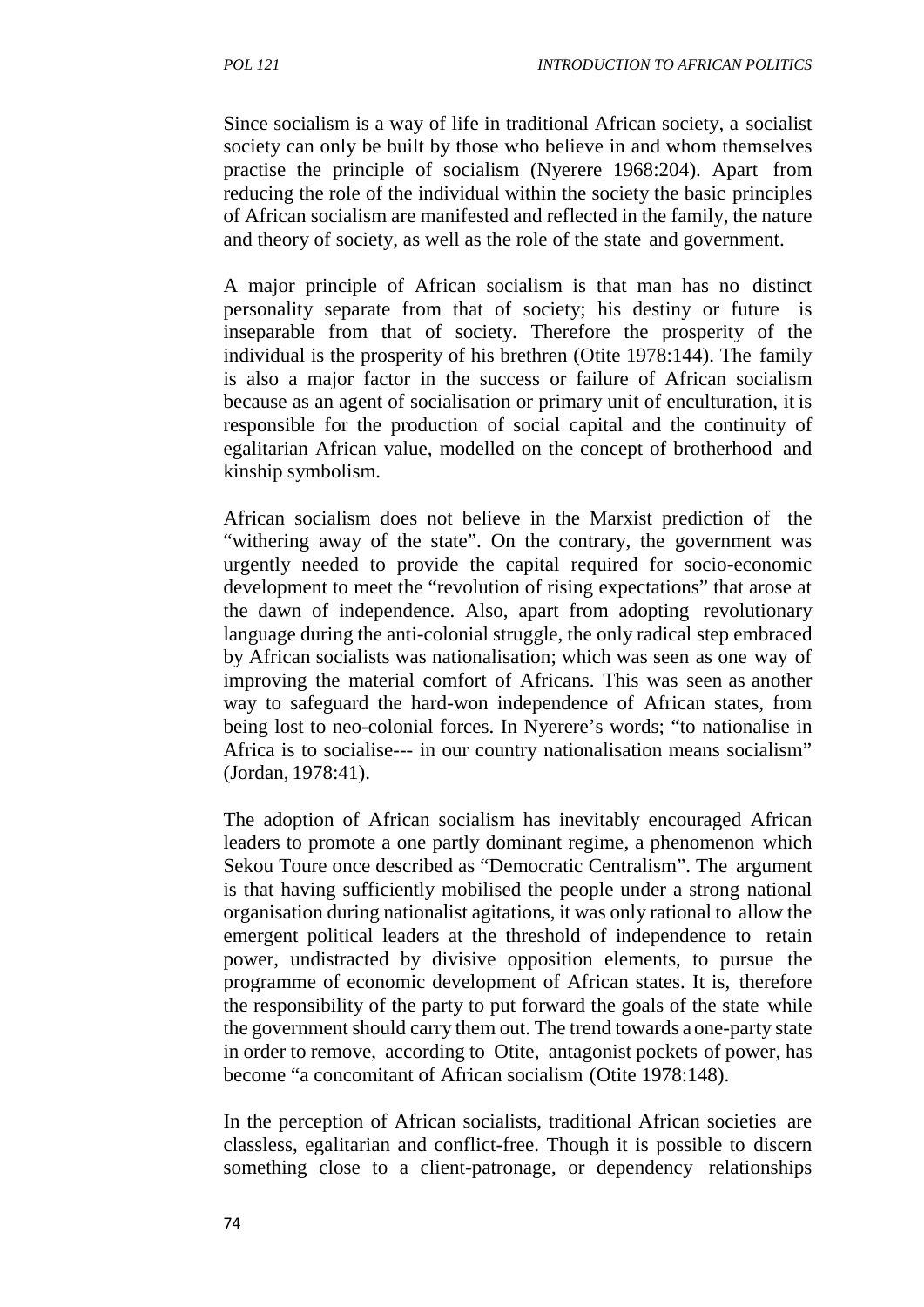Since socialism is a way of life in traditional African society, a socialist society can only be built by those who believe in and whom themselves practise the principle of socialism (Nyerere 1968:204). Apart from reducing the role of the individual within the society the basic principles of African socialism are manifested and reflected in the family, the nature and theory of society, as well as the role of the state and government.

A major principle of African socialism is that man has no distinct personality separate from that of society; his destiny or future is inseparable from that of society. Therefore the prosperity of the individual is the prosperity of his brethren (Otite 1978:144). The family is also a major factor in the success or failure of African socialism because as an agent of socialisation or primary unit of enculturation, it is responsible for the production of social capital and the continuity of egalitarian African value, modelled on the concept of brotherhood and kinship symbolism.

African socialism does not believe in the Marxist prediction of the "withering away of the state". On the contrary, the government was urgently needed to provide the capital required for socio-economic development to meet the "revolution of rising expectations" that arose at the dawn of independence. Also, apart from adopting revolutionary language during the anti-colonial struggle, the only radical step embraced by African socialists was nationalisation; which was seen as one way of improving the material comfort of Africans. This was seen as another way to safeguard the hard-won independence of African states, from being lost to neo-colonial forces. In Nyerere's words; "to nationalise in Africa is to socialise--- in our country nationalisation means socialism" (Jordan, 1978:41).

The adoption of African socialism has inevitably encouraged African leaders to promote a one partly dominant regime, a phenomenon which Sekou Toure once described as "Democratic Centralism". The argument is that having sufficiently mobilised the people under a strong national organisation during nationalist agitations, it was only rational to allow the emergent political leaders at the threshold of independence to retain power, undistracted by divisive opposition elements, to pursue the programme of economic development of African states. It is, therefore the responsibility of the party to put forward the goals of the state while the government should carry them out. The trend towards a one-party state in order to remove, according to Otite, antagonist pockets of power, has become "a concomitant of African socialism (Otite 1978:148).

In the perception of African socialists, traditional African societies are classless, egalitarian and conflict-free. Though it is possible to discern something close to a client-patronage, or dependency relationships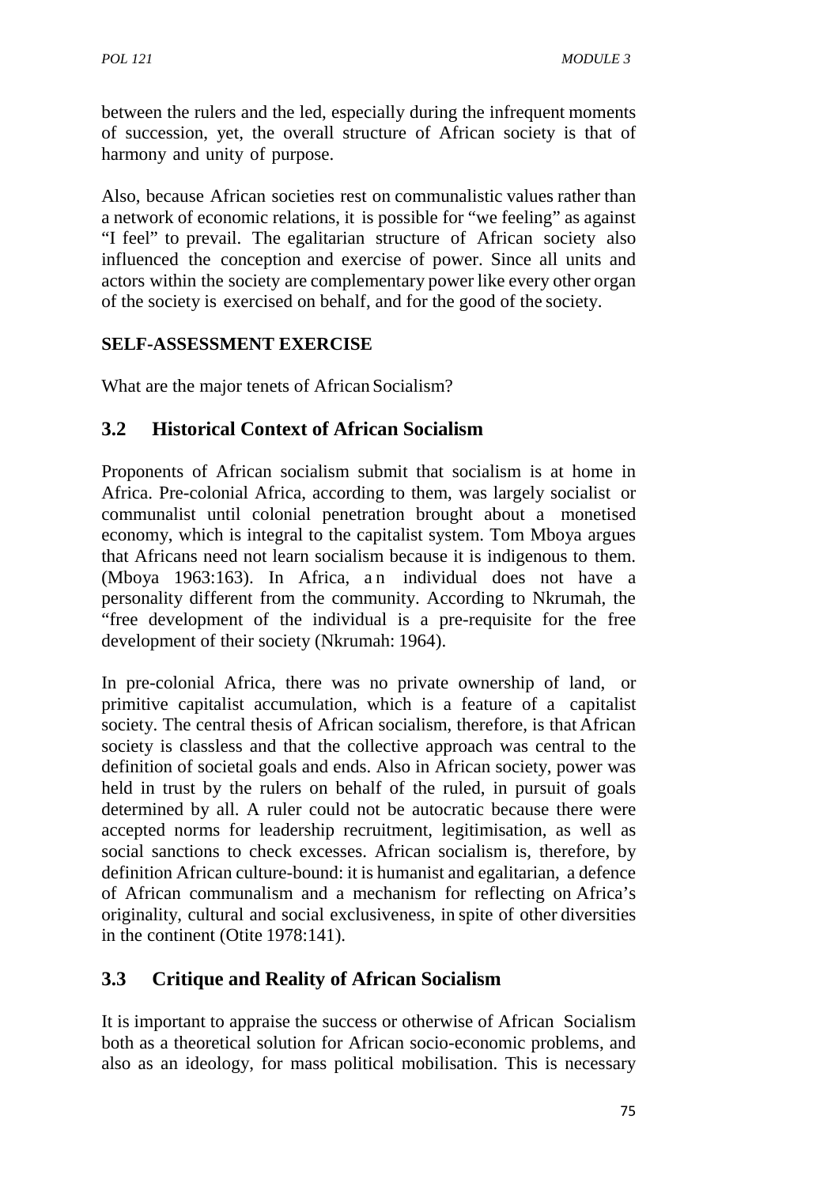between the rulers and the led, especially during the infrequent moments of succession, yet, the overall structure of African society is that of harmony and unity of purpose.

Also, because African societies rest on communalistic values rather than a network of economic relations, it is possible for "we feeling" as against "I feel" to prevail. The egalitarian structure of African society also influenced the conception and exercise of power. Since all units and actors within the society are complementary power like every other organ of the society is exercised on behalf, and for the good of the society.

**SELF-ASSESSMENT EXERCISE**

What are the major tenets of African Socialism?

## 3.2 Historical Context of African Socialism

Proponents of African socialism submit that socialism is at home in Africa. Pre-colonial Africa, according to them, was largely socialist or communalist until colonial penetration brought about a monetised economy, which is integral to the capitalist system. Tom Mboya argues that Africans need not learn socialism because it is indigenous to them. (Mboya 1963:163). In Africa, an individual does not have a personality different from the community. According to Nkrumah, the "free development of the individual is a pre-requisite for the free development of their society (Nkrumah: 1964).

In pre-colonial Africa, there was no private ownership of land, or primitive capitalist accumulation, which is a feature of a capitalist society. The central thesis of African socialism, therefore, is that African society is classless and that the collective approach was central to the definition of societal goals and ends. Also in African society, power was held in trust by the rulers on behalf of the ruled, in pursuit of goals determined by all. A ruler could not be autocratic because there were accepted norms for leadership recruitment, legitimisation, as well as social sanctions to check excesses. African socialism is, therefore, by definition African culture-bound: it is humanist and egalitarian, a defence of African communalism and a mechanism for reflecting on Africa's originality, cultural and social exclusiveness, in spite of other diversities in the continent (Otite 1978:141).

## 3.3 Critique and Reality of African Socialism

It is important to appraise the success or otherwise of African Socialism both as a theoretical solution for African socio-economic problems, and also as an ideology, for mass political mobilisation. This is necessary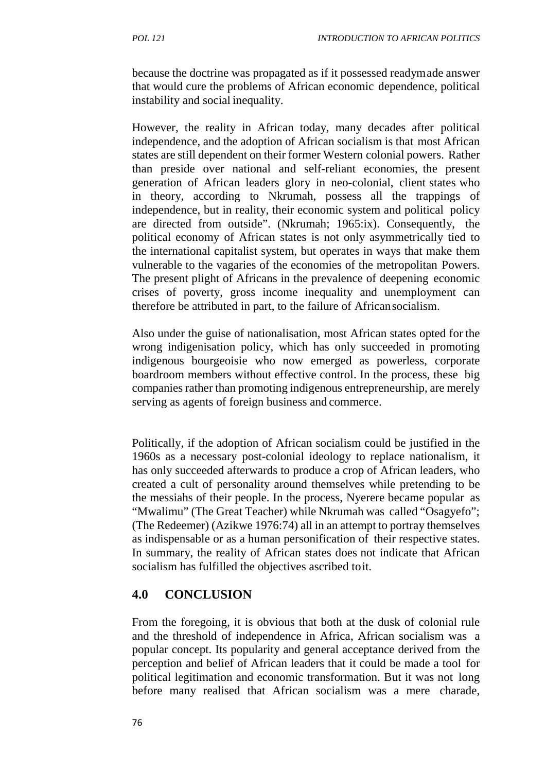because the doctrine was propagated as if it possessed readymade answer that would cure the problems of African economic dependence, political instability and social inequality.

However, the reality in African today, many decades after political independence, and the adoption of African socialism is that most African states are still dependent on their former Western colonial powers. Rather than preside over national and self-reliant economies, the present generation of African leaders glory in neo-colonial, client states who in theory, according to Nkrumah, possess all the trappings of independence, but in reality, their economic system and political policy are directed from outside". (Nkrumah; 1965:ix). Consequently, the political economy of African states is not only asymmetrically tied to the international capitalist system, but operates in ways that make them vulnerable to the vagaries of the economies of the metropolitan Powers. The present plight of Africans in the prevalence of deepening economic crises of poverty, gross income inequality and unemployment can therefore be attributed in part, to the failure of African socialism.

Also under the guise of nationalisation, most African states opted for the wrong indigenisation policy, which has only succeeded in promoting indigenous bourgeoisie who now emerged as powerless, corporate boardroom members without effective control. In the process, these big companies rather than promoting indigenous entrepreneurship, are merely serving as agents of foreign business and commerce.

Politically, if the adoption of African socialism could be justified in the 1960s as a necessary post-colonial ideology to replace nationalism, it has only succeeded afterwards to produce a crop of African leaders, who created a cult of personality around themselves while pretending to be the messiahs of their people. In the process, Nyerere became popular as "Mwalimu" (The Great Teacher) while Nkrumah was called "Osagyefo"; (The Redeemer) (Azikwe 1976:74) all in an attempt to portray themselves as indispensable or as a human personification of their respective states. In summary, the reality of African states does not indicate that African socialism has fulfilled the objectives ascribed to it.

## 4.0 CONCLUSION

From the foregoing, it is obvious that both at the dusk of colonial rule and the threshold of independence in Africa, African socialism was a popular concept. Its popularity and general acceptance derived from the perception and belief of African leaders that it could be made a tool for political legitimation and economic transformation. But it was not long before many realised that African socialism was a mere charade,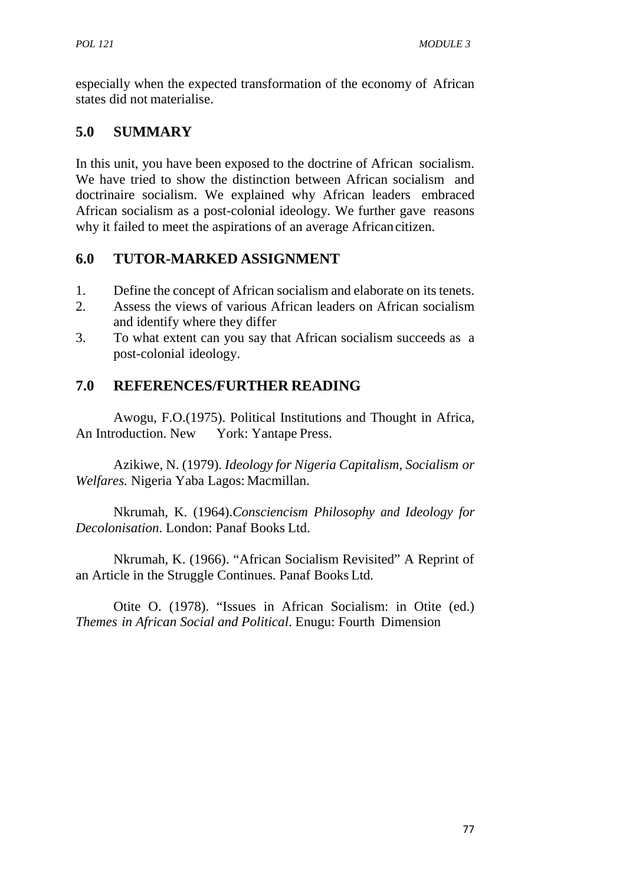especially when the expected transformation of the economy of African states did not materialise.

## 5.0 SUMMARY

In this unit, you have been exposed to the doctrine of African socialism. We have tried to show the distinction between African socialism and doctrinaire socialism. We explained why African leaders embraced African socialism as a post-colonial ideology. We further gave reasons why it failed to meet the aspirations of an average African citizen.

## 6.0 TUTOR-MARKED ASSIGNMENT

1. Define the concept of African socialism and elaborate on its tenets.
2. Assess the views of various African leaders on African socialism and identify where they differ
3. To what extent can you say that African socialism succeeds as a post-colonial ideology.

## 7.0 REFERENCES/FURTHER READING

Awogu, F.O.(1975). Political Institutions and Thought in Africa, An Introduction. New York: Yantape Press.

Azikiwe, N. (1979). *Ideology for Nigeria Capitalism, Socialism or Welfares.* Nigeria Yaba Lagos: Macmillan.

Nkrumah, K. (1964).*Consciencism Philosophy and Ideology for Decolonisation*. London: Panaf Books Ltd.

Nkrumah, K. (1966). "African Socialism Revisited" A Reprint of an Article in the Struggle Continues. Panaf Books Ltd.

Otite O. (1978). "Issues in African Socialism: in Otite (ed.) *Themes in African Social and Political*. Enugu: Fourth Dimension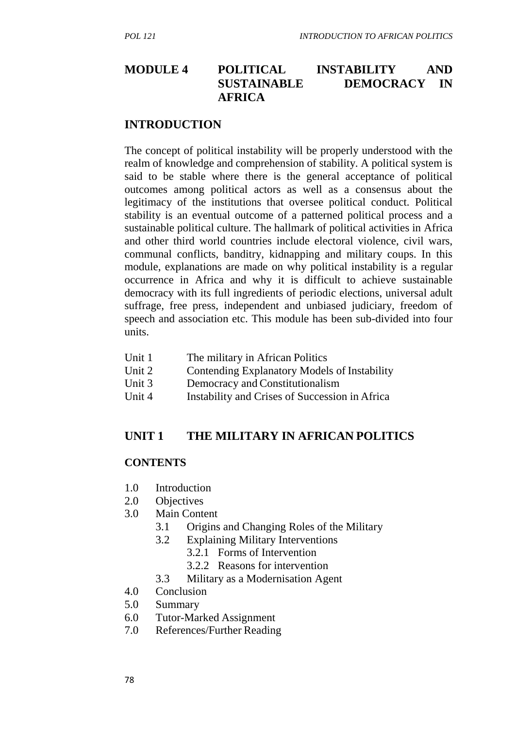# MODULE 4 POLITICAL INSTABILITY AND SUSTAINABLE DEMOCRACY IN AFRICA

## INTRODUCTION

The concept of political instability will be properly understood with the realm of knowledge and comprehension of stability. A political system is said to be stable where there is the general acceptance of political outcomes among political actors as well as a consensus about the legitimacy of the institutions that oversee political conduct. Political stability is an eventual outcome of a patterned political process and a sustainable political culture. The hallmark of political activities in Africa and other third world countries include electoral violence, civil wars, communal conflicts, banditry, kidnapping and military coups. In this module, explanations are made on why political instability is a regular occurrence in Africa and why it is difficult to achieve sustainable democracy with its full ingredients of periodic elections, universal adult suffrage, free press, independent and unbiased judiciary, freedom of speech and association etc. This module has been sub-divided into four units.

Unit 1 The military in African Politics
Unit 2 Contending Explanatory Models of Instability
Unit 3 Democracy and Constitutionalism
Unit 4 Instability and Crises of Succession in Africa

## UNIT 1 THE MILITARY IN AFRICAN POLITICS

### CONTENTS

1.0 Introduction
2.0 Objectives
3.0 Main Content
 3.1 Origins and Changing Roles of the Military
 3.2 Explaining Military Interventions
  3.2.1 Forms of Intervention
  3.2.2 Reasons for intervention
 3.3 Military as a Modernisation Agent
4.0 Conclusion
5.0 Summary
6.0 Tutor-Marked Assignment
7.0 References/Further Reading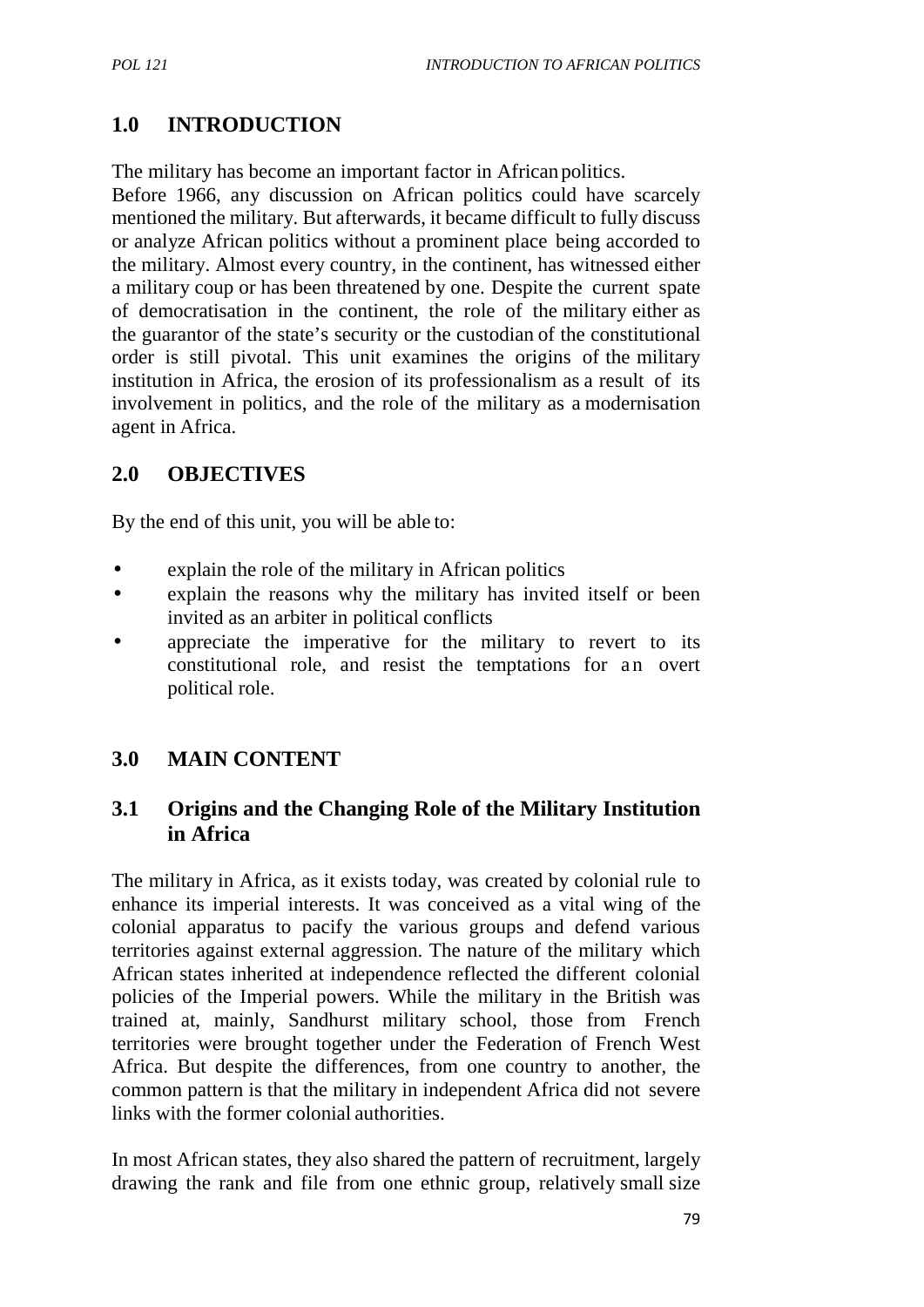## 1.0 INTRODUCTION

The military has become an important factor in African politics.
Before 1966, any discussion on African politics could have scarcely mentioned the military. But afterwards, it became difficult to fully discuss or analyze African politics without a prominent place being accorded to the military. Almost every country, in the continent, has witnessed either a military coup or has been threatened by one. Despite the current spate of democratisation in the continent, the role of the military either as the guarantor of the state's security or the custodian of the constitutional order is still pivotal. This unit examines the origins of the military institution in Africa, the erosion of its professionalism as a result of its involvement in politics, and the role of the military as a modernisation agent in Africa.

## 2.0 OBJECTIVES

By the end of this unit, you will be able to:

- explain the role of the military in African politics
- explain the reasons why the military has invited itself or been invited as an arbiter in political conflicts
- appreciate the imperative for the military to revert to its constitutional role, and resist the temptations for an overt political role.

## 3.0 MAIN CONTENT

### 3.1 Origins and the Changing Role of the Military Institution in Africa

The military in Africa, as it exists today, was created by colonial rule to enhance its imperial interests. It was conceived as a vital wing of the colonial apparatus to pacify the various groups and defend various territories against external aggression. The nature of the military which African states inherited at independence reflected the different colonial policies of the Imperial powers. While the military in the British was trained at, mainly, Sandhurst military school, those from French territories were brought together under the Federation of French West Africa. But despite the differences, from one country to another, the common pattern is that the military in independent Africa did not severe links with the former colonial authorities.

In most African states, they also shared the pattern of recruitment, largely drawing the rank and file from one ethnic group, relatively small size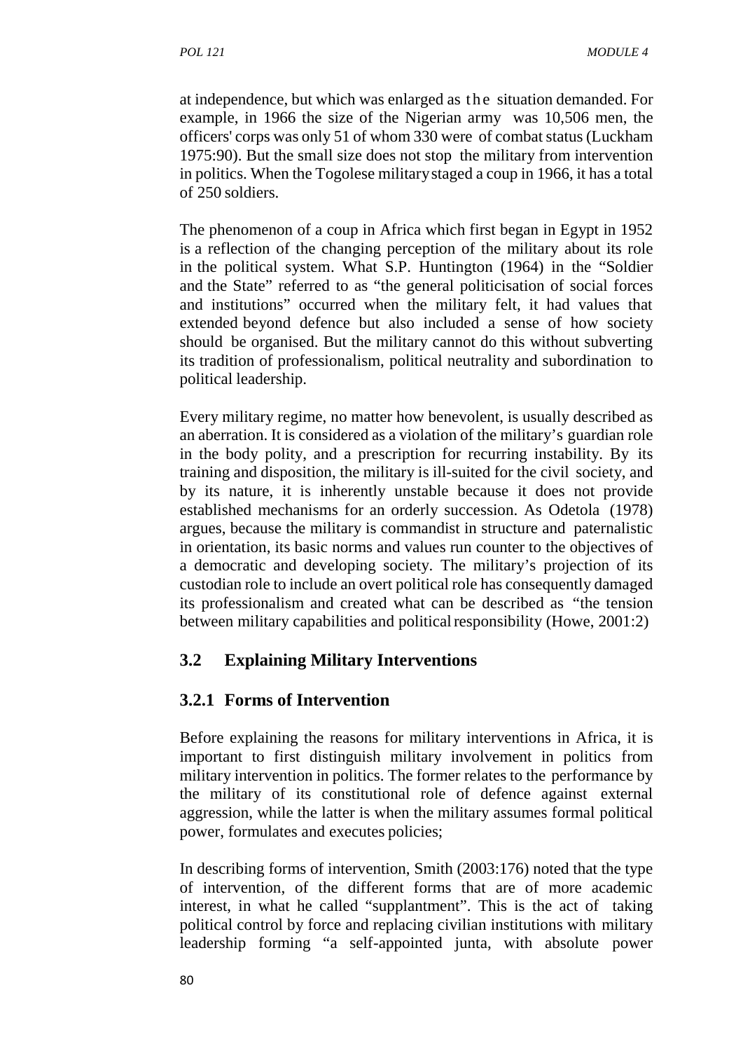at independence, but which was enlarged as the situation demanded. For example, in 1966 the size of the Nigerian army was 10,506 men, the officers' corps was only 51 of whom 330 were of combat status (Luckham 1975:90). But the small size does not stop the military from intervention in politics. When the Togolese military staged a coup in 1966, it has a total of 250 soldiers.

The phenomenon of a coup in Africa which first began in Egypt in 1952 is a reflection of the changing perception of the military about its role in the political system. What S.P. Huntington (1964) in the "Soldier and the State" referred to as "the general politicisation of social forces and institutions" occurred when the military felt, it had values that extended beyond defence but also included a sense of how society should be organised. But the military cannot do this without subverting its tradition of professionalism, political neutrality and subordination to political leadership.

Every military regime, no matter how benevolent, is usually described as an aberration. It is considered as a violation of the military's guardian role in the body polity, and a prescription for recurring instability. By its training and disposition, the military is ill-suited for the civil society, and by its nature, it is inherently unstable because it does not provide established mechanisms for an orderly succession. As Odetola (1978) argues, because the military is commandist in structure and paternalistic in orientation, its basic norms and values run counter to the objectives of a democratic and developing society. The military's projection of its custodian role to include an overt political role has consequently damaged its professionalism and created what can be described as "the tension between military capabilities and political responsibility (Howe, 2001:2)

## 3.2 Explaining Military Interventions

### 3.2.1 Forms of Intervention

Before explaining the reasons for military interventions in Africa, it is important to first distinguish military involvement in politics from military intervention in politics. The former relates to the performance by the military of its constitutional role of defence against external aggression, while the latter is when the military assumes formal political power, formulates and executes policies;

In describing forms of intervention, Smith (2003:176) noted that the type of intervention, of the different forms that are of more academic interest, in what he called "supplantment". This is the act of taking political control by force and replacing civilian institutions with military leadership forming "a self-appointed junta, with absolute power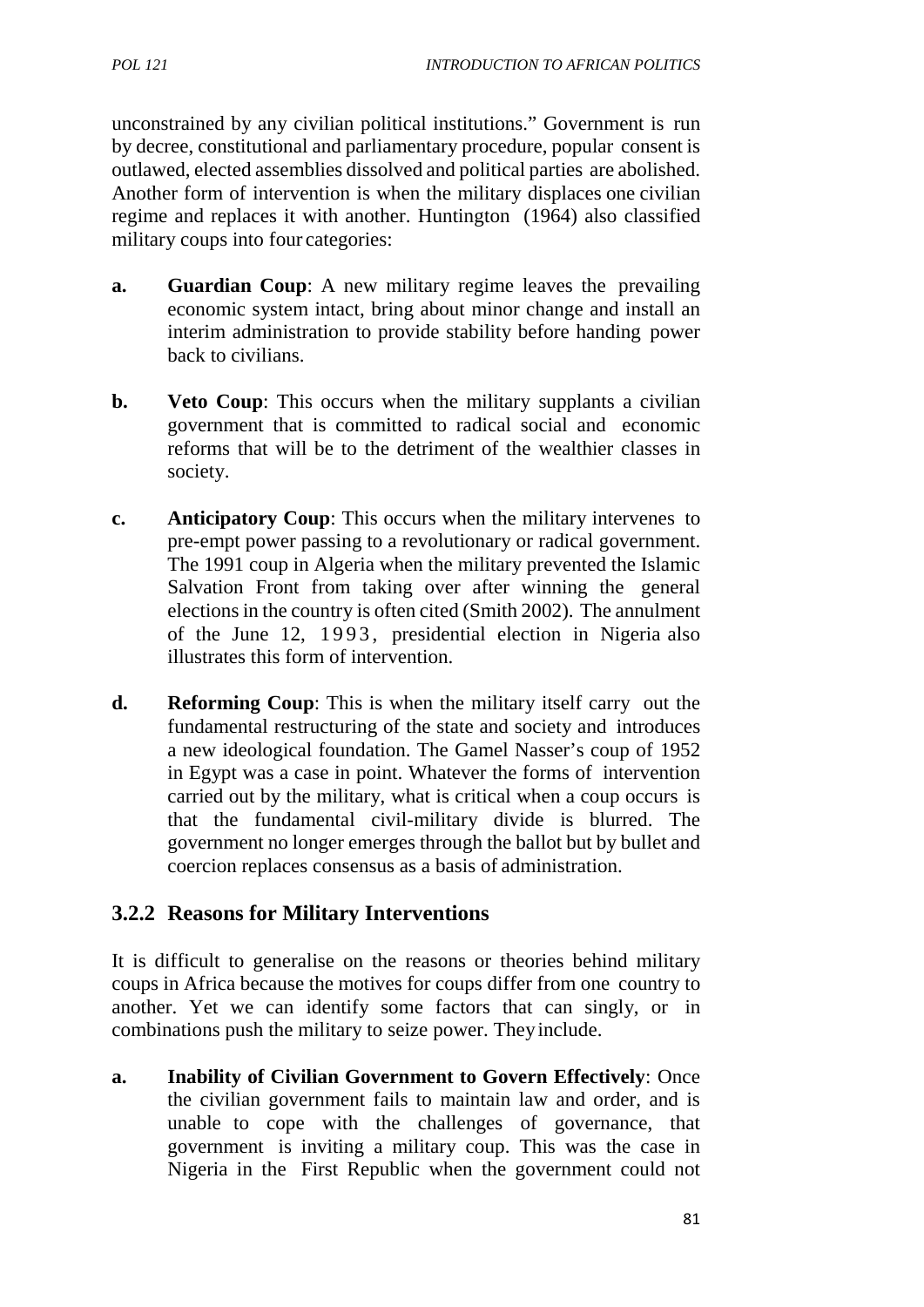unconstrained by any civilian political institutions." Government is run by decree, constitutional and parliamentary procedure, popular consent is outlawed, elected assemblies dissolved and political parties are abolished. Another form of intervention is when the military displaces one civilian regime and replaces it with another. Huntington (1964) also classified military coups into four categories:

a. **Guardian Coup**: A new military regime leaves the prevailing economic system intact, bring about minor change and install an interim administration to provide stability before handing power back to civilians.

b. **Veto Coup**: This occurs when the military supplants a civilian government that is committed to radical social and economic reforms that will be to the detriment of the wealthier classes in society.

c. **Anticipatory Coup**: This occurs when the military intervenes to pre-empt power passing to a revolutionary or radical government. The 1991 coup in Algeria when the military prevented the Islamic Salvation Front from taking over after winning the general elections in the country is often cited (Smith 2002). The annulment of the June 12, 1993, presidential election in Nigeria also illustrates this form of intervention.

d. **Reforming Coup**: This is when the military itself carry out the fundamental restructuring of the state and society and introduces a new ideological foundation. The Gamel Nasser's coup of 1952 in Egypt was a case in point. Whatever the forms of intervention carried out by the military, what is critical when a coup occurs is that the fundamental civil-military divide is blurred. The government no longer emerges through the ballot but by bullet and coercion replaces consensus as a basis of administration.

### 3.2.2 Reasons for Military Interventions

It is difficult to generalise on the reasons or theories behind military coups in Africa because the motives for coups differ from one country to another. Yet we can identify some factors that can singly, or in combinations push the military to seize power. They include.

a. **Inability of Civilian Government to Govern Effectively**: Once the civilian government fails to maintain law and order, and is unable to cope with the challenges of governance, that government is inviting a military coup. This was the case in Nigeria in the First Republic when the government could not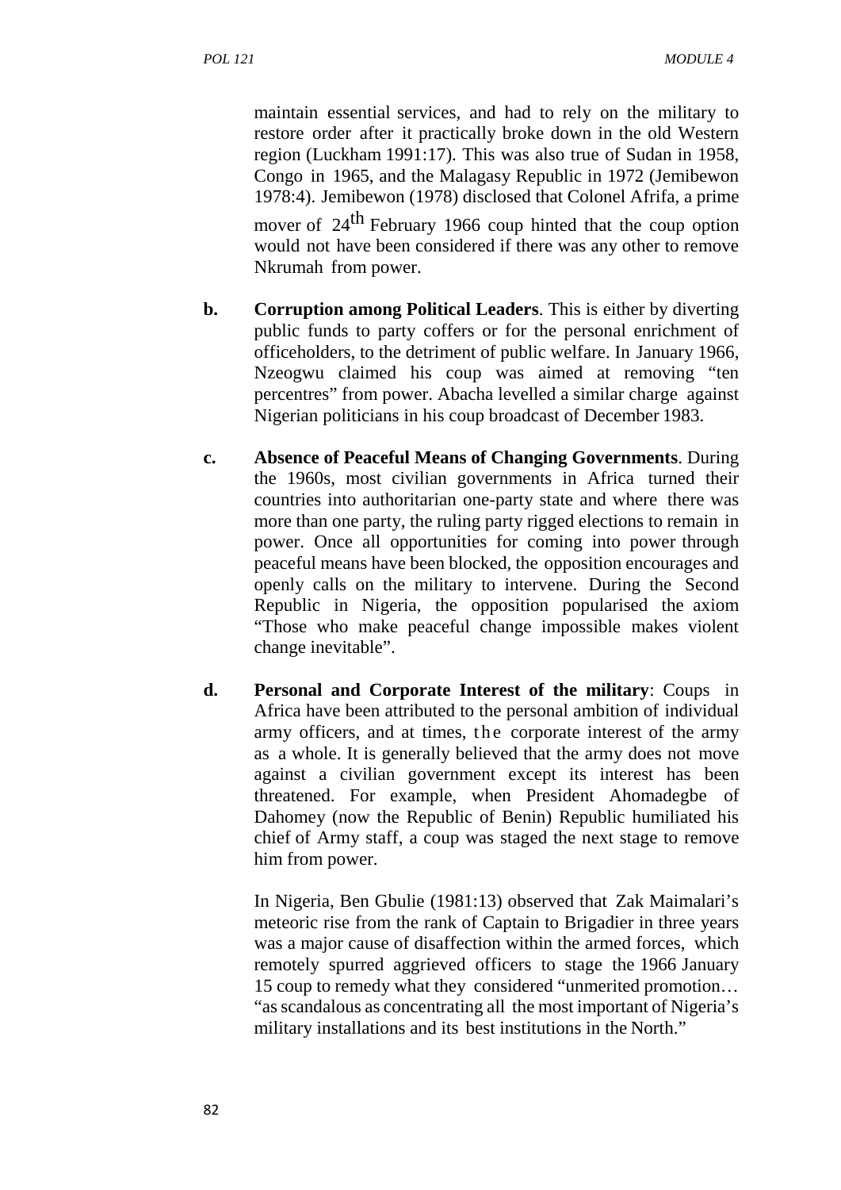maintain essential services, and had to rely on the military to restore order after it practically broke down in the old Western region (Luckham 1991:17). This was also true of Sudan in 1958, Congo in 1965, and the Malagasy Republic in 1972 (Jemibewon 1978:4). Jemibewon (1978) disclosed that Colonel Afrifa, a prime mover of 24th February 1966 coup hinted that the coup option would not have been considered if there was any other to remove Nkrumah from power.

b. **Corruption among Political Leaders**. This is either by diverting public funds to party coffers or for the personal enrichment of officeholders, to the detriment of public welfare. In January 1966, Nzeogwu claimed his coup was aimed at removing "ten percentres" from power. Abacha levelled a similar charge against Nigerian politicians in his coup broadcast of December 1983.

c. **Absence of Peaceful Means of Changing Governments**. During the 1960s, most civilian governments in Africa turned their countries into authoritarian one-party state and where there was more than one party, the ruling party rigged elections to remain in power. Once all opportunities for coming into power through peaceful means have been blocked, the opposition encourages and openly calls on the military to intervene. During the Second Republic in Nigeria, the opposition popularised the axiom "Those who make peaceful change impossible makes violent change inevitable".

d. **Personal and Corporate Interest of the military**: Coups in Africa have been attributed to the personal ambition of individual army officers, and at times, the corporate interest of the army as a whole. It is generally believed that the army does not move against a civilian government except its interest has been threatened. For example, when President Ahomadegbe of Dahomey (now the Republic of Benin) Republic humiliated his chief of Army staff, a coup was staged the next stage to remove him from power.

   In Nigeria, Ben Gbulie (1981:13) observed that Zak Maimalari's meteoric rise from the rank of Captain to Brigadier in three years was a major cause of disaffection within the armed forces, which remotely spurred aggrieved officers to stage the 1966 January 15 coup to remedy what they considered "unmerited promotion… "as scandalous as concentrating all the most important of Nigeria's military installations and its best institutions in the North."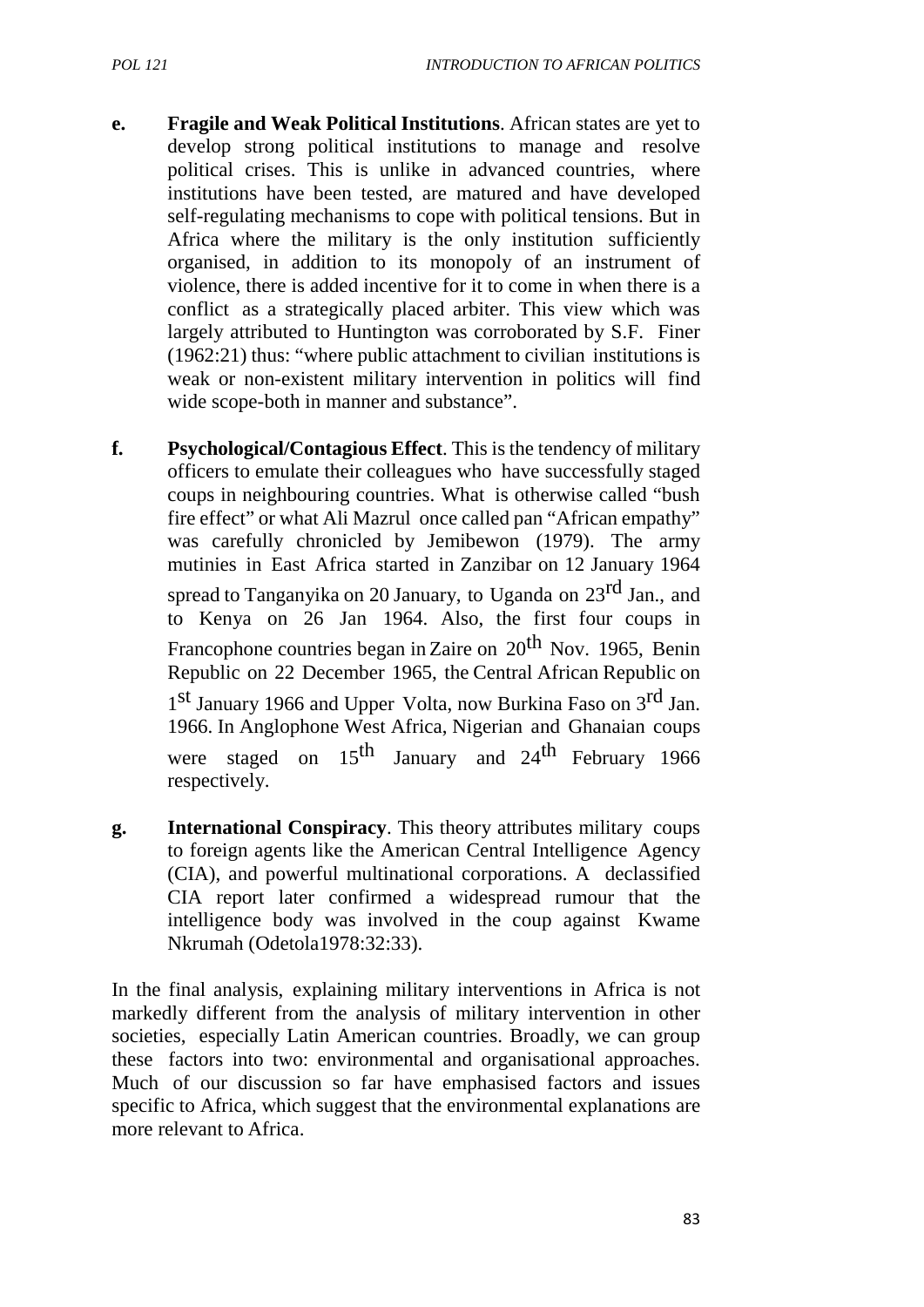**e. Fragile and Weak Political Institutions**. African states are yet to develop strong political institutions to manage and resolve political crises. This is unlike in advanced countries, where institutions have been tested, are matured and have developed self-regulating mechanisms to cope with political tensions. But in Africa where the military is the only institution sufficiently organised, in addition to its monopoly of an instrument of violence, there is added incentive for it to come in when there is a conflict as a strategically placed arbiter. This view which was largely attributed to Huntington was corroborated by S.F. Finer (1962:21) thus: "where public attachment to civilian institutions is weak or non-existent military intervention in politics will find wide scope-both in manner and substance".

**f. Psychological/Contagious Effect**. This is the tendency of military officers to emulate their colleagues who have successfully staged coups in neighbouring countries. What is otherwise called "bush fire effect" or what Ali Mazrul once called pan "African empathy" was carefully chronicled by Jemibewon (1979). The army mutinies in East Africa started in Zanzibar on 12 January 1964 spread to Tanganyika on 20 January, to Uganda on 23rd Jan., and to Kenya on 26 Jan 1964. Also, the first four coups in Francophone countries began in Zaire on 20th Nov. 1965, Benin Republic on 22 December 1965, the Central African Republic on 1st January 1966 and Upper Volta, now Burkina Faso on 3rd Jan. 1966. In Anglophone West Africa, Nigerian and Ghanaian coups were staged on 15th January and 24th February 1966 respectively.

**g. International Conspiracy**. This theory attributes military coups to foreign agents like the American Central Intelligence Agency (CIA), and powerful multinational corporations. A declassified CIA report later confirmed a widespread rumour that the intelligence body was involved in the coup against Kwame Nkrumah (Odetola1978:32:33).

In the final analysis, explaining military interventions in Africa is not markedly different from the analysis of military intervention in other societies, especially Latin American countries. Broadly, we can group these factors into two: environmental and organisational approaches. Much of our discussion so far have emphasised factors and issues specific to Africa, which suggest that the environmental explanations are more relevant to Africa.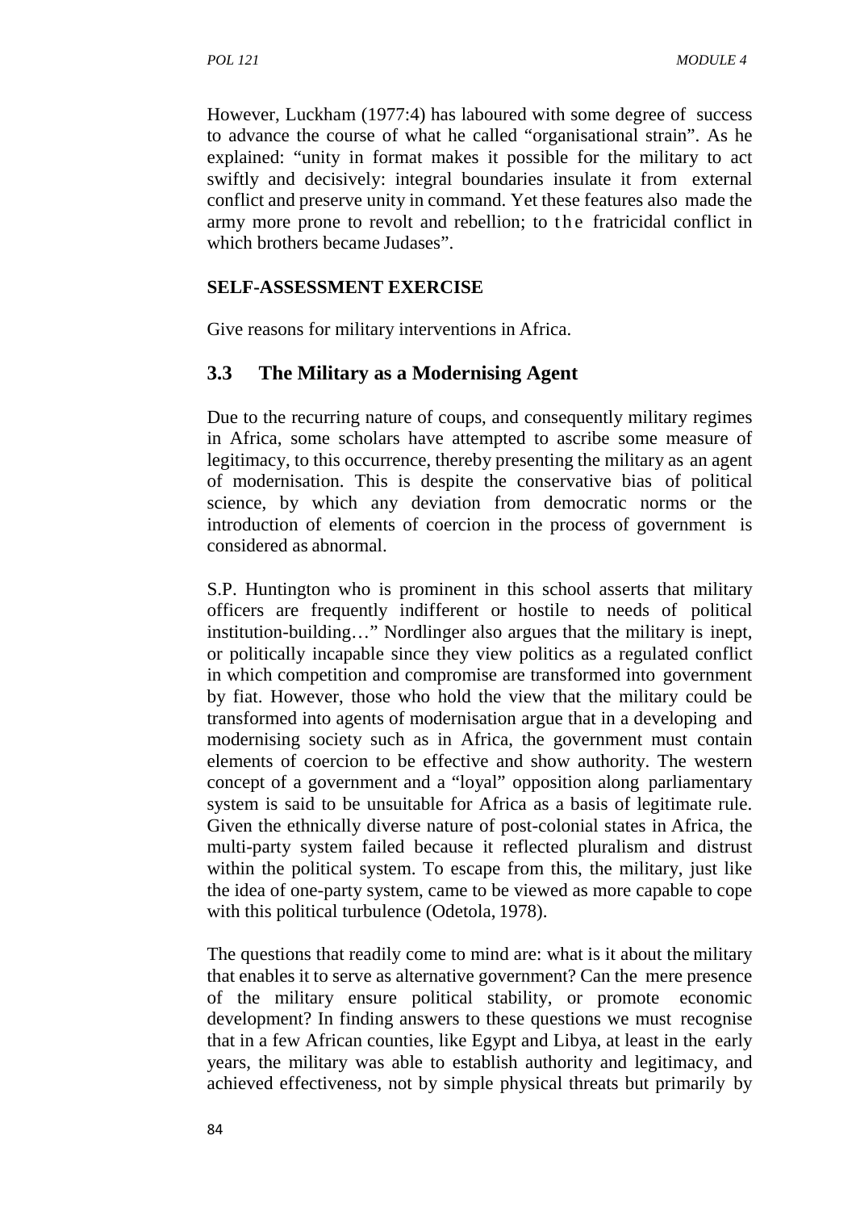However, Luckham (1977:4) has laboured with some degree of success to advance the course of what he called "organisational strain". As he explained: "unity in format makes it possible for the military to act swiftly and decisively: integral boundaries insulate it from external conflict and preserve unity in command. Yet these features also made the army more prone to revolt and rebellion; to the fratricidal conflict in which brothers became Judases".

**SELF-ASSESSMENT EXERCISE**

Give reasons for military interventions in Africa.

## 3.3 The Military as a Modernising Agent

Due to the recurring nature of coups, and consequently military regimes in Africa, some scholars have attempted to ascribe some measure of legitimacy, to this occurrence, thereby presenting the military as an agent of modernisation. This is despite the conservative bias of political science, by which any deviation from democratic norms or the introduction of elements of coercion in the process of government is considered as abnormal.

S.P. Huntington who is prominent in this school asserts that military officers are frequently indifferent or hostile to needs of political institution-building…" Nordlinger also argues that the military is inept, or politically incapable since they view politics as a regulated conflict in which competition and compromise are transformed into government by fiat. However, those who hold the view that the military could be transformed into agents of modernisation argue that in a developing and modernising society such as in Africa, the government must contain elements of coercion to be effective and show authority. The western concept of a government and a "loyal" opposition along parliamentary system is said to be unsuitable for Africa as a basis of legitimate rule. Given the ethnically diverse nature of post-colonial states in Africa, the multi-party system failed because it reflected pluralism and distrust within the political system. To escape from this, the military, just like the idea of one-party system, came to be viewed as more capable to cope with this political turbulence (Odetola, 1978).

The questions that readily come to mind are: what is it about the military that enables it to serve as alternative government? Can the mere presence of the military ensure political stability, or promote economic development? In finding answers to these questions we must recognise that in a few African counties, like Egypt and Libya, at least in the early years, the military was able to establish authority and legitimacy, and achieved effectiveness, not by simple physical threats but primarily by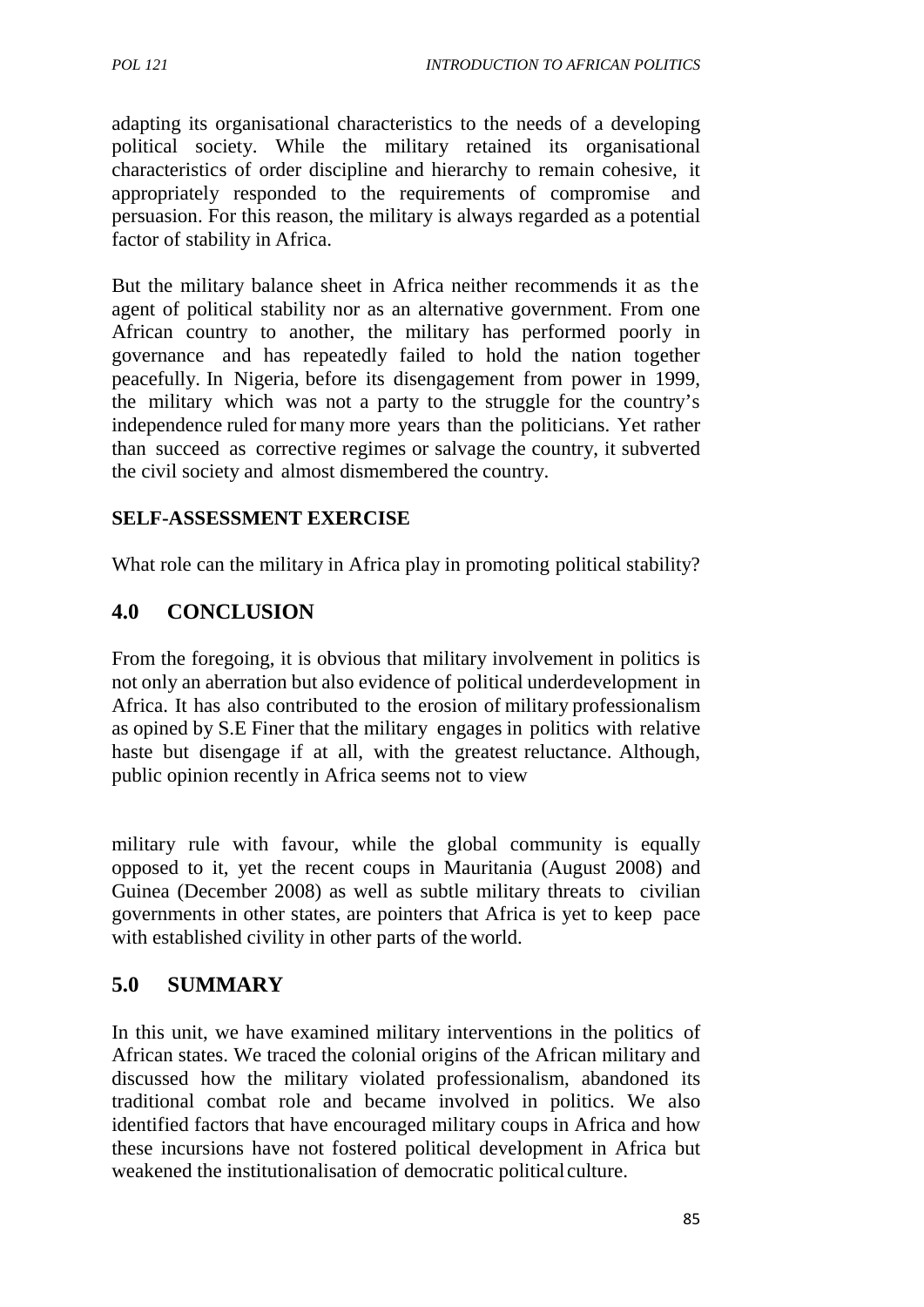adapting its organisational characteristics to the needs of a developing political society. While the military retained its organisational characteristics of order discipline and hierarchy to remain cohesive, it appropriately responded to the requirements of compromise and persuasion. For this reason, the military is always regarded as a potential factor of stability in Africa.

But the military balance sheet in Africa neither recommends it as the agent of political stability nor as an alternative government. From one African country to another, the military has performed poorly in governance and has repeatedly failed to hold the nation together peacefully. In Nigeria, before its disengagement from power in 1999, the military which was not a party to the struggle for the country's independence ruled for many more years than the politicians. Yet rather than succeed as corrective regimes or salvage the country, it subverted the civil society and almost dismembered the country.

**SELF-ASSESSMENT EXERCISE**

What role can the military in Africa play in promoting political stability?

## 4.0 CONCLUSION

From the foregoing, it is obvious that military involvement in politics is not only an aberration but also evidence of political underdevelopment in Africa. It has also contributed to the erosion of military professionalism as opined by S.E Finer that the military engages in politics with relative haste but disengage if at all, with the greatest reluctance. Although, public opinion recently in Africa seems not to view military rule with favour, while the global community is equally opposed to it, yet the recent coups in Mauritania (August 2008) and Guinea (December 2008) as well as subtle military threats to civilian governments in other states, are pointers that Africa is yet to keep pace with established civility in other parts of the world.

## 5.0 SUMMARY

In this unit, we have examined military interventions in the politics of African states. We traced the colonial origins of the African military and discussed how the military violated professionalism, abandoned its traditional combat role and became involved in politics. We also identified factors that have encouraged military coups in Africa and how these incursions have not fostered political development in Africa but weakened the institutionalisation of democratic political culture.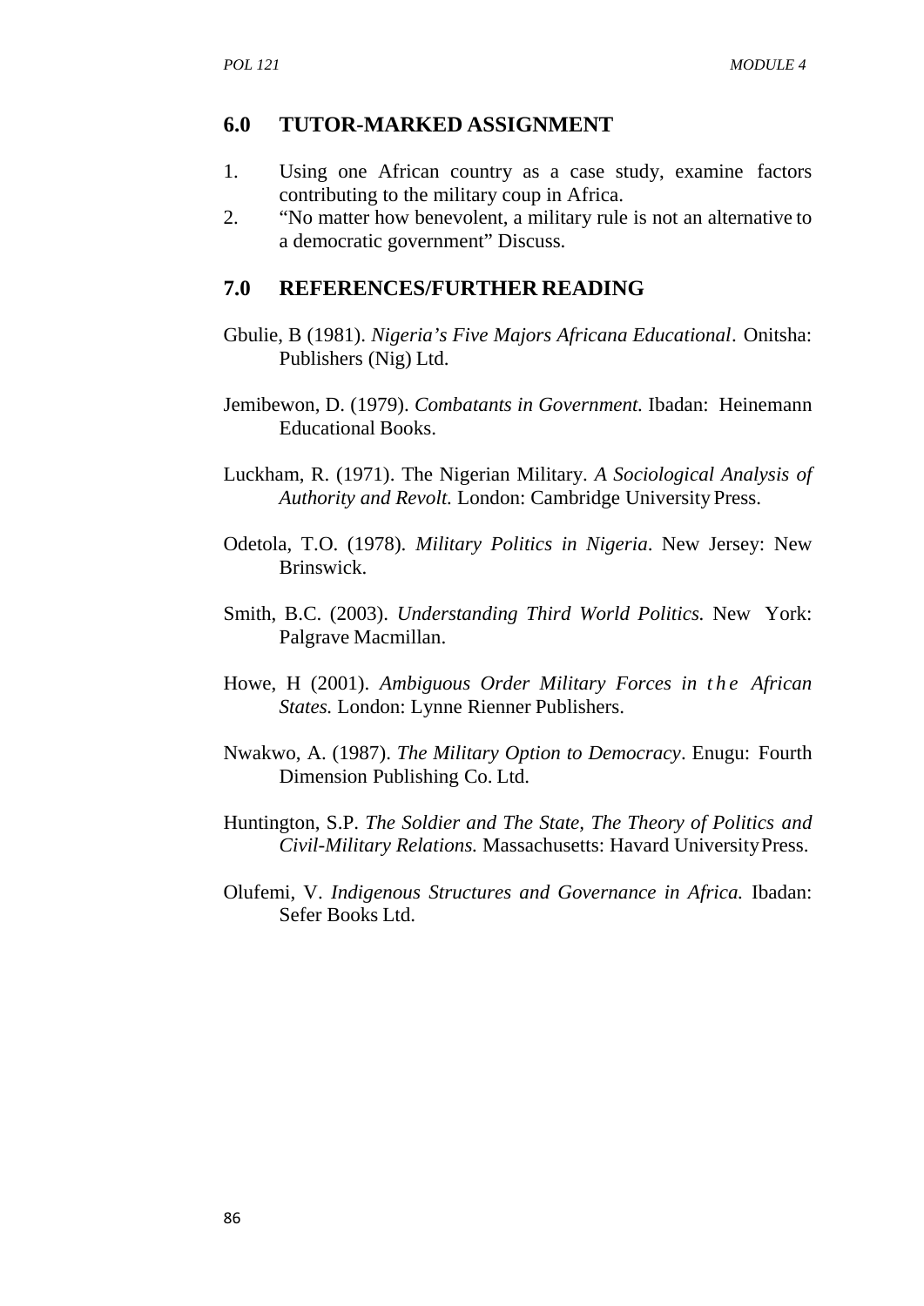## 6.0 TUTOR-MARKED ASSIGNMENT

1. Using one African country as a case study, examine factors contributing to the military coup in Africa.
2. "No matter how benevolent, a military rule is not an alternative to a democratic government" Discuss.

## 7.0 REFERENCES/FURTHER READING

Gbulie, B (1981). *Nigeria's Five Majors Africana Educational*. Onitsha: Publishers (Nig) Ltd.

Jemibewon, D. (1979). *Combatants in Government.* Ibadan: Heinemann Educational Books.

Luckham, R. (1971). The Nigerian Military. *A Sociological Analysis of Authority and Revolt.* London: Cambridge University Press.

Odetola, T.O. (1978). *Military Politics in Nigeria*. New Jersey: New Brinswick.

Smith, B.C. (2003). *Understanding Third World Politics.* New York: Palgrave Macmillan.

Howe, H (2001). *Ambiguous Order Military Forces in the African States.* London: Lynne Rienner Publishers.

Nwakwo, A. (1987). *The Military Option to Democracy*. Enugu: Fourth Dimension Publishing Co. Ltd.

Huntington, S.P. *The Soldier and The State, The Theory of Politics and Civil-Military Relations.* Massachusetts: Havard University Press.

Olufemi, V. *Indigenous Structures and Governance in Africa.* Ibadan: Sefer Books Ltd.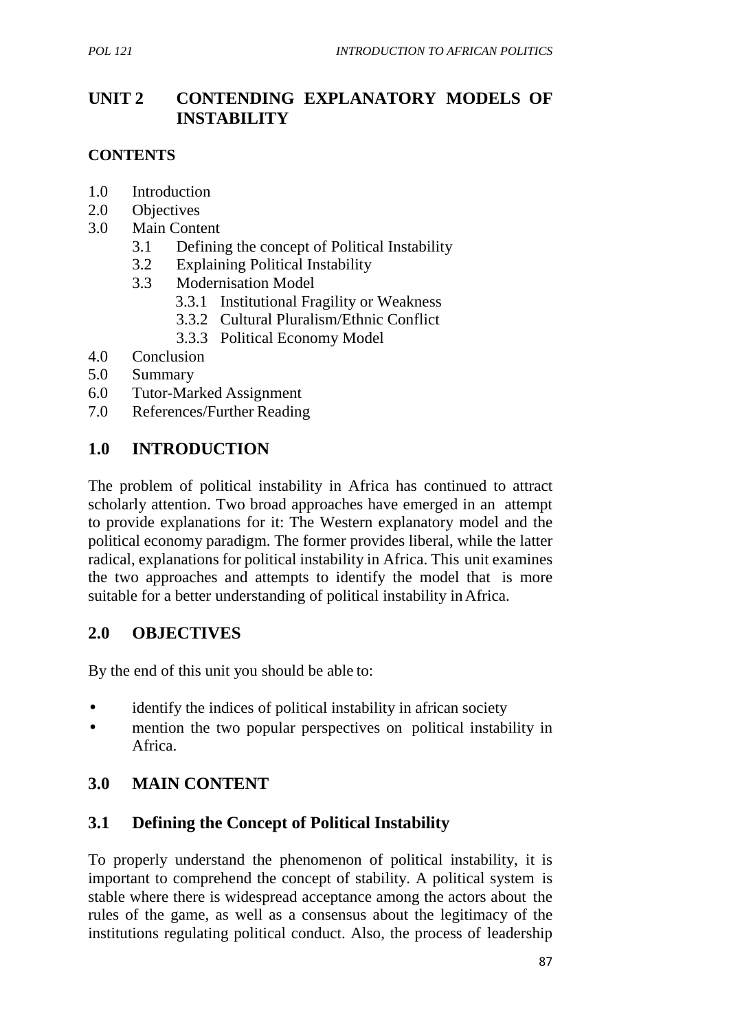# UNIT 2 CONTENDING EXPLANATORY MODELS OF INSTABILITY

## CONTENTS

1.0 Introduction
2.0 Objectives
3.0 Main Content
- 3.1 Defining the concept of Political Instability
- 3.2 Explaining Political Instability
- 3.3 Modernisation Model
  - 3.3.1 Institutional Fragility or Weakness
  - 3.3.2 Cultural Pluralism/Ethnic Conflict
  - 3.3.3 Political Economy Model

4.0 Conclusion
5.0 Summary
6.0 Tutor-Marked Assignment
7.0 References/Further Reading

## 1.0 INTRODUCTION

The problem of political instability in Africa has continued to attract scholarly attention. Two broad approaches have emerged in an attempt to provide explanations for it: The Western explanatory model and the political economy paradigm. The former provides liberal, while the latter radical, explanations for political instability in Africa. This unit examines the two approaches and attempts to identify the model that is more suitable for a better understanding of political instability in Africa.

## 2.0 OBJECTIVES

By the end of this unit you should be able to:

- identify the indices of political instability in african society
- mention the two popular perspectives on political instability in Africa.

## 3.0 MAIN CONTENT

### 3.1 Defining the Concept of Political Instability

To properly understand the phenomenon of political instability, it is important to comprehend the concept of stability. A political system is stable where there is widespread acceptance among the actors about the rules of the game, as well as a consensus about the legitimacy of the institutions regulating political conduct. Also, the process of leadership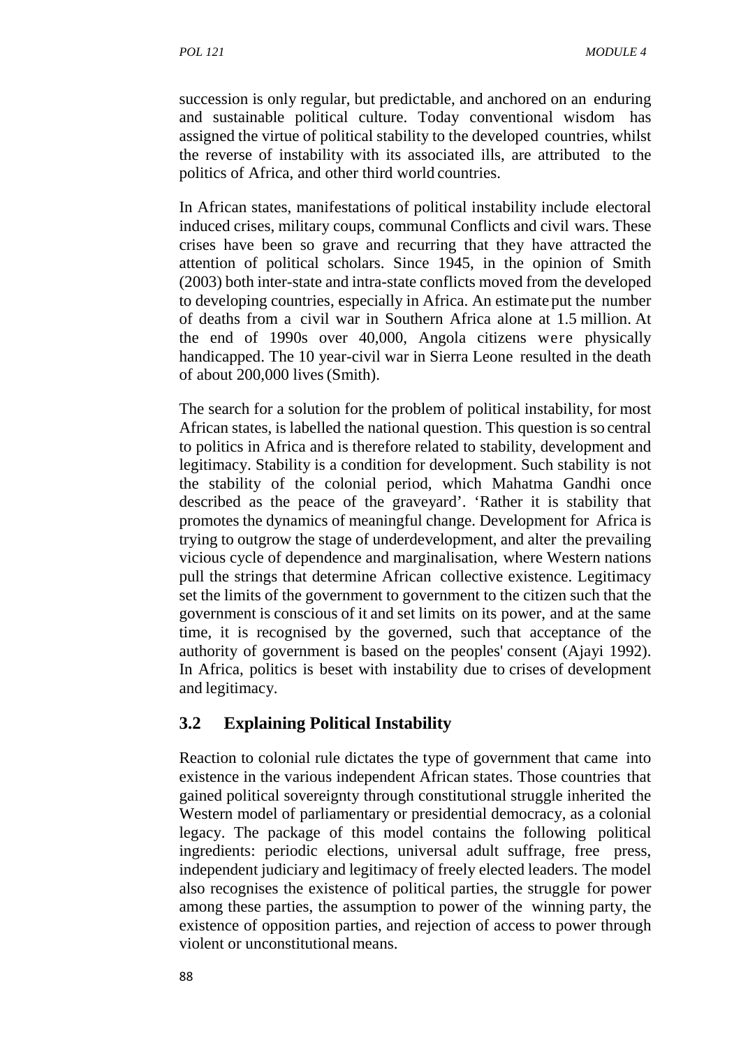succession is only regular, but predictable, and anchored on an enduring and sustainable political culture. Today conventional wisdom has assigned the virtue of political stability to the developed countries, whilst the reverse of instability with its associated ills, are attributed to the politics of Africa, and other third world countries.

In African states, manifestations of political instability include electoral induced crises, military coups, communal Conflicts and civil wars. These crises have been so grave and recurring that they have attracted the attention of political scholars. Since 1945, in the opinion of Smith (2003) both inter-state and intra-state conflicts moved from the developed to developing countries, especially in Africa. An estimate put the number of deaths from a civil war in Southern Africa alone at 1.5 million. At the end of 1990s over 40,000, Angola citizens were physically handicapped. The 10 year-civil war in Sierra Leone resulted in the death of about 200,000 lives (Smith).

The search for a solution for the problem of political instability, for most African states, is labelled the national question. This question is so central to politics in Africa and is therefore related to stability, development and legitimacy. Stability is a condition for development. Such stability is not the stability of the colonial period, which Mahatma Gandhi once described as the peace of the graveyard'. 'Rather it is stability that promotes the dynamics of meaningful change. Development for Africa is trying to outgrow the stage of underdevelopment, and alter the prevailing vicious cycle of dependence and marginalisation, where Western nations pull the strings that determine African collective existence. Legitimacy set the limits of the government to government to the citizen such that the government is conscious of it and set limits on its power, and at the same time, it is recognised by the governed, such that acceptance of the authority of government is based on the peoples' consent (Ajayi 1992). In Africa, politics is beset with instability due to crises of development and legitimacy.

## 3.2 Explaining Political Instability

Reaction to colonial rule dictates the type of government that came into existence in the various independent African states. Those countries that gained political sovereignty through constitutional struggle inherited the Western model of parliamentary or presidential democracy, as a colonial legacy. The package of this model contains the following political ingredients: periodic elections, universal adult suffrage, free press, independent judiciary and legitimacy of freely elected leaders. The model also recognises the existence of political parties, the struggle for power among these parties, the assumption to power of the winning party, the existence of opposition parties, and rejection of access to power through violent or unconstitutional means.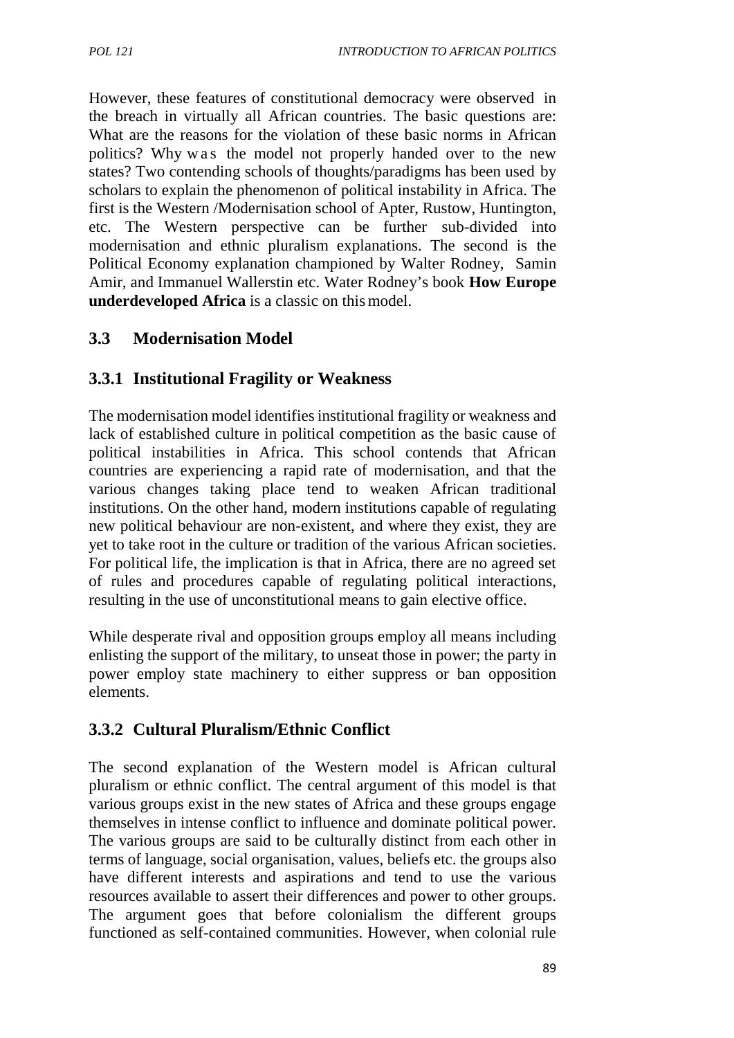However, these features of constitutional democracy were observed in the breach in virtually all African countries. The basic questions are: What are the reasons for the violation of these basic norms in African politics? Why was the model not properly handed over to the new states? Two contending schools of thoughts/paradigms has been used by scholars to explain the phenomenon of political instability in Africa. The first is the Western /Modernisation school of Apter, Rustow, Huntington, etc. The Western perspective can be further sub-divided into modernisation and ethnic pluralism explanations. The second is the Political Economy explanation championed by Walter Rodney, Samin Amir, and Immanuel Wallerstin etc. Water Rodney's book **How Europe underdeveloped Africa** is a classic on this model.

## 3.3 Modernisation Model

### 3.3.1 Institutional Fragility or Weakness

The modernisation model identifies institutional fragility or weakness and lack of established culture in political competition as the basic cause of political instabilities in Africa. This school contends that African countries are experiencing a rapid rate of modernisation, and that the various changes taking place tend to weaken African traditional institutions. On the other hand, modern institutions capable of regulating new political behaviour are non-existent, and where they exist, they are yet to take root in the culture or tradition of the various African societies. For political life, the implication is that in Africa, there are no agreed set of rules and procedures capable of regulating political interactions, resulting in the use of unconstitutional means to gain elective office.

While desperate rival and opposition groups employ all means including enlisting the support of the military, to unseat those in power; the party in power employ state machinery to either suppress or ban opposition elements.

### 3.3.2 Cultural Pluralism/Ethnic Conflict

The second explanation of the Western model is African cultural pluralism or ethnic conflict. The central argument of this model is that various groups exist in the new states of Africa and these groups engage themselves in intense conflict to influence and dominate political power. The various groups are said to be culturally distinct from each other in terms of language, social organisation, values, beliefs etc. the groups also have different interests and aspirations and tend to use the various resources available to assert their differences and power to other groups. The argument goes that before colonialism the different groups functioned as self-contained communities. However, when colonial rule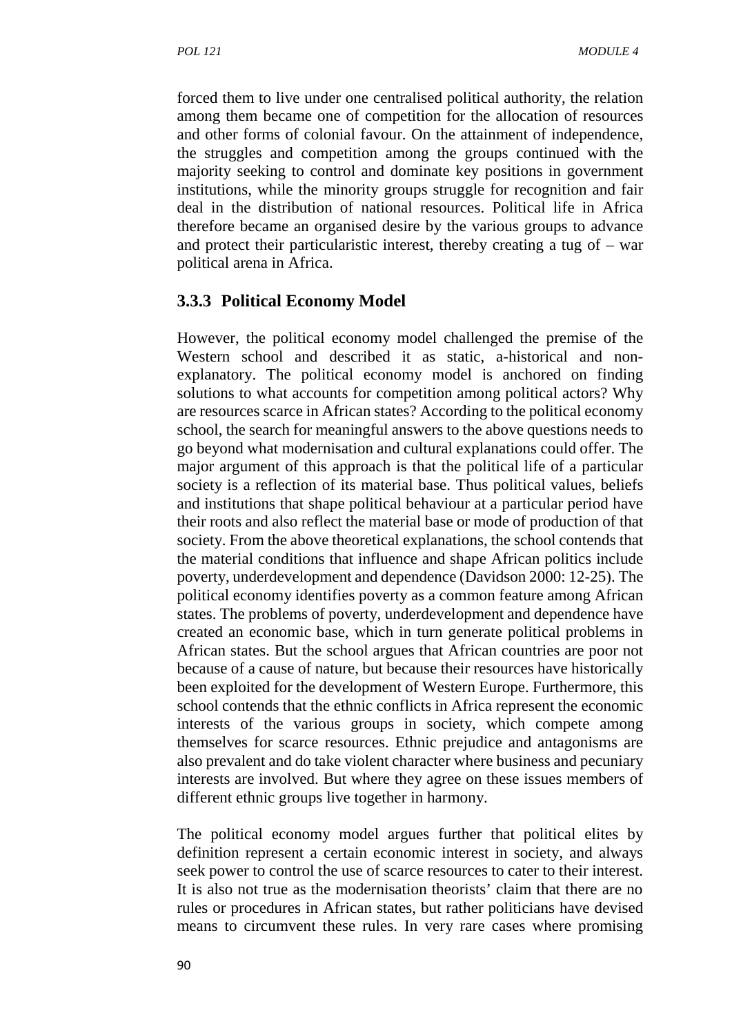forced them to live under one centralised political authority, the relation among them became one of competition for the allocation of resources and other forms of colonial favour. On the attainment of independence, the struggles and competition among the groups continued with the majority seeking to control and dominate key positions in government institutions, while the minority groups struggle for recognition and fair deal in the distribution of national resources. Political life in Africa therefore became an organised desire by the various groups to advance and protect their particularistic interest, thereby creating a tug of – war political arena in Africa.

### 3.3.3 Political Economy Model

However, the political economy model challenged the premise of the Western school and described it as static, a-historical and non-explanatory. The political economy model is anchored on finding solutions to what accounts for competition among political actors? Why are resources scarce in African states? According to the political economy school, the search for meaningful answers to the above questions needs to go beyond what modernisation and cultural explanations could offer. The major argument of this approach is that the political life of a particular society is a reflection of its material base. Thus political values, beliefs and institutions that shape political behaviour at a particular period have their roots and also reflect the material base or mode of production of that society. From the above theoretical explanations, the school contends that the material conditions that influence and shape African politics include poverty, underdevelopment and dependence (Davidson 2000: 12-25). The political economy identifies poverty as a common feature among African states. The problems of poverty, underdevelopment and dependence have created an economic base, which in turn generate political problems in African states. But the school argues that African countries are poor not because of a cause of nature, but because their resources have historically been exploited for the development of Western Europe. Furthermore, this school contends that the ethnic conflicts in Africa represent the economic interests of the various groups in society, which compete among themselves for scarce resources. Ethnic prejudice and antagonisms are also prevalent and do take violent character where business and pecuniary interests are involved. But where they agree on these issues members of different ethnic groups live together in harmony.

The political economy model argues further that political elites by definition represent a certain economic interest in society, and always seek power to control the use of scarce resources to cater to their interest. It is also not true as the modernisation theorists' claim that there are no rules or procedures in African states, but rather politicians have devised means to circumvent these rules. In very rare cases where promising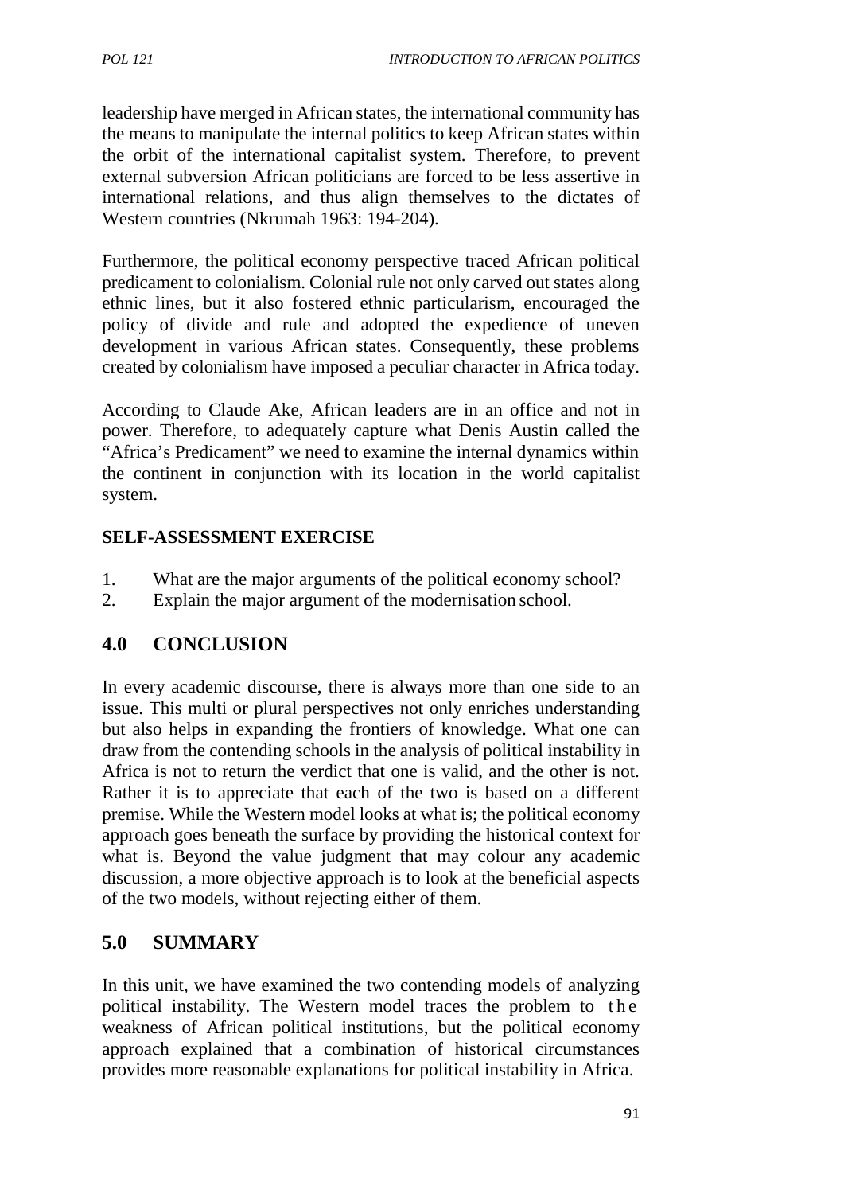leadership have merged in African states, the international community has the means to manipulate the internal politics to keep African states within the orbit of the international capitalist system. Therefore, to prevent external subversion African politicians are forced to be less assertive in international relations, and thus align themselves to the dictates of Western countries (Nkrumah 1963: 194-204).

Furthermore, the political economy perspective traced African political predicament to colonialism. Colonial rule not only carved out states along ethnic lines, but it also fostered ethnic particularism, encouraged the policy of divide and rule and adopted the expedience of uneven development in various African states. Consequently, these problems created by colonialism have imposed a peculiar character in Africa today.

According to Claude Ake, African leaders are in an office and not in power. Therefore, to adequately capture what Denis Austin called the "Africa's Predicament" we need to examine the internal dynamics within the continent in conjunction with its location in the world capitalist system.

**SELF-ASSESSMENT EXERCISE**

1. What are the major arguments of the political economy school?
2. Explain the major argument of the modernisation school.

## 4.0 CONCLUSION

In every academic discourse, there is always more than one side to an issue. This multi or plural perspectives not only enriches understanding but also helps in expanding the frontiers of knowledge. What one can draw from the contending schools in the analysis of political instability in Africa is not to return the verdict that one is valid, and the other is not. Rather it is to appreciate that each of the two is based on a different premise. While the Western model looks at what is; the political economy approach goes beneath the surface by providing the historical context for what is. Beyond the value judgment that may colour any academic discussion, a more objective approach is to look at the beneficial aspects of the two models, without rejecting either of them.

## 5.0 SUMMARY

In this unit, we have examined the two contending models of analyzing political instability. The Western model traces the problem to the weakness of African political institutions, but the political economy approach explained that a combination of historical circumstances provides more reasonable explanations for political instability in Africa.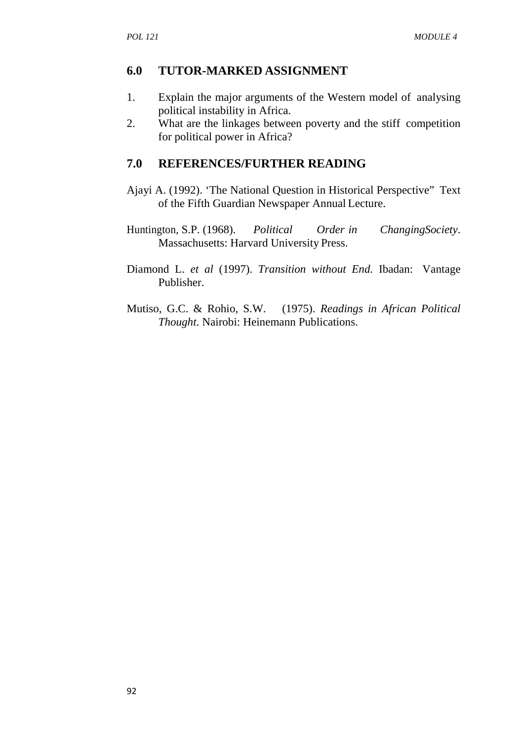## 6.0 TUTOR-MARKED ASSIGNMENT

1. Explain the major arguments of the Western model of analysing political instability in Africa.
2. What are the linkages between poverty and the stiff competition for political power in Africa?

## 7.0 REFERENCES/FURTHER READING

Ajayi A. (1992). 'The National Question in Historical Perspective" Text of the Fifth Guardian Newspaper Annual Lecture.

Huntington, S.P. (1968). *Political Order in ChangingSociety*. Massachusetts: Harvard University Press.

Diamond L. *et al* (1997). *Transition without End.* Ibadan: Vantage Publisher.

Mutiso, G.C. & Rohio, S.W. (1975). *Readings in African Political Thought*. Nairobi: Heinemann Publications.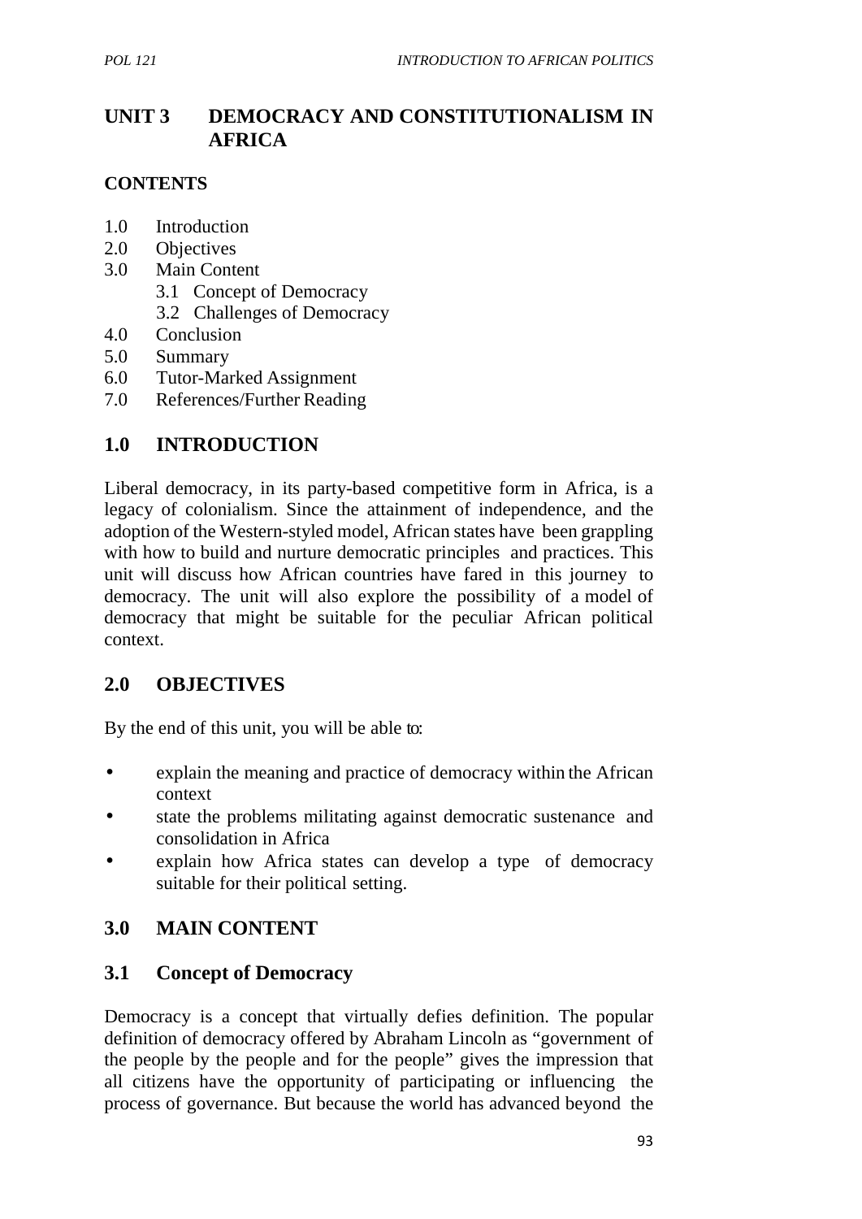# UNIT 3 DEMOCRACY AND CONSTITUTIONALISM IN AFRICA

## CONTENTS

1.0 Introduction
2.0 Objectives
3.0 Main Content
  3.1 Concept of Democracy
  3.2 Challenges of Democracy
4.0 Conclusion
5.0 Summary
6.0 Tutor-Marked Assignment
7.0 References/Further Reading

## 1.0 INTRODUCTION

Liberal democracy, in its party-based competitive form in Africa, is a legacy of colonialism. Since the attainment of independence, and the adoption of the Western-styled model, African states have been grappling with how to build and nurture democratic principles and practices. This unit will discuss how African countries have fared in this journey to democracy. The unit will also explore the possibility of a model of democracy that might be suitable for the peculiar African political context.

## 2.0 OBJECTIVES

By the end of this unit, you will be able to:

- explain the meaning and practice of democracy within the African context
- state the problems militating against democratic sustenance and consolidation in Africa
- explain how Africa states can develop a type of democracy suitable for their political setting.

## 3.0 MAIN CONTENT

### 3.1 Concept of Democracy

Democracy is a concept that virtually defies definition. The popular definition of democracy offered by Abraham Lincoln as "government of the people by the people and for the people" gives the impression that all citizens have the opportunity of participating or influencing the process of governance. But because the world has advanced beyond the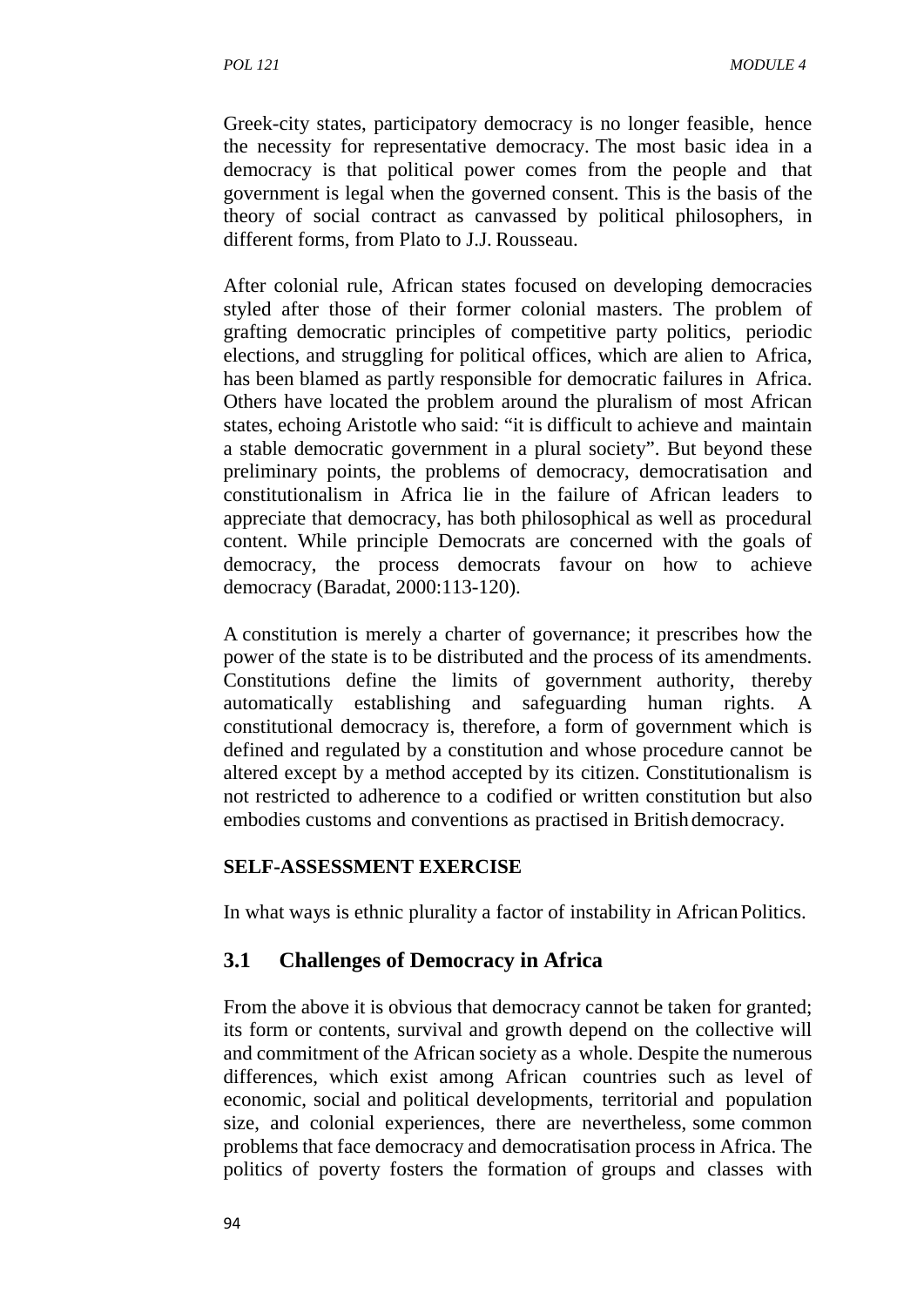Greek-city states, participatory democracy is no longer feasible, hence the necessity for representative democracy. The most basic idea in a democracy is that political power comes from the people and that government is legal when the governed consent. This is the basis of the theory of social contract as canvassed by political philosophers, in different forms, from Plato to J.J. Rousseau.

After colonial rule, African states focused on developing democracies styled after those of their former colonial masters. The problem of grafting democratic principles of competitive party politics, periodic elections, and struggling for political offices, which are alien to Africa, has been blamed as partly responsible for democratic failures in Africa. Others have located the problem around the pluralism of most African states, echoing Aristotle who said: "it is difficult to achieve and maintain a stable democratic government in a plural society". But beyond these preliminary points, the problems of democracy, democratisation and constitutionalism in Africa lie in the failure of African leaders to appreciate that democracy, has both philosophical as well as procedural content. While principle Democrats are concerned with the goals of democracy, the process democrats favour on how to achieve democracy (Baradat, 2000:113-120).

A constitution is merely a charter of governance; it prescribes how the power of the state is to be distributed and the process of its amendments. Constitutions define the limits of government authority, thereby automatically establishing and safeguarding human rights. A constitutional democracy is, therefore, a form of government which is defined and regulated by a constitution and whose procedure cannot be altered except by a method accepted by its citizen. Constitutionalism is not restricted to adherence to a codified or written constitution but also embodies customs and conventions as practised in British democracy.

**SELF-ASSESSMENT EXERCISE**

In what ways is ethnic plurality a factor of instability in African Politics.

## 3.1 Challenges of Democracy in Africa

From the above it is obvious that democracy cannot be taken for granted; its form or contents, survival and growth depend on the collective will and commitment of the African society as a whole. Despite the numerous differences, which exist among African countries such as level of economic, social and political developments, territorial and population size, and colonial experiences, there are nevertheless, some common problems that face democracy and democratisation process in Africa. The politics of poverty fosters the formation of groups and classes with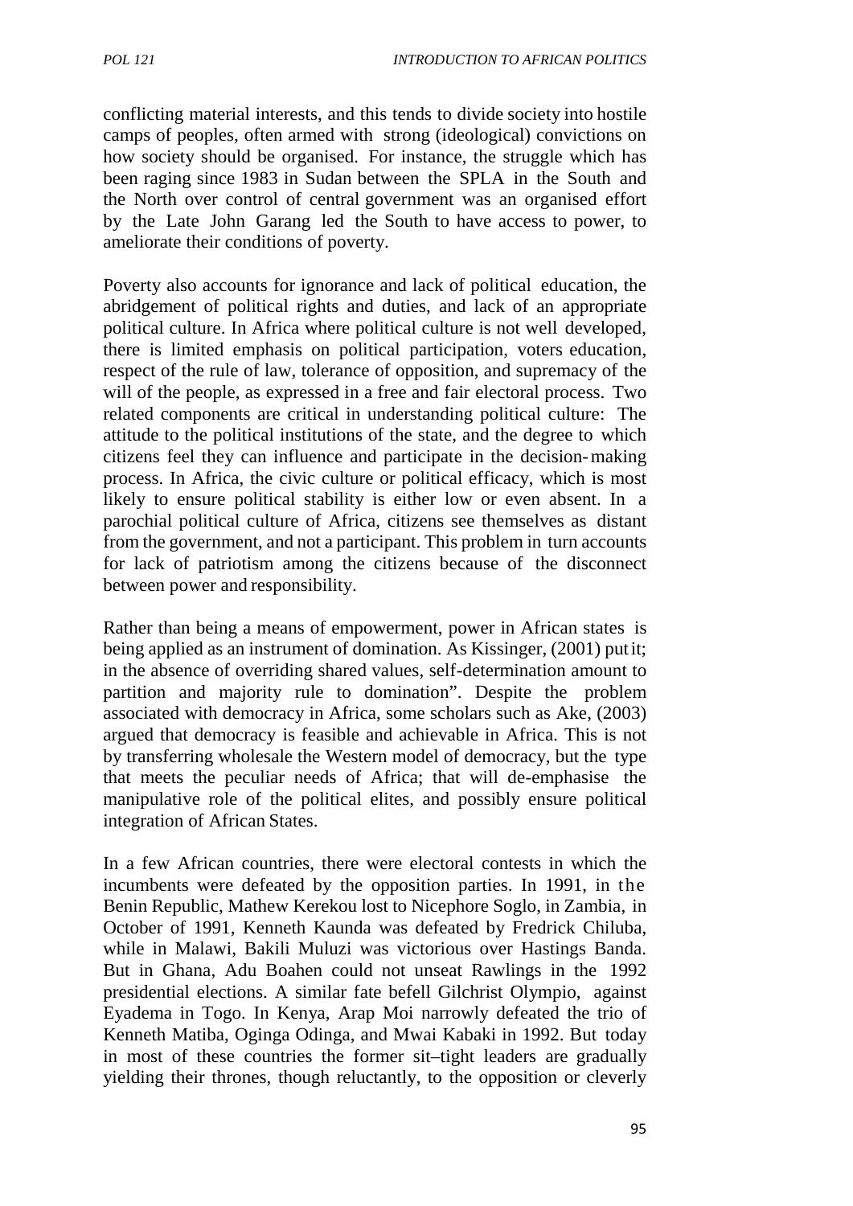conflicting material interests, and this tends to divide society into hostile camps of peoples, often armed with strong (ideological) convictions on how society should be organised. For instance, the struggle which has been raging since 1983 in Sudan between the SPLA in the South and the North over control of central government was an organised effort by the Late John Garang led the South to have access to power, to ameliorate their conditions of poverty.

Poverty also accounts for ignorance and lack of political education, the abridgement of political rights and duties, and lack of an appropriate political culture. In Africa where political culture is not well developed, there is limited emphasis on political participation, voters education, respect of the rule of law, tolerance of opposition, and supremacy of the will of the people, as expressed in a free and fair electoral process. Two related components are critical in understanding political culture: The attitude to the political institutions of the state, and the degree to which citizens feel they can influence and participate in the decision-making process. In Africa, the civic culture or political efficacy, which is most likely to ensure political stability is either low or even absent. In a parochial political culture of Africa, citizens see themselves as distant from the government, and not a participant. This problem in turn accounts for lack of patriotism among the citizens because of the disconnect between power and responsibility.

Rather than being a means of empowerment, power in African states is being applied as an instrument of domination. As Kissinger, (2001) put it; in the absence of overriding shared values, self-determination amount to partition and majority rule to domination". Despite the problem associated with democracy in Africa, some scholars such as Ake, (2003) argued that democracy is feasible and achievable in Africa. This is not by transferring wholesale the Western model of democracy, but the type that meets the peculiar needs of Africa; that will de-emphasise the manipulative role of the political elites, and possibly ensure political integration of African States.

In a few African countries, there were electoral contests in which the incumbents were defeated by the opposition parties. In 1991, in the Benin Republic, Mathew Kerekou lost to Nicephore Soglo, in Zambia, in October of 1991, Kenneth Kaunda was defeated by Fredrick Chiluba, while in Malawi, Bakili Muluzi was victorious over Hastings Banda. But in Ghana, Adu Boahen could not unseat Rawlings in the 1992 presidential elections. A similar fate befell Gilchrist Olympio, against Eyadema in Togo. In Kenya, Arap Moi narrowly defeated the trio of Kenneth Matiba, Oginga Odinga, and Mwai Kabaki in 1992. But today in most of these countries the former sit–tight leaders are gradually yielding their thrones, though reluctantly, to the opposition or cleverly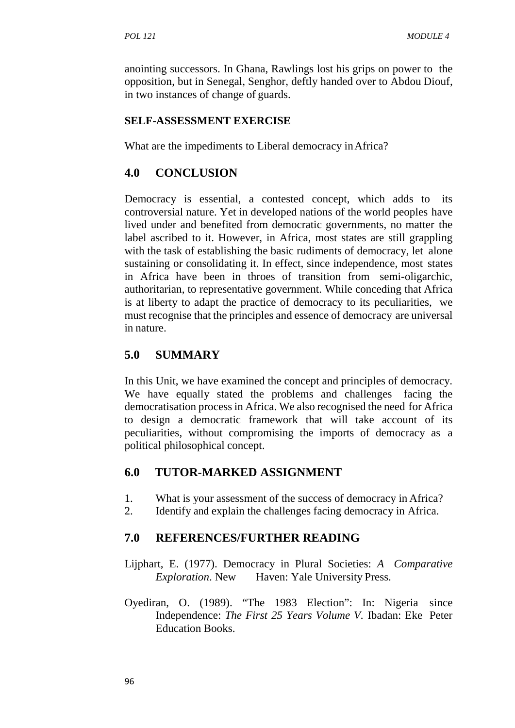anointing successors. In Ghana, Rawlings lost his grips on power to the opposition, but in Senegal, Senghor, deftly handed over to Abdou Diouf, in two instances of change of guards.

**SELF-ASSESSMENT EXERCISE**

What are the impediments to Liberal democracy in Africa?

## 4.0 CONCLUSION

Democracy is essential, a contested concept, which adds to its controversial nature. Yet in developed nations of the world peoples have lived under and benefited from democratic governments, no matter the label ascribed to it. However, in Africa, most states are still grappling with the task of establishing the basic rudiments of democracy, let alone sustaining or consolidating it. In effect, since independence, most states in Africa have been in throes of transition from semi-oligarchic, authoritarian, to representative government. While conceding that Africa is at liberty to adapt the practice of democracy to its peculiarities, we must recognise that the principles and essence of democracy are universal in nature.

## 5.0 SUMMARY

In this Unit, we have examined the concept and principles of democracy. We have equally stated the problems and challenges facing the democratisation process in Africa. We also recognised the need for Africa to design a democratic framework that will take account of its peculiarities, without compromising the imports of democracy as a political philosophical concept.

## 6.0 TUTOR-MARKED ASSIGNMENT

1. What is your assessment of the success of democracy in Africa?
2. Identify and explain the challenges facing democracy in Africa.

## 7.0 REFERENCES/FURTHER READING

Lijphart, E. (1977). Democracy in Plural Societies: *A Comparative Exploration*. New Haven: Yale University Press.

Oyediran, O. (1989). "The 1983 Election": In: Nigeria since Independence: *The First 25 Years Volume V*. Ibadan: Eke Peter Education Books.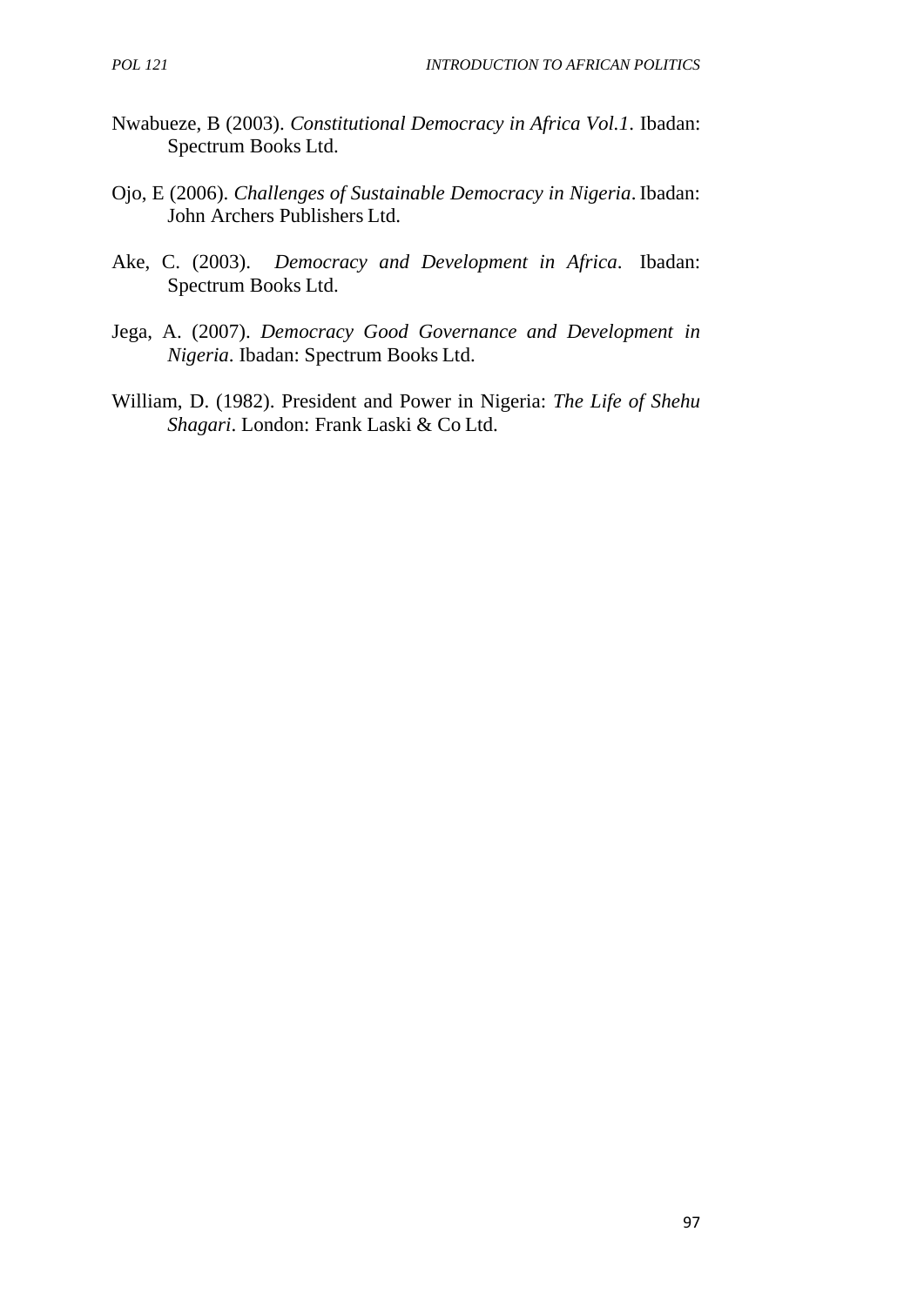Nwabueze, B (2003). *Constitutional Democracy in Africa Vol.1*. Ibadan: Spectrum Books Ltd.

Ojo, E (2006). *Challenges of Sustainable Democracy in Nigeria*. Ibadan: John Archers Publishers Ltd.

Ake, C. (2003). *Democracy and Development in Africa*. Ibadan: Spectrum Books Ltd.

Jega, A. (2007). *Democracy Good Governance and Development in Nigeria*. Ibadan: Spectrum Books Ltd.

William, D. (1982). President and Power in Nigeria: *The Life of Shehu Shagari*. London: Frank Laski & Co Ltd.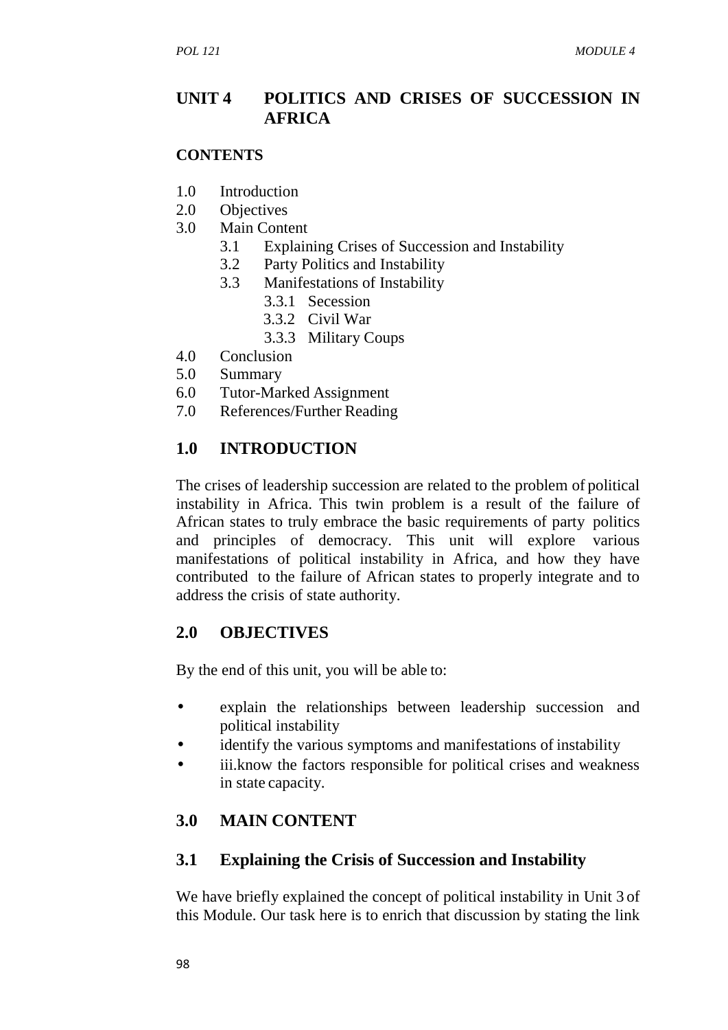## UNIT 4 POLITICS AND CRISES OF SUCCESSION IN AFRICA

**CONTENTS**

1.0 Introduction
2.0 Objectives
3.0 Main Content
   - 3.1 Explaining Crises of Succession and Instability
   - 3.2 Party Politics and Instability
   - 3.3 Manifestations of Instability
     - 3.3.1 Secession
     - 3.3.2 Civil War
     - 3.3.3 Military Coups

4.0 Conclusion
5.0 Summary
6.0 Tutor-Marked Assignment
7.0 References/Further Reading

## 1.0 INTRODUCTION

The crises of leadership succession are related to the problem of political instability in Africa. This twin problem is a result of the failure of African states to truly embrace the basic requirements of party politics and principles of democracy. This unit will explore various manifestations of political instability in Africa, and how they have contributed to the failure of African states to properly integrate and to address the crisis of state authority.

## 2.0 OBJECTIVES

By the end of this unit, you will be able to:

- explain the relationships between leadership succession and political instability
- identify the various symptoms and manifestations of instability
- iii.know the factors responsible for political crises and weakness in state capacity.

## 3.0 MAIN CONTENT

### 3.1 Explaining the Crisis of Succession and Instability

We have briefly explained the concept of political instability in Unit 3 of this Module. Our task here is to enrich that discussion by stating the link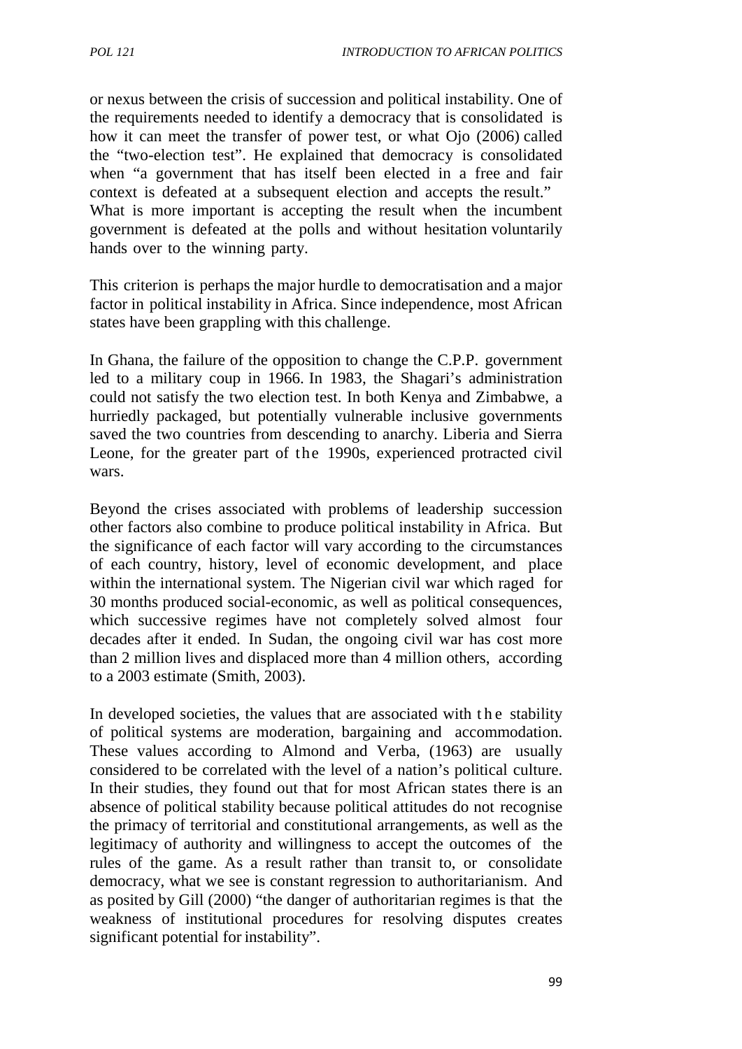or nexus between the crisis of succession and political instability. One of the requirements needed to identify a democracy that is consolidated is how it can meet the transfer of power test, or what Ojo (2006) called the "two-election test". He explained that democracy is consolidated when "a government that has itself been elected in a free and fair context is defeated at a subsequent election and accepts the result." What is more important is accepting the result when the incumbent government is defeated at the polls and without hesitation voluntarily hands over to the winning party.

This criterion is perhaps the major hurdle to democratisation and a major factor in political instability in Africa. Since independence, most African states have been grappling with this challenge.

In Ghana, the failure of the opposition to change the C.P.P. government led to a military coup in 1966. In 1983, the Shagari's administration could not satisfy the two election test. In both Kenya and Zimbabwe, a hurriedly packaged, but potentially vulnerable inclusive governments saved the two countries from descending to anarchy. Liberia and Sierra Leone, for the greater part of the 1990s, experienced protracted civil wars.

Beyond the crises associated with problems of leadership succession other factors also combine to produce political instability in Africa. But the significance of each factor will vary according to the circumstances of each country, history, level of economic development, and place within the international system. The Nigerian civil war which raged for 30 months produced social-economic, as well as political consequences, which successive regimes have not completely solved almost four decades after it ended. In Sudan, the ongoing civil war has cost more than 2 million lives and displaced more than 4 million others, according to a 2003 estimate (Smith, 2003).

In developed societies, the values that are associated with the stability of political systems are moderation, bargaining and accommodation. These values according to Almond and Verba, (1963) are usually considered to be correlated with the level of a nation's political culture. In their studies, they found out that for most African states there is an absence of political stability because political attitudes do not recognise the primacy of territorial and constitutional arrangements, as well as the legitimacy of authority and willingness to accept the outcomes of the rules of the game. As a result rather than transit to, or consolidate democracy, what we see is constant regression to authoritarianism. And as posited by Gill (2000) "the danger of authoritarian regimes is that the weakness of institutional procedures for resolving disputes creates significant potential for instability".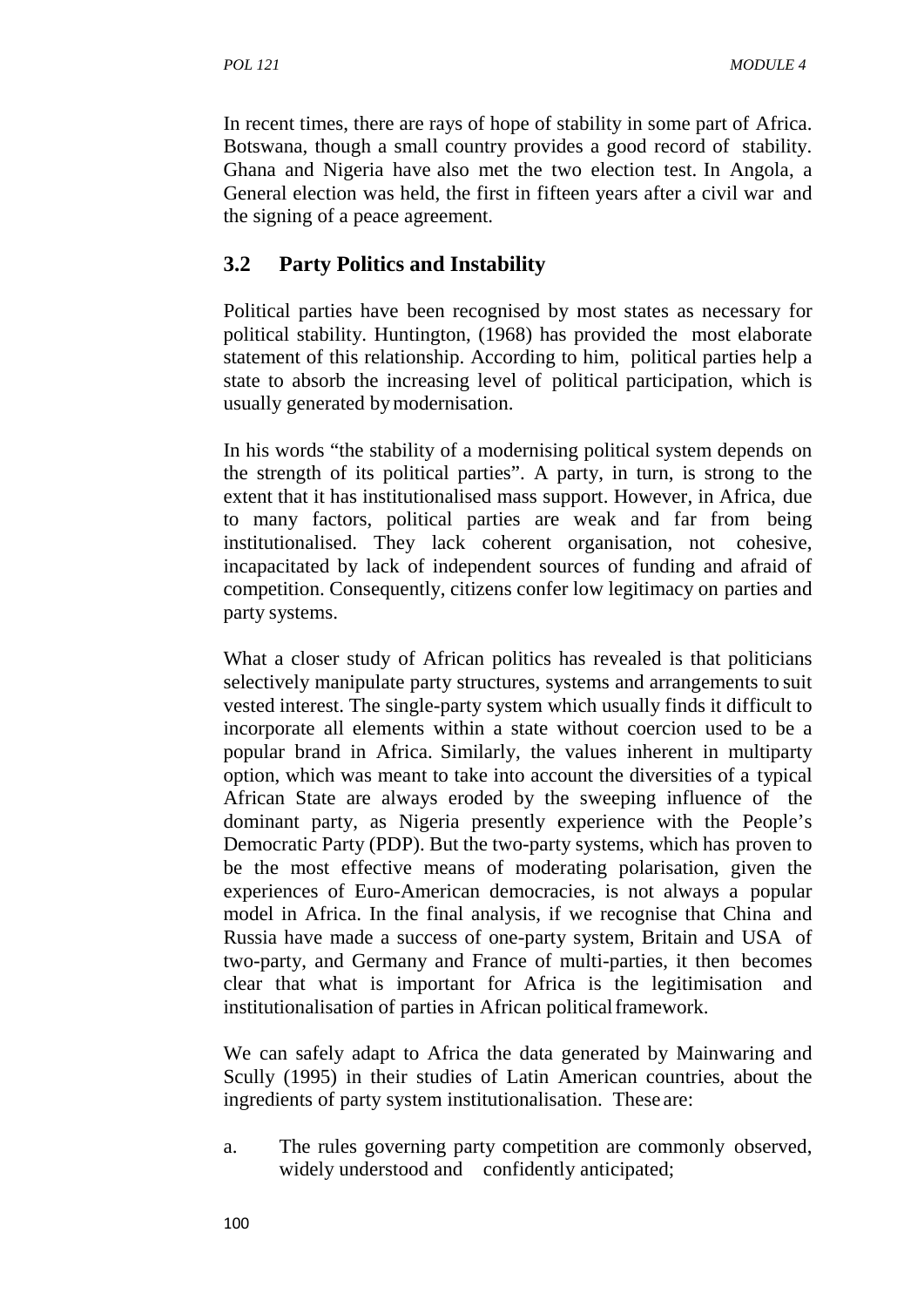In recent times, there are rays of hope of stability in some part of Africa. Botswana, though a small country provides a good record of stability. Ghana and Nigeria have also met the two election test. In Angola, a General election was held, the first in fifteen years after a civil war and the signing of a peace agreement.

## 3.2 Party Politics and Instability

Political parties have been recognised by most states as necessary for political stability. Huntington, (1968) has provided the most elaborate statement of this relationship. According to him, political parties help a state to absorb the increasing level of political participation, which is usually generated by modernisation.

In his words "the stability of a modernising political system depends on the strength of its political parties". A party, in turn, is strong to the extent that it has institutionalised mass support. However, in Africa, due to many factors, political parties are weak and far from being institutionalised. They lack coherent organisation, not cohesive, incapacitated by lack of independent sources of funding and afraid of competition. Consequently, citizens confer low legitimacy on parties and party systems.

What a closer study of African politics has revealed is that politicians selectively manipulate party structures, systems and arrangements to suit vested interest. The single-party system which usually finds it difficult to incorporate all elements within a state without coercion used to be a popular brand in Africa. Similarly, the values inherent in multiparty option, which was meant to take into account the diversities of a typical African State are always eroded by the sweeping influence of the dominant party, as Nigeria presently experience with the People's Democratic Party (PDP). But the two-party systems, which has proven to be the most effective means of moderating polarisation, given the experiences of Euro-American democracies, is not always a popular model in Africa. In the final analysis, if we recognise that China and Russia have made a success of one-party system, Britain and USA of two-party, and Germany and France of multi-parties, it then becomes clear that what is important for Africa is the legitimisation and institutionalisation of parties in African political framework.

We can safely adapt to Africa the data generated by Mainwaring and Scully (1995) in their studies of Latin American countries, about the ingredients of party system institutionalisation. These are:

a. The rules governing party competition are commonly observed, widely understood and confidently anticipated;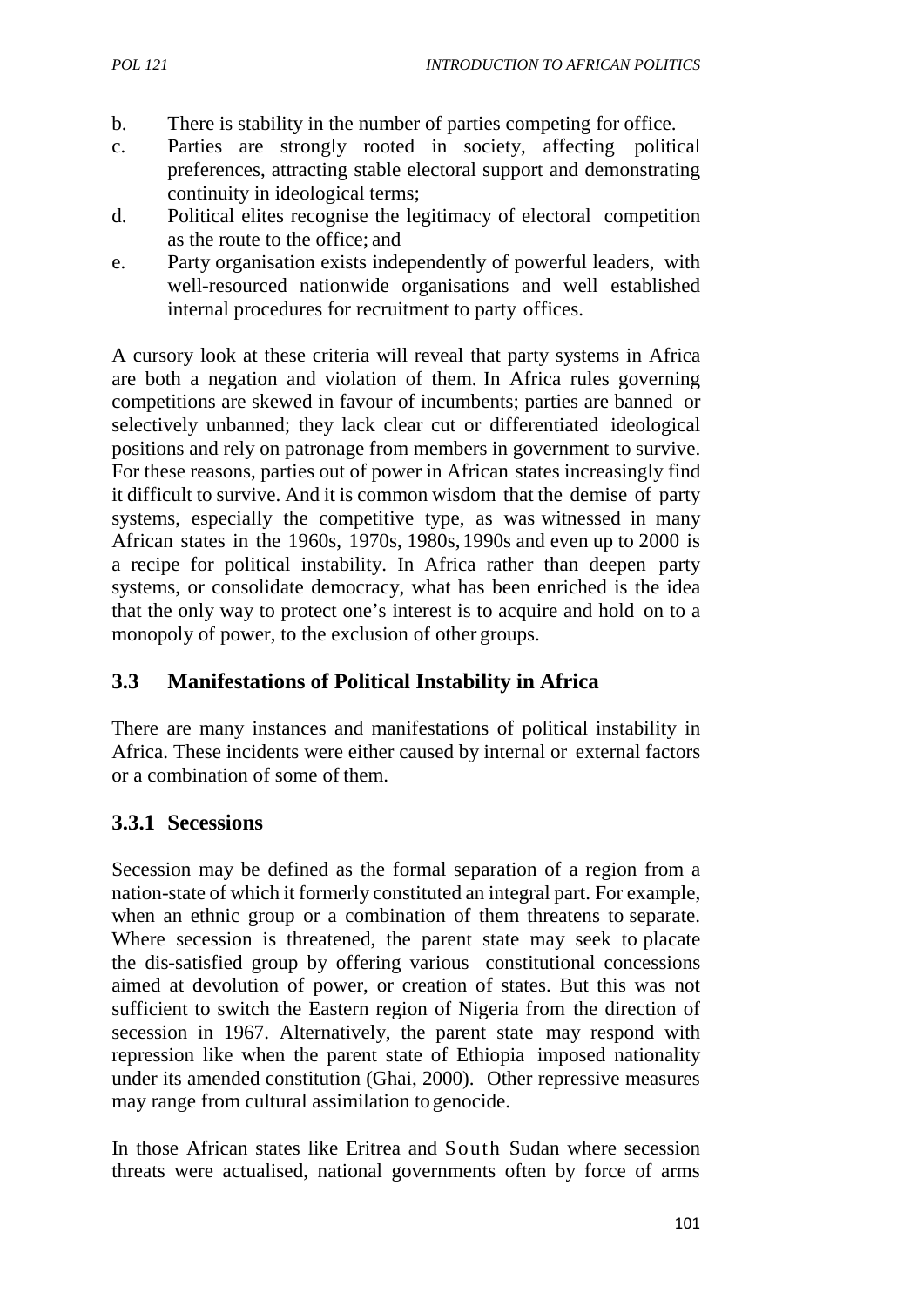b. There is stability in the number of parties competing for office.
c. Parties are strongly rooted in society, affecting political preferences, attracting stable electoral support and demonstrating continuity in ideological terms;
d. Political elites recognise the legitimacy of electoral competition as the route to the office; and
e. Party organisation exists independently of powerful leaders, with well-resourced nationwide organisations and well established internal procedures for recruitment to party offices.

A cursory look at these criteria will reveal that party systems in Africa are both a negation and violation of them. In Africa rules governing competitions are skewed in favour of incumbents; parties are banned or selectively unbanned; they lack clear cut or differentiated ideological positions and rely on patronage from members in government to survive. For these reasons, parties out of power in African states increasingly find it difficult to survive. And it is common wisdom that the demise of party systems, especially the competitive type, as was witnessed in many African states in the 1960s, 1970s, 1980s, 1990s and even up to 2000 is a recipe for political instability. In Africa rather than deepen party systems, or consolidate democracy, what has been enriched is the idea that the only way to protect one's interest is to acquire and hold on to a monopoly of power, to the exclusion of other groups.

## 3.3 Manifestations of Political Instability in Africa

There are many instances and manifestations of political instability in Africa. These incidents were either caused by internal or external factors or a combination of some of them.

### 3.3.1 Secessions

Secession may be defined as the formal separation of a region from a nation-state of which it formerly constituted an integral part. For example, when an ethnic group or a combination of them threatens to separate. Where secession is threatened, the parent state may seek to placate the dis-satisfied group by offering various constitutional concessions aimed at devolution of power, or creation of states. But this was not sufficient to switch the Eastern region of Nigeria from the direction of secession in 1967. Alternatively, the parent state may respond with repression like when the parent state of Ethiopia imposed nationality under its amended constitution (Ghai, 2000). Other repressive measures may range from cultural assimilation to genocide.

In those African states like Eritrea and South Sudan where secession threats were actualised, national governments often by force of arms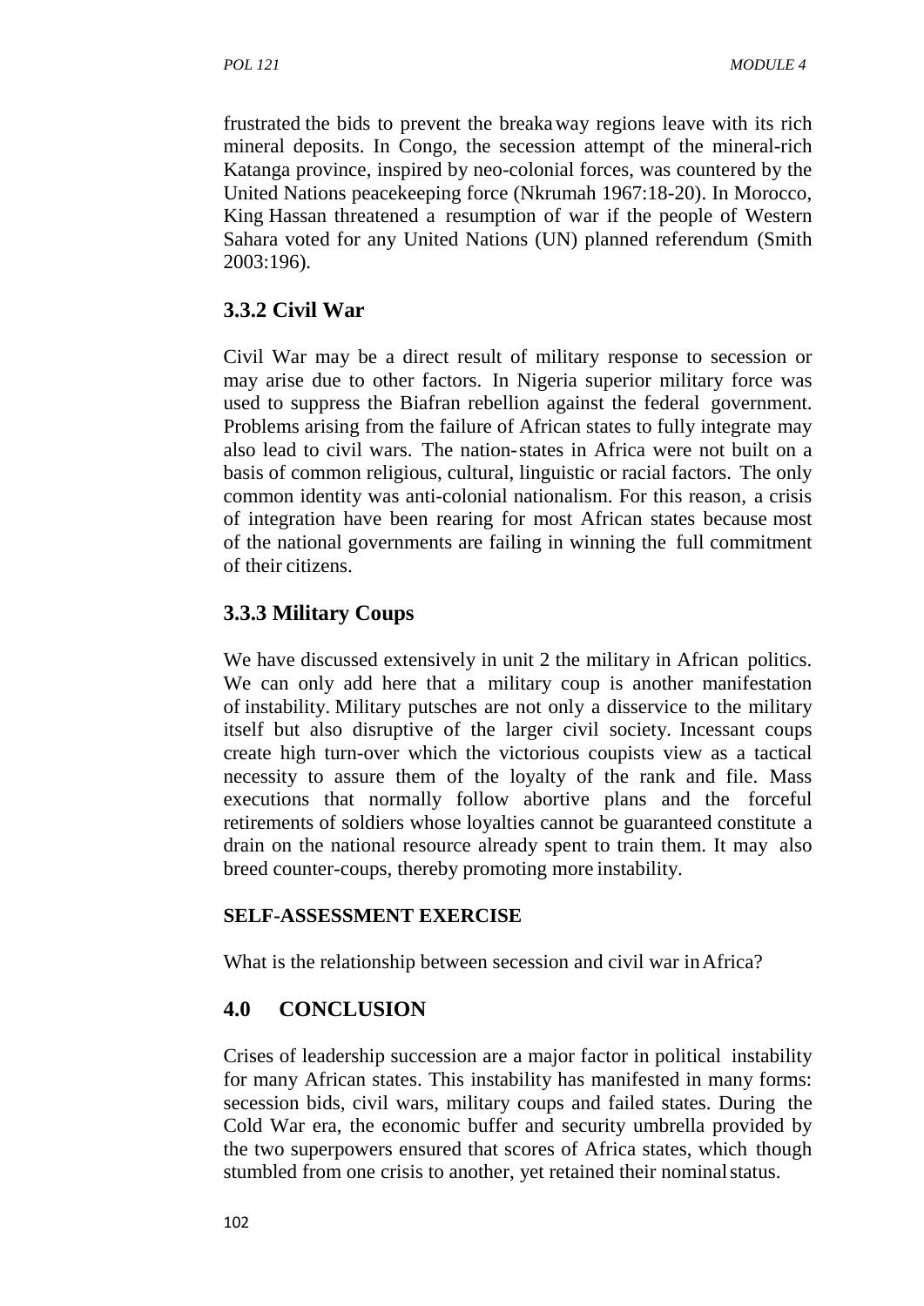frustrated the bids to prevent the breakaway regions leave with its rich mineral deposits. In Congo, the secession attempt of the mineral-rich Katanga province, inspired by neo-colonial forces, was countered by the United Nations peacekeeping force (Nkrumah 1967:18-20). In Morocco, King Hassan threatened a resumption of war if the people of Western Sahara voted for any United Nations (UN) planned referendum (Smith 2003:196).

### 3.3.2 Civil War

Civil War may be a direct result of military response to secession or may arise due to other factors. In Nigeria superior military force was used to suppress the Biafran rebellion against the federal government. Problems arising from the failure of African states to fully integrate may also lead to civil wars. The nation-states in Africa were not built on a basis of common religious, cultural, linguistic or racial factors. The only common identity was anti-colonial nationalism. For this reason, a crisis of integration have been rearing for most African states because most of the national governments are failing in winning the full commitment of their citizens.

### 3.3.3 Military Coups

We have discussed extensively in unit 2 the military in African politics. We can only add here that a military coup is another manifestation of instability. Military putsches are not only a disservice to the military itself but also disruptive of the larger civil society. Incessant coups create high turn-over which the victorious coupists view as a tactical necessity to assure them of the loyalty of the rank and file. Mass executions that normally follow abortive plans and the forceful retirements of soldiers whose loyalties cannot be guaranteed constitute a drain on the national resource already spent to train them. It may also breed counter-coups, thereby promoting more instability.

**SELF-ASSESSMENT EXERCISE**

What is the relationship between secession and civil war in Africa?

## 4.0 CONCLUSION

Crises of leadership succession are a major factor in political instability for many African states. This instability has manifested in many forms: secession bids, civil wars, military coups and failed states. During the Cold War era, the economic buffer and security umbrella provided by the two superpowers ensured that scores of Africa states, which though stumbled from one crisis to another, yet retained their nominal status.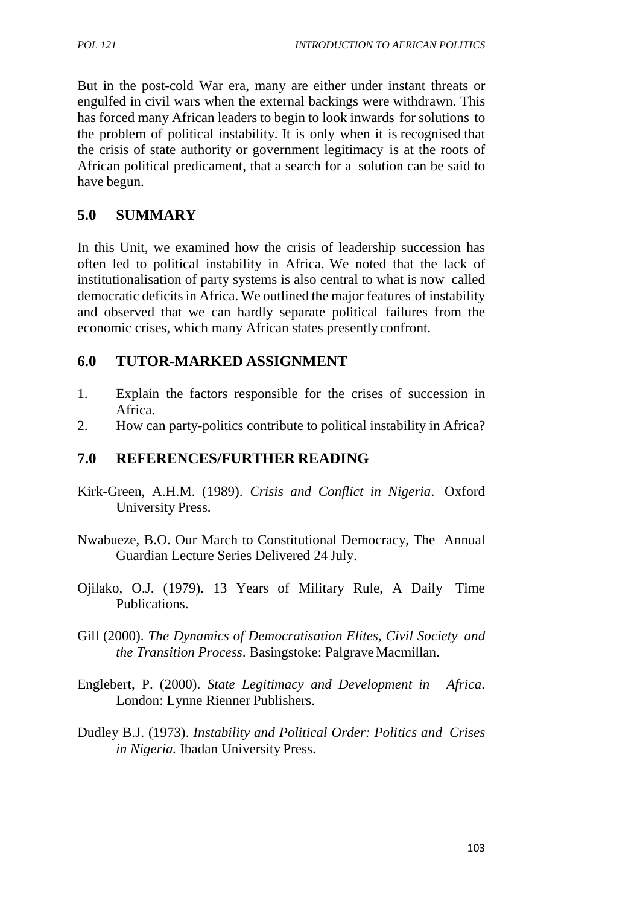But in the post-cold War era, many are either under instant threats or engulfed in civil wars when the external backings were withdrawn. This has forced many African leaders to begin to look inwards for solutions to the problem of political instability. It is only when it is recognised that the crisis of state authority or government legitimacy is at the roots of African political predicament, that a search for a solution can be said to have begun.

## 5.0 SUMMARY

In this Unit, we examined how the crisis of leadership succession has often led to political instability in Africa. We noted that the lack of institutionalisation of party systems is also central to what is now called democratic deficits in Africa. We outlined the major features of instability and observed that we can hardly separate political failures from the economic crises, which many African states presently confront.

## 6.0 TUTOR-MARKED ASSIGNMENT

1. Explain the factors responsible for the crises of succession in Africa.
2. How can party-politics contribute to political instability in Africa?

## 7.0 REFERENCES/FURTHER READING

Kirk-Green, A.H.M. (1989). *Crisis and Conflict in Nigeria*. Oxford University Press.

Nwabueze, B.O. Our March to Constitutional Democracy, The Annual Guardian Lecture Series Delivered 24 July.

Ojilako, O.J. (1979). 13 Years of Military Rule, A Daily Time Publications.

Gill (2000). *The Dynamics of Democratisation Elites, Civil Society and the Transition Process*. Basingstoke: Palgrave Macmillan.

Englebert, P. (2000). *State Legitimacy and Development in Africa*. London: Lynne Rienner Publishers.

Dudley B.J. (1973). *Instability and Political Order: Politics and Crises in Nigeria.* Ibadan University Press.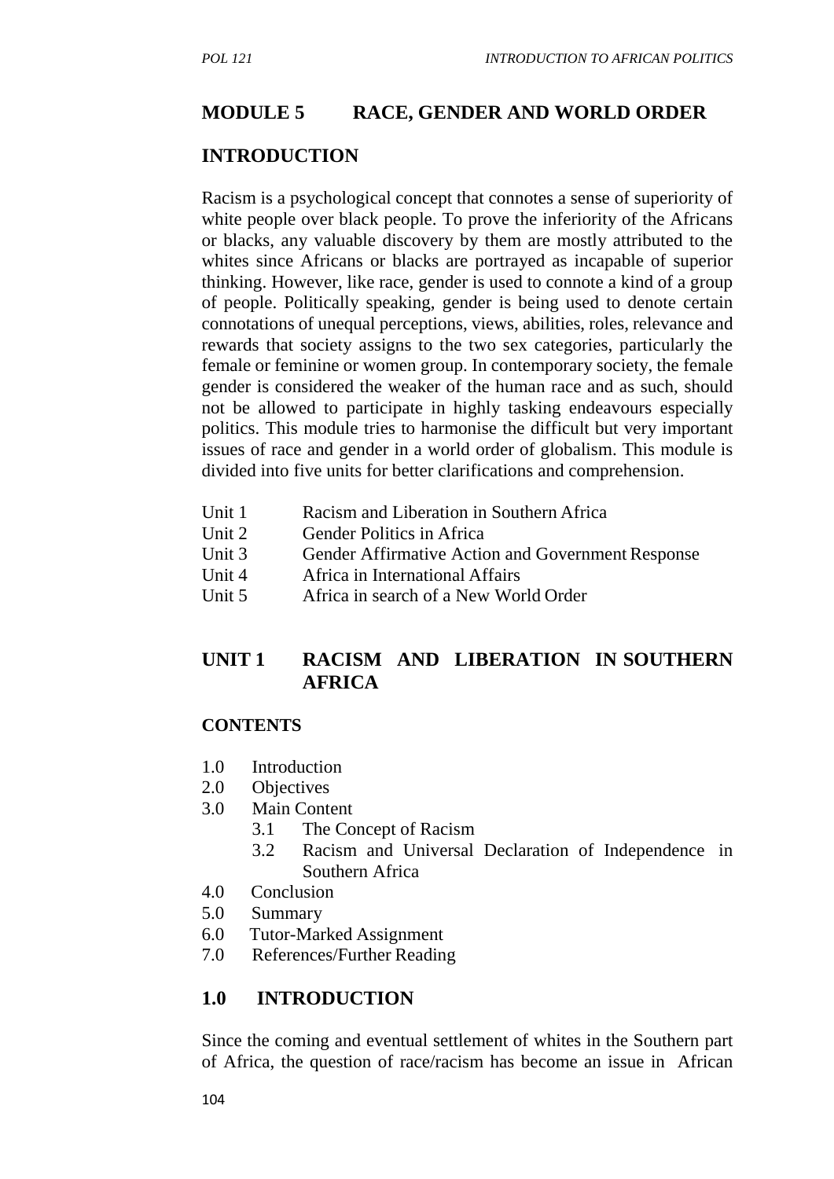## MODULE 5 RACE, GENDER AND WORLD ORDER

### INTRODUCTION

Racism is a psychological concept that connotes a sense of superiority of white people over black people. To prove the inferiority of the Africans or blacks, any valuable discovery by them are mostly attributed to the whites since Africans or blacks are portrayed as incapable of superior thinking. However, like race, gender is used to connote a kind of a group of people. Politically speaking, gender is being used to denote certain connotations of unequal perceptions, views, abilities, roles, relevance and rewards that society assigns to the two sex categories, particularly the female or feminine or women group. In contemporary society, the female gender is considered the weaker of the human race and as such, should not be allowed to participate in highly tasking endeavours especially politics. This module tries to harmonise the difficult but very important issues of race and gender in a world order of globalism. This module is divided into five units for better clarifications and comprehension.

- Unit 1 Racism and Liberation in Southern Africa
- Unit 2 Gender Politics in Africa
- Unit 3 Gender Affirmative Action and Government Response
- Unit 4 Africa in International Affairs
- Unit 5 Africa in search of a New World Order

## UNIT 1 RACISM AND LIBERATION IN SOUTHERN AFRICA

### CONTENTS

- 1.0 Introduction
- 2.0 Objectives
- 3.0 Main Content
  - 3.1 The Concept of Racism
  - 3.2 Racism and Universal Declaration of Independence in Southern Africa
- 4.0 Conclusion
- 5.0 Summary
- 6.0 Tutor-Marked Assignment
- 7.0 References/Further Reading

### 1.0 INTRODUCTION

Since the coming and eventual settlement of whites in the Southern part of Africa, the question of race/racism has become an issue in African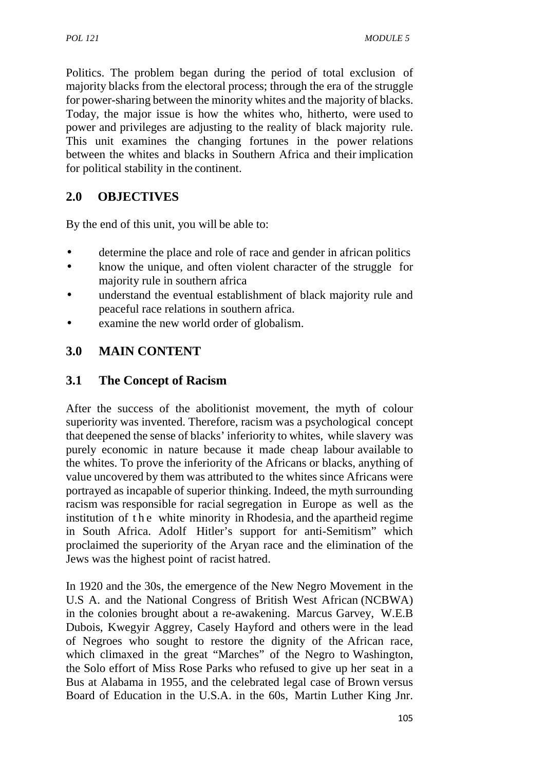Politics. The problem began during the period of total exclusion of majority blacks from the electoral process; through the era of the struggle for power-sharing between the minority whites and the majority of blacks. Today, the major issue is how the whites who, hitherto, were used to power and privileges are adjusting to the reality of black majority rule. This unit examines the changing fortunes in the power relations between the whites and blacks in Southern Africa and their implication for political stability in the continent.

## 2.0 OBJECTIVES

By the end of this unit, you will be able to:

- determine the place and role of race and gender in african politics
- know the unique, and often violent character of the struggle for majority rule in southern africa
- understand the eventual establishment of black majority rule and peaceful race relations in southern africa.
- examine the new world order of globalism.

## 3.0 MAIN CONTENT

### 3.1 The Concept of Racism

After the success of the abolitionist movement, the myth of colour superiority was invented. Therefore, racism was a psychological concept that deepened the sense of blacks' inferiority to whites, while slavery was purely economic in nature because it made cheap labour available to the whites. To prove the inferiority of the Africans or blacks, anything of value uncovered by them was attributed to the whites since Africans were portrayed as incapable of superior thinking. Indeed, the myth surrounding racism was responsible for racial segregation in Europe as well as the institution of the white minority in Rhodesia, and the apartheid regime in South Africa. Adolf Hitler's support for anti-Semitism" which proclaimed the superiority of the Aryan race and the elimination of the Jews was the highest point of racist hatred.

In 1920 and the 30s, the emergence of the New Negro Movement in the U.S A. and the National Congress of British West African (NCBWA) in the colonies brought about a re-awakening. Marcus Garvey, W.E.B Dubois, Kwegyir Aggrey, Casely Hayford and others were in the lead of Negroes who sought to restore the dignity of the African race, which climaxed in the great "Marches" of the Negro to Washington, the Solo effort of Miss Rose Parks who refused to give up her seat in a Bus at Alabama in 1955, and the celebrated legal case of Brown versus Board of Education in the U.S.A. in the 60s, Martin Luther King Jnr.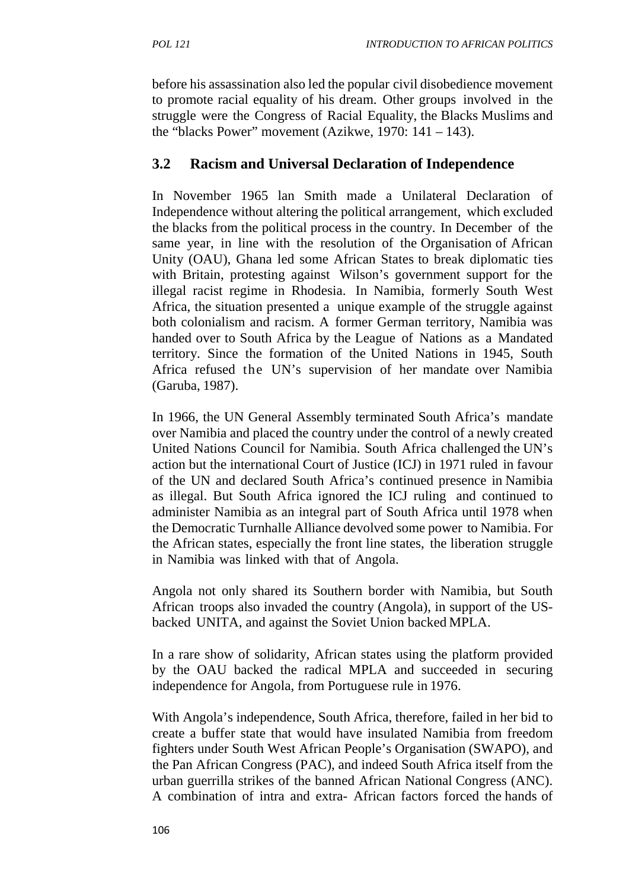before his assassination also led the popular civil disobedience movement to promote racial equality of his dream. Other groups involved in the struggle were the Congress of Racial Equality, the Blacks Muslims and the "blacks Power" movement (Azikwe, 1970: 141 – 143).

## 3.2 Racism and Universal Declaration of Independence

In November 1965 lan Smith made a Unilateral Declaration of Independence without altering the political arrangement, which excluded the blacks from the political process in the country. In December of the same year, in line with the resolution of the Organisation of African Unity (OAU), Ghana led some African States to break diplomatic ties with Britain, protesting against Wilson's government support for the illegal racist regime in Rhodesia. In Namibia, formerly South West Africa, the situation presented a unique example of the struggle against both colonialism and racism. A former German territory, Namibia was handed over to South Africa by the League of Nations as a Mandated territory. Since the formation of the United Nations in 1945, South Africa refused the UN's supervision of her mandate over Namibia (Garuba, 1987).

In 1966, the UN General Assembly terminated South Africa's mandate over Namibia and placed the country under the control of a newly created United Nations Council for Namibia. South Africa challenged the UN's action but the international Court of Justice (ICJ) in 1971 ruled in favour of the UN and declared South Africa's continued presence in Namibia as illegal. But South Africa ignored the ICJ ruling and continued to administer Namibia as an integral part of South Africa until 1978 when the Democratic Turnhalle Alliance devolved some power to Namibia. For the African states, especially the front line states, the liberation struggle in Namibia was linked with that of Angola.

Angola not only shared its Southern border with Namibia, but South African troops also invaded the country (Angola), in support of the US-backed UNITA, and against the Soviet Union backed MPLA.

In a rare show of solidarity, African states using the platform provided by the OAU backed the radical MPLA and succeeded in securing independence for Angola, from Portuguese rule in 1976.

With Angola's independence, South Africa, therefore, failed in her bid to create a buffer state that would have insulated Namibia from freedom fighters under South West African People's Organisation (SWAPO), and the Pan African Congress (PAC), and indeed South Africa itself from the urban guerrilla strikes of the banned African National Congress (ANC). A combination of intra and extra- African factors forced the hands of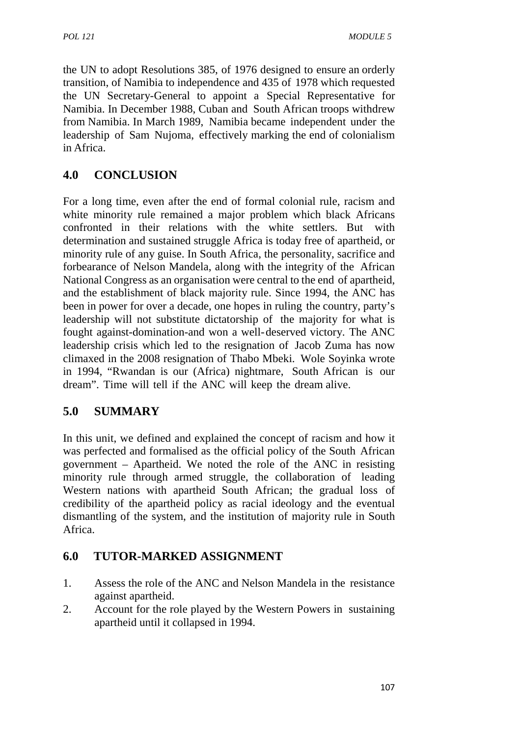the UN to adopt Resolutions 385, of 1976 designed to ensure an orderly transition, of Namibia to independence and 435 of 1978 which requested the UN Secretary-General to appoint a Special Representative for Namibia. In December 1988, Cuban and South African troops withdrew from Namibia. In March 1989, Namibia became independent under the leadership of Sam Nujoma, effectively marking the end of colonialism in Africa.

## 4.0 CONCLUSION

For a long time, even after the end of formal colonial rule, racism and white minority rule remained a major problem which black Africans confronted in their relations with the white settlers. But with determination and sustained struggle Africa is today free of apartheid, or minority rule of any guise. In South Africa, the personality, sacrifice and forbearance of Nelson Mandela, along with the integrity of the African National Congress as an organisation were central to the end of apartheid, and the establishment of black majority rule. Since 1994, the ANC has been in power for over a decade, one hopes in ruling the country, party's leadership will not substitute dictatorship of the majority for what is fought against-domination-and won a well-deserved victory. The ANC leadership crisis which led to the resignation of Jacob Zuma has now climaxed in the 2008 resignation of Thabo Mbeki. Wole Soyinka wrote in 1994, "Rwandan is our (Africa) nightmare, South African is our dream". Time will tell if the ANC will keep the dream alive.

## 5.0 SUMMARY

In this unit, we defined and explained the concept of racism and how it was perfected and formalised as the official policy of the South African government – Apartheid. We noted the role of the ANC in resisting minority rule through armed struggle, the collaboration of leading Western nations with apartheid South African; the gradual loss of credibility of the apartheid policy as racial ideology and the eventual dismantling of the system, and the institution of majority rule in South Africa.

## 6.0 TUTOR-MARKED ASSIGNMENT

1. Assess the role of the ANC and Nelson Mandela in the resistance against apartheid.
2. Account for the role played by the Western Powers in sustaining apartheid until it collapsed in 1994.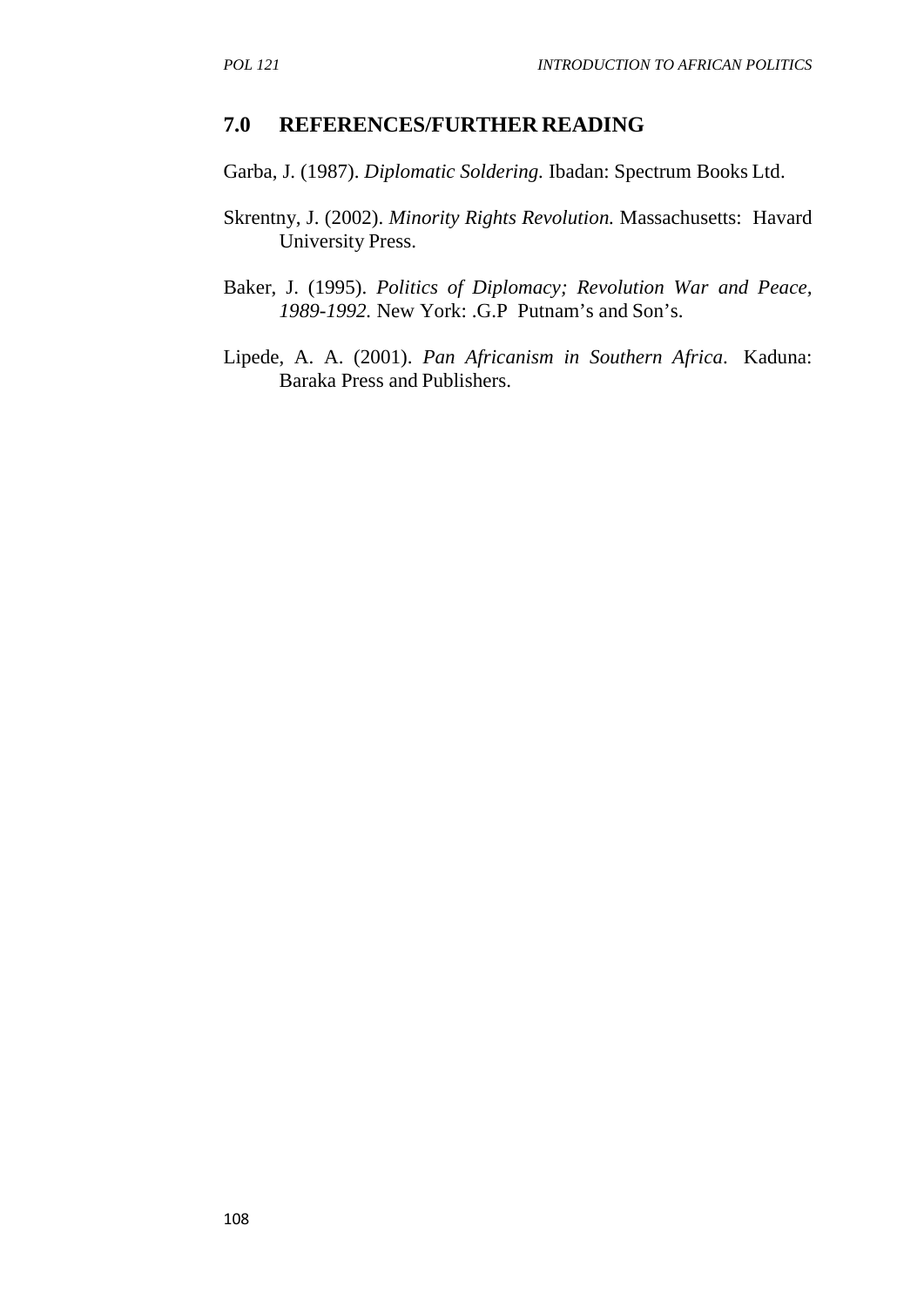## 7.0 REFERENCES/FURTHER READING

Garba, J. (1987). *Diplomatic Soldering.* Ibadan: Spectrum Books Ltd.

Skrentny, J. (2002). *Minority Rights Revolution.* Massachusetts: Havard University Press.

Baker, J. (1995). *Politics of Diplomacy; Revolution War and Peace, 1989-1992.* New York: .G.P Putnam's and Son's.

Lipede, A. A. (2001). *Pan Africanism in Southern Africa*. Kaduna: Baraka Press and Publishers.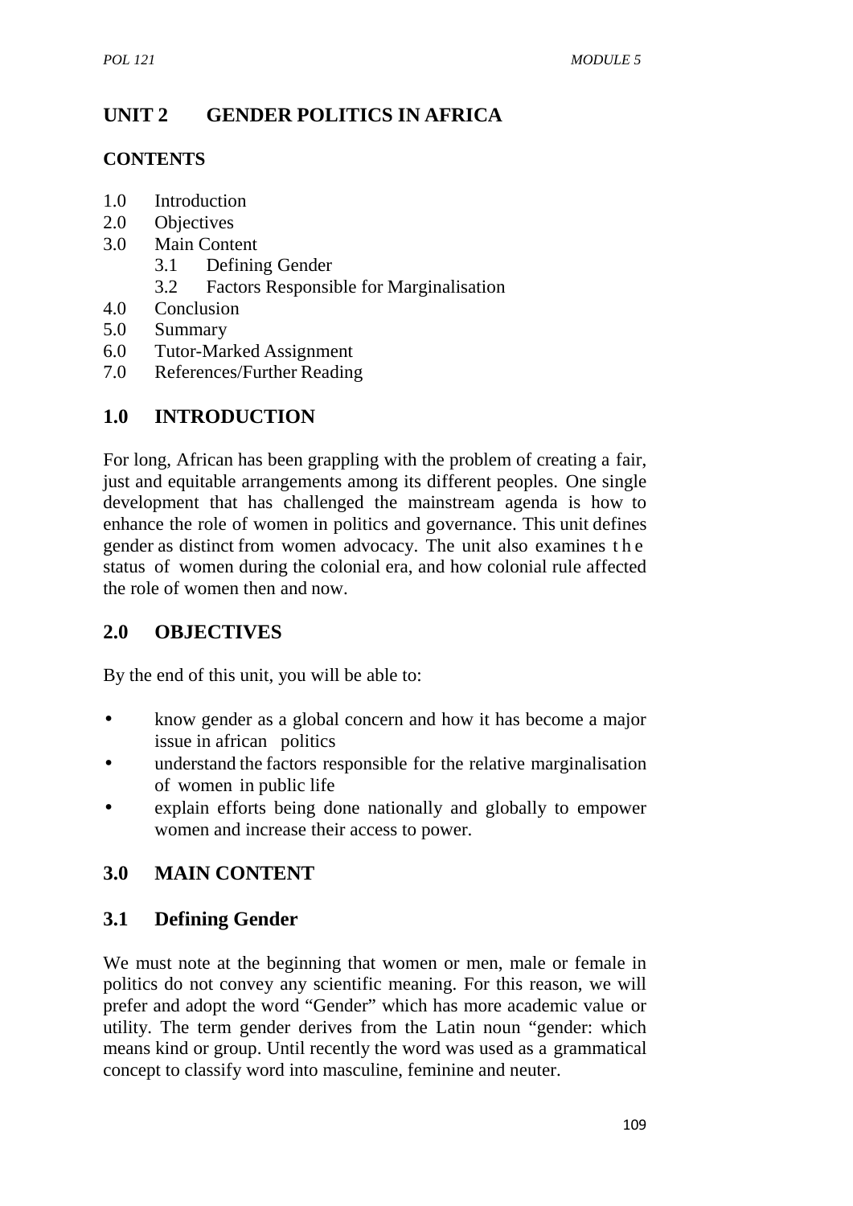# UNIT 2 GENDER POLITICS IN AFRICA

## CONTENTS

1.0 Introduction
2.0 Objectives
3.0 Main Content
  3.1 Defining Gender
  3.2 Factors Responsible for Marginalisation
4.0 Conclusion
5.0 Summary
6.0 Tutor-Marked Assignment
7.0 References/Further Reading

## 1.0 INTRODUCTION

For long, African has been grappling with the problem of creating a fair, just and equitable arrangements among its different peoples. One single development that has challenged the mainstream agenda is how to enhance the role of women in politics and governance. This unit defines gender as distinct from women advocacy. The unit also examines the status of women during the colonial era, and how colonial rule affected the role of women then and now.

## 2.0 OBJECTIVES

By the end of this unit, you will be able to:

- know gender as a global concern and how it has become a major issue in african politics
- understand the factors responsible for the relative marginalisation of women in public life
- explain efforts being done nationally and globally to empower women and increase their access to power.

## 3.0 MAIN CONTENT

### 3.1 Defining Gender

We must note at the beginning that women or men, male or female in politics do not convey any scientific meaning. For this reason, we will prefer and adopt the word "Gender" which has more academic value or utility. The term gender derives from the Latin noun "gender: which means kind or group. Until recently the word was used as a grammatical concept to classify word into masculine, feminine and neuter.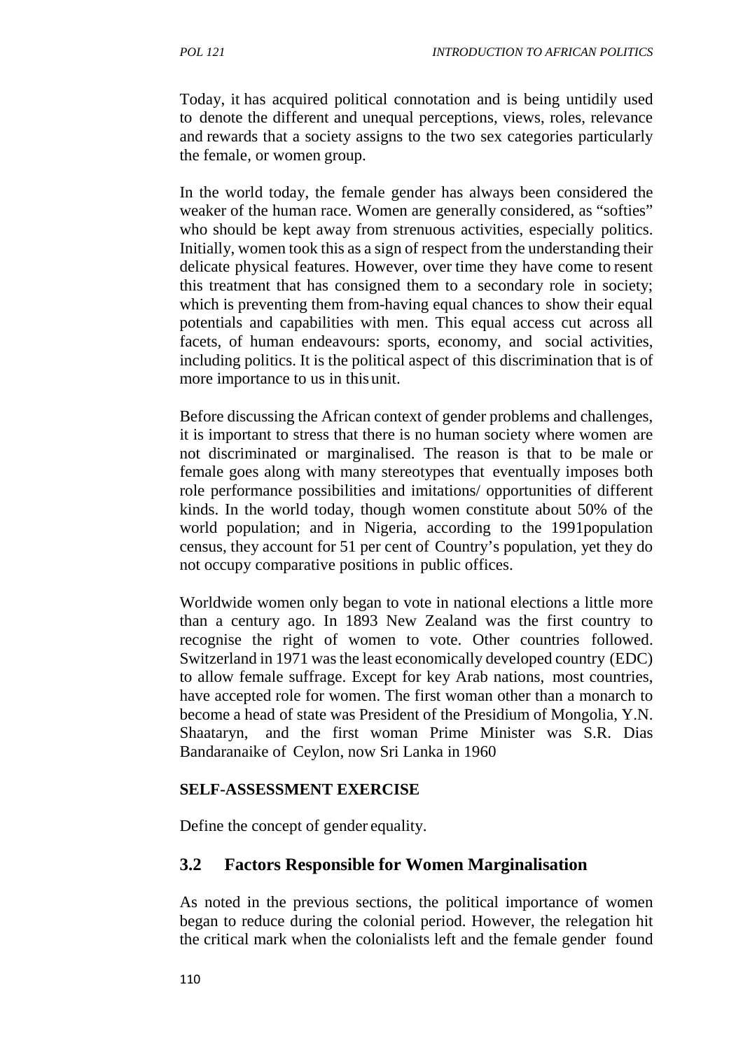Today, it has acquired political connotation and is being untidily used to denote the different and unequal perceptions, views, roles, relevance and rewards that a society assigns to the two sex categories particularly the female, or women group.

In the world today, the female gender has always been considered the weaker of the human race. Women are generally considered, as "softies" who should be kept away from strenuous activities, especially politics. Initially, women took this as a sign of respect from the understanding their delicate physical features. However, over time they have come to resent this treatment that has consigned them to a secondary role in society; which is preventing them from-having equal chances to show their equal potentials and capabilities with men. This equal access cut across all facets, of human endeavours: sports, economy, and social activities, including politics. It is the political aspect of this discrimination that is of more importance to us in this unit.

Before discussing the African context of gender problems and challenges, it is important to stress that there is no human society where women are not discriminated or marginalised. The reason is that to be male or female goes along with many stereotypes that eventually imposes both role performance possibilities and imitations/ opportunities of different kinds. In the world today, though women constitute about 50% of the world population; and in Nigeria, according to the 1991population census, they account for 51 per cent of Country's population, yet they do not occupy comparative positions in public offices.

Worldwide women only began to vote in national elections a little more than a century ago. In 1893 New Zealand was the first country to recognise the right of women to vote. Other countries followed. Switzerland in 1971 was the least economically developed country (EDC) to allow female suffrage. Except for key Arab nations, most countries, have accepted role for women. The first woman other than a monarch to become a head of state was President of the Presidium of Mongolia, Y.N. Shaataryn, and the first woman Prime Minister was S.R. Dias Bandaranaike of Ceylon, now Sri Lanka in 1960

**SELF-ASSESSMENT EXERCISE**

Define the concept of gender equality.

## 3.2 Factors Responsible for Women Marginalisation

As noted in the previous sections, the political importance of women began to reduce during the colonial period. However, the relegation hit the critical mark when the colonialists left and the female gender found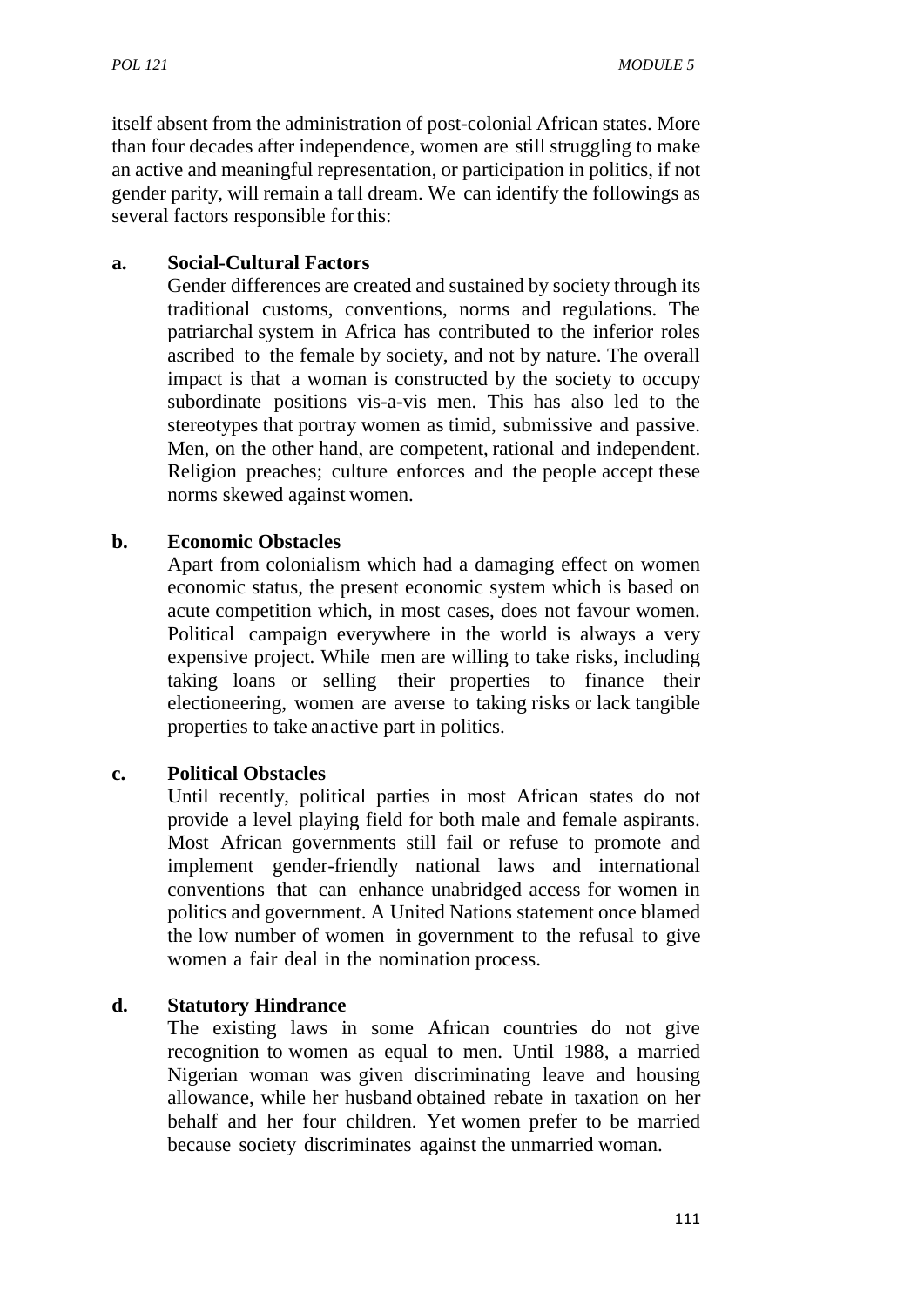itself absent from the administration of post-colonial African states. More than four decades after independence, women are still struggling to make an active and meaningful representation, or participation in politics, if not gender parity, will remain a tall dream. We can identify the followings as several factors responsible for this:

**a. Social-Cultural Factors**

Gender differences are created and sustained by society through its traditional customs, conventions, norms and regulations. The patriarchal system in Africa has contributed to the inferior roles ascribed to the female by society, and not by nature. The overall impact is that a woman is constructed by the society to occupy subordinate positions vis-a-vis men. This has also led to the stereotypes that portray women as timid, submissive and passive. Men, on the other hand, are competent, rational and independent. Religion preaches; culture enforces and the people accept these norms skewed against women.

**b. Economic Obstacles**

Apart from colonialism which had a damaging effect on women economic status, the present economic system which is based on acute competition which, in most cases, does not favour women. Political campaign everywhere in the world is always a very expensive project. While men are willing to take risks, including taking loans or selling their properties to finance their electioneering, women are averse to taking risks or lack tangible properties to take an active part in politics.

**c. Political Obstacles**

Until recently, political parties in most African states do not provide a level playing field for both male and female aspirants. Most African governments still fail or refuse to promote and implement gender-friendly national laws and international conventions that can enhance unabridged access for women in politics and government. A United Nations statement once blamed the low number of women in government to the refusal to give women a fair deal in the nomination process.

**d. Statutory Hindrance**

The existing laws in some African countries do not give recognition to women as equal to men. Until 1988, a married Nigerian woman was given discriminating leave and housing allowance, while her husband obtained rebate in taxation on her behalf and her four children. Yet women prefer to be married because society discriminates against the unmarried woman.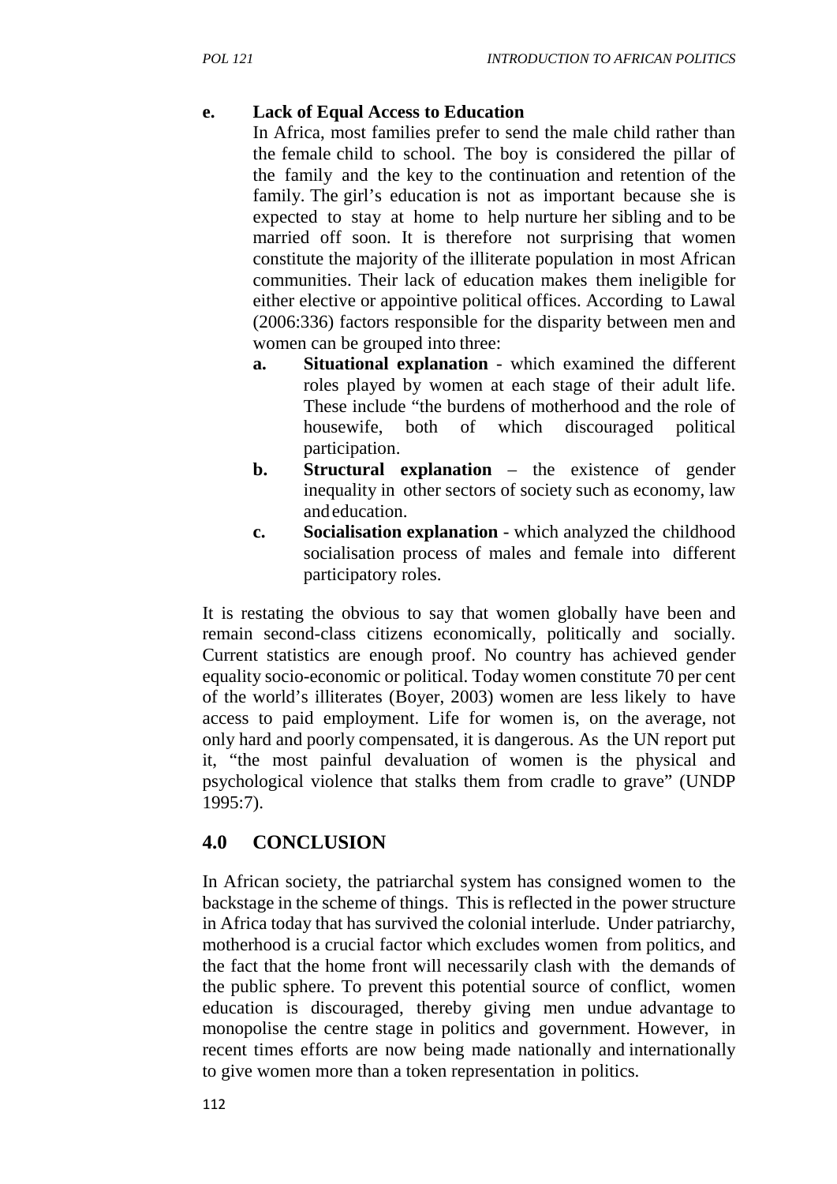**e. Lack of Equal Access to Education**

In Africa, most families prefer to send the male child rather than the female child to school. The boy is considered the pillar of the family and the key to the continuation and retention of the family. The girl's education is not as important because she is expected to stay at home to help nurture her sibling and to be married off soon. It is therefore not surprising that women constitute the majority of the illiterate population in most African communities. Their lack of education makes them ineligible for either elective or appointive political offices. According to Lawal (2006:336) factors responsible for the disparity between men and women can be grouped into three:

- **a. Situational explanation** - which examined the different roles played by women at each stage of their adult life. These include "the burdens of motherhood and the role of housewife, both of which discouraged political participation.
- **b. Structural explanation** – the existence of gender inequality in other sectors of society such as economy, law and education.
- **c. Socialisation explanation** - which analyzed the childhood socialisation process of males and female into different participatory roles.

It is restating the obvious to say that women globally have been and remain second-class citizens economically, politically and socially. Current statistics are enough proof. No country has achieved gender equality socio-economic or political. Today women constitute 70 per cent of the world's illiterates (Boyer, 2003) women are less likely to have access to paid employment. Life for women is, on the average, not only hard and poorly compensated, it is dangerous. As the UN report put it, "the most painful devaluation of women is the physical and psychological violence that stalks them from cradle to grave" (UNDP 1995:7).

## 4.0 CONCLUSION

In African society, the patriarchal system has consigned women to the backstage in the scheme of things. This is reflected in the power structure in Africa today that has survived the colonial interlude. Under patriarchy, motherhood is a crucial factor which excludes women from politics, and the fact that the home front will necessarily clash with the demands of the public sphere. To prevent this potential source of conflict, women education is discouraged, thereby giving men undue advantage to monopolise the centre stage in politics and government. However, in recent times efforts are now being made nationally and internationally to give women more than a token representation in politics.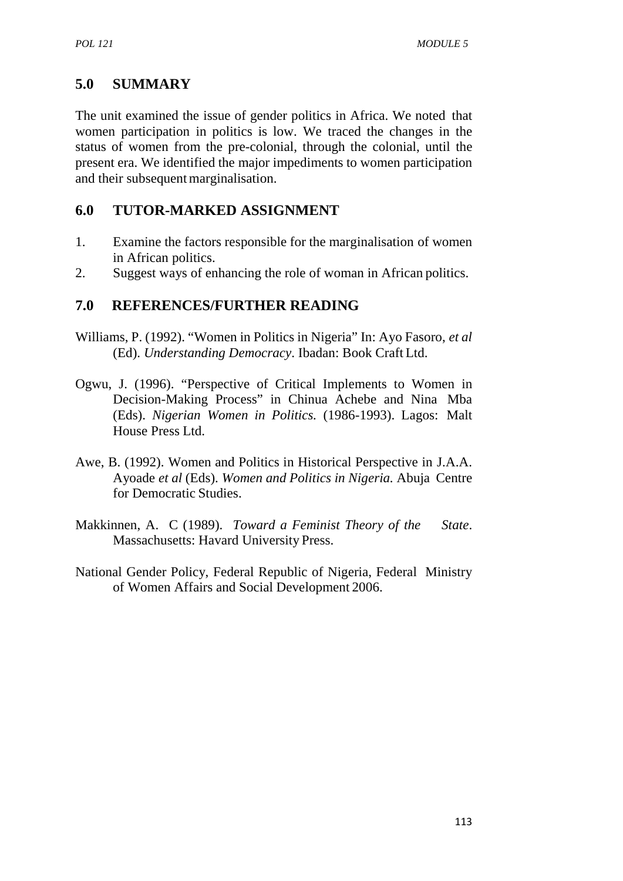## 5.0 SUMMARY

The unit examined the issue of gender politics in Africa. We noted that women participation in politics is low. We traced the changes in the status of women from the pre-colonial, through the colonial, until the present era. We identified the major impediments to women participation and their subsequent marginalisation.

## 6.0 TUTOR-MARKED ASSIGNMENT

1. Examine the factors responsible for the marginalisation of women in African politics.
2. Suggest ways of enhancing the role of woman in African politics.

## 7.0 REFERENCES/FURTHER READING

Williams, P. (1992). "Women in Politics in Nigeria" In: Ayo Fasoro, *et al* (Ed). *Understanding Democracy*. Ibadan: Book Craft Ltd.

Ogwu, J. (1996). "Perspective of Critical Implements to Women in Decision-Making Process" in Chinua Achebe and Nina Mba (Eds). *Nigerian Women in Politics.* (1986-1993). Lagos: Malt House Press Ltd.

Awe, B. (1992). Women and Politics in Historical Perspective in J.A.A. Ayoade *et al* (Eds). *Women and Politics in Nigeria.* Abuja Centre for Democratic Studies.

Makkinnen, A. C (1989). *Toward a Feminist Theory of the State*. Massachusetts: Havard University Press.

National Gender Policy, Federal Republic of Nigeria, Federal Ministry of Women Affairs and Social Development 2006.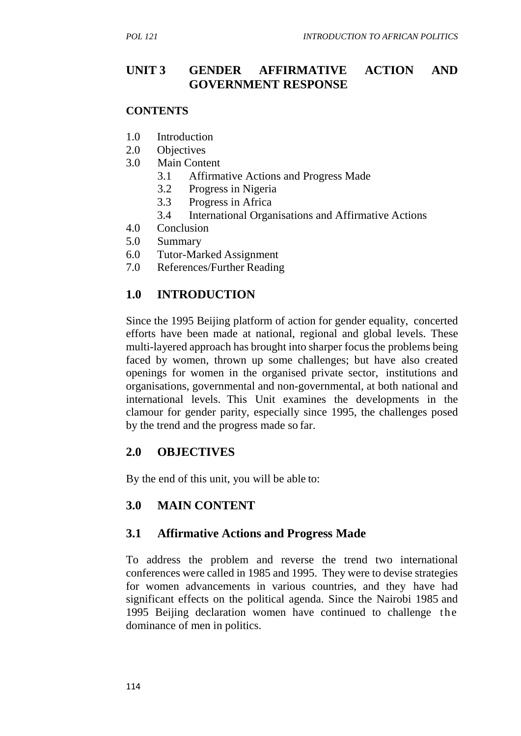# UNIT 3 GENDER AFFIRMATIVE ACTION AND GOVERNMENT RESPONSE

**CONTENTS**

1.0 Introduction
2.0 Objectives
3.0 Main Content
   3.1 Affirmative Actions and Progress Made
   3.2 Progress in Nigeria
   3.3 Progress in Africa
   3.4 International Organisations and Affirmative Actions
4.0 Conclusion
5.0 Summary
6.0 Tutor-Marked Assignment
7.0 References/Further Reading

## 1.0 INTRODUCTION

Since the 1995 Beijing platform of action for gender equality, concerted efforts have been made at national, regional and global levels. These multi-layered approach has brought into sharper focus the problems being faced by women, thrown up some challenges; but have also created openings for women in the organised private sector, institutions and organisations, governmental and non-governmental, at both national and international levels. This Unit examines the developments in the clamour for gender parity, especially since 1995, the challenges posed by the trend and the progress made so far.

## 2.0 OBJECTIVES

By the end of this unit, you will be able to:

## 3.0 MAIN CONTENT

### 3.1 Affirmative Actions and Progress Made

To address the problem and reverse the trend two international conferences were called in 1985 and 1995. They were to devise strategies for women advancements in various countries, and they have had significant effects on the political agenda. Since the Nairobi 1985 and 1995 Beijing declaration women have continued to challenge the dominance of men in politics.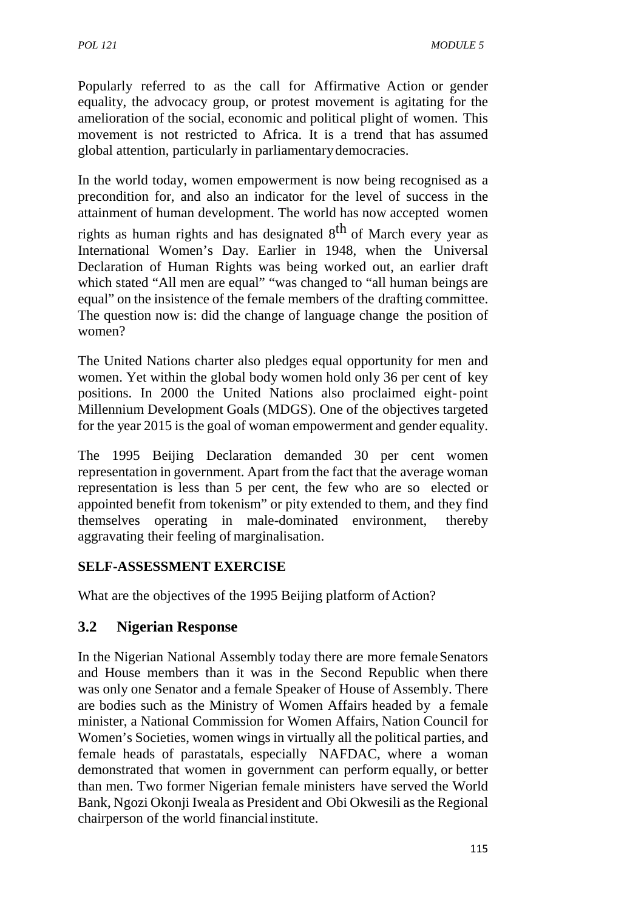Popularly referred to as the call for Affirmative Action or gender equality, the advocacy group, or protest movement is agitating for the amelioration of the social, economic and political plight of women. This movement is not restricted to Africa. It is a trend that has assumed global attention, particularly in parliamentary democracies.

In the world today, women empowerment is now being recognised as a precondition for, and also an indicator for the level of success in the attainment of human development. The world has now accepted women rights as human rights and has designated 8$^{th}$ of March every year as International Women's Day. Earlier in 1948, when the Universal Declaration of Human Rights was being worked out, an earlier draft which stated "All men are equal" "was changed to "all human beings are equal" on the insistence of the female members of the drafting committee. The question now is: did the change of language change the position of women?

The United Nations charter also pledges equal opportunity for men and women. Yet within the global body women hold only 36 per cent of key positions. In 2000 the United Nations also proclaimed eight- point Millennium Development Goals (MDGS). One of the objectives targeted for the year 2015 is the goal of woman empowerment and gender equality.

The 1995 Beijing Declaration demanded 30 per cent women representation in government. Apart from the fact that the average woman representation is less than 5 per cent, the few who are so elected or appointed benefit from tokenism" or pity extended to them, and they find themselves operating in male-dominated environment, thereby aggravating their feeling of marginalisation.

**SELF-ASSESSMENT EXERCISE**

What are the objectives of the 1995 Beijing platform of Action?

## 3.2 Nigerian Response

In the Nigerian National Assembly today there are more female Senators and House members than it was in the Second Republic when there was only one Senator and a female Speaker of House of Assembly. There are bodies such as the Ministry of Women Affairs headed by a female minister, a National Commission for Women Affairs, Nation Council for Women's Societies, women wings in virtually all the political parties, and female heads of parastatals, especially NAFDAC, where a woman demonstrated that women in government can perform equally, or better than men. Two former Nigerian female ministers have served the World Bank, Ngozi Okonji Iweala as President and Obi Okwesili as the Regional chairperson of the world financial institute.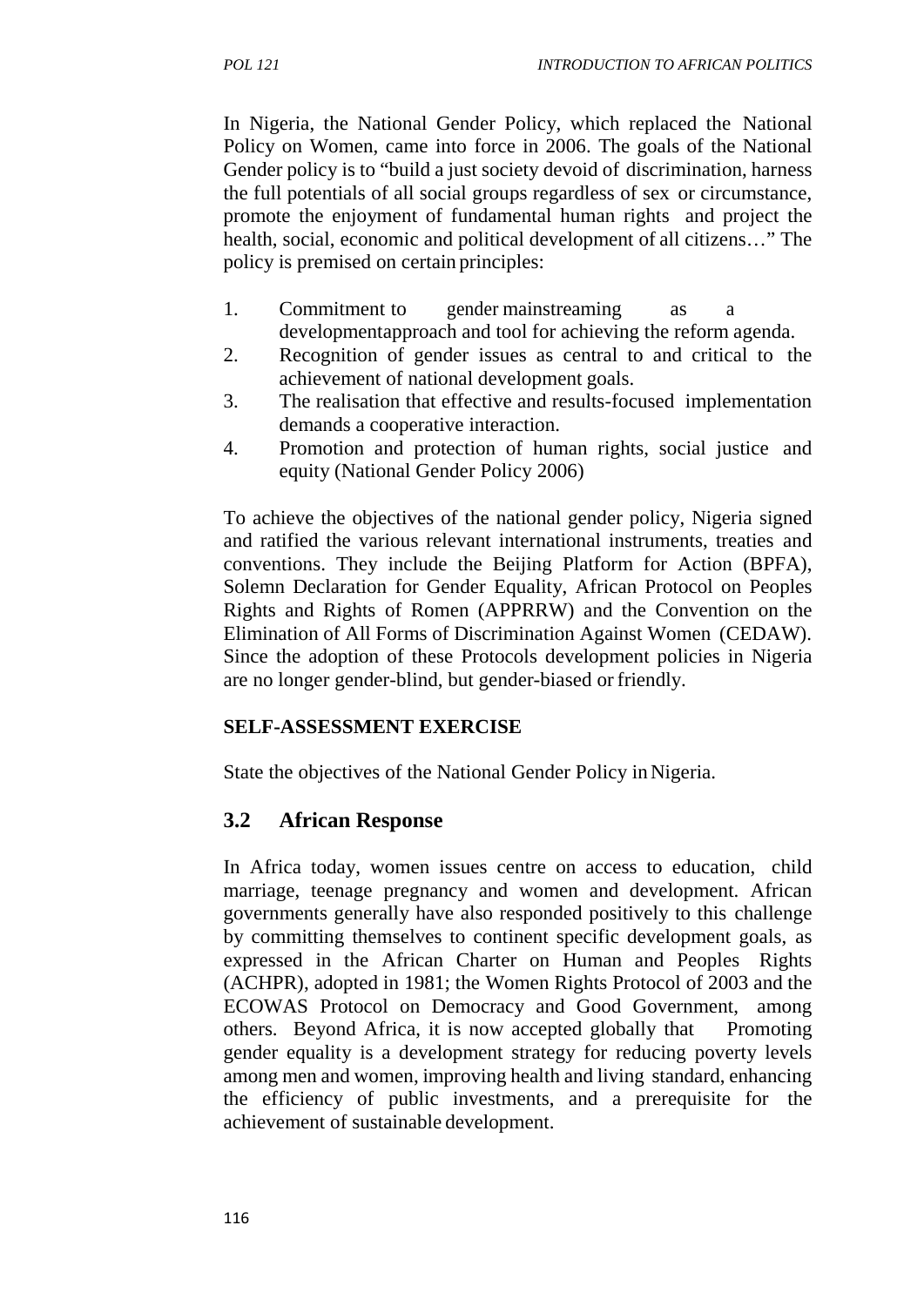In Nigeria, the National Gender Policy, which replaced the National Policy on Women, came into force in 2006. The goals of the National Gender policy is to "build a just society devoid of discrimination, harness the full potentials of all social groups regardless of sex or circumstance, promote the enjoyment of fundamental human rights and project the health, social, economic and political development of all citizens…" The policy is premised on certain principles:

1. Commitment to gender mainstreaming as a developmentapproach and tool for achieving the reform agenda.
2. Recognition of gender issues as central to and critical to the achievement of national development goals.
3. The realisation that effective and results-focused implementation demands a cooperative interaction.
4. Promotion and protection of human rights, social justice and equity (National Gender Policy 2006)

To achieve the objectives of the national gender policy, Nigeria signed and ratified the various relevant international instruments, treaties and conventions. They include the Beijing Platform for Action (BPFA), Solemn Declaration for Gender Equality, African Protocol on Peoples Rights and Rights of Romen (APPRRW) and the Convention on the Elimination of All Forms of Discrimination Against Women (CEDAW). Since the adoption of these Protocols development policies in Nigeria are no longer gender-blind, but gender-biased or friendly.

**SELF-ASSESSMENT EXERCISE**

State the objectives of the National Gender Policy in Nigeria.

## 3.2 African Response

In Africa today, women issues centre on access to education, child marriage, teenage pregnancy and women and development. African governments generally have also responded positively to this challenge by committing themselves to continent specific development goals, as expressed in the African Charter on Human and Peoples Rights (ACHPR), adopted in 1981; the Women Rights Protocol of 2003 and the ECOWAS Protocol on Democracy and Good Government, among others. Beyond Africa, it is now accepted globally that Promoting gender equality is a development strategy for reducing poverty levels among men and women, improving health and living standard, enhancing the efficiency of public investments, and a prerequisite for the achievement of sustainable development.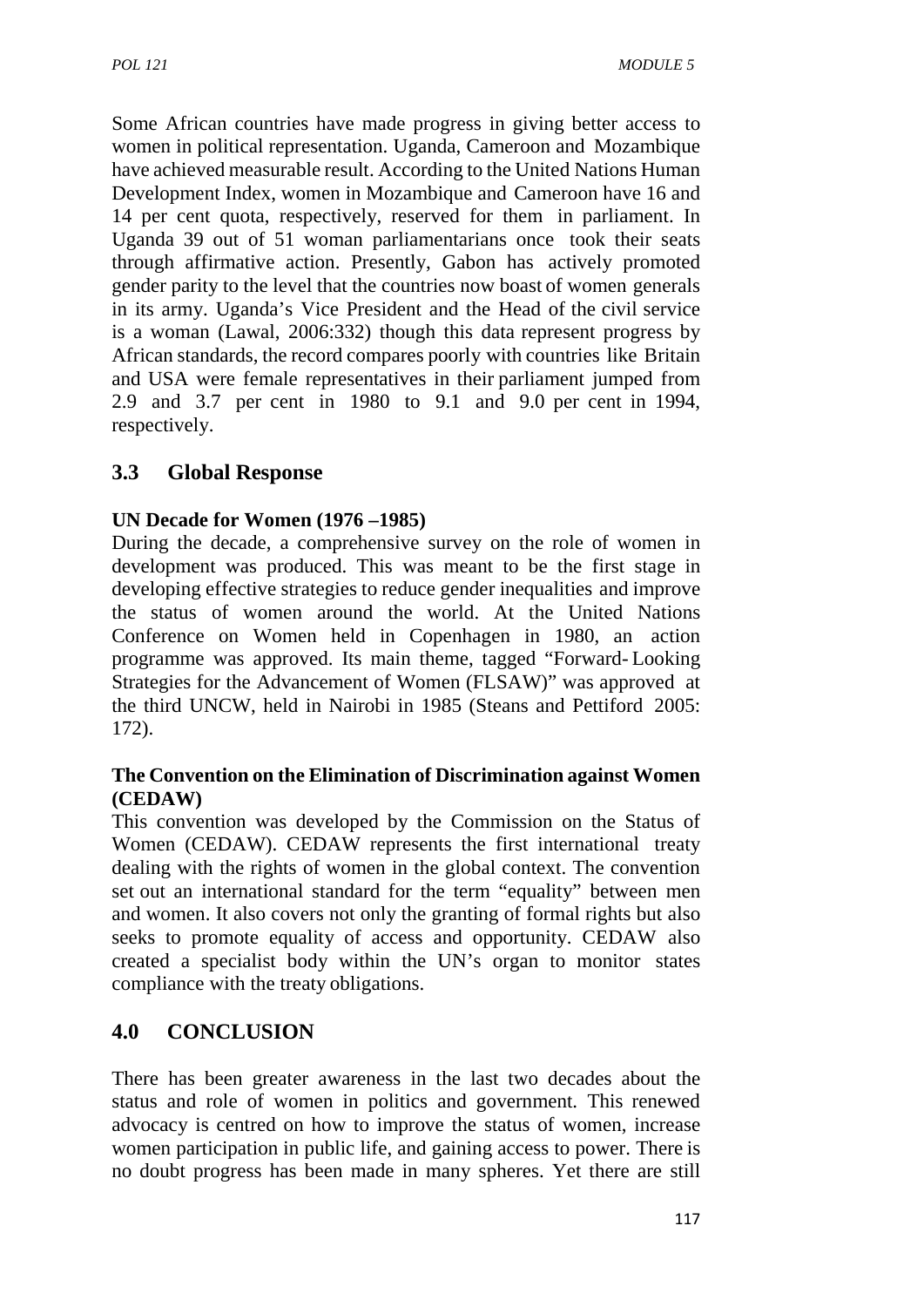Some African countries have made progress in giving better access to women in political representation. Uganda, Cameroon and Mozambique have achieved measurable result. According to the United Nations Human Development Index, women in Mozambique and Cameroon have 16 and 14 per cent quota, respectively, reserved for them in parliament. In Uganda 39 out of 51 woman parliamentarians once took their seats through affirmative action. Presently, Gabon has actively promoted gender parity to the level that the countries now boast of women generals in its army. Uganda's Vice President and the Head of the civil service is a woman (Lawal, 2006:332) though this data represent progress by African standards, the record compares poorly with countries like Britain and USA were female representatives in their parliament jumped from 2.9 and 3.7 per cent in 1980 to 9.1 and 9.0 per cent in 1994, respectively.

## 3.3 Global Response

**UN Decade for Women (1976 –1985)**

During the decade, a comprehensive survey on the role of women in development was produced. This was meant to be the first stage in developing effective strategies to reduce gender inequalities and improve the status of women around the world. At the United Nations Conference on Women held in Copenhagen in 1980, an action programme was approved. Its main theme, tagged "Forward- Looking Strategies for the Advancement of Women (FLSAW)" was approved at the third UNCW, held in Nairobi in 1985 (Steans and Pettiford 2005: 172).

**The Convention on the Elimination of Discrimination against Women (CEDAW)**

This convention was developed by the Commission on the Status of Women (CEDAW). CEDAW represents the first international treaty dealing with the rights of women in the global context. The convention set out an international standard for the term "equality" between men and women. It also covers not only the granting of formal rights but also seeks to promote equality of access and opportunity. CEDAW also created a specialist body within the UN's organ to monitor states compliance with the treaty obligations.

## 4.0 CONCLUSION

There has been greater awareness in the last two decades about the status and role of women in politics and government. This renewed advocacy is centred on how to improve the status of women, increase women participation in public life, and gaining access to power. There is no doubt progress has been made in many spheres. Yet there are still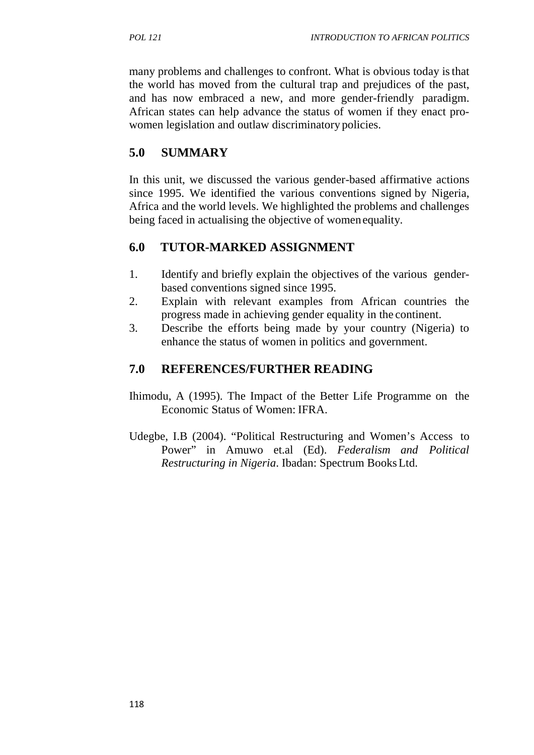many problems and challenges to confront. What is obvious today is that the world has moved from the cultural trap and prejudices of the past, and has now embraced a new, and more gender-friendly paradigm. African states can help advance the status of women if they enact pro-women legislation and outlaw discriminatory policies.

## 5.0 SUMMARY

In this unit, we discussed the various gender-based affirmative actions since 1995. We identified the various conventions signed by Nigeria, Africa and the world levels. We highlighted the problems and challenges being faced in actualising the objective of women equality.

## 6.0 TUTOR-MARKED ASSIGNMENT

1. Identify and briefly explain the objectives of the various gender-based conventions signed since 1995.
2. Explain with relevant examples from African countries the progress made in achieving gender equality in the continent.
3. Describe the efforts being made by your country (Nigeria) to enhance the status of women in politics and government.

## 7.0 REFERENCES/FURTHER READING

Ihimodu, A (1995). The Impact of the Better Life Programme on the Economic Status of Women: IFRA.

Udegbe, I.B (2004). "Political Restructuring and Women's Access to Power" in Amuwo et.al (Ed). *Federalism and Political Restructuring in Nigeria*. Ibadan: Spectrum Books Ltd.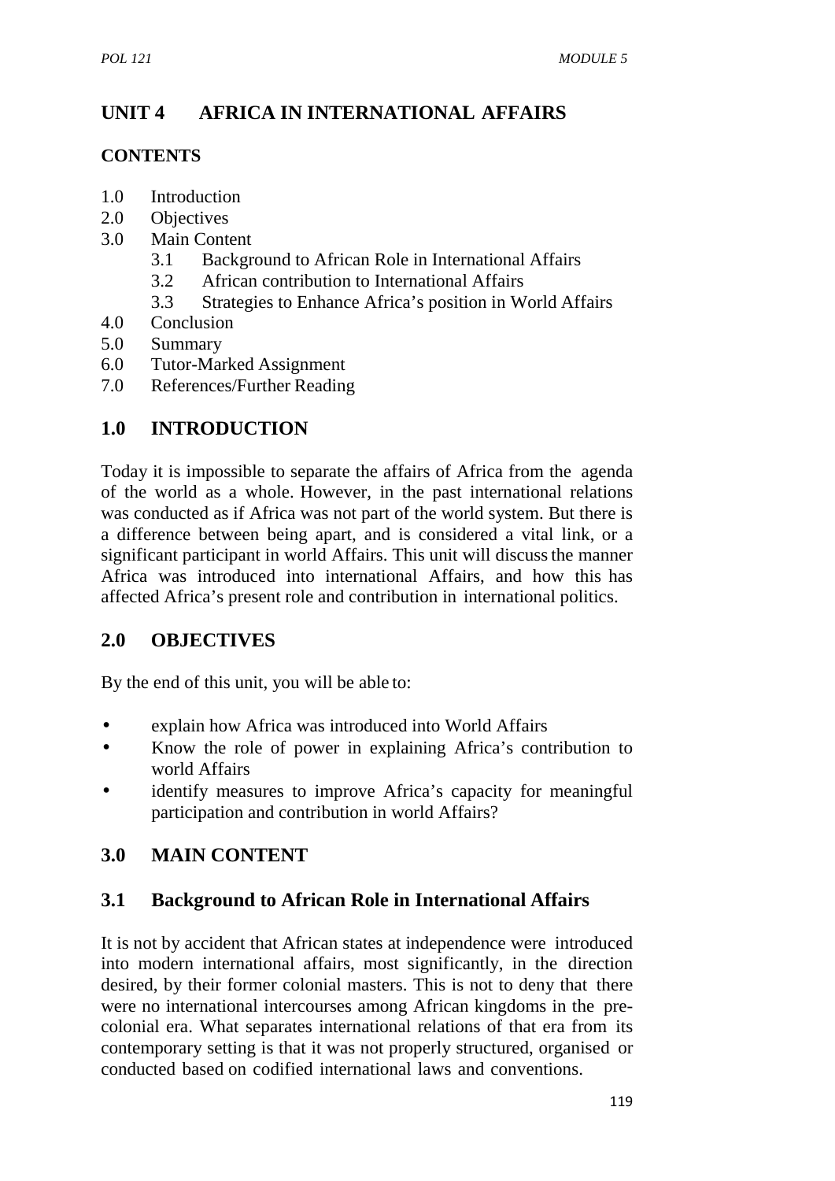# UNIT 4 AFRICA IN INTERNATIONAL AFFAIRS

## CONTENTS

1.0 Introduction
2.0 Objectives
3.0 Main Content
  3.1 Background to African Role in International Affairs
  3.2 African contribution to International Affairs
  3.3 Strategies to Enhance Africa's position in World Affairs
4.0 Conclusion
5.0 Summary
6.0 Tutor-Marked Assignment
7.0 References/Further Reading

## 1.0 INTRODUCTION

Today it is impossible to separate the affairs of Africa from the agenda of the world as a whole. However, in the past international relations was conducted as if Africa was not part of the world system. But there is a difference between being apart, and is considered a vital link, or a significant participant in world Affairs. This unit will discuss the manner Africa was introduced into international Affairs, and how this has affected Africa's present role and contribution in international politics.

## 2.0 OBJECTIVES

By the end of this unit, you will be able to:

- explain how Africa was introduced into World Affairs
- Know the role of power in explaining Africa's contribution to world Affairs
- identify measures to improve Africa's capacity for meaningful participation and contribution in world Affairs?

## 3.0 MAIN CONTENT

### 3.1 Background to African Role in International Affairs

It is not by accident that African states at independence were introduced into modern international affairs, most significantly, in the direction desired, by their former colonial masters. This is not to deny that there were no international intercourses among African kingdoms in the pre-colonial era. What separates international relations of that era from its contemporary setting is that it was not properly structured, organised or conducted based on codified international laws and conventions.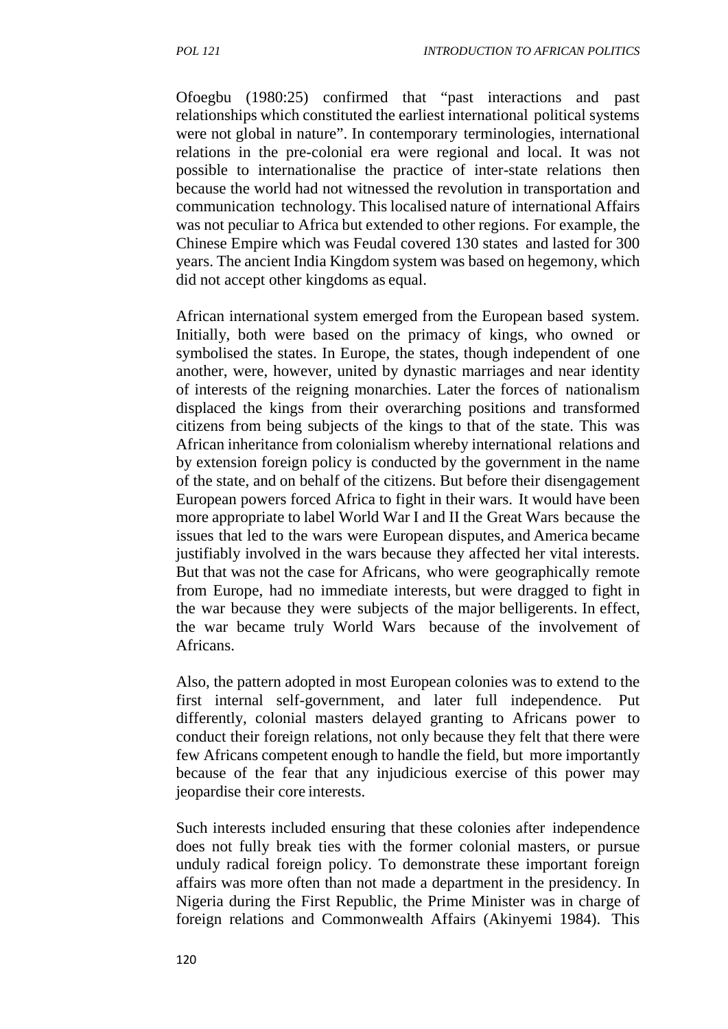Ofoegbu (1980:25) confirmed that "past interactions and past relationships which constituted the earliest international political systems were not global in nature". In contemporary terminologies, international relations in the pre-colonial era were regional and local. It was not possible to internationalise the practice of inter-state relations then because the world had not witnessed the revolution in transportation and communication technology. This localised nature of international Affairs was not peculiar to Africa but extended to other regions. For example, the Chinese Empire which was Feudal covered 130 states and lasted for 300 years. The ancient India Kingdom system was based on hegemony, which did not accept other kingdoms as equal.

African international system emerged from the European based system. Initially, both were based on the primacy of kings, who owned or symbolised the states. In Europe, the states, though independent of one another, were, however, united by dynastic marriages and near identity of interests of the reigning monarchies. Later the forces of nationalism displaced the kings from their overarching positions and transformed citizens from being subjects of the kings to that of the state. This was African inheritance from colonialism whereby international relations and by extension foreign policy is conducted by the government in the name of the state, and on behalf of the citizens. But before their disengagement European powers forced Africa to fight in their wars. It would have been more appropriate to label World War I and II the Great Wars because the issues that led to the wars were European disputes, and America became justifiably involved in the wars because they affected her vital interests. But that was not the case for Africans, who were geographically remote from Europe, had no immediate interests, but were dragged to fight in the war because they were subjects of the major belligerents. In effect, the war became truly World Wars because of the involvement of Africans.

Also, the pattern adopted in most European colonies was to extend to the first internal self-government, and later full independence. Put differently, colonial masters delayed granting to Africans power to conduct their foreign relations, not only because they felt that there were few Africans competent enough to handle the field, but more importantly because of the fear that any injudicious exercise of this power may jeopardise their core interests.

Such interests included ensuring that these colonies after independence does not fully break ties with the former colonial masters, or pursue unduly radical foreign policy. To demonstrate these important foreign affairs was more often than not made a department in the presidency. In Nigeria during the First Republic, the Prime Minister was in charge of foreign relations and Commonwealth Affairs (Akinyemi 1984). This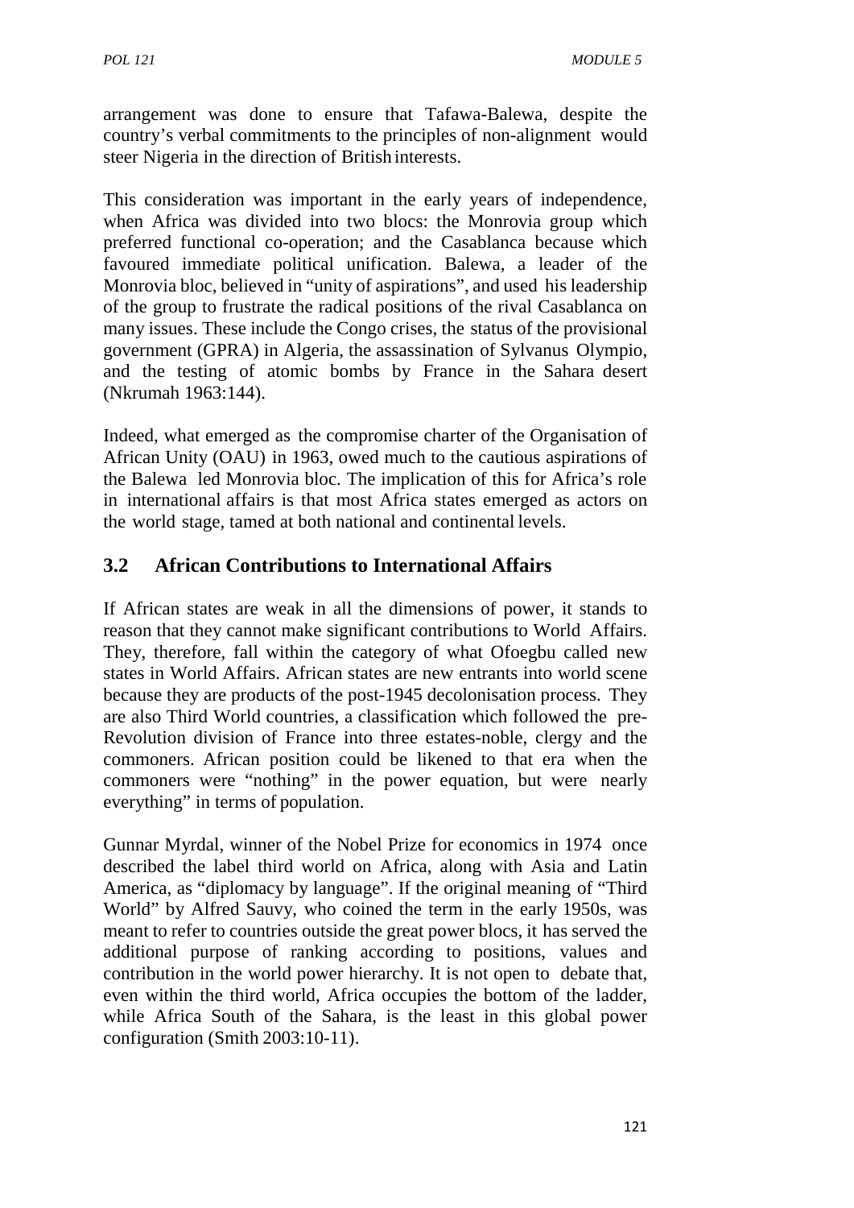arrangement was done to ensure that Tafawa-Balewa, despite the country's verbal commitments to the principles of non-alignment would steer Nigeria in the direction of British interests.

This consideration was important in the early years of independence, when Africa was divided into two blocs: the Monrovia group which preferred functional co-operation; and the Casablanca because which favoured immediate political unification. Balewa, a leader of the Monrovia bloc, believed in "unity of aspirations", and used his leadership of the group to frustrate the radical positions of the rival Casablanca on many issues. These include the Congo crises, the status of the provisional government (GPRA) in Algeria, the assassination of Sylvanus Olympio, and the testing of atomic bombs by France in the Sahara desert (Nkrumah 1963:144).

Indeed, what emerged as the compromise charter of the Organisation of African Unity (OAU) in 1963, owed much to the cautious aspirations of the Balewa led Monrovia bloc. The implication of this for Africa's role in international affairs is that most Africa states emerged as actors on the world stage, tamed at both national and continental levels.

## 3.2 African Contributions to International Affairs

If African states are weak in all the dimensions of power, it stands to reason that they cannot make significant contributions to World Affairs. They, therefore, fall within the category of what Ofoegbu called new states in World Affairs. African states are new entrants into world scene because they are products of the post-1945 decolonisation process. They are also Third World countries, a classification which followed the pre-Revolution division of France into three estates-noble, clergy and the commoners. African position could be likened to that era when the commoners were "nothing" in the power equation, but were nearly everything" in terms of population.

Gunnar Myrdal, winner of the Nobel Prize for economics in 1974 once described the label third world on Africa, along with Asia and Latin America, as "diplomacy by language". If the original meaning of "Third World" by Alfred Sauvy, who coined the term in the early 1950s, was meant to refer to countries outside the great power blocs, it has served the additional purpose of ranking according to positions, values and contribution in the world power hierarchy. It is not open to debate that, even within the third world, Africa occupies the bottom of the ladder, while Africa South of the Sahara, is the least in this global power configuration (Smith 2003:10-11).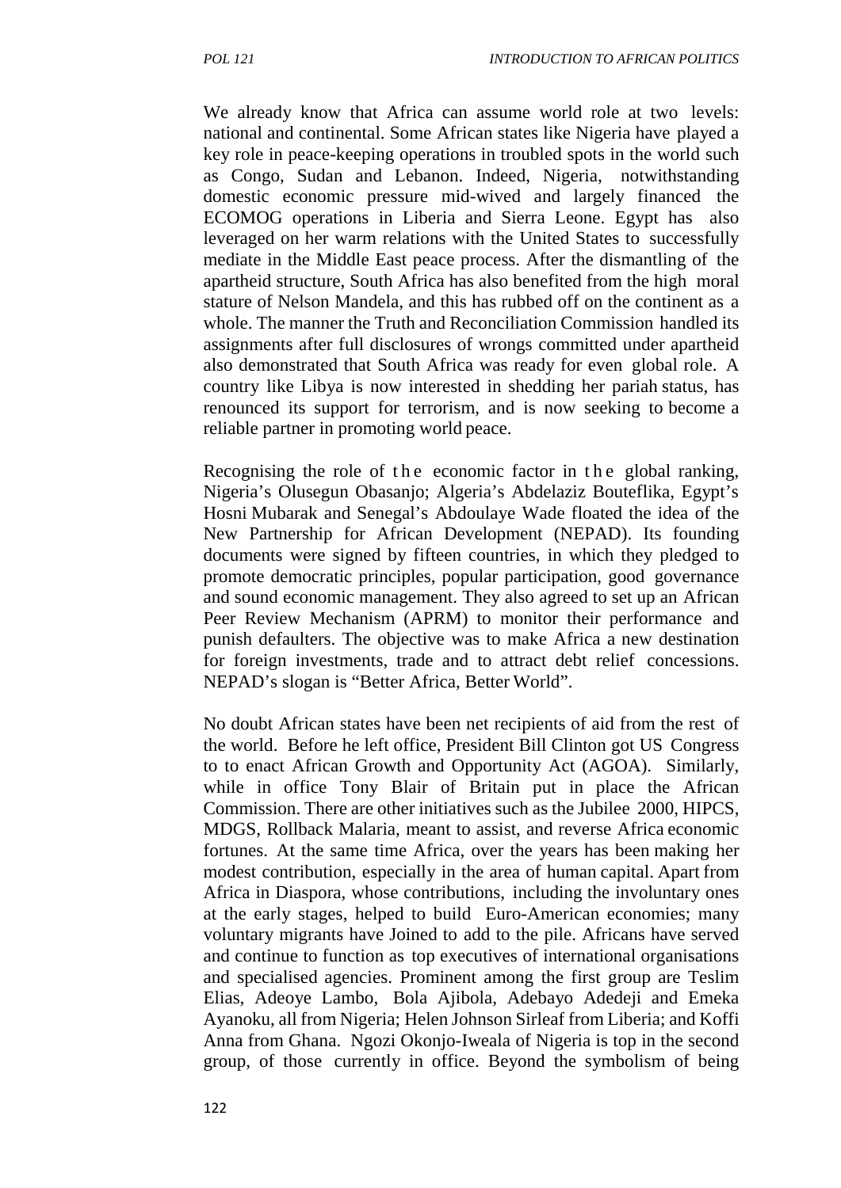We already know that Africa can assume world role at two levels: national and continental. Some African states like Nigeria have played a key role in peace-keeping operations in troubled spots in the world such as Congo, Sudan and Lebanon. Indeed, Nigeria, notwithstanding domestic economic pressure mid-wived and largely financed the ECOMOG operations in Liberia and Sierra Leone. Egypt has also leveraged on her warm relations with the United States to successfully mediate in the Middle East peace process. After the dismantling of the apartheid structure, South Africa has also benefited from the high moral stature of Nelson Mandela, and this has rubbed off on the continent as a whole. The manner the Truth and Reconciliation Commission handled its assignments after full disclosures of wrongs committed under apartheid also demonstrated that South Africa was ready for even global role. A country like Libya is now interested in shedding her pariah status, has renounced its support for terrorism, and is now seeking to become a reliable partner in promoting world peace.

Recognising the role of the economic factor in the global ranking, Nigeria's Olusegun Obasanjo; Algeria's Abdelaziz Bouteflika, Egypt's Hosni Mubarak and Senegal's Abdoulaye Wade floated the idea of the New Partnership for African Development (NEPAD). Its founding documents were signed by fifteen countries, in which they pledged to promote democratic principles, popular participation, good governance and sound economic management. They also agreed to set up an African Peer Review Mechanism (APRM) to monitor their performance and punish defaulters. The objective was to make Africa a new destination for foreign investments, trade and to attract debt relief concessions. NEPAD's slogan is "Better Africa, Better World".

No doubt African states have been net recipients of aid from the rest of the world. Before he left office, President Bill Clinton got US Congress to to enact African Growth and Opportunity Act (AGOA). Similarly, while in office Tony Blair of Britain put in place the African Commission. There are other initiatives such as the Jubilee 2000, HIPCS, MDGS, Rollback Malaria, meant to assist, and reverse Africa economic fortunes. At the same time Africa, over the years has been making her modest contribution, especially in the area of human capital. Apart from Africa in Diaspora, whose contributions, including the involuntary ones at the early stages, helped to build Euro-American economies; many voluntary migrants have Joined to add to the pile. Africans have served and continue to function as top executives of international organisations and specialised agencies. Prominent among the first group are Teslim Elias, Adeoye Lambo, Bola Ajibola, Adebayo Adedeji and Emeka Ayanoku, all from Nigeria; Helen Johnson Sirleaf from Liberia; and Koffi Anna from Ghana. Ngozi Okonjo-Iweala of Nigeria is top in the second group, of those currently in office. Beyond the symbolism of being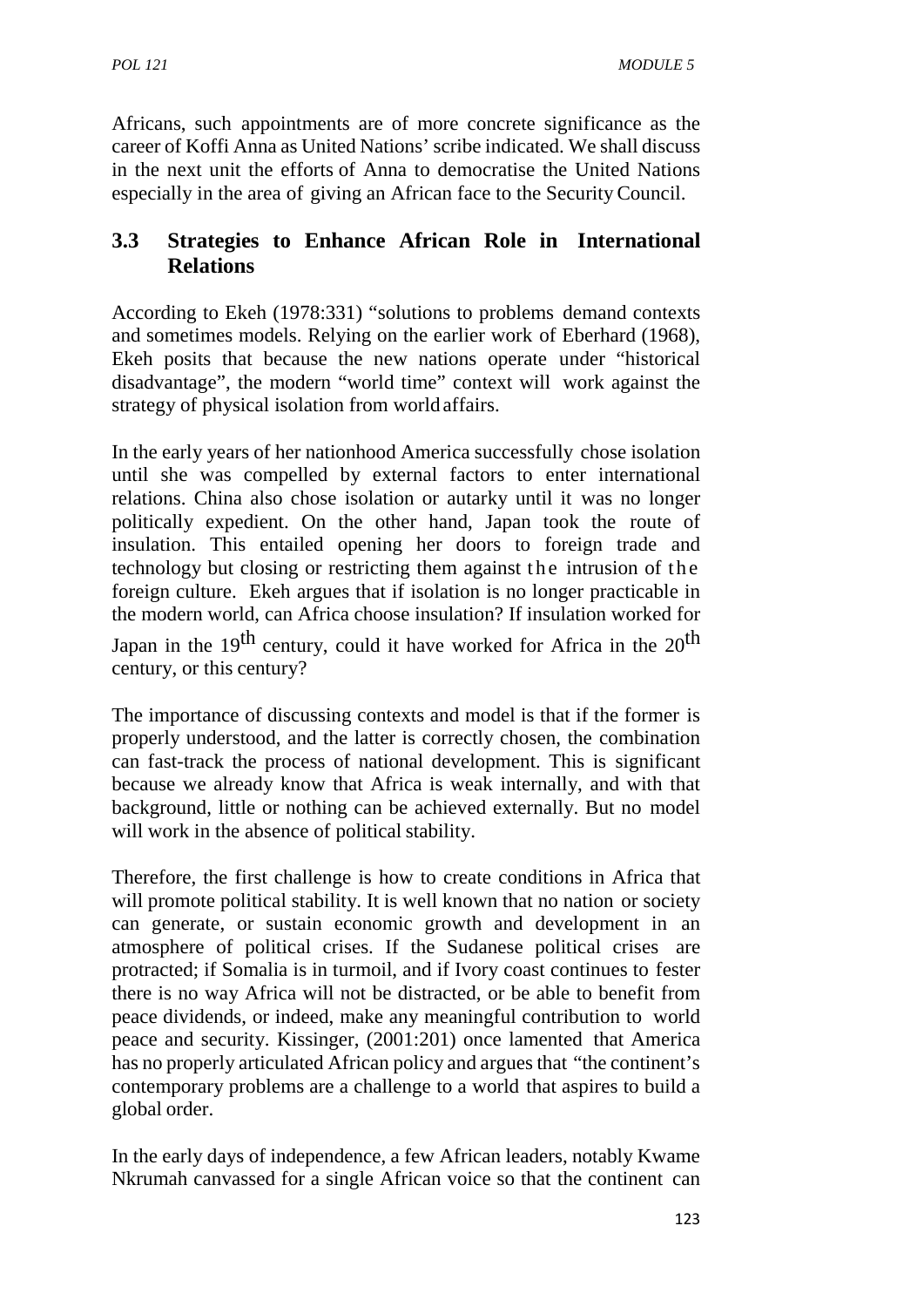Africans, such appointments are of more concrete significance as the career of Koffi Anna as United Nations' scribe indicated. We shall discuss in the next unit the efforts of Anna to democratise the United Nations especially in the area of giving an African face to the Security Council.

### 3.3 Strategies to Enhance African Role in International Relations

According to Ekeh (1978:331) "solutions to problems demand contexts and sometimes models. Relying on the earlier work of Eberhard (1968), Ekeh posits that because the new nations operate under "historical disadvantage", the modern "world time" context will work against the strategy of physical isolation from world affairs.

In the early years of her nationhood America successfully chose isolation until she was compelled by external factors to enter international relations. China also chose isolation or autarky until it was no longer politically expedient. On the other hand, Japan took the route of insulation. This entailed opening her doors to foreign trade and technology but closing or restricting them against the intrusion of the foreign culture. Ekeh argues that if isolation is no longer practicable in the modern world, can Africa choose insulation? If insulation worked for Japan in the 19th century, could it have worked for Africa in the 20th century, or this century?

The importance of discussing contexts and model is that if the former is properly understood, and the latter is correctly chosen, the combination can fast-track the process of national development. This is significant because we already know that Africa is weak internally, and with that background, little or nothing can be achieved externally. But no model will work in the absence of political stability.

Therefore, the first challenge is how to create conditions in Africa that will promote political stability. It is well known that no nation or society can generate, or sustain economic growth and development in an atmosphere of political crises. If the Sudanese political crises are protracted; if Somalia is in turmoil, and if Ivory coast continues to fester there is no way Africa will not be distracted, or be able to benefit from peace dividends, or indeed, make any meaningful contribution to world peace and security. Kissinger, (2001:201) once lamented that America has no properly articulated African policy and argues that "the continent's contemporary problems are a challenge to a world that aspires to build a global order.

In the early days of independence, a few African leaders, notably Kwame Nkrumah canvassed for a single African voice so that the continent can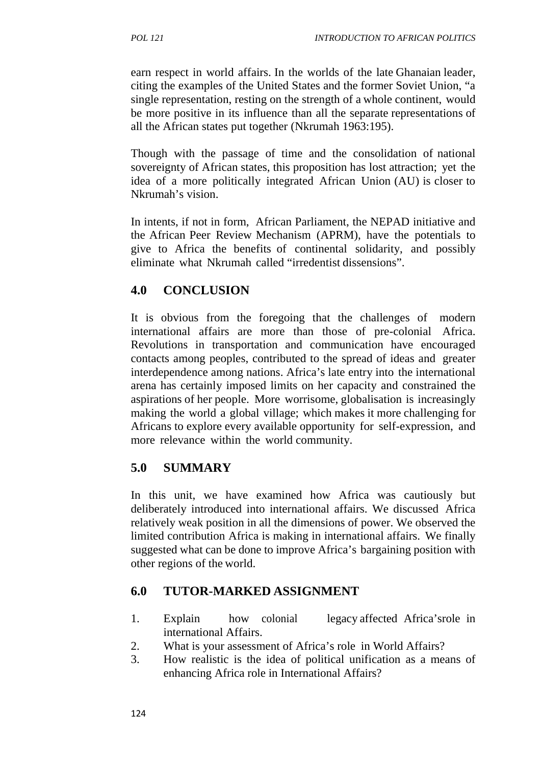earn respect in world affairs. In the worlds of the late Ghanaian leader, citing the examples of the United States and the former Soviet Union, "a single representation, resting on the strength of a whole continent, would be more positive in its influence than all the separate representations of all the African states put together (Nkrumah 1963:195).

Though with the passage of time and the consolidation of national sovereignty of African states, this proposition has lost attraction; yet the idea of a more politically integrated African Union (AU) is closer to Nkrumah's vision.

In intents, if not in form, African Parliament, the NEPAD initiative and the African Peer Review Mechanism (APRM), have the potentials to give to Africa the benefits of continental solidarity, and possibly eliminate what Nkrumah called "irredentist dissensions".

## 4.0 CONCLUSION

It is obvious from the foregoing that the challenges of modern international affairs are more than those of pre-colonial Africa. Revolutions in transportation and communication have encouraged contacts among peoples, contributed to the spread of ideas and greater interdependence among nations. Africa's late entry into the international arena has certainly imposed limits on her capacity and constrained the aspirations of her people. More worrisome, globalisation is increasingly making the world a global village; which makes it more challenging for Africans to explore every available opportunity for self-expression, and more relevance within the world community.

## 5.0 SUMMARY

In this unit, we have examined how Africa was cautiously but deliberately introduced into international affairs. We discussed Africa relatively weak position in all the dimensions of power. We observed the limited contribution Africa is making in international affairs. We finally suggested what can be done to improve Africa's bargaining position with other regions of the world.

## 6.0 TUTOR-MARKED ASSIGNMENT

1. Explain how colonial legacy affected Africa'srole in international Affairs.
2. What is your assessment of Africa's role in World Affairs?
3. How realistic is the idea of political unification as a means of enhancing Africa role in International Affairs?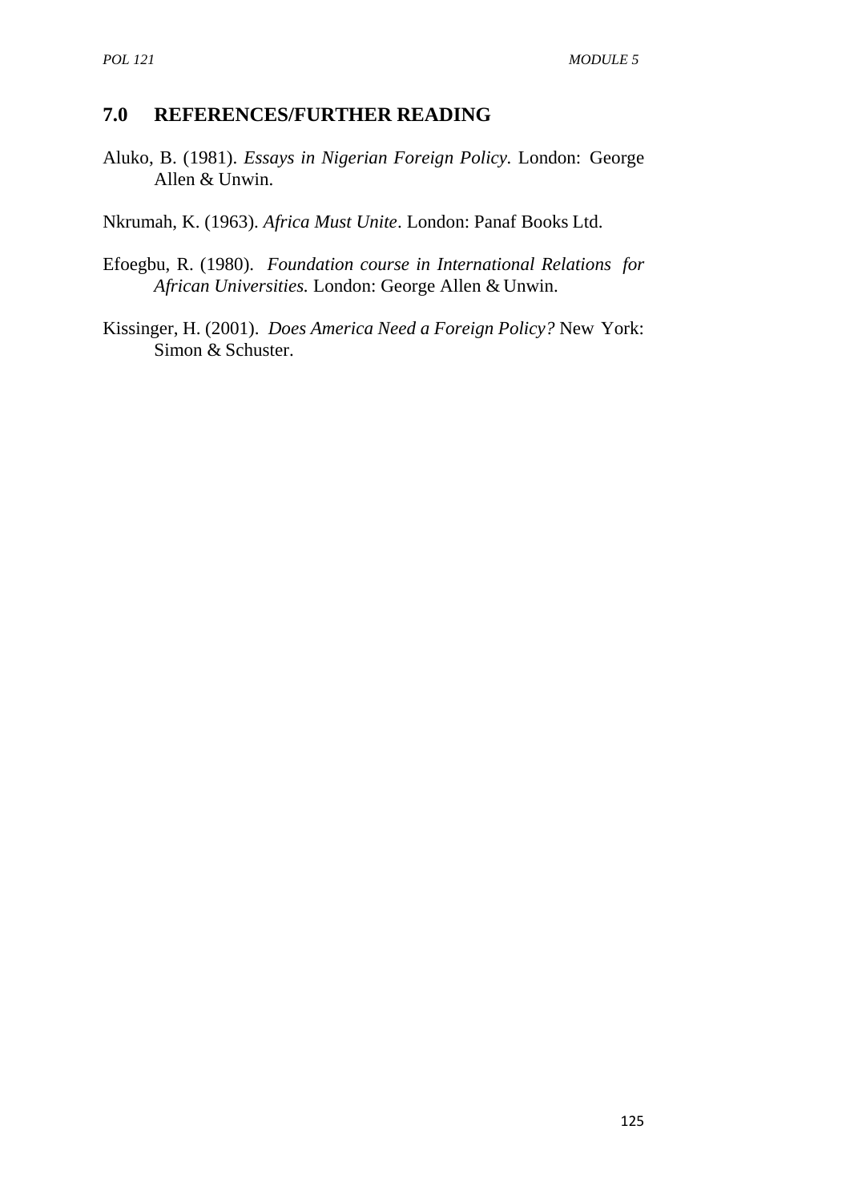## 7.0 REFERENCES/FURTHER READING

Aluko, B. (1981). *Essays in Nigerian Foreign Policy.* London: George Allen & Unwin.

Nkrumah, K. (1963). *Africa Must Unite*. London: Panaf Books Ltd.

Efoegbu, R. (1980). *Foundation course in International Relations for African Universities.* London: George Allen & Unwin.

Kissinger, H. (2001). *Does America Need a Foreign Policy?* New York: Simon & Schuster.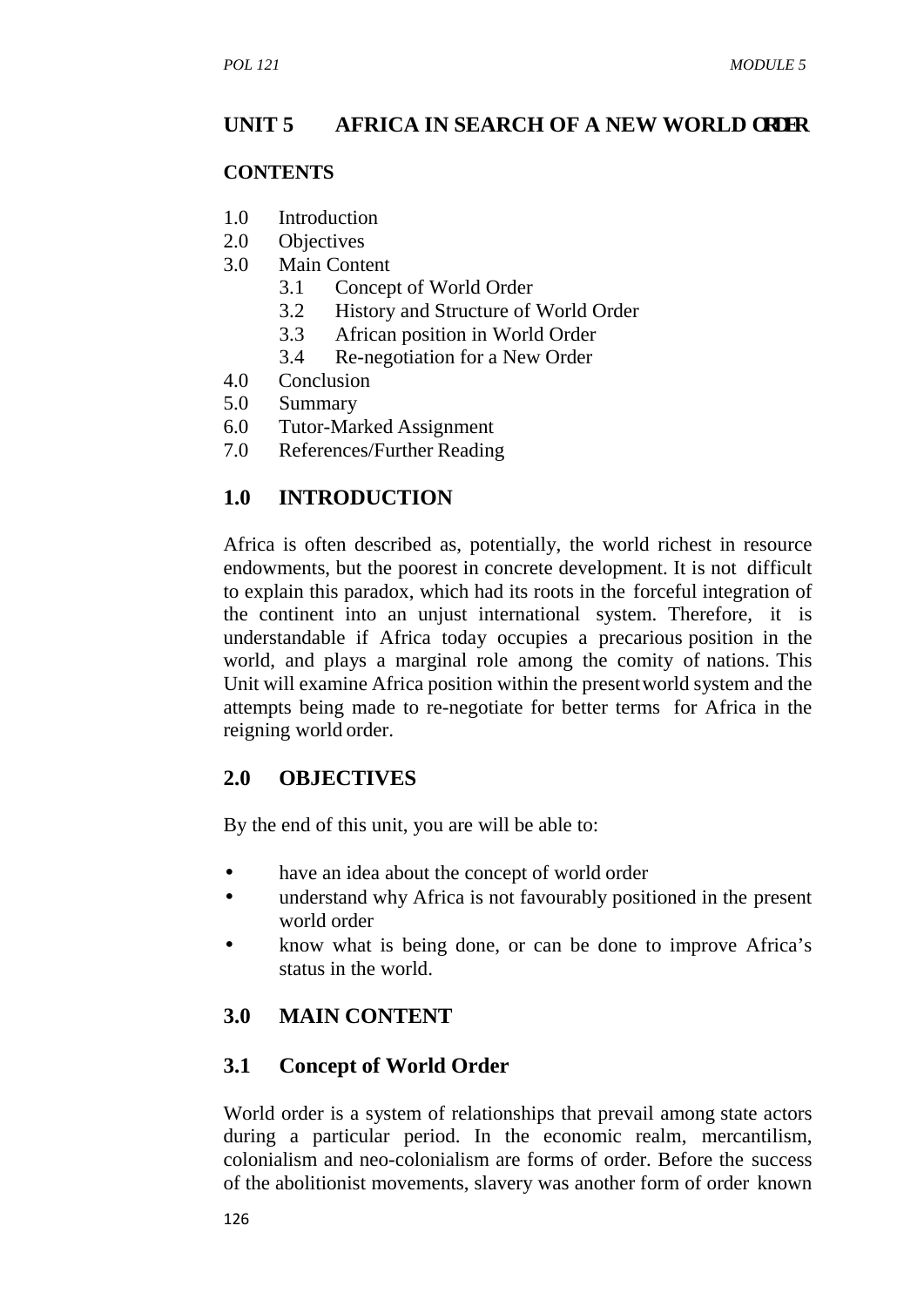## UNIT 5 AFRICA IN SEARCH OF A NEW WORLD ORDER

**CONTENTS**

1.0 Introduction
2.0 Objectives
3.0 Main Content
  3.1 Concept of World Order
  3.2 History and Structure of World Order
  3.3 African position in World Order
  3.4 Re-negotiation for a New Order
4.0 Conclusion
5.0 Summary
6.0 Tutor-Marked Assignment
7.0 References/Further Reading

## 1.0 INTRODUCTION

Africa is often described as, potentially, the world richest in resource endowments, but the poorest in concrete development. It is not difficult to explain this paradox, which had its roots in the forceful integration of the continent into an unjust international system. Therefore, it is understandable if Africa today occupies a precarious position in the world, and plays a marginal role among the comity of nations. This Unit will examine Africa position within the present world system and the attempts being made to re-negotiate for better terms for Africa in the reigning world order.

## 2.0 OBJECTIVES

By the end of this unit, you are will be able to:

- have an idea about the concept of world order
- understand why Africa is not favourably positioned in the present world order
- know what is being done, or can be done to improve Africa's status in the world.

## 3.0 MAIN CONTENT

### 3.1 Concept of World Order

World order is a system of relationships that prevail among state actors during a particular period. In the economic realm, mercantilism, colonialism and neo-colonialism are forms of order. Before the success of the abolitionist movements, slavery was another form of order known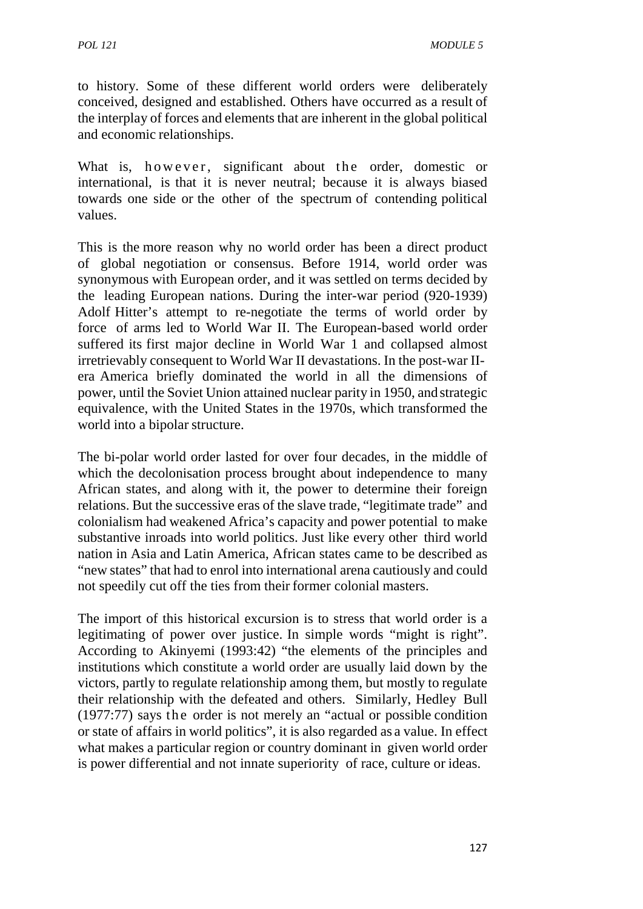to history. Some of these different world orders were deliberately conceived, designed and established. Others have occurred as a result of the interplay of forces and elements that are inherent in the global political and economic relationships.

What is, however, significant about the order, domestic or international, is that it is never neutral; because it is always biased towards one side or the other of the spectrum of contending political values.

This is the more reason why no world order has been a direct product of global negotiation or consensus. Before 1914, world order was synonymous with European order, and it was settled on terms decided by the leading European nations. During the inter-war period (920-1939) Adolf Hitter's attempt to re-negotiate the terms of world order by force of arms led to World War II. The European-based world order suffered its first major decline in World War 1 and collapsed almost irretrievably consequent to World War II devastations. In the post-war II-era America briefly dominated the world in all the dimensions of power, until the Soviet Union attained nuclear parity in 1950, and strategic equivalence, with the United States in the 1970s, which transformed the world into a bipolar structure.

The bi-polar world order lasted for over four decades, in the middle of which the decolonisation process brought about independence to many African states, and along with it, the power to determine their foreign relations. But the successive eras of the slave trade, "legitimate trade" and colonialism had weakened Africa's capacity and power potential to make substantive inroads into world politics. Just like every other third world nation in Asia and Latin America, African states came to be described as "new states" that had to enrol into international arena cautiously and could not speedily cut off the ties from their former colonial masters.

The import of this historical excursion is to stress that world order is a legitimating of power over justice. In simple words "might is right". According to Akinyemi (1993:42) "the elements of the principles and institutions which constitute a world order are usually laid down by the victors, partly to regulate relationship among them, but mostly to regulate their relationship with the defeated and others. Similarly, Hedley Bull (1977:77) says the order is not merely an "actual or possible condition or state of affairs in world politics", it is also regarded as a value. In effect what makes a particular region or country dominant in given world order is power differential and not innate superiority of race, culture or ideas.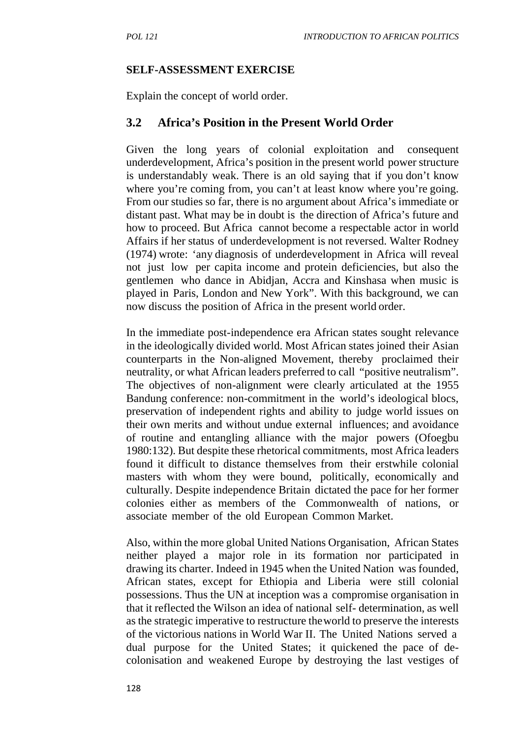**SELF-ASSESSMENT EXERCISE**

Explain the concept of world order.

## 3.2 Africa's Position in the Present World Order

Given the long years of colonial exploitation and consequent underdevelopment, Africa's position in the present world power structure is understandably weak. There is an old saying that if you don't know where you're coming from, you can't at least know where you're going. From our studies so far, there is no argument about Africa's immediate or distant past. What may be in doubt is the direction of Africa's future and how to proceed. But Africa cannot become a respectable actor in world Affairs if her status of underdevelopment is not reversed. Walter Rodney (1974) wrote: 'any diagnosis of underdevelopment in Africa will reveal not just low per capita income and protein deficiencies, but also the gentlemen who dance in Abidjan, Accra and Kinshasa when music is played in Paris, London and New York". With this background, we can now discuss the position of Africa in the present world order.

In the immediate post-independence era African states sought relevance in the ideologically divided world. Most African states joined their Asian counterparts in the Non-aligned Movement, thereby proclaimed their neutrality, or what African leaders preferred to call "positive neutralism". The objectives of non-alignment were clearly articulated at the 1955 Bandung conference: non-commitment in the world's ideological blocs, preservation of independent rights and ability to judge world issues on their own merits and without undue external influences; and avoidance of routine and entangling alliance with the major powers (Ofoegbu 1980:132). But despite these rhetorical commitments, most Africa leaders found it difficult to distance themselves from their erstwhile colonial masters with whom they were bound, politically, economically and culturally. Despite independence Britain dictated the pace for her former colonies either as members of the Commonwealth of nations, or associate member of the old European Common Market.

Also, within the more global United Nations Organisation, African States neither played a major role in its formation nor participated in drawing its charter. Indeed in 1945 when the United Nation was founded, African states, except for Ethiopia and Liberia were still colonial possessions. Thus the UN at inception was a compromise organisation in that it reflected the Wilson an idea of national self- determination, as well as the strategic imperative to restructure theworld to preserve the interests of the victorious nations in World War II. The United Nations served a dual purpose for the United States; it quickened the pace of de-colonisation and weakened Europe by destroying the last vestiges of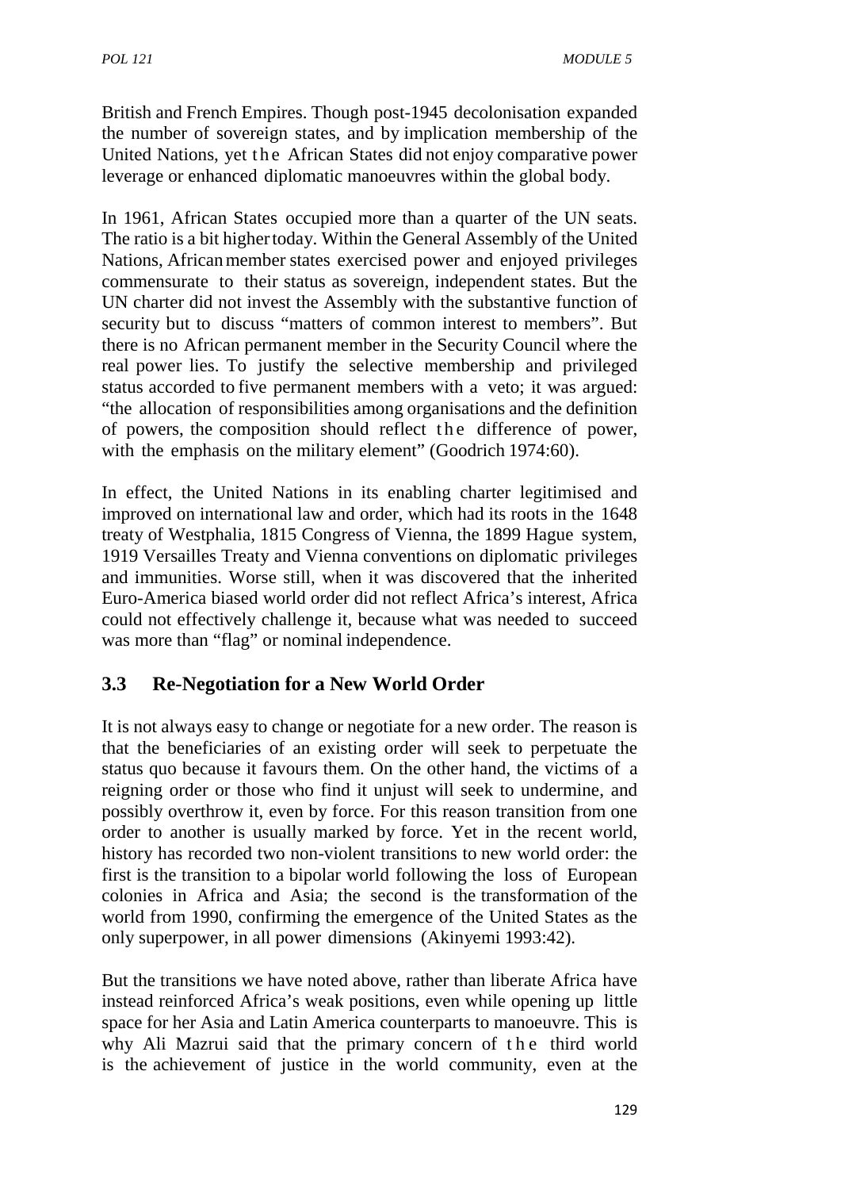British and French Empires. Though post-1945 decolonisation expanded the number of sovereign states, and by implication membership of the United Nations, yet the African States did not enjoy comparative power leverage or enhanced diplomatic manoeuvres within the global body.

In 1961, African States occupied more than a quarter of the UN seats. The ratio is a bit higher today. Within the General Assembly of the United Nations, African member states exercised power and enjoyed privileges commensurate to their status as sovereign, independent states. But the UN charter did not invest the Assembly with the substantive function of security but to discuss "matters of common interest to members". But there is no African permanent member in the Security Council where the real power lies. To justify the selective membership and privileged status accorded to five permanent members with a veto; it was argued: "the allocation of responsibilities among organisations and the definition of powers, the composition should reflect the difference of power, with the emphasis on the military element" (Goodrich 1974:60).

In effect, the United Nations in its enabling charter legitimised and improved on international law and order, which had its roots in the 1648 treaty of Westphalia, 1815 Congress of Vienna, the 1899 Hague system, 1919 Versailles Treaty and Vienna conventions on diplomatic privileges and immunities. Worse still, when it was discovered that the inherited Euro-America biased world order did not reflect Africa's interest, Africa could not effectively challenge it, because what was needed to succeed was more than "flag" or nominal independence.

## 3.3 Re-Negotiation for a New World Order

It is not always easy to change or negotiate for a new order. The reason is that the beneficiaries of an existing order will seek to perpetuate the status quo because it favours them. On the other hand, the victims of a reigning order or those who find it unjust will seek to undermine, and possibly overthrow it, even by force. For this reason transition from one order to another is usually marked by force. Yet in the recent world, history has recorded two non-violent transitions to new world order: the first is the transition to a bipolar world following the loss of European colonies in Africa and Asia; the second is the transformation of the world from 1990, confirming the emergence of the United States as the only superpower, in all power dimensions (Akinyemi 1993:42).

But the transitions we have noted above, rather than liberate Africa have instead reinforced Africa's weak positions, even while opening up little space for her Asia and Latin America counterparts to manoeuvre. This is why Ali Mazrui said that the primary concern of the third world is the achievement of justice in the world community, even at the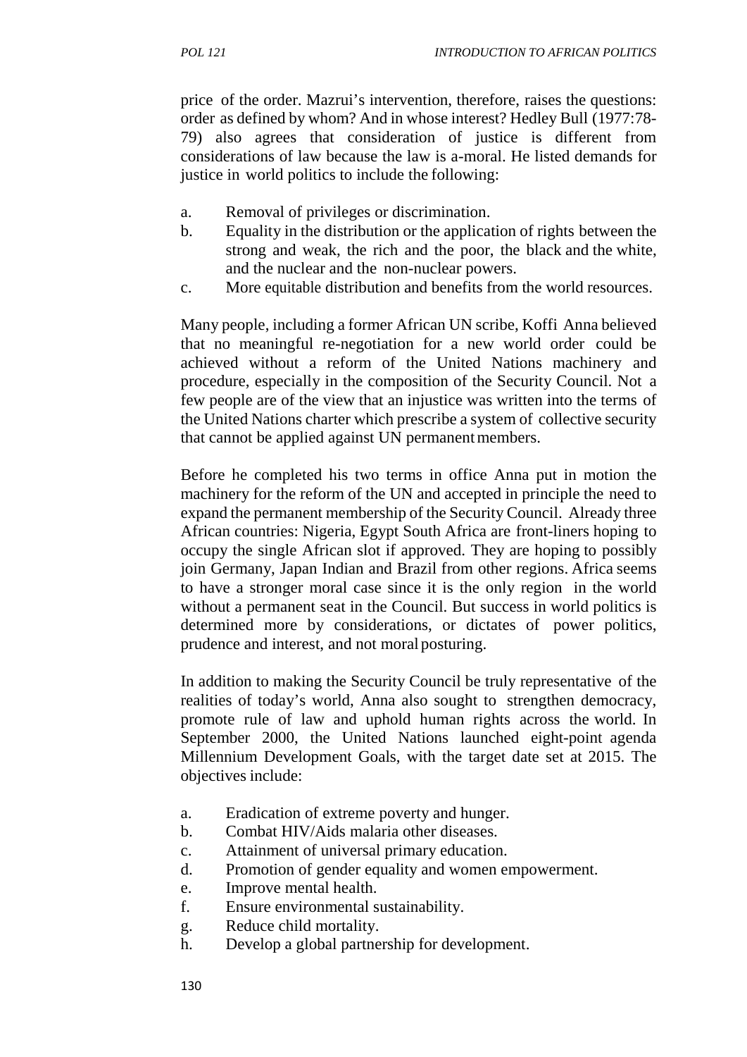price of the order. Mazrui's intervention, therefore, raises the questions: order as defined by whom? And in whose interest? Hedley Bull (1977:78-79) also agrees that consideration of justice is different from considerations of law because the law is a-moral. He listed demands for justice in world politics to include the following:

a. Removal of privileges or discrimination.
b. Equality in the distribution or the application of rights between the strong and weak, the rich and the poor, the black and the white, and the nuclear and the non-nuclear powers.
c. More equitable distribution and benefits from the world resources.

Many people, including a former African UN scribe, Koffi Anna believed that no meaningful re-negotiation for a new world order could be achieved without a reform of the United Nations machinery and procedure, especially in the composition of the Security Council. Not a few people are of the view that an injustice was written into the terms of the United Nations charter which prescribe a system of collective security that cannot be applied against UN permanent members.

Before he completed his two terms in office Anna put in motion the machinery for the reform of the UN and accepted in principle the need to expand the permanent membership of the Security Council. Already three African countries: Nigeria, Egypt South Africa are front-liners hoping to occupy the single African slot if approved. They are hoping to possibly join Germany, Japan Indian and Brazil from other regions. Africa seems to have a stronger moral case since it is the only region in the world without a permanent seat in the Council. But success in world politics is determined more by considerations, or dictates of power politics, prudence and interest, and not moral posturing.

In addition to making the Security Council be truly representative of the realities of today's world, Anna also sought to strengthen democracy, promote rule of law and uphold human rights across the world. In September 2000, the United Nations launched eight-point agenda Millennium Development Goals, with the target date set at 2015. The objectives include:

a. Eradication of extreme poverty and hunger.
b. Combat HIV/Aids malaria other diseases.
c. Attainment of universal primary education.
d. Promotion of gender equality and women empowerment.
e. Improve mental health.
f. Ensure environmental sustainability.
g. Reduce child mortality.
h. Develop a global partnership for development.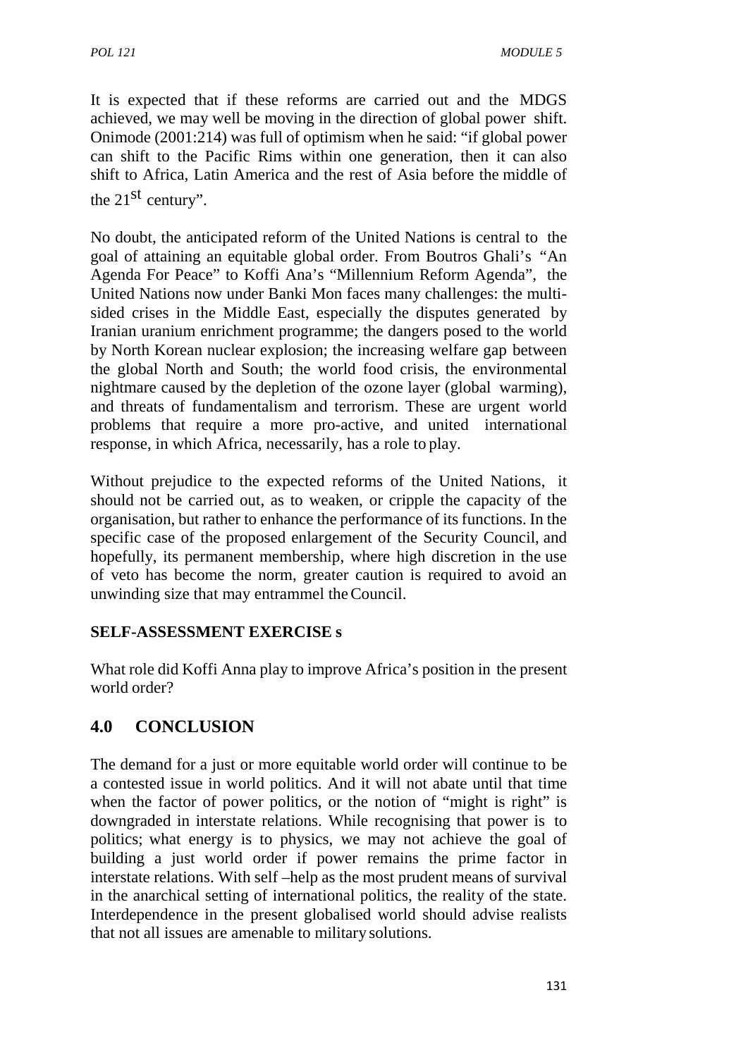It is expected that if these reforms are carried out and the MDGS achieved, we may well be moving in the direction of global power shift. Onimode (2001:214) was full of optimism when he said: "if global power can shift to the Pacific Rims within one generation, then it can also shift to Africa, Latin America and the rest of Asia before the middle of the 21$^{st}$ century".

No doubt, the anticipated reform of the United Nations is central to the goal of attaining an equitable global order. From Boutros Ghali's "An Agenda For Peace" to Koffi Ana's "Millennium Reform Agenda", the United Nations now under Banki Mon faces many challenges: the multi-sided crises in the Middle East, especially the disputes generated by Iranian uranium enrichment programme; the dangers posed to the world by North Korean nuclear explosion; the increasing welfare gap between the global North and South; the world food crisis, the environmental nightmare caused by the depletion of the ozone layer (global warming), and threats of fundamentalism and terrorism. These are urgent world problems that require a more pro-active, and united international response, in which Africa, necessarily, has a role to play.

Without prejudice to the expected reforms of the United Nations, it should not be carried out, as to weaken, or cripple the capacity of the organisation, but rather to enhance the performance of its functions. In the specific case of the proposed enlargement of the Security Council, and hopefully, its permanent membership, where high discretion in the use of veto has become the norm, greater caution is required to avoid an unwinding size that may entrammel the Council.

**SELF-ASSESSMENT EXERCISE s**

What role did Koffi Anna play to improve Africa's position in the present world order?

## 4.0 CONCLUSION

The demand for a just or more equitable world order will continue to be a contested issue in world politics. And it will not abate until that time when the factor of power politics, or the notion of "might is right" is downgraded in interstate relations. While recognising that power is to politics; what energy is to physics, we may not achieve the goal of building a just world order if power remains the prime factor in interstate relations. With self –help as the most prudent means of survival in the anarchical setting of international politics, the reality of the state. Interdependence in the present globalised world should advise realists that not all issues are amenable to military solutions.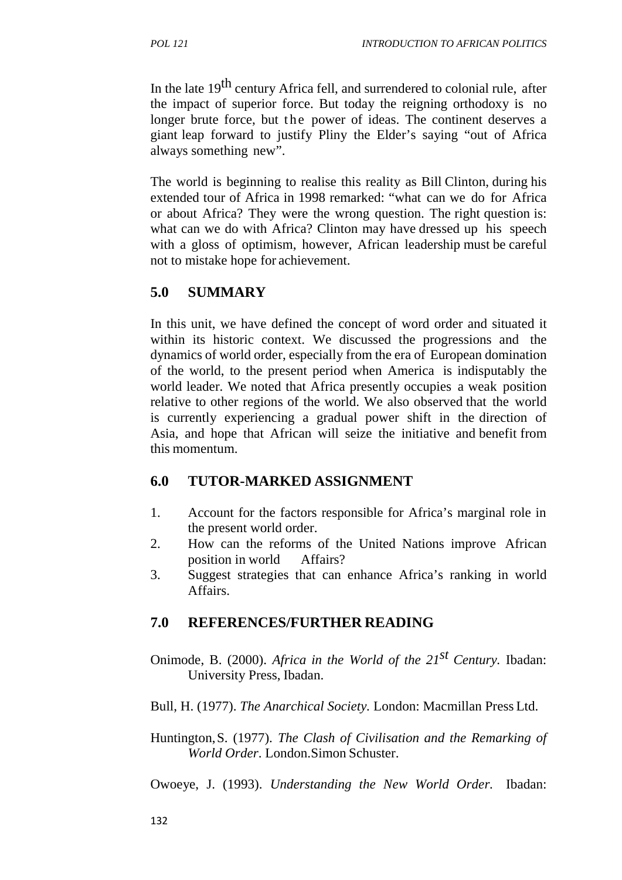In the late 19th century Africa fell, and surrendered to colonial rule, after the impact of superior force. But today the reigning orthodoxy is no longer brute force, but the power of ideas. The continent deserves a giant leap forward to justify Pliny the Elder's saying "out of Africa always something new".

The world is beginning to realise this reality as Bill Clinton, during his extended tour of Africa in 1998 remarked: "what can we do for Africa or about Africa? They were the wrong question. The right question is: what can we do with Africa? Clinton may have dressed up his speech with a gloss of optimism, however, African leadership must be careful not to mistake hope for achievement.

## 5.0 SUMMARY

In this unit, we have defined the concept of word order and situated it within its historic context. We discussed the progressions and the dynamics of world order, especially from the era of European domination of the world, to the present period when America is indisputably the world leader. We noted that Africa presently occupies a weak position relative to other regions of the world. We also observed that the world is currently experiencing a gradual power shift in the direction of Asia, and hope that African will seize the initiative and benefit from this momentum.

## 6.0 TUTOR-MARKED ASSIGNMENT

1. Account for the factors responsible for Africa's marginal role in the present world order.
2. How can the reforms of the United Nations improve African position in world Affairs?
3. Suggest strategies that can enhance Africa's ranking in world Affairs.

## 7.0 REFERENCES/FURTHER READING

Onimode, B. (2000). *Africa in the World of the 21st Century.* Ibadan: University Press, Ibadan.

Bull, H. (1977). *The Anarchical Society.* London: Macmillan Press Ltd.

Huntington, S. (1977). *The Clash of Civilisation and the Remarking of World Order.* London.Simon Schuster.

Owoeye, J. (1993). *Understanding the New World Order.* Ibadan: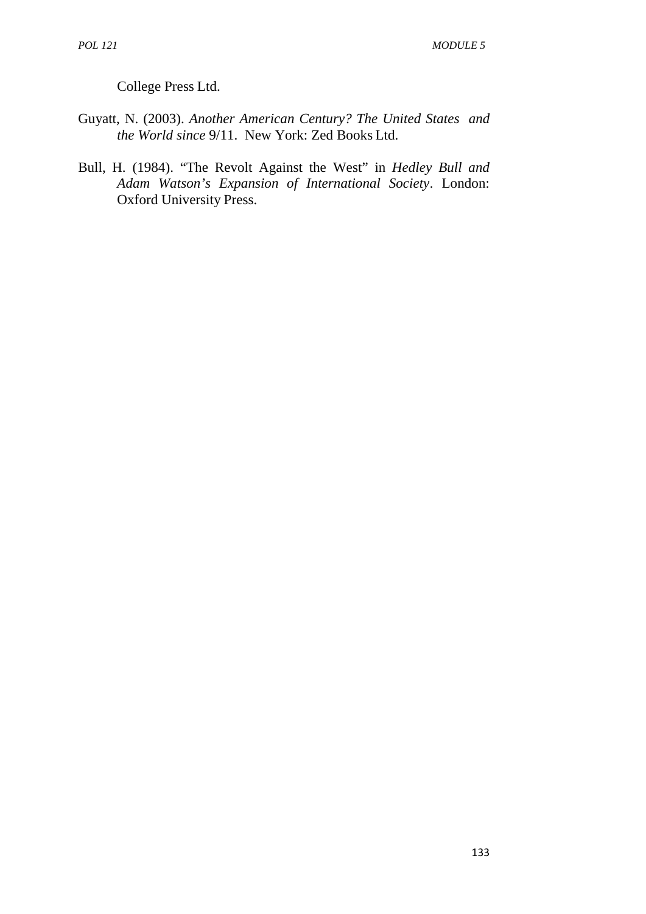College Press Ltd.

Guyatt, N. (2003). *Another American Century? The United States and the World since* 9/11. New York: Zed Books Ltd.

Bull, H. (1984). "The Revolt Against the West" in *Hedley Bull and Adam Watson's Expansion of International Society*. London: Oxford University Press.